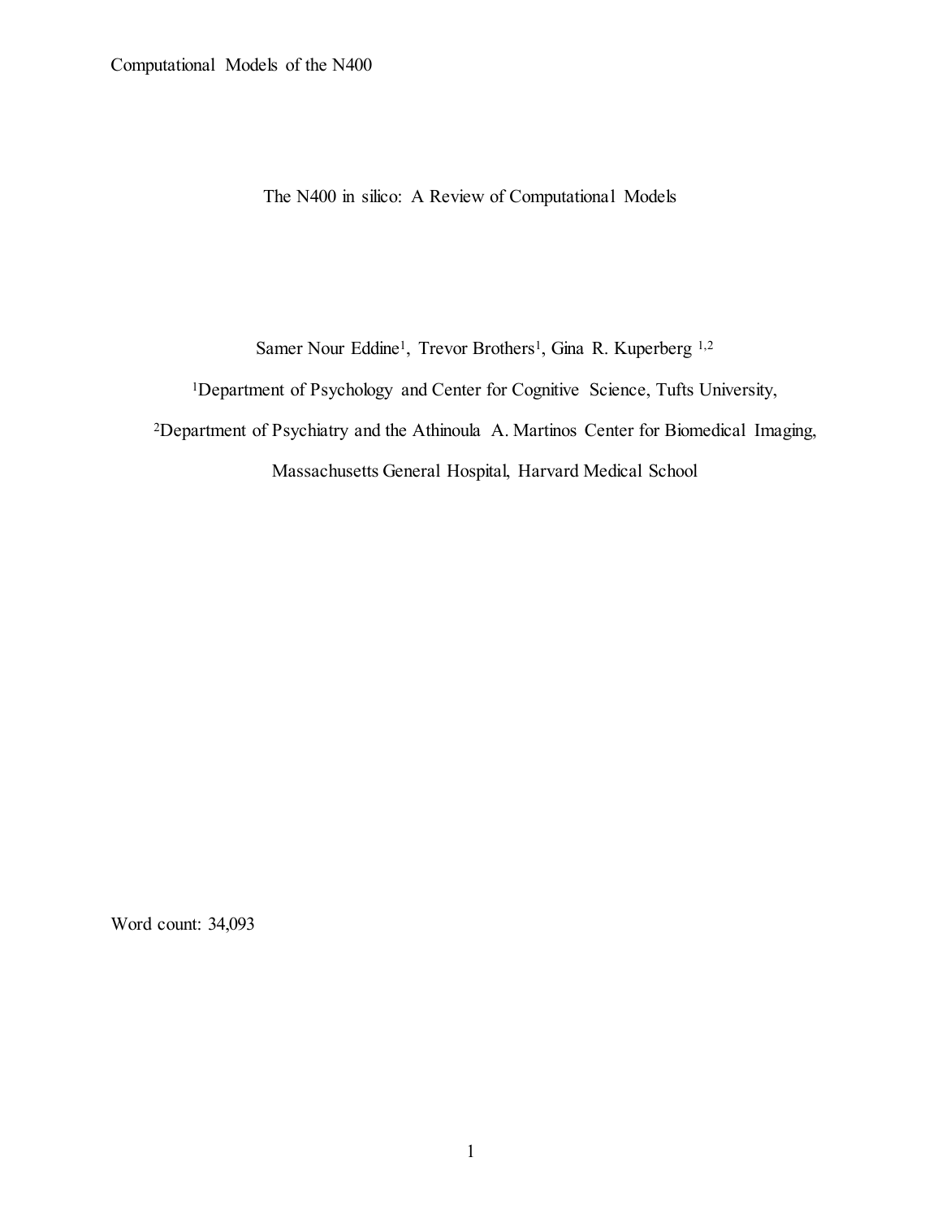# The N400 in silico: A Review of Computational Models

Samer Nour Eddine[1], Trevor Brothers[1], Gina R. Kuperberg [1,2]

[1]Department of Psychology and Center for Cognitive Science, Tufts University,

[2]Department of Psychiatry and the Athinoula A. Martinos Center for Biomedical Imaging, Massachusetts General Hospital, Harvard Medical School

Word count: 34,093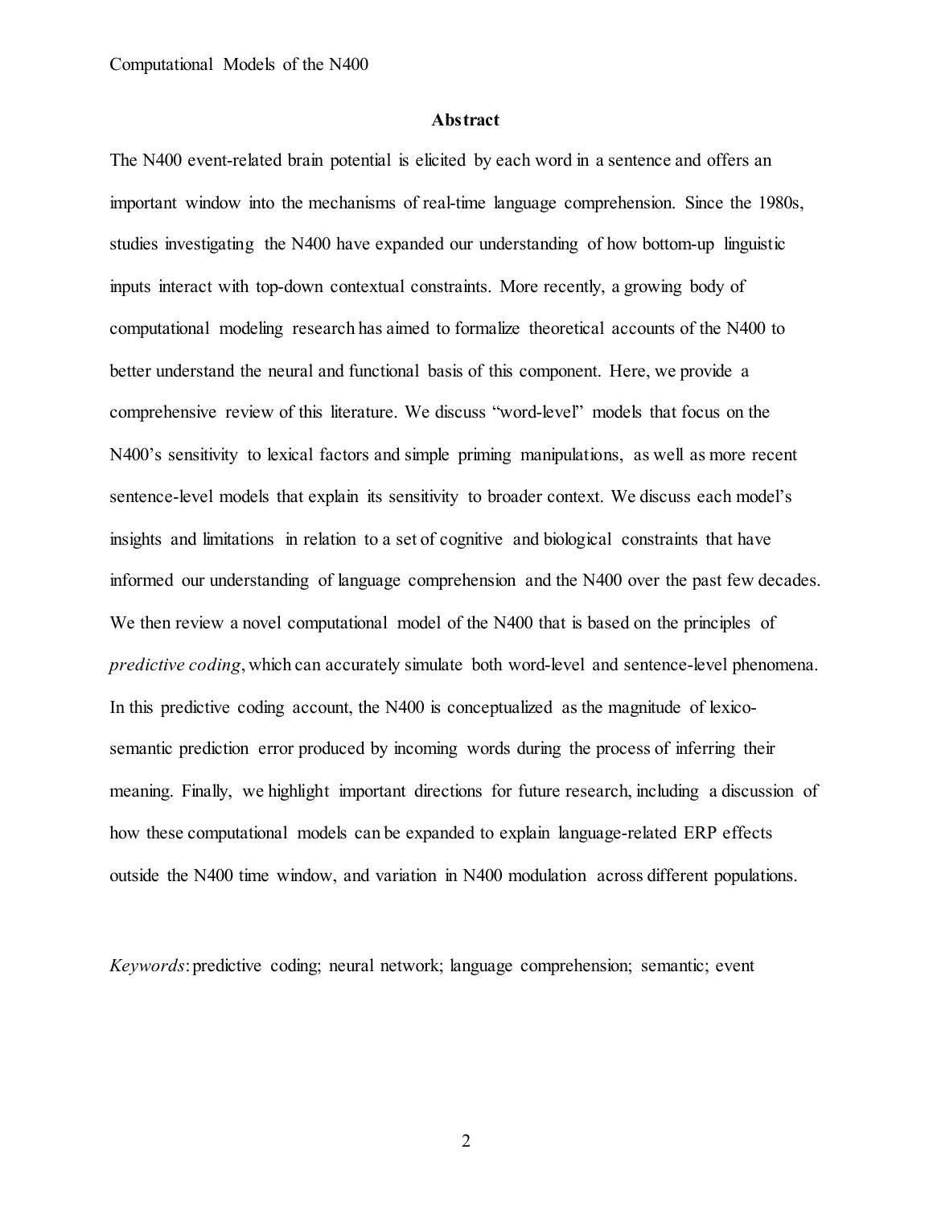## Abstract

The N400 event-related brain potential is elicited by each word in a sentence and offers an important window into the mechanisms of real-time language comprehension. Since the 1980s, studies investigating the N400 have expanded our understanding of how bottom-up linguistic inputs interact with top-down contextual constraints. More recently, a growing body of computational modeling research has aimed to formalize theoretical accounts of the N400 to better understand the neural and functional basis of this component. Here, we provide a comprehensive review of this literature. We discuss "word-level" models that focus on the N400's sensitivity to lexical factors and simple priming manipulations, as well as more recent sentence-level models that explain its sensitivity to broader context. We discuss each model's insights and limitations in relation to a set of cognitive and biological constraints that have informed our understanding of language comprehension and the N400 over the past few decades. We then review a novel computational model of the N400 that is based on the principles of *predictive coding*, which can accurately simulate both word-level and sentence-level phenomena. In this predictive coding account, the N400 is conceptualized as the magnitude of lexico-semantic prediction error produced by incoming words during the process of inferring their meaning. Finally, we highlight important directions for future research, including a discussion of how these computational models can be expanded to explain language-related ERP effects outside the N400 time window, and variation in N400 modulation across different populations.

*Keywords*: predictive coding; neural network; language comprehension; semantic; event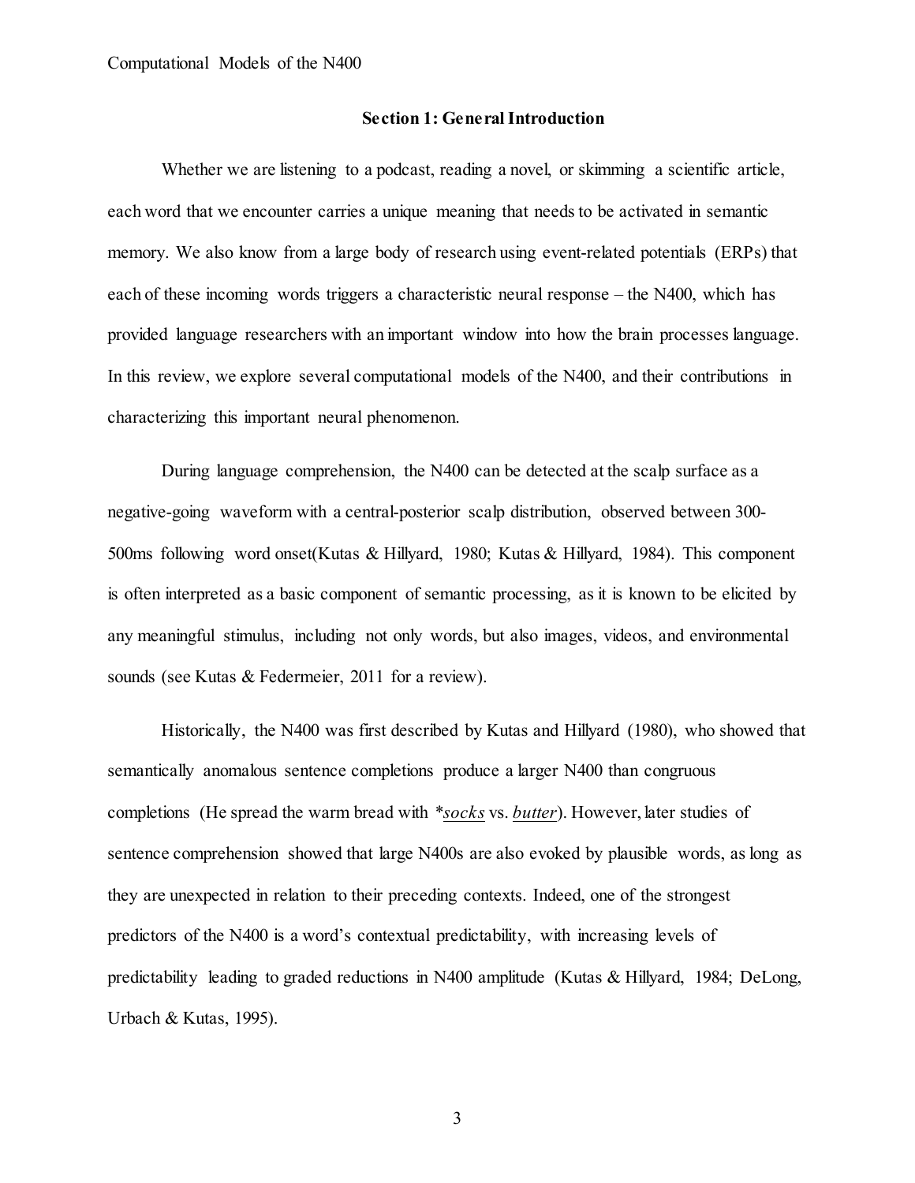## Section 1: General Introduction

Whether we are listening to a podcast, reading a novel, or skimming a scientific article, each word that we encounter carries a unique meaning that needs to be activated in semantic memory. We also know from a large body of research using event-related potentials (ERPs) that each of these incoming words triggers a characteristic neural response – the N400, which has provided language researchers with an important window into how the brain processes language. In this review, we explore several computational models of the N400, and their contributions in characterizing this important neural phenomenon.

During language comprehension, the N400 can be detected at the scalp surface as a negative-going waveform with a central-posterior scalp distribution, observed between 300-500ms following word onset(Kutas & Hillyard, 1980; Kutas & Hillyard, 1984). This component is often interpreted as a basic component of semantic processing, as it is known to be elicited by any meaningful stimulus, including not only words, but also images, videos, and environmental sounds (see Kutas & Federmeier, 2011 for a review).

Historically, the N400 was first described by Kutas and Hillyard (1980), who showed that semantically anomalous sentence completions produce a larger N400 than congruous completions (He spread the warm bread with **<u>*socks*</u>* vs. *<u>butter</u>*). However, later studies of sentence comprehension showed that large N400s are also evoked by plausible words, as long as they are unexpected in relation to their preceding contexts. Indeed, one of the strongest predictors of the N400 is a word's contextual predictability, with increasing levels of predictability leading to graded reductions in N400 amplitude (Kutas & Hillyard, 1984; DeLong, Urbach & Kutas, 1995).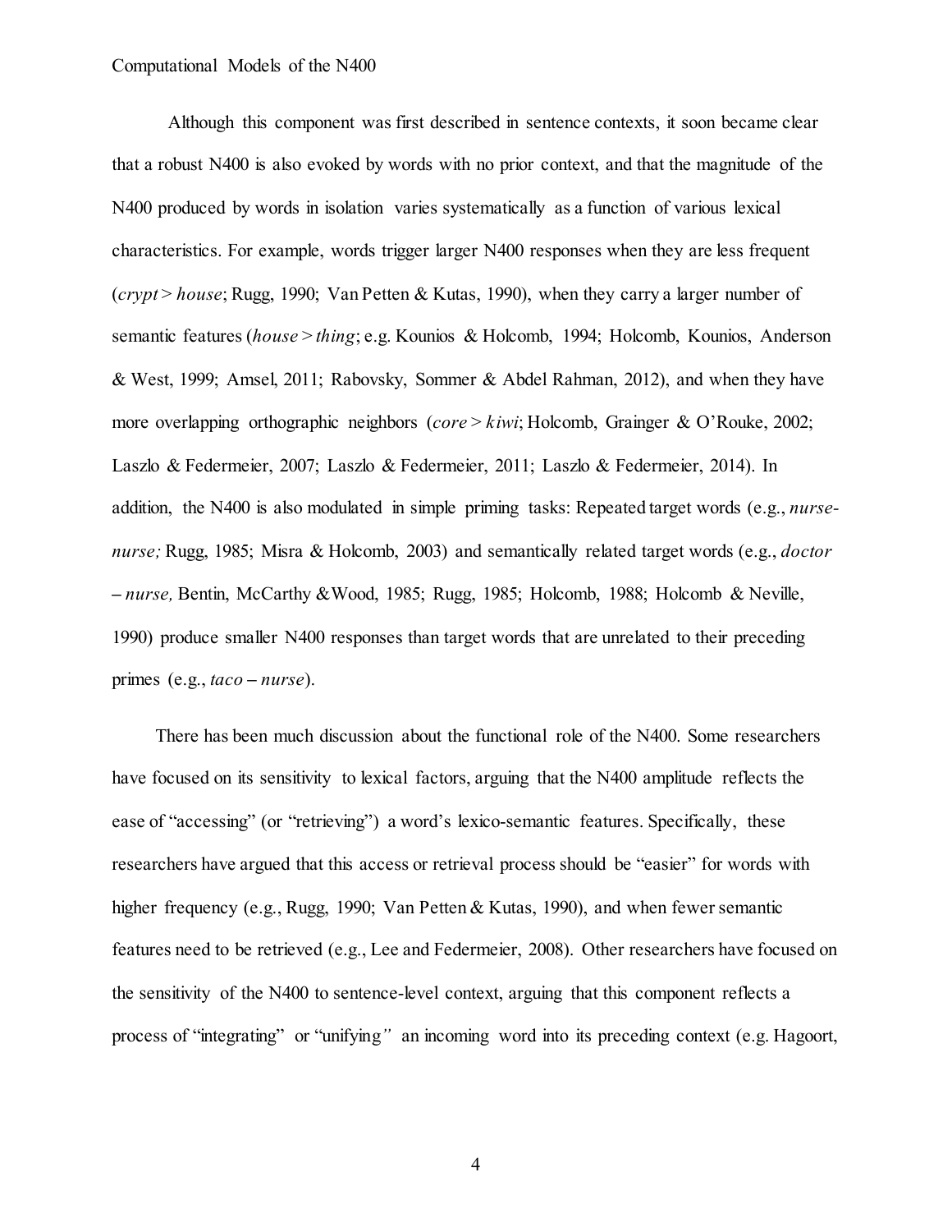Although this component was first described in sentence contexts, it soon became clear that a robust N400 is also evoked by words with no prior context, and that the magnitude of the N400 produced by words in isolation varies systematically as a function of various lexical characteristics. For example, words trigger larger N400 responses when they are less frequent (*crypt* > *house*; Rugg, 1990; Van Petten & Kutas, 1990), when they carry a larger number of semantic features (*house* > *thing*; e.g. Kounios & Holcomb, 1994; Holcomb, Kounios, Anderson & West, 1999; Amsel, 2011; Rabovsky, Sommer & Abdel Rahman, 2012), and when they have more overlapping orthographic neighbors (*core* > *kiwi*; Holcomb, Grainger & O'Rouke, 2002; Laszlo & Federmeier, 2007; Laszlo & Federmeier, 2011; Laszlo & Federmeier, 2014). In addition, the N400 is also modulated in simple priming tasks: Repeated target words (e.g., *nurse-nurse;* Rugg, 1985; Misra & Holcomb, 2003) and semantically related target words (e.g., *doctor – nurse,* Bentin, McCarthy &Wood, 1985; Rugg, 1985; Holcomb, 1988; Holcomb & Neville, 1990) produce smaller N400 responses than target words that are unrelated to their preceding primes (e.g., *taco – nurse*).

There has been much discussion about the functional role of the N400. Some researchers have focused on its sensitivity to lexical factors, arguing that the N400 amplitude reflects the ease of "accessing" (or "retrieving") a word's lexico-semantic features. Specifically, these researchers have argued that this access or retrieval process should be "easier" for words with higher frequency (e.g., Rugg, 1990; Van Petten & Kutas, 1990), and when fewer semantic features need to be retrieved (e.g., Lee and Federmeier, 2008). Other researchers have focused on the sensitivity of the N400 to sentence-level context, arguing that this component reflects a process of "integrating" or "unifying" an incoming word into its preceding context (e.g. Hagoort,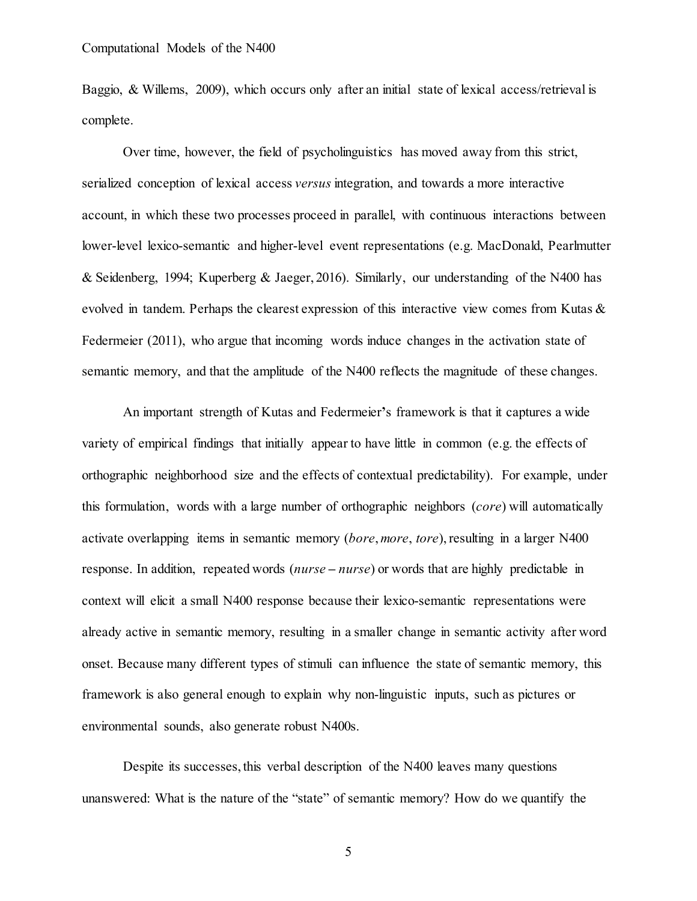Baggio, & Willems, 2009), which occurs only after an initial state of lexical access/retrieval is complete.

Over time, however, the field of psycholinguistics has moved away from this strict, serialized conception of lexical access *versus* integration, and towards a more interactive account, in which these two processes proceed in parallel, with continuous interactions between lower-level lexico-semantic and higher-level event representations (e.g. MacDonald, Pearlmutter & Seidenberg, 1994; Kuperberg & Jaeger, 2016). Similarly, our understanding of the N400 has evolved in tandem. Perhaps the clearest expression of this interactive view comes from Kutas & Federmeier (2011), who argue that incoming words induce changes in the activation state of semantic memory, and that the amplitude of the N400 reflects the magnitude of these changes.

An important strength of Kutas and Federmeier's framework is that it captures a wide variety of empirical findings that initially appear to have little in common (e.g. the effects of orthographic neighborhood size and the effects of contextual predictability). For example, under this formulation, words with a large number of orthographic neighbors (*core*) will automatically activate overlapping items in semantic memory (*bore*, *more*, *tore*), resulting in a larger N400 response. In addition, repeated words (*nurse – nurse*) or words that are highly predictable in context will elicit a small N400 response because their lexico-semantic representations were already active in semantic memory, resulting in a smaller change in semantic activity after word onset. Because many different types of stimuli can influence the state of semantic memory, this framework is also general enough to explain why non-linguistic inputs, such as pictures or environmental sounds, also generate robust N400s.

Despite its successes, this verbal description of the N400 leaves many questions unanswered: What is the nature of the "state" of semantic memory? How do we quantify the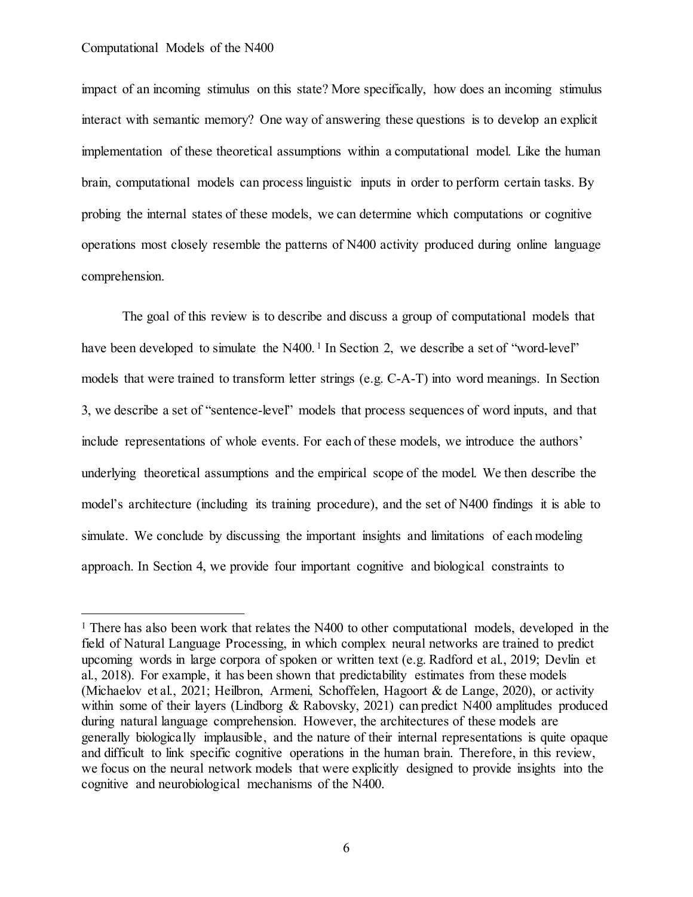impact of an incoming stimulus on this state? More specifically, how does an incoming stimulus interact with semantic memory? One way of answering these questions is to develop an explicit implementation of these theoretical assumptions within a computational model. Like the human brain, computational models can process linguistic inputs in order to perform certain tasks. By probing the internal states of these models, we can determine which computations or cognitive operations most closely resemble the patterns of N400 activity produced during online language comprehension.

The goal of this review is to describe and discuss a group of computational models that have been developed to simulate the N400.[1] In Section 2, we describe a set of "word-level" models that were trained to transform letter strings (e.g. C-A-T) into word meanings. In Section 3, we describe a set of "sentence-level" models that process sequences of word inputs, and that include representations of whole events. For each of these models, we introduce the authors' underlying theoretical assumptions and the empirical scope of the model. We then describe the model's architecture (including its training procedure), and the set of N400 findings it is able to simulate. We conclude by discussing the important insights and limitations of each modeling approach. In Section 4, we provide four important cognitive and biological constraints to

---

[1] There has also been work that relates the N400 to other computational models, developed in the field of Natural Language Processing, in which complex neural networks are trained to predict upcoming words in large corpora of spoken or written text (e.g. Radford et al., 2019; Devlin et al., 2018). For example, it has been shown that predictability estimates from these models (Michaelov et al., 2021; Heilbron, Armeni, Schoffelen, Hagoort & de Lange, 2020), or activity within some of their layers (Lindborg & Rabovsky, 2021) can predict N400 amplitudes produced during natural language comprehension. However, the architectures of these models are generally biologically implausible, and the nature of their internal representations is quite opaque and difficult to link specific cognitive operations in the human brain. Therefore, in this review, we focus on the neural network models that were explicitly designed to provide insights into the cognitive and neurobiological mechanisms of the N400.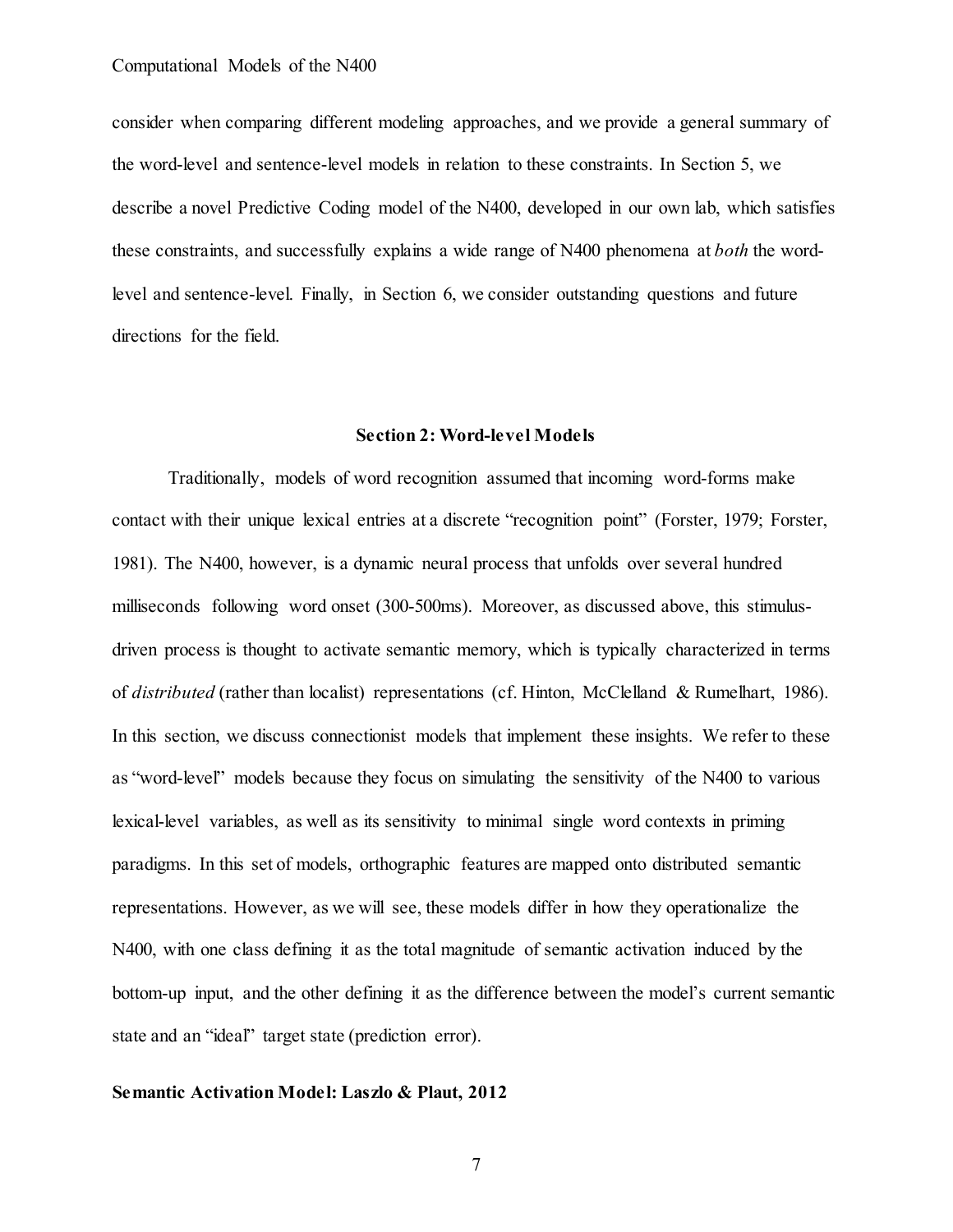consider when comparing different modeling approaches, and we provide a general summary of the word-level and sentence-level models in relation to these constraints. In Section 5, we describe a novel Predictive Coding model of the N400, developed in our own lab, which satisfies these constraints, and successfully explains a wide range of N400 phenomena at *both* the word-level and sentence-level. Finally, in Section 6, we consider outstanding questions and future directions for the field.

## Section 2: Word-level Models

Traditionally, models of word recognition assumed that incoming word-forms make contact with their unique lexical entries at a discrete "recognition point" (Forster, 1979; Forster, 1981). The N400, however, is a dynamic neural process that unfolds over several hundred milliseconds following word onset (300-500ms). Moreover, as discussed above, this stimulus-driven process is thought to activate semantic memory, which is typically characterized in terms of *distributed* (rather than localist) representations (cf. Hinton, McClelland & Rumelhart, 1986). In this section, we discuss connectionist models that implement these insights. We refer to these as "word-level" models because they focus on simulating the sensitivity of the N400 to various lexical-level variables, as well as its sensitivity to minimal single word contexts in priming paradigms. In this set of models, orthographic features are mapped onto distributed semantic representations. However, as we will see, these models differ in how they operationalize the N400, with one class defining it as the total magnitude of semantic activation induced by the bottom-up input, and the other defining it as the difference between the model's current semantic state and an "ideal" target state (prediction error).

### Semantic Activation Model: Laszlo & Plaut, 2012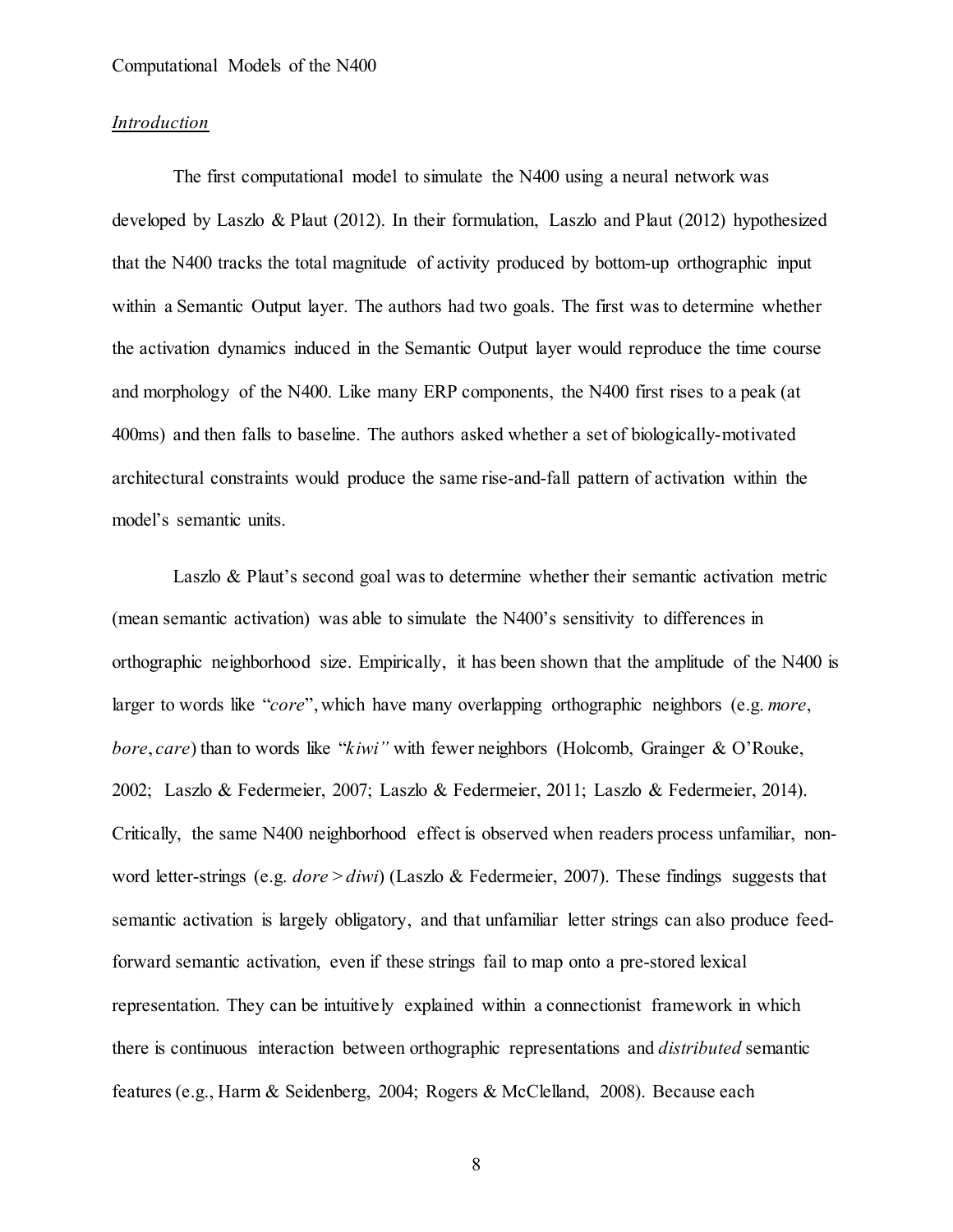*Introduction*

The first computational model to simulate the N400 using a neural network was developed by Laszlo & Plaut (2012). In their formulation, Laszlo and Plaut (2012) hypothesized that the N400 tracks the total magnitude of activity produced by bottom-up orthographic input within a Semantic Output layer. The authors had two goals. The first was to determine whether the activation dynamics induced in the Semantic Output layer would reproduce the time course and morphology of the N400. Like many ERP components, the N400 first rises to a peak (at 400ms) and then falls to baseline. The authors asked whether a set of biologically-motivated architectural constraints would produce the same rise-and-fall pattern of activation within the model's semantic units.

Laszlo & Plaut's second goal was to determine whether their semantic activation metric (mean semantic activation) was able to simulate the N400's sensitivity to differences in orthographic neighborhood size. Empirically, it has been shown that the amplitude of the N400 is larger to words like "*core*", which have many overlapping orthographic neighbors (e.g. *more*, *bore*, *care*) than to words like "*kiwi"* with fewer neighbors (Holcomb, Grainger & O'Rouke, 2002; Laszlo & Federmeier, 2007; Laszlo & Federmeier, 2011; Laszlo & Federmeier, 2014). Critically, the same N400 neighborhood effect is observed when readers process unfamiliar, non-word letter-strings (e.g. *dore* > *diwi*) (Laszlo & Federmeier, 2007). These findings suggests that semantic activation is largely obligatory, and that unfamiliar letter strings can also produce feed-forward semantic activation, even if these strings fail to map onto a pre-stored lexical representation. They can be intuitively explained within a connectionist framework in which there is continuous interaction between orthographic representations and *distributed* semantic features (e.g., Harm & Seidenberg, 2004; Rogers & McClelland, 2008). Because each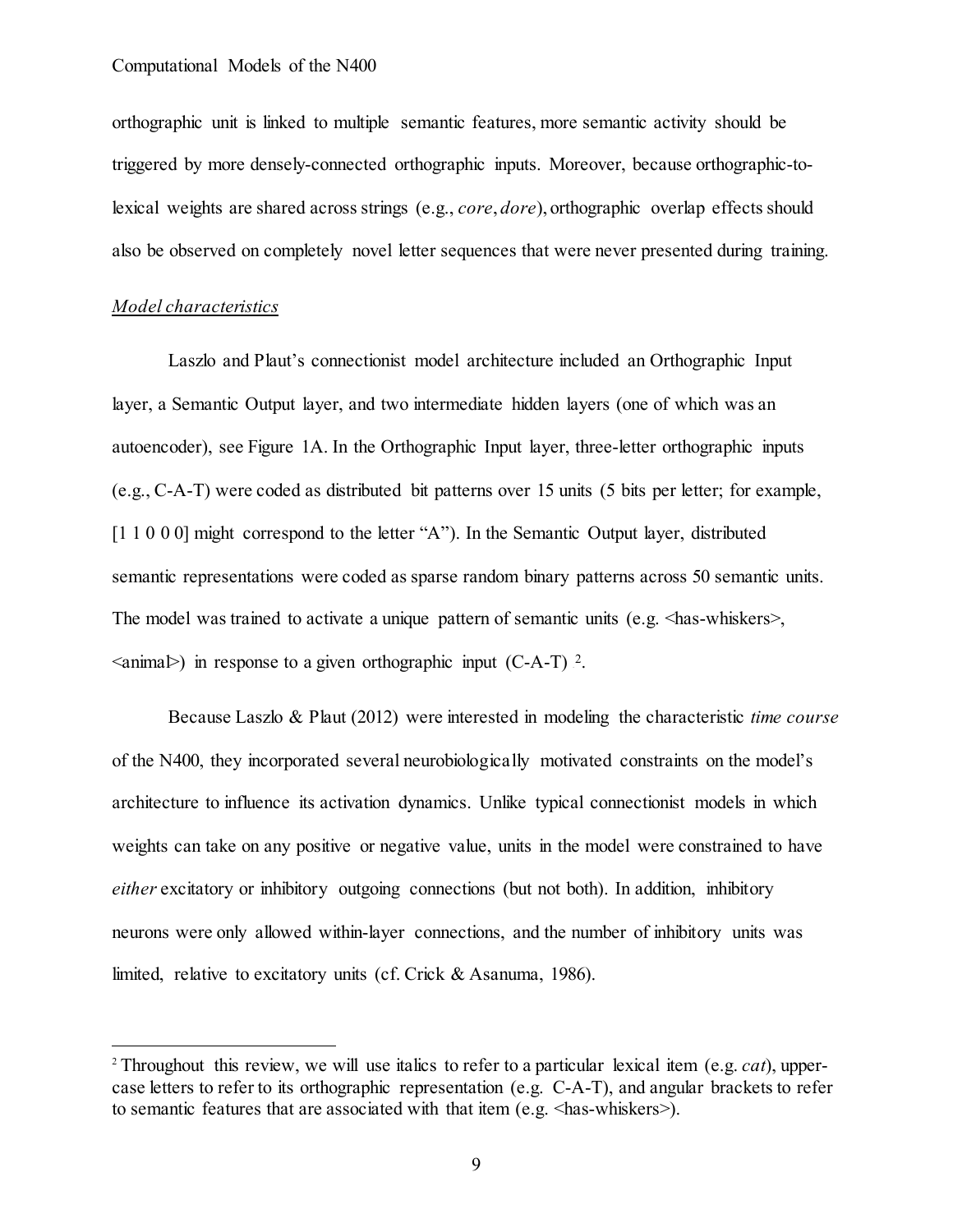orthographic unit is linked to multiple semantic features, more semantic activity should be triggered by more densely-connected orthographic inputs. Moreover, because orthographic-to-lexical weights are shared across strings (e.g., *core*, *dore*), orthographic overlap effects should also be observed on completely novel letter sequences that were never presented during training.

*Model characteristics*

Laszlo and Plaut's connectionist model architecture included an Orthographic Input layer, a Semantic Output layer, and two intermediate hidden layers (one of which was an autoencoder), see Figure 1A. In the Orthographic Input layer, three-letter orthographic inputs (e.g., C-A-T) were coded as distributed bit patterns over 15 units (5 bits per letter; for example, [1 1 0 0 0] might correspond to the letter "A"). In the Semantic Output layer, distributed semantic representations were coded as sparse random binary patterns across 50 semantic units. The model was trained to activate a unique pattern of semantic units (e.g. <has-whiskers>, <animal>) in response to a given orthographic input (C-A-T) [2].

Because Laszlo & Plaut (2012) were interested in modeling the characteristic *time course* of the N400, they incorporated several neurobiologically motivated constraints on the model's architecture to influence its activation dynamics. Unlike typical connectionist models in which weights can take on any positive or negative value, units in the model were constrained to have *either* excitatory or inhibitory outgoing connections (but not both). In addition, inhibitory neurons were only allowed within-layer connections, and the number of inhibitory units was limited, relative to excitatory units (cf. Crick & Asanuma, 1986).

[2] Throughout this review, we will use italics to refer to a particular lexical item (e.g. *cat*), upper-case letters to refer to its orthographic representation (e.g. C-A-T), and angular brackets to refer to semantic features that are associated with that item (e.g. <has-whiskers>).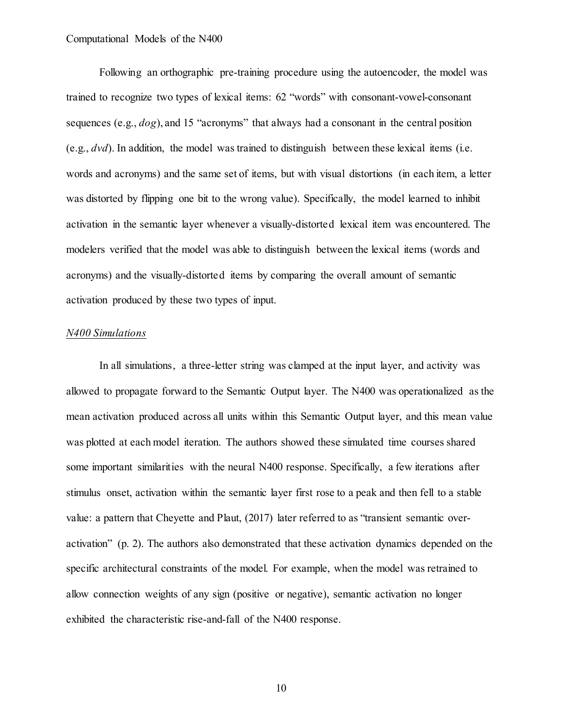Following an orthographic pre-training procedure using the autoencoder, the model was trained to recognize two types of lexical items: 62 "words" with consonant-vowel-consonant sequences (e.g., *dog*), and 15 "acronyms" that always had a consonant in the central position (e.g., *dvd*). In addition, the model was trained to distinguish between these lexical items (i.e. words and acronyms) and the same set of items, but with visual distortions (in each item, a letter was distorted by flipping one bit to the wrong value). Specifically, the model learned to inhibit activation in the semantic layer whenever a visually-distorted lexical item was encountered. The modelers verified that the model was able to distinguish between the lexical items (words and acronyms) and the visually-distorted items by comparing the overall amount of semantic activation produced by these two types of input.

### *N400 Simulations*

In all simulations, a three-letter string was clamped at the input layer, and activity was allowed to propagate forward to the Semantic Output layer. The N400 was operationalized as the mean activation produced across all units within this Semantic Output layer, and this mean value was plotted at each model iteration. The authors showed these simulated time courses shared some important similarities with the neural N400 response. Specifically, a few iterations after stimulus onset, activation within the semantic layer first rose to a peak and then fell to a stable value: a pattern that Cheyette and Plaut, (2017) later referred to as "transient semantic over-activation" (p. 2). The authors also demonstrated that these activation dynamics depended on the specific architectural constraints of the model. For example, when the model was retrained to allow connection weights of any sign (positive or negative), semantic activation no longer exhibited the characteristic rise-and-fall of the N400 response.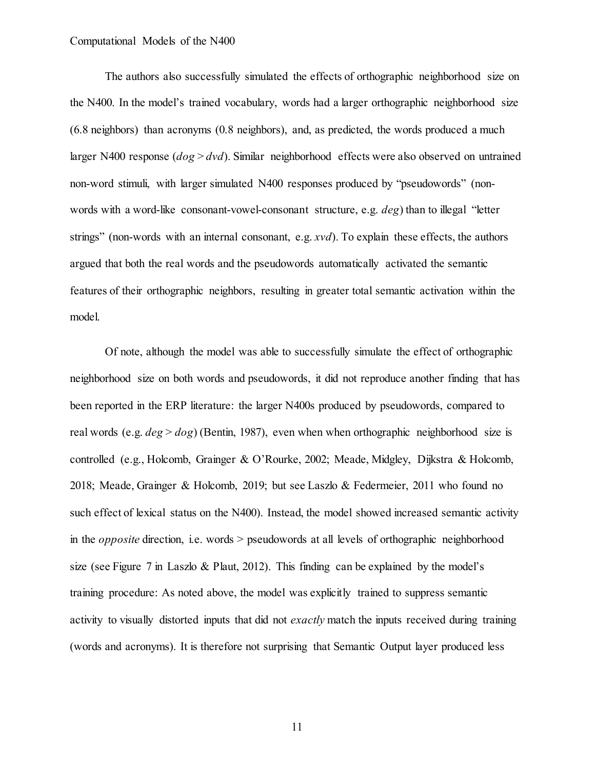The authors also successfully simulated the effects of orthographic neighborhood size on the N400. In the model's trained vocabulary, words had a larger orthographic neighborhood size (6.8 neighbors) than acronyms (0.8 neighbors), and, as predicted, the words produced a much larger N400 response (*dog* > *dvd*). Similar neighborhood effects were also observed on untrained non-word stimuli, with larger simulated N400 responses produced by "pseudowords" (non-words with a word-like consonant-vowel-consonant structure, e.g. *deg*) than to illegal "letter strings" (non-words with an internal consonant, e.g. *xvd*). To explain these effects, the authors argued that both the real words and the pseudowords automatically activated the semantic features of their orthographic neighbors, resulting in greater total semantic activation within the model.

Of note, although the model was able to successfully simulate the effect of orthographic neighborhood size on both words and pseudowords, it did not reproduce another finding that has been reported in the ERP literature: the larger N400s produced by pseudowords, compared to real words (e.g. *deg* > *dog*) (Bentin, 1987), even when when orthographic neighborhood size is controlled (e.g., Holcomb, Grainger & O'Rourke, 2002; Meade, Midgley, Dijkstra & Holcomb, 2018; Meade, Grainger & Holcomb, 2019; but see Laszlo & Federmeier, 2011 who found no such effect of lexical status on the N400). Instead, the model showed increased semantic activity in the *opposite* direction, i.e. words > pseudowords at all levels of orthographic neighborhood size (see Figure 7 in Laszlo & Plaut, 2012). This finding can be explained by the model's training procedure: As noted above, the model was explicitly trained to suppress semantic activity to visually distorted inputs that did not *exactly* match the inputs received during training (words and acronyms). It is therefore not surprising that Semantic Output layer produced less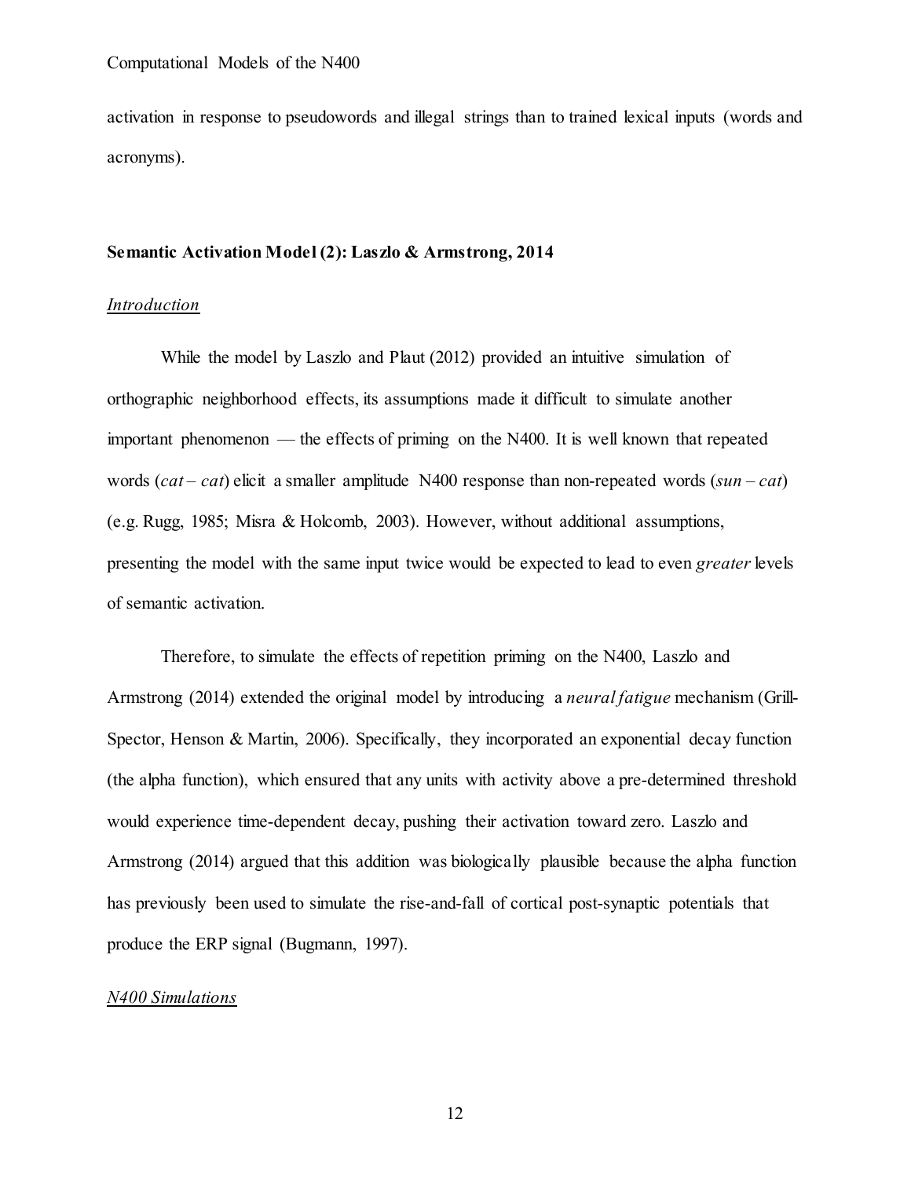activation in response to pseudowords and illegal strings than to trained lexical inputs (words and acronyms).

**Semantic Activation Model (2): Laszlo & Armstrong, 2014**

*Introduction*

While the model by Laszlo and Plaut (2012) provided an intuitive simulation of orthographic neighborhood effects, its assumptions made it difficult to simulate another important phenomenon — the effects of priming on the N400. It is well known that repeated words (*cat – cat*) elicit a smaller amplitude N400 response than non-repeated words (*sun – cat*) (e.g. Rugg, 1985; Misra & Holcomb, 2003). However, without additional assumptions, presenting the model with the same input twice would be expected to lead to even *greater* levels of semantic activation.

Therefore, to simulate the effects of repetition priming on the N400, Laszlo and Armstrong (2014) extended the original model by introducing a *neural fatigue* mechanism (Grill-Spector, Henson & Martin, 2006). Specifically, they incorporated an exponential decay function (the alpha function), which ensured that any units with activity above a pre-determined threshold would experience time-dependent decay, pushing their activation toward zero. Laszlo and Armstrong (2014) argued that this addition was biologically plausible because the alpha function has previously been used to simulate the rise-and-fall of cortical post-synaptic potentials that produce the ERP signal (Bugmann, 1997).

*N400 Simulations*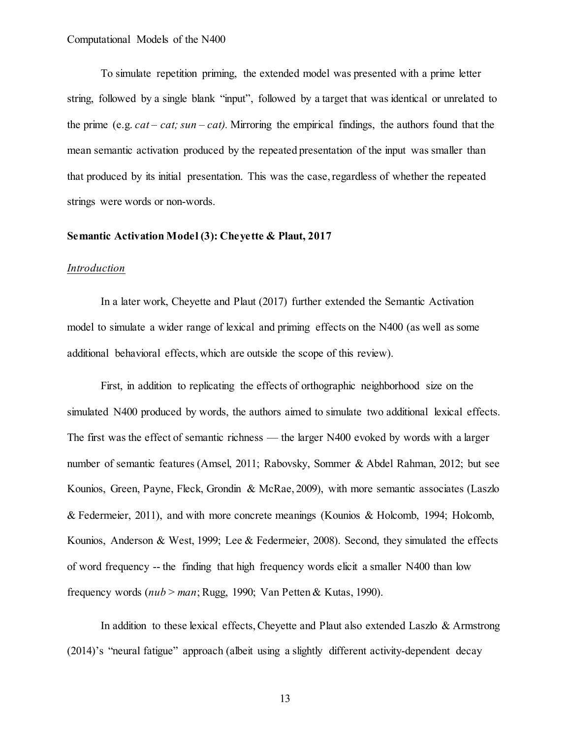To simulate repetition priming, the extended model was presented with a prime letter string, followed by a single blank "input", followed by a target that was identical or unrelated to the prime (e.g. *cat – cat; sun – cat).* Mirroring the empirical findings, the authors found that the mean semantic activation produced by the repeated presentation of the input was smaller than that produced by its initial presentation. This was the case, regardless of whether the repeated strings were words or non-words.

**Semantic Activation Model (3): Cheyette & Plaut, 2017**

*Introduction*

In a later work, Cheyette and Plaut (2017) further extended the Semantic Activation model to simulate a wider range of lexical and priming effects on the N400 (as well as some additional behavioral effects, which are outside the scope of this review).

First, in addition to replicating the effects of orthographic neighborhood size on the simulated N400 produced by words, the authors aimed to simulate two additional lexical effects. The first was the effect of semantic richness — the larger N400 evoked by words with a larger number of semantic features (Amsel, 2011; Rabovsky, Sommer & Abdel Rahman, 2012; but see Kounios, Green, Payne, Fleck, Grondin & McRae, 2009), with more semantic associates (Laszlo & Federmeier, 2011), and with more concrete meanings (Kounios & Holcomb, 1994; Holcomb, Kounios, Anderson & West, 1999; Lee & Federmeier, 2008). Second, they simulated the effects of word frequency -- the finding that high frequency words elicit a smaller N400 than low frequency words (*nub* > *man*; Rugg, 1990; Van Petten & Kutas, 1990).

In addition to these lexical effects, Cheyette and Plaut also extended Laszlo & Armstrong (2014)'s "neural fatigue" approach (albeit using a slightly different activity-dependent decay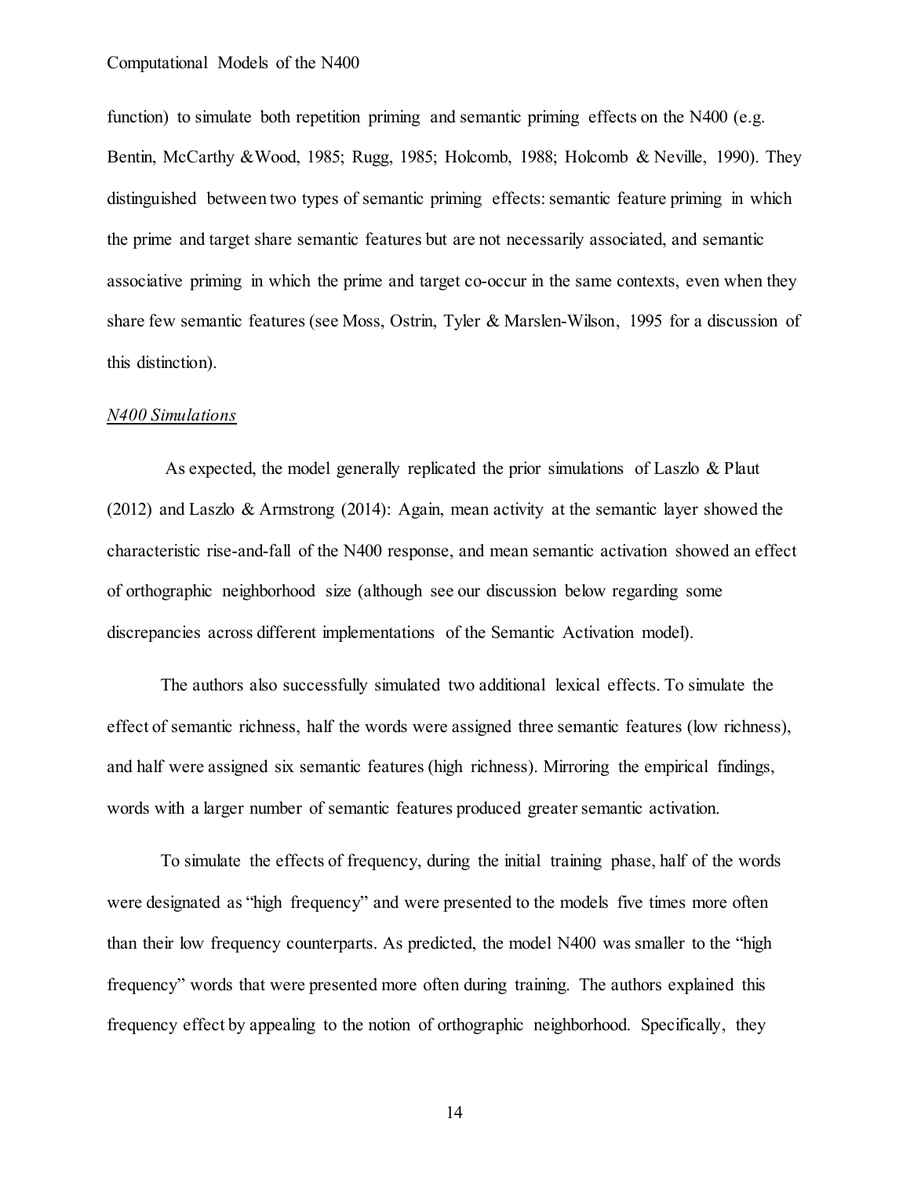function) to simulate both repetition priming and semantic priming effects on the N400 (e.g. Bentin, McCarthy &Wood, 1985; Rugg, 1985; Holcomb, 1988; Holcomb & Neville, 1990). They distinguished between two types of semantic priming effects: semantic feature priming in which the prime and target share semantic features but are not necessarily associated, and semantic associative priming in which the prime and target co-occur in the same contexts, even when they share few semantic features (see Moss, Ostrin, Tyler & Marslen-Wilson, 1995 for a discussion of this distinction).

*N400 Simulations*

As expected, the model generally replicated the prior simulations of Laszlo & Plaut (2012) and Laszlo & Armstrong (2014): Again, mean activity at the semantic layer showed the characteristic rise-and-fall of the N400 response, and mean semantic activation showed an effect of orthographic neighborhood size (although see our discussion below regarding some discrepancies across different implementations of the Semantic Activation model).

The authors also successfully simulated two additional lexical effects. To simulate the effect of semantic richness, half the words were assigned three semantic features (low richness), and half were assigned six semantic features (high richness). Mirroring the empirical findings, words with a larger number of semantic features produced greater semantic activation.

To simulate the effects of frequency, during the initial training phase, half of the words were designated as "high frequency" and were presented to the models five times more often than their low frequency counterparts. As predicted, the model N400 was smaller to the "high frequency" words that were presented more often during training. The authors explained this frequency effect by appealing to the notion of orthographic neighborhood. Specifically, they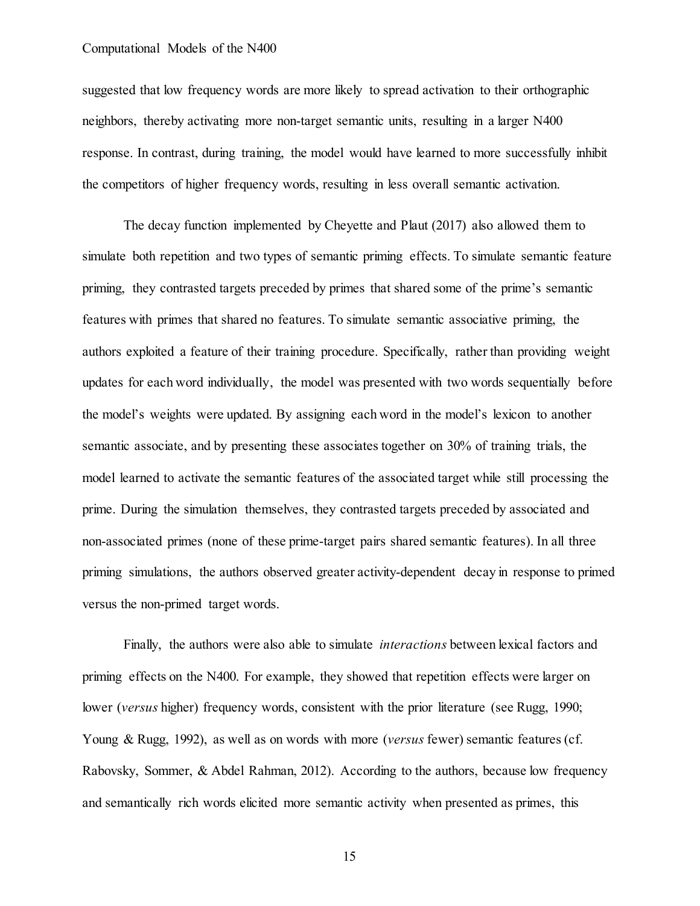suggested that low frequency words are more likely to spread activation to their orthographic neighbors, thereby activating more non-target semantic units, resulting in a larger N400 response. In contrast, during training, the model would have learned to more successfully inhibit the competitors of higher frequency words, resulting in less overall semantic activation.

The decay function implemented by Cheyette and Plaut (2017) also allowed them to simulate both repetition and two types of semantic priming effects. To simulate semantic feature priming, they contrasted targets preceded by primes that shared some of the prime's semantic features with primes that shared no features. To simulate semantic associative priming, the authors exploited a feature of their training procedure. Specifically, rather than providing weight updates for each word individually, the model was presented with two words sequentially before the model's weights were updated. By assigning each word in the model's lexicon to another semantic associate, and by presenting these associates together on 30% of training trials, the model learned to activate the semantic features of the associated target while still processing the prime. During the simulation themselves, they contrasted targets preceded by associated and non-associated primes (none of these prime-target pairs shared semantic features). In all three priming simulations, the authors observed greater activity-dependent decay in response to primed versus the non-primed target words.

Finally, the authors were also able to simulate *interactions* between lexical factors and priming effects on the N400. For example, they showed that repetition effects were larger on lower (*versus* higher) frequency words, consistent with the prior literature (see Rugg, 1990; Young & Rugg, 1992), as well as on words with more (*versus* fewer) semantic features (cf. Rabovsky, Sommer, & Abdel Rahman, 2012). According to the authors, because low frequency and semantically rich words elicited more semantic activity when presented as primes, this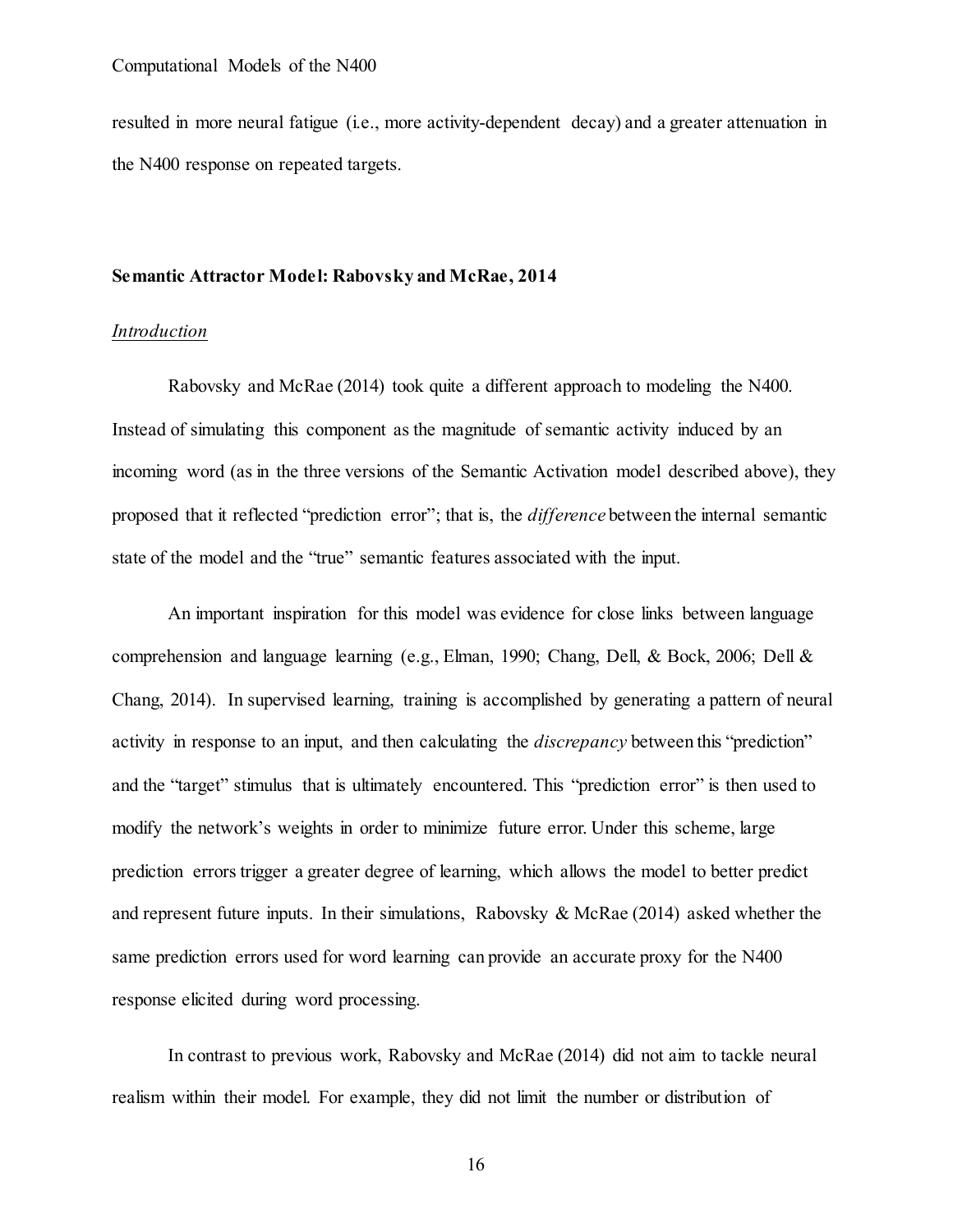resulted in more neural fatigue (i.e., more activity-dependent decay) and a greater attenuation in the N400 response on repeated targets.

### Semantic Attractor Model: Rabovsky and McRae, 2014

#### Introduction

Rabovsky and McRae (2014) took quite a different approach to modeling the N400. Instead of simulating this component as the magnitude of semantic activity induced by an incoming word (as in the three versions of the Semantic Activation model described above), they proposed that it reflected "prediction error"; that is, the *difference* between the internal semantic state of the model and the "true" semantic features associated with the input.

An important inspiration for this model was evidence for close links between language comprehension and language learning (e.g., Elman, 1990; Chang, Dell, & Bock, 2006; Dell & Chang, 2014). In supervised learning, training is accomplished by generating a pattern of neural activity in response to an input, and then calculating the *discrepancy* between this "prediction" and the "target" stimulus that is ultimately encountered. This "prediction error" is then used to modify the network's weights in order to minimize future error. Under this scheme, large prediction errors trigger a greater degree of learning, which allows the model to better predict and represent future inputs. In their simulations, Rabovsky & McRae (2014) asked whether the same prediction errors used for word learning can provide an accurate proxy for the N400 response elicited during word processing.

In contrast to previous work, Rabovsky and McRae (2014) did not aim to tackle neural realism within their model. For example, they did not limit the number or distribution of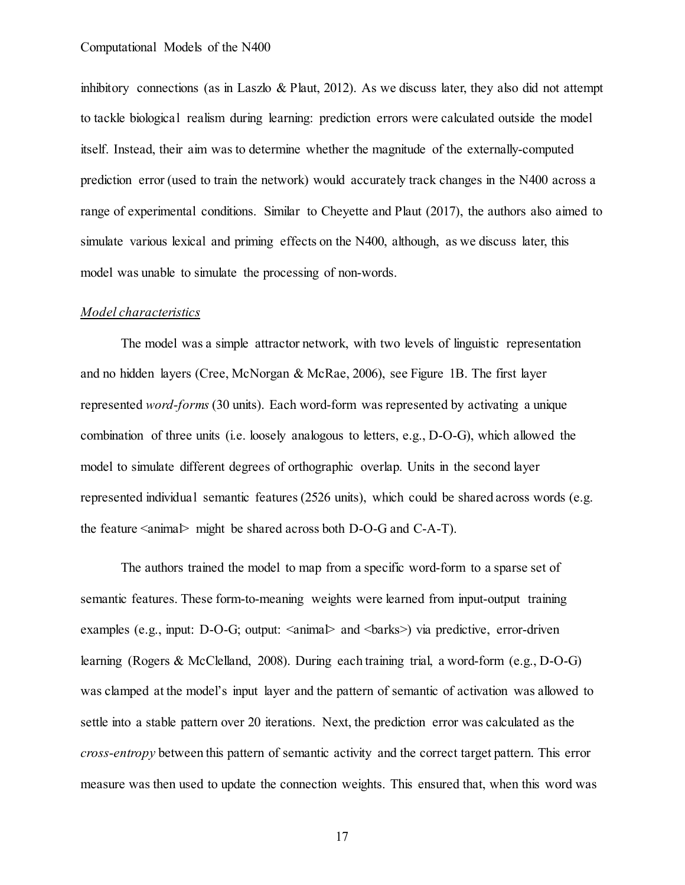inhibitory connections (as in Laszlo & Plaut, 2012). As we discuss later, they also did not attempt to tackle biological realism during learning: prediction errors were calculated outside the model itself. Instead, their aim was to determine whether the magnitude of the externally-computed prediction error (used to train the network) would accurately track changes in the N400 across a range of experimental conditions. Similar to Cheyette and Plaut (2017), the authors also aimed to simulate various lexical and priming effects on the N400, although, as we discuss later, this model was unable to simulate the processing of non-words.

*Model characteristics*

The model was a simple attractor network, with two levels of linguistic representation and no hidden layers (Cree, McNorgan & McRae, 2006), see Figure 1B. The first layer represented *word-forms* (30 units). Each word-form was represented by activating a unique combination of three units (i.e. loosely analogous to letters, e.g., D-O-G), which allowed the model to simulate different degrees of orthographic overlap. Units in the second layer represented individual semantic features (2526 units), which could be shared across words (e.g. the feature <animal> might be shared across both D-O-G and C-A-T).

The authors trained the model to map from a specific word-form to a sparse set of semantic features. These form-to-meaning weights were learned from input-output training examples (e.g., input: D-O-G; output: <animal> and <barks>) via predictive, error-driven learning (Rogers & McClelland, 2008). During each training trial, a word-form (e.g., D-O-G) was clamped at the model's input layer and the pattern of semantic of activation was allowed to settle into a stable pattern over 20 iterations. Next, the prediction error was calculated as the *cross-entropy* between this pattern of semantic activity and the correct target pattern. This error measure was then used to update the connection weights. This ensured that, when this word was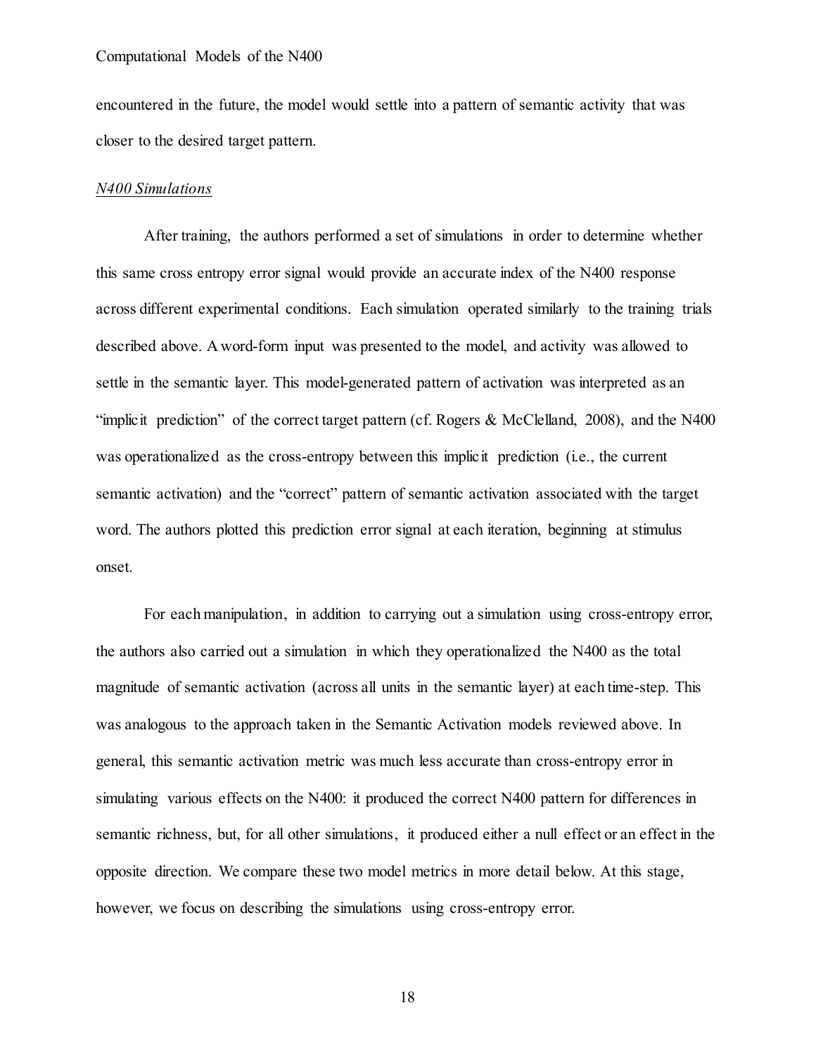encountered in the future, the model would settle into a pattern of semantic activity that was closer to the desired target pattern.

*N400 Simulations*

After training, the authors performed a set of simulations in order to determine whether this same cross entropy error signal would provide an accurate index of the N400 response across different experimental conditions. Each simulation operated similarly to the training trials described above. A word-form input was presented to the model, and activity was allowed to settle in the semantic layer. This model-generated pattern of activation was interpreted as an "implicit prediction" of the correct target pattern (cf. Rogers & McClelland, 2008), and the N400 was operationalized as the cross-entropy between this implicit prediction (i.e., the current semantic activation) and the "correct" pattern of semantic activation associated with the target word. The authors plotted this prediction error signal at each iteration, beginning at stimulus onset.

For each manipulation, in addition to carrying out a simulation using cross-entropy error, the authors also carried out a simulation in which they operationalized the N400 as the total magnitude of semantic activation (across all units in the semantic layer) at each time-step. This was analogous to the approach taken in the Semantic Activation models reviewed above. In general, this semantic activation metric was much less accurate than cross-entropy error in simulating various effects on the N400: it produced the correct N400 pattern for differences in semantic richness, but, for all other simulations, it produced either a null effect or an effect in the opposite direction. We compare these two model metrics in more detail below. At this stage, however, we focus on describing the simulations using cross-entropy error.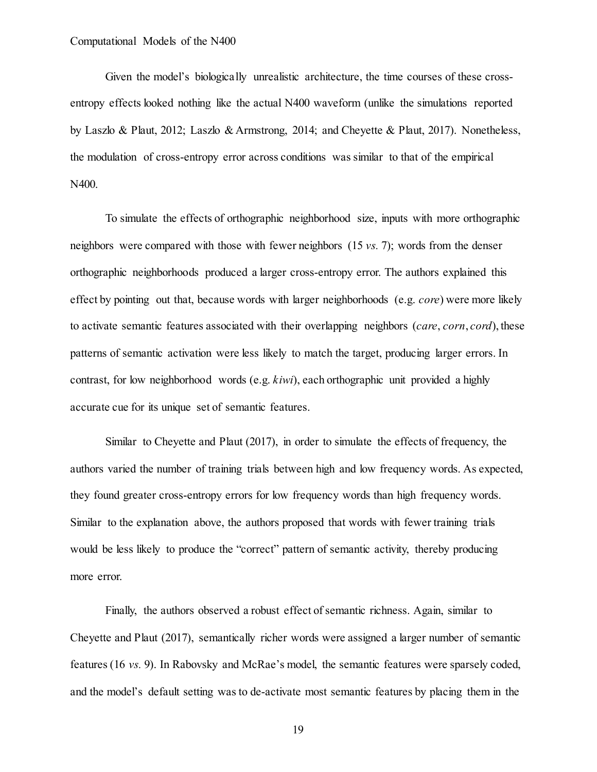Given the model's biologically unrealistic architecture, the time courses of these cross-entropy effects looked nothing like the actual N400 waveform (unlike the simulations reported by Laszlo & Plaut, 2012; Laszlo & Armstrong, 2014; and Cheyette & Plaut, 2017). Nonetheless, the modulation of cross-entropy error across conditions was similar to that of the empirical N400.

To simulate the effects of orthographic neighborhood size, inputs with more orthographic neighbors were compared with those with fewer neighbors (15 *vs.* 7); words from the denser orthographic neighborhoods produced a larger cross-entropy error. The authors explained this effect by pointing out that, because words with larger neighborhoods (e.g. *core*) were more likely to activate semantic features associated with their overlapping neighbors (*care*, *corn*, *cord*), these patterns of semantic activation were less likely to match the target, producing larger errors. In contrast, for low neighborhood words (e.g. *kiwi*), each orthographic unit provided a highly accurate cue for its unique set of semantic features.

Similar to Cheyette and Plaut (2017), in order to simulate the effects of frequency, the authors varied the number of training trials between high and low frequency words. As expected, they found greater cross-entropy errors for low frequency words than high frequency words. Similar to the explanation above, the authors proposed that words with fewer training trials would be less likely to produce the "correct" pattern of semantic activity, thereby producing more error.

Finally, the authors observed a robust effect of semantic richness. Again, similar to Cheyette and Plaut (2017), semantically richer words were assigned a larger number of semantic features (16 *vs.* 9). In Rabovsky and McRae's model, the semantic features were sparsely coded, and the model's default setting was to de-activate most semantic features by placing them in the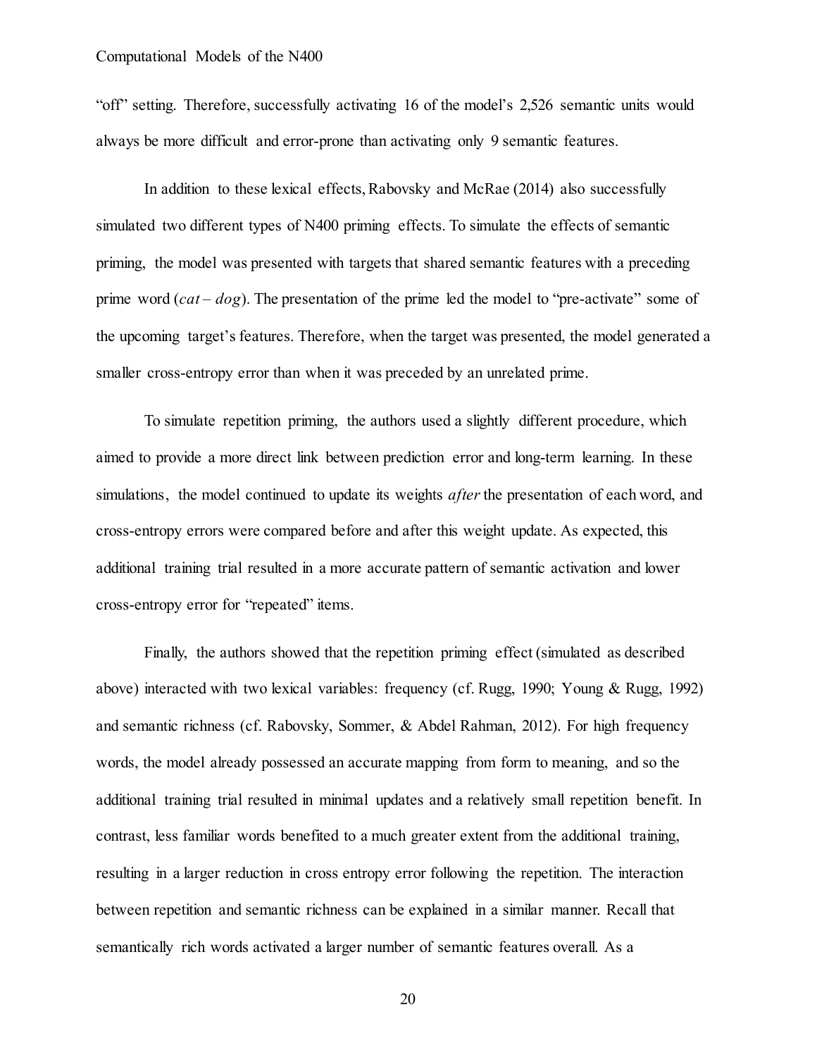"off" setting. Therefore, successfully activating 16 of the model's 2,526 semantic units would always be more difficult and error-prone than activating only 9 semantic features.

In addition to these lexical effects, Rabovsky and McRae (2014) also successfully simulated two different types of N400 priming effects. To simulate the effects of semantic priming, the model was presented with targets that shared semantic features with a preceding prime word (*cat – dog*). The presentation of the prime led the model to "pre-activate" some of the upcoming target's features. Therefore, when the target was presented, the model generated a smaller cross-entropy error than when it was preceded by an unrelated prime.

To simulate repetition priming, the authors used a slightly different procedure, which aimed to provide a more direct link between prediction error and long-term learning. In these simulations, the model continued to update its weights *after* the presentation of each word, and cross-entropy errors were compared before and after this weight update. As expected, this additional training trial resulted in a more accurate pattern of semantic activation and lower cross-entropy error for "repeated" items.

Finally, the authors showed that the repetition priming effect (simulated as described above) interacted with two lexical variables: frequency (cf. Rugg, 1990; Young & Rugg, 1992) and semantic richness (cf. Rabovsky, Sommer, & Abdel Rahman, 2012). For high frequency words, the model already possessed an accurate mapping from form to meaning, and so the additional training trial resulted in minimal updates and a relatively small repetition benefit. In contrast, less familiar words benefited to a much greater extent from the additional training, resulting in a larger reduction in cross entropy error following the repetition. The interaction between repetition and semantic richness can be explained in a similar manner. Recall that semantically rich words activated a larger number of semantic features overall. As a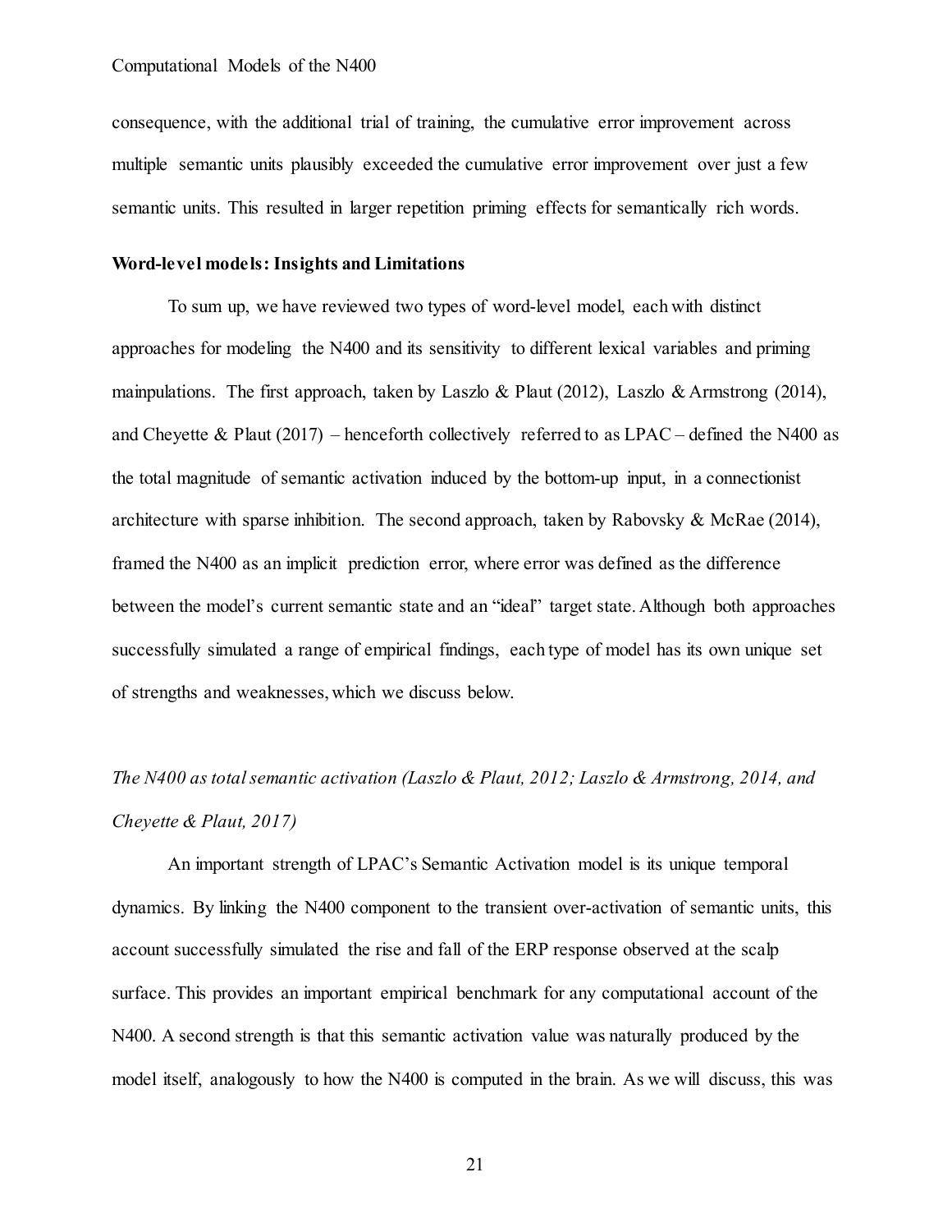consequence, with the additional trial of training, the cumulative error improvement across multiple semantic units plausibly exceeded the cumulative error improvement over just a few semantic units. This resulted in larger repetition priming effects for semantically rich words.

**Word-level models: Insights and Limitations**

To sum up, we have reviewed two types of word-level model, each with distinct approaches for modeling the N400 and its sensitivity to different lexical variables and priming mainpulations. The first approach, taken by Laszlo & Plaut (2012), Laszlo & Armstrong (2014), and Cheyette & Plaut (2017) – henceforth collectively referred to as LPAC – defined the N400 as the total magnitude of semantic activation induced by the bottom-up input, in a connectionist architecture with sparse inhibition. The second approach, taken by Rabovsky & McRae (2014), framed the N400 as an implicit prediction error, where error was defined as the difference between the model's current semantic state and an "ideal" target state. Although both approaches successfully simulated a range of empirical findings, each type of model has its own unique set of strengths and weaknesses, which we discuss below.

*The N400 as total semantic activation (Laszlo & Plaut, 2012; Laszlo & Armstrong, 2014, and Cheyette & Plaut, 2017)*

An important strength of LPAC's Semantic Activation model is its unique temporal dynamics. By linking the N400 component to the transient over-activation of semantic units, this account successfully simulated the rise and fall of the ERP response observed at the scalp surface. This provides an important empirical benchmark for any computational account of the N400. A second strength is that this semantic activation value was naturally produced by the model itself, analogously to how the N400 is computed in the brain. As we will discuss, this was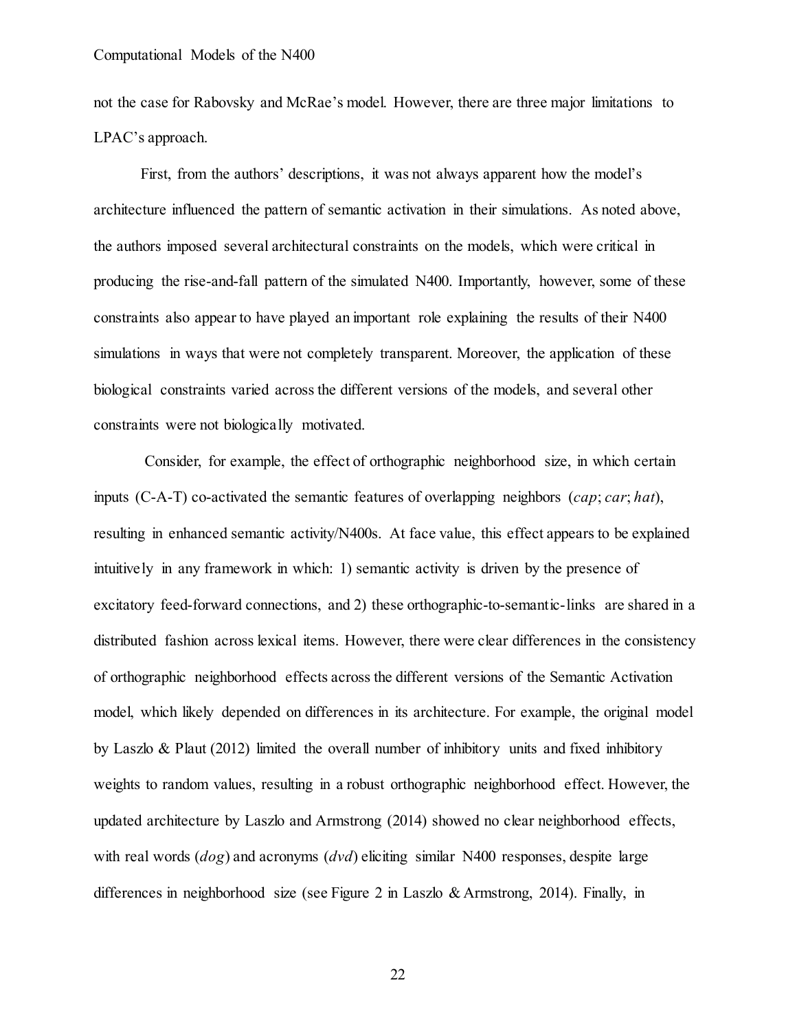not the case for Rabovsky and McRae's model. However, there are three major limitations to LPAC's approach.

First, from the authors' descriptions, it was not always apparent how the model's architecture influenced the pattern of semantic activation in their simulations. As noted above, the authors imposed several architectural constraints on the models, which were critical in producing the rise-and-fall pattern of the simulated N400. Importantly, however, some of these constraints also appear to have played an important role explaining the results of their N400 simulations in ways that were not completely transparent. Moreover, the application of these biological constraints varied across the different versions of the models, and several other constraints were not biologically motivated.

Consider, for example, the effect of orthographic neighborhood size, in which certain inputs (C-A-T) co-activated the semantic features of overlapping neighbors (*cap*; *car*; *hat*), resulting in enhanced semantic activity/N400s. At face value, this effect appears to be explained intuitively in any framework in which: 1) semantic activity is driven by the presence of excitatory feed-forward connections, and 2) these orthographic-to-semantic-links are shared in a distributed fashion across lexical items. However, there were clear differences in the consistency of orthographic neighborhood effects across the different versions of the Semantic Activation model, which likely depended on differences in its architecture. For example, the original model by Laszlo & Plaut (2012) limited the overall number of inhibitory units and fixed inhibitory weights to random values, resulting in a robust orthographic neighborhood effect. However, the updated architecture by Laszlo and Armstrong (2014) showed no clear neighborhood effects, with real words (*dog*) and acronyms (*dvd*) eliciting similar N400 responses, despite large differences in neighborhood size (see Figure 2 in Laszlo & Armstrong, 2014). Finally, in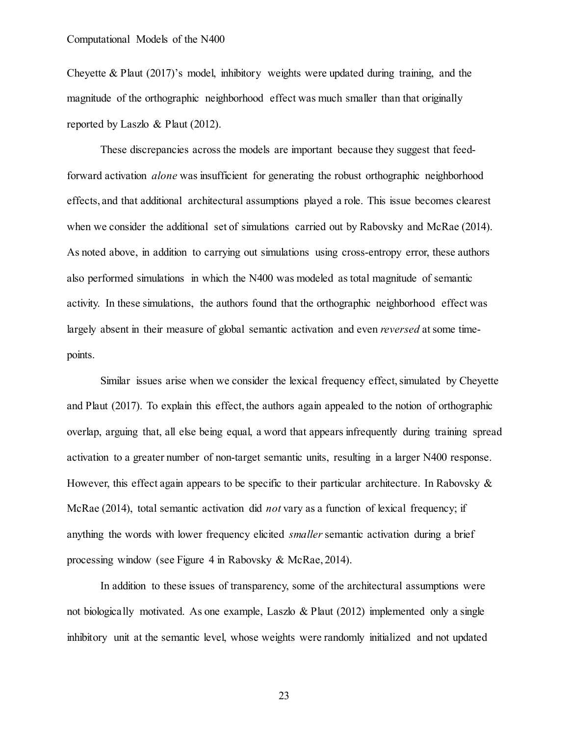Cheyette & Plaut (2017)'s model, inhibitory weights were updated during training, and the magnitude of the orthographic neighborhood effect was much smaller than that originally reported by Laszlo & Plaut (2012).

These discrepancies across the models are important because they suggest that feed-forward activation *alone* was insufficient for generating the robust orthographic neighborhood effects, and that additional architectural assumptions played a role. This issue becomes clearest when we consider the additional set of simulations carried out by Rabovsky and McRae (2014). As noted above, in addition to carrying out simulations using cross-entropy error, these authors also performed simulations in which the N400 was modeled as total magnitude of semantic activity. In these simulations, the authors found that the orthographic neighborhood effect was largely absent in their measure of global semantic activation and even *reversed* at some time-points.

Similar issues arise when we consider the lexical frequency effect, simulated by Cheyette and Plaut (2017). To explain this effect, the authors again appealed to the notion of orthographic overlap, arguing that, all else being equal, a word that appears infrequently during training spread activation to a greater number of non-target semantic units, resulting in a larger N400 response. However, this effect again appears to be specific to their particular architecture. In Rabovsky & McRae (2014), total semantic activation did *not* vary as a function of lexical frequency; if anything the words with lower frequency elicited *smaller* semantic activation during a brief processing window (see Figure 4 in Rabovsky & McRae, 2014).

In addition to these issues of transparency, some of the architectural assumptions were not biologically motivated. As one example, Laszlo & Plaut (2012) implemented only a single inhibitory unit at the semantic level, whose weights were randomly initialized and not updated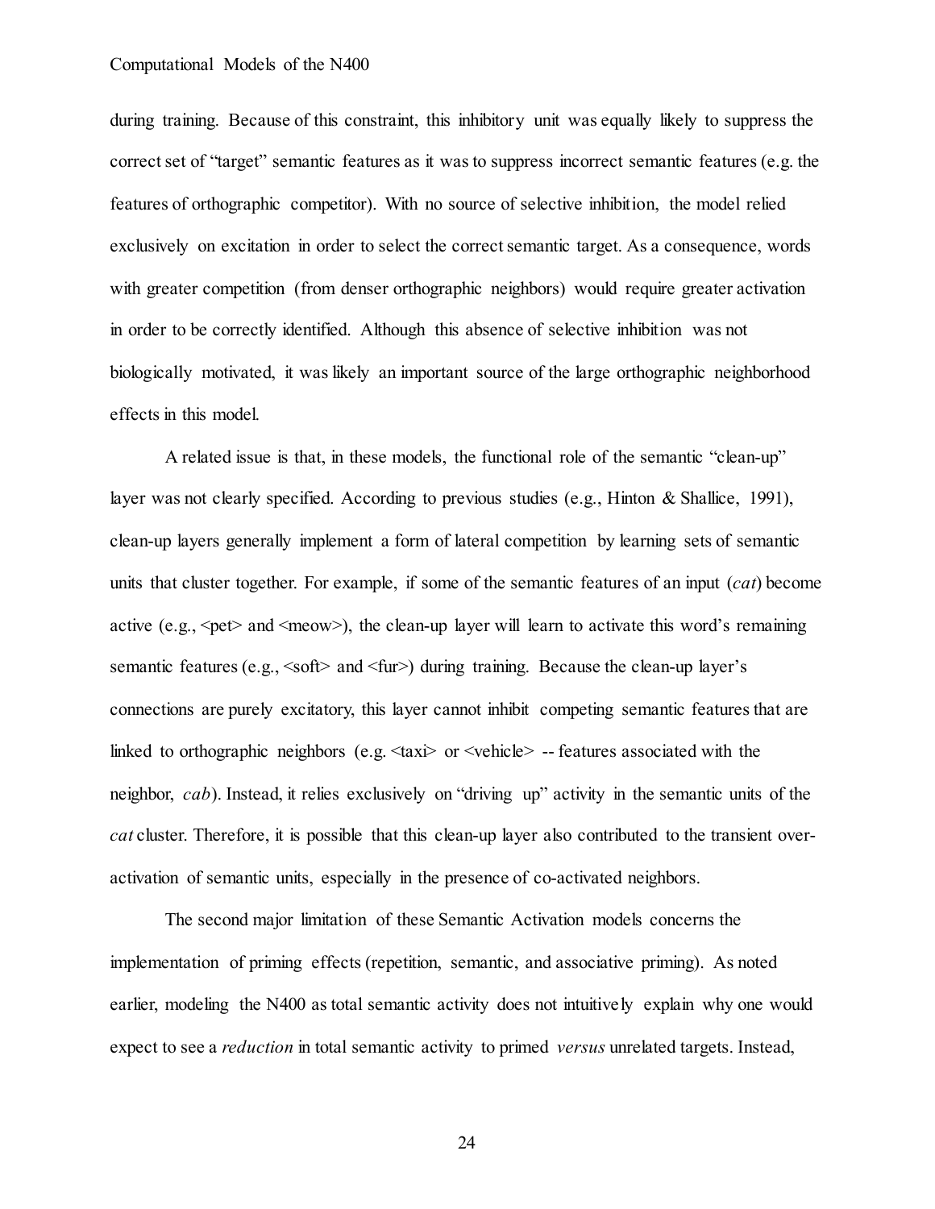during training. Because of this constraint, this inhibitory unit was equally likely to suppress the correct set of "target" semantic features as it was to suppress incorrect semantic features (e.g. the features of orthographic competitor). With no source of selective inhibition, the model relied exclusively on excitation in order to select the correct semantic target. As a consequence, words with greater competition (from denser orthographic neighbors) would require greater activation in order to be correctly identified. Although this absence of selective inhibition was not biologically motivated, it was likely an important source of the large orthographic neighborhood effects in this model.

A related issue is that, in these models, the functional role of the semantic "clean-up" layer was not clearly specified. According to previous studies (e.g., Hinton & Shallice, 1991), clean-up layers generally implement a form of lateral competition by learning sets of semantic units that cluster together. For example, if some of the semantic features of an input (*cat*) become active (e.g., <pet> and <meow>), the clean-up layer will learn to activate this word's remaining semantic features (e.g., <soft> and <fur>) during training. Because the clean-up layer's connections are purely excitatory, this layer cannot inhibit competing semantic features that are linked to orthographic neighbors (e.g. <taxi> or <vehicle> -- features associated with the neighbor, *cab*). Instead, it relies exclusively on "driving up" activity in the semantic units of the *cat* cluster. Therefore, it is possible that this clean-up layer also contributed to the transient over-activation of semantic units, especially in the presence of co-activated neighbors.

The second major limitation of these Semantic Activation models concerns the implementation of priming effects (repetition, semantic, and associative priming). As noted earlier, modeling the N400 as total semantic activity does not intuitively explain why one would expect to see a *reduction* in total semantic activity to primed *versus* unrelated targets. Instead,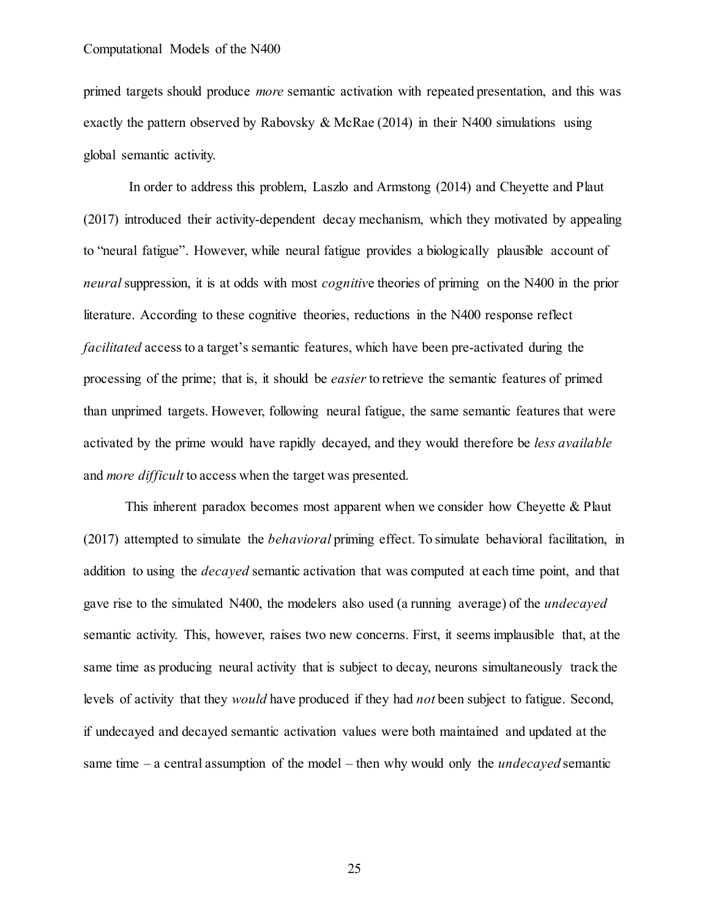primed targets should produce *more* semantic activation with repeated presentation, and this was exactly the pattern observed by Rabovsky & McRae (2014) in their N400 simulations using global semantic activity.

In order to address this problem, Laszlo and Armstong (2014) and Cheyette and Plaut (2017) introduced their activity-dependent decay mechanism, which they motivated by appealing to "neural fatigue". However, while neural fatigue provides a biologically plausible account of *neural* suppression, it is at odds with most *cognitive* theories of priming on the N400 in the prior literature. According to these cognitive theories, reductions in the N400 response reflect *facilitated* access to a target's semantic features, which have been pre-activated during the processing of the prime; that is, it should be *easier* to retrieve the semantic features of primed than unprimed targets. However, following neural fatigue, the same semantic features that were activated by the prime would have rapidly decayed, and they would therefore be *less available* and *more difficult* to access when the target was presented.

This inherent paradox becomes most apparent when we consider how Cheyette & Plaut (2017) attempted to simulate the *behavioral* priming effect. To simulate behavioral facilitation, in addition to using the *decayed* semantic activation that was computed at each time point, and that gave rise to the simulated N400, the modelers also used (a running average) of the *undecayed* semantic activity. This, however, raises two new concerns. First, it seems implausible that, at the same time as producing neural activity that is subject to decay, neurons simultaneously track the levels of activity that they *would* have produced if they had *not* been subject to fatigue. Second, if undecayed and decayed semantic activation values were both maintained and updated at the same time – a central assumption of the model – then why would only the *undecayed* semantic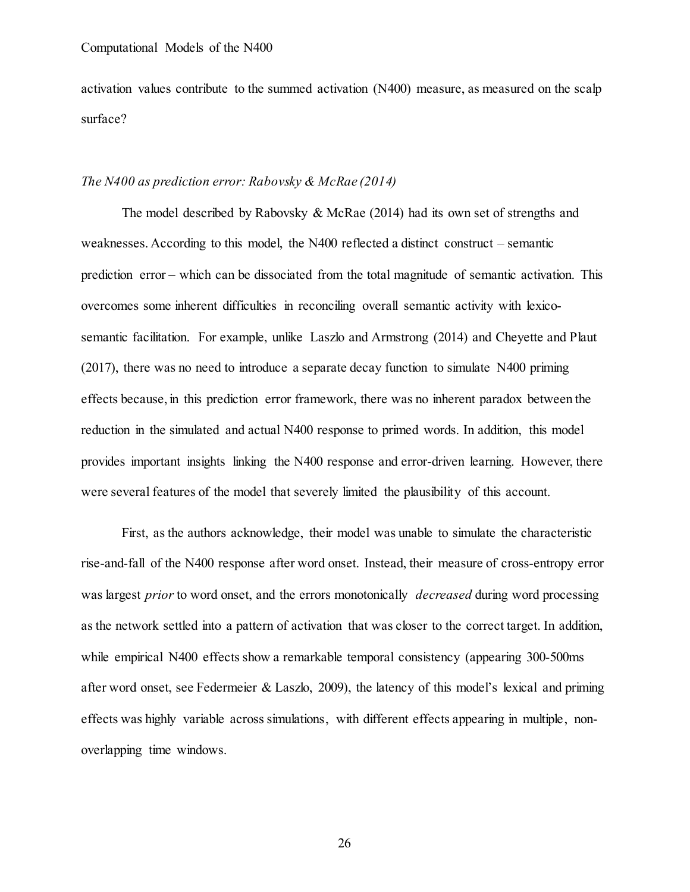activation values contribute to the summed activation (N400) measure, as measured on the scalp surface?

*The N400 as prediction error: Rabovsky & McRae (2014)*

The model described by Rabovsky & McRae (2014) had its own set of strengths and weaknesses. According to this model, the N400 reflected a distinct construct – semantic prediction error – which can be dissociated from the total magnitude of semantic activation. This overcomes some inherent difficulties in reconciling overall semantic activity with lexico-semantic facilitation. For example, unlike Laszlo and Armstrong (2014) and Cheyette and Plaut (2017), there was no need to introduce a separate decay function to simulate N400 priming effects because, in this prediction error framework, there was no inherent paradox between the reduction in the simulated and actual N400 response to primed words. In addition, this model provides important insights linking the N400 response and error-driven learning. However, there were several features of the model that severely limited the plausibility of this account.

First, as the authors acknowledge, their model was unable to simulate the characteristic rise-and-fall of the N400 response after word onset. Instead, their measure of cross-entropy error was largest *prior* to word onset, and the errors monotonically *decreased* during word processing as the network settled into a pattern of activation that was closer to the correct target. In addition, while empirical N400 effects show a remarkable temporal consistency (appearing 300-500ms after word onset, see Federmeier & Laszlo, 2009), the latency of this model's lexical and priming effects was highly variable across simulations, with different effects appearing in multiple, non-overlapping time windows.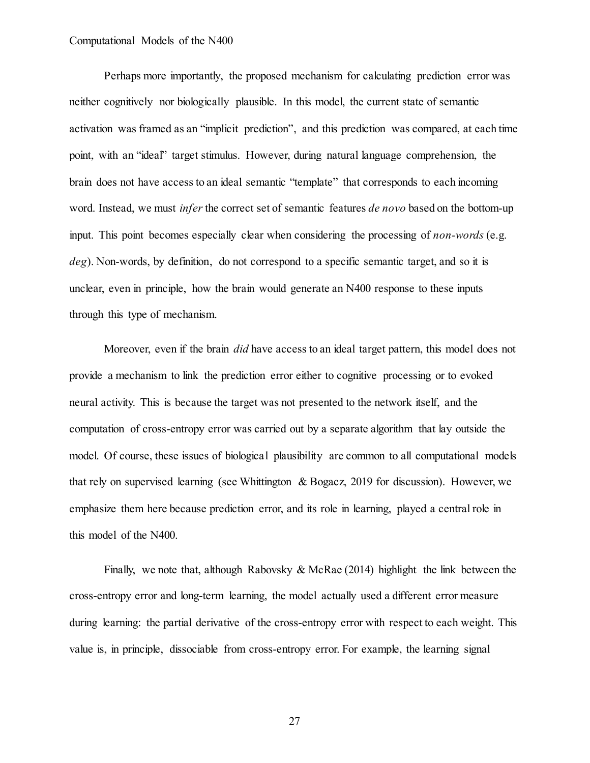Perhaps more importantly, the proposed mechanism for calculating prediction error was neither cognitively nor biologically plausible. In this model, the current state of semantic activation was framed as an "implicit prediction", and this prediction was compared, at each time point, with an "ideal" target stimulus. However, during natural language comprehension, the brain does not have access to an ideal semantic "template" that corresponds to each incoming word. Instead, we must *infer* the correct set of semantic features *de novo* based on the bottom-up input. This point becomes especially clear when considering the processing of *non-words* (e.g. *deg*). Non-words, by definition, do not correspond to a specific semantic target, and so it is unclear, even in principle, how the brain would generate an N400 response to these inputs through this type of mechanism.

Moreover, even if the brain *did* have access to an ideal target pattern, this model does not provide a mechanism to link the prediction error either to cognitive processing or to evoked neural activity. This is because the target was not presented to the network itself, and the computation of cross-entropy error was carried out by a separate algorithm that lay outside the model. Of course, these issues of biological plausibility are common to all computational models that rely on supervised learning (see Whittington & Bogacz, 2019 for discussion). However, we emphasize them here because prediction error, and its role in learning, played a central role in this model of the N400.

Finally, we note that, although Rabovsky & McRae (2014) highlight the link between the cross-entropy error and long-term learning, the model actually used a different error measure during learning: the partial derivative of the cross-entropy error with respect to each weight. This value is, in principle, dissociable from cross-entropy error. For example, the learning signal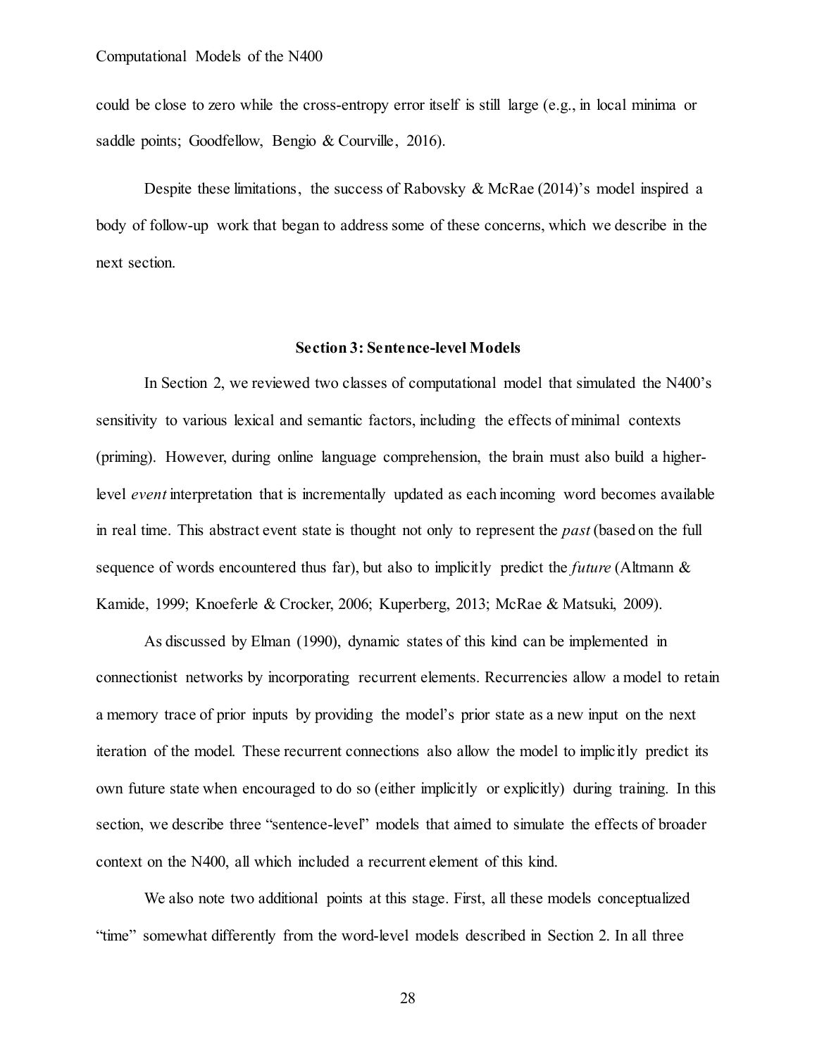could be close to zero while the cross-entropy error itself is still large (e.g., in local minima or saddle points; Goodfellow, Bengio & Courville, 2016).

Despite these limitations, the success of Rabovsky & McRae (2014)'s model inspired a body of follow-up work that began to address some of these concerns, which we describe in the next section.

### Section 3: Sentence-level Models

In Section 2, we reviewed two classes of computational model that simulated the N400's sensitivity to various lexical and semantic factors, including the effects of minimal contexts (priming). However, during online language comprehension, the brain must also build a higher-level *event* interpretation that is incrementally updated as each incoming word becomes available in real time. This abstract event state is thought not only to represent the *past* (based on the full sequence of words encountered thus far), but also to implicitly predict the *future* (Altmann & Kamide, 1999; Knoeferle & Crocker, 2006; Kuperberg, 2013; McRae & Matsuki, 2009).

As discussed by Elman (1990), dynamic states of this kind can be implemented in connectionist networks by incorporating recurrent elements. Recurrencies allow a model to retain a memory trace of prior inputs by providing the model's prior state as a new input on the next iteration of the model. These recurrent connections also allow the model to implicitly predict its own future state when encouraged to do so (either implicitly or explicitly) during training. In this section, we describe three "sentence-level" models that aimed to simulate the effects of broader context on the N400, all which included a recurrent element of this kind.

We also note two additional points at this stage. First, all these models conceptualized "time" somewhat differently from the word-level models described in Section 2. In all three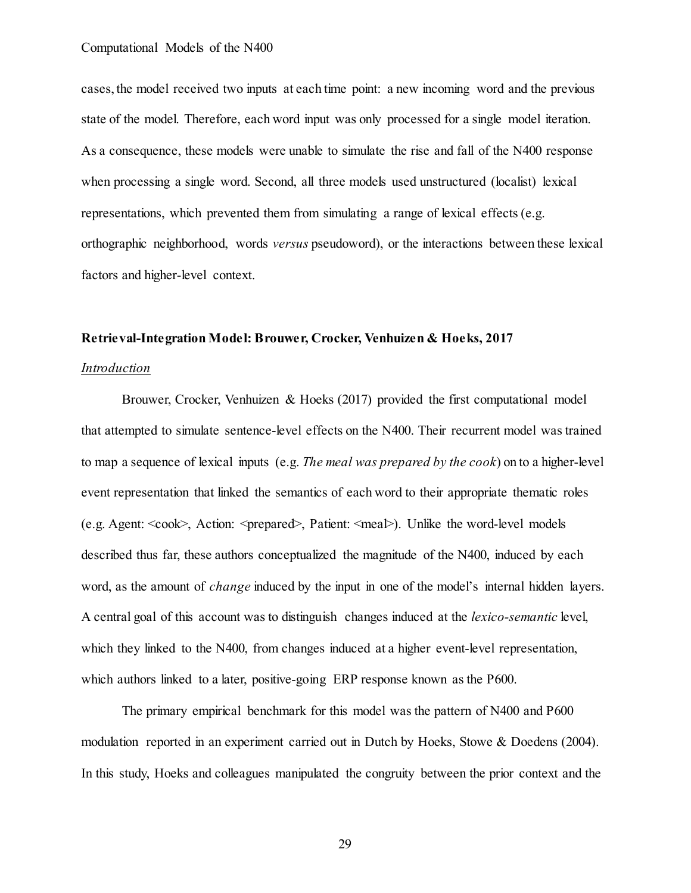cases, the model received two inputs at each time point: a new incoming word and the previous state of the model. Therefore, each word input was only processed for a single model iteration. As a consequence, these models were unable to simulate the rise and fall of the N400 response when processing a single word. Second, all three models used unstructured (localist) lexical representations, which prevented them from simulating a range of lexical effects (e.g. orthographic neighborhood, words *versus* pseudoword), or the interactions between these lexical factors and higher-level context.

**Retrieval-Integration Model: Brouwer, Crocker, Venhuizen & Hoeks, 2017**

*Introduction*

Brouwer, Crocker, Venhuizen & Hoeks (2017) provided the first computational model that attempted to simulate sentence-level effects on the N400. Their recurrent model was trained to map a sequence of lexical inputs (e.g. *The meal was prepared by the cook*) on to a higher-level event representation that linked the semantics of each word to their appropriate thematic roles (e.g. Agent: <cook>, Action: <prepared>, Patient: <meal>). Unlike the word-level models described thus far, these authors conceptualized the magnitude of the N400, induced by each word, as the amount of *change* induced by the input in one of the model's internal hidden layers. A central goal of this account was to distinguish changes induced at the *lexico-semantic* level, which they linked to the N400, from changes induced at a higher event-level representation, which authors linked to a later, positive-going ERP response known as the P600.

The primary empirical benchmark for this model was the pattern of N400 and P600 modulation reported in an experiment carried out in Dutch by Hoeks, Stowe & Doedens (2004). In this study, Hoeks and colleagues manipulated the congruity between the prior context and the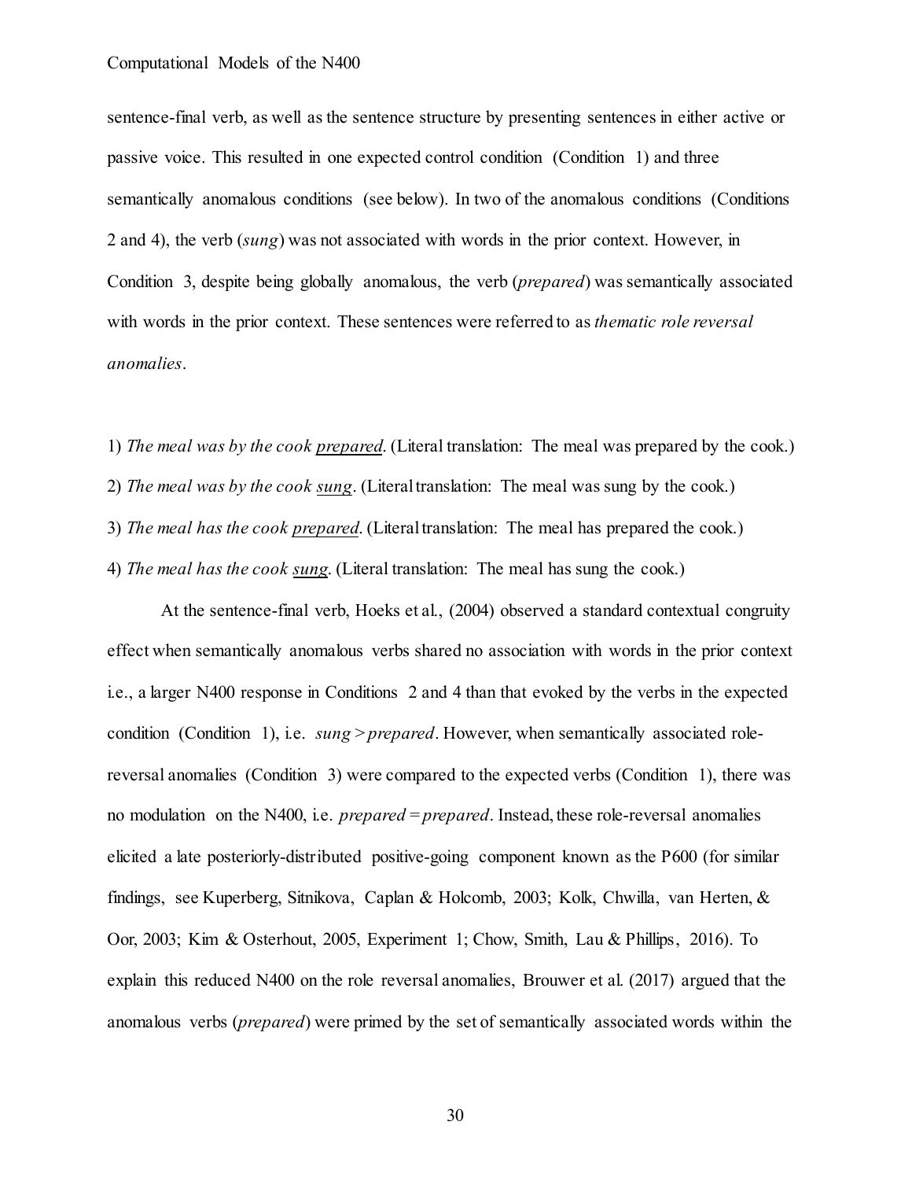sentence-final verb, as well as the sentence structure by presenting sentences in either active or passive voice. This resulted in one expected control condition (Condition 1) and three semantically anomalous conditions (see below). In two of the anomalous conditions (Conditions 2 and 4), the verb (*sung*) was not associated with words in the prior context. However, in Condition 3, despite being globally anomalous, the verb (*prepared*) was semantically associated with words in the prior context. These sentences were referred to as *thematic role reversal anomalies*.

1) *The meal was by the cook <u>prepared</u>.* (Literal translation: The meal was prepared by the cook.)

2) *The meal was by the cook <u>sung</u>.* (Literal translation: The meal was sung by the cook.)

3) *The meal has the cook <u>prepared</u>.* (Literal translation: The meal has prepared the cook.)

4) *The meal has the cook <u>sung</u>.* (Literal translation: The meal has sung the cook.)

At the sentence-final verb, Hoeks et al., (2004) observed a standard contextual congruity effect when semantically anomalous verbs shared no association with words in the prior context i.e., a larger N400 response in Conditions 2 and 4 than that evoked by the verbs in the expected condition (Condition 1), i.e. *sung > prepared*. However, when semantically associated role-reversal anomalies (Condition 3) were compared to the expected verbs (Condition 1), there was no modulation on the N400, i.e. *prepared = prepared*. Instead, these role-reversal anomalies elicited a late posteriorly-distributed positive-going component known as the P600 (for similar findings, see Kuperberg, Sitnikova, Caplan & Holcomb, 2003; Kolk, Chwilla, van Herten, & Oor, 2003; Kim & Osterhout, 2005, Experiment 1; Chow, Smith, Lau & Phillips, 2016). To explain this reduced N400 on the role reversal anomalies, Brouwer et al. (2017) argued that the anomalous verbs (*prepared*) were primed by the set of semantically associated words within the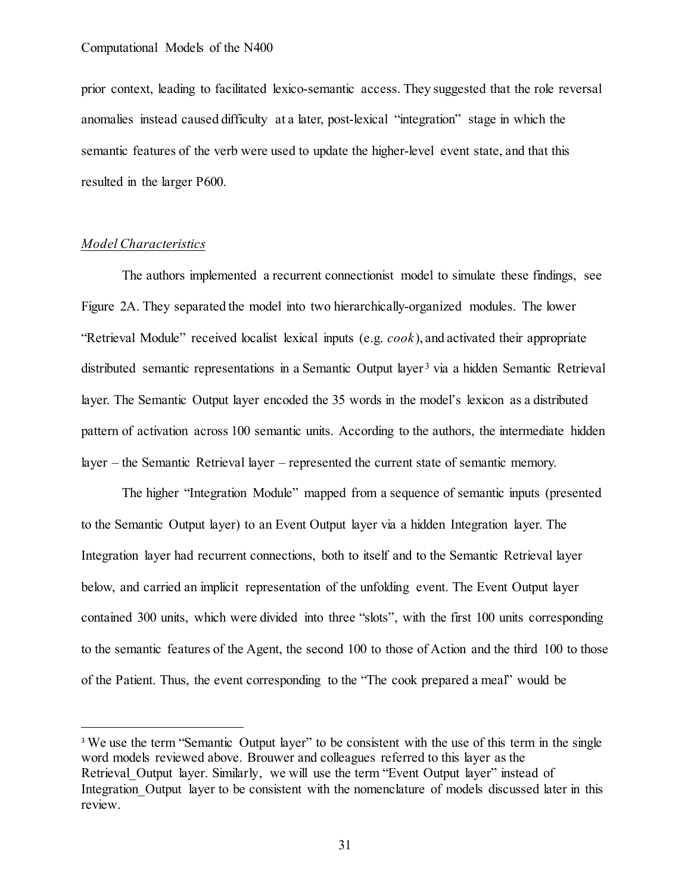prior context, leading to facilitated lexico-semantic access. They suggested that the role reversal anomalies instead caused difficulty at a later, post-lexical "integration" stage in which the semantic features of the verb were used to update the higher-level event state, and that this resulted in the larger P600.

### *Model Characteristics*

The authors implemented a recurrent connectionist model to simulate these findings, see Figure 2A. They separated the model into two hierarchically-organized modules. The lower "Retrieval Module" received localist lexical inputs (e.g. *cook*), and activated their appropriate distributed semantic representations in a Semantic Output layer[3] via a hidden Semantic Retrieval layer. The Semantic Output layer encoded the 35 words in the model's lexicon as a distributed pattern of activation across 100 semantic units. According to the authors, the intermediate hidden layer – the Semantic Retrieval layer – represented the current state of semantic memory.

The higher "Integration Module" mapped from a sequence of semantic inputs (presented to the Semantic Output layer) to an Event Output layer via a hidden Integration layer. The Integration layer had recurrent connections, both to itself and to the Semantic Retrieval layer below, and carried an implicit representation of the unfolding event. The Event Output layer contained 300 units, which were divided into three "slots", with the first 100 units corresponding to the semantic features of the Agent, the second 100 to those of Action and the third 100 to those of the Patient. Thus, the event corresponding to the "The cook prepared a meal" would be

---

[3] We use the term "Semantic Output layer" to be consistent with the use of this term in the single word models reviewed above. Brouwer and colleagues referred to this layer as the Retrieval_Output layer. Similarly, we will use the term "Event Output layer" instead of Integration_Output layer to be consistent with the nomenclature of models discussed later in this review.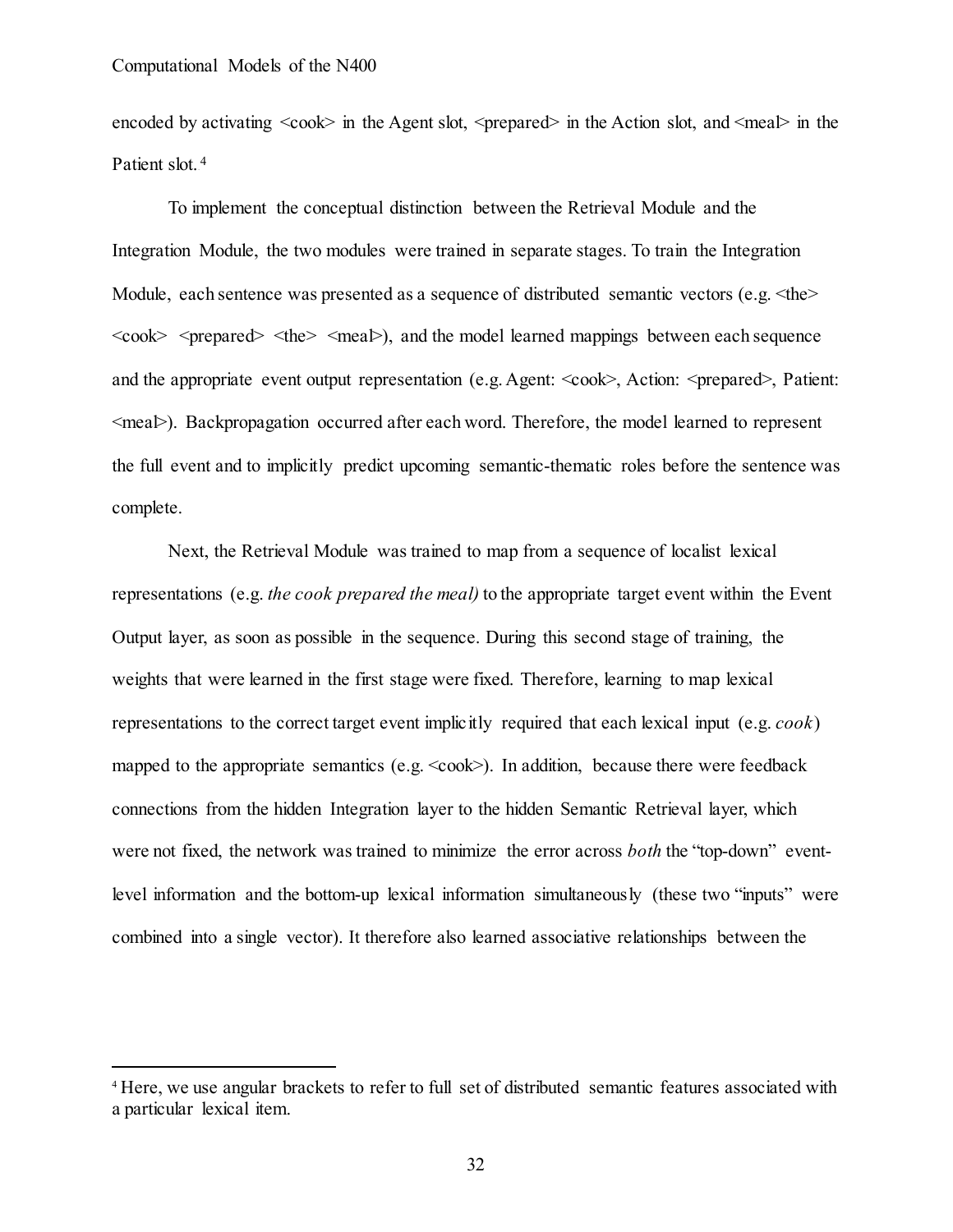encoded by activating <cook> in the Agent slot, <prepared> in the Action slot, and <meal> in the Patient slot.[4]

To implement the conceptual distinction between the Retrieval Module and the Integration Module, the two modules were trained in separate stages. To train the Integration Module, each sentence was presented as a sequence of distributed semantic vectors (e.g. <the> <cook> <prepared> <the> <meal>), and the model learned mappings between each sequence and the appropriate event output representation (e.g. Agent: <cook>, Action: <prepared>, Patient: <meal>). Backpropagation occurred after each word. Therefore, the model learned to represent the full event and to implicitly predict upcoming semantic-thematic roles before the sentence was complete.

Next, the Retrieval Module was trained to map from a sequence of localist lexical representations (e.g. *the cook prepared the meal)* to the appropriate target event within the Event Output layer, as soon as possible in the sequence. During this second stage of training, the weights that were learned in the first stage were fixed. Therefore, learning to map lexical representations to the correct target event implicitly required that each lexical input (e.g. *cook*) mapped to the appropriate semantics (e.g. <cook>). In addition, because there were feedback connections from the hidden Integration layer to the hidden Semantic Retrieval layer, which were not fixed, the network was trained to minimize the error across *both* the "top-down" event-level information and the bottom-up lexical information simultaneously (these two "inputs" were combined into a single vector). It therefore also learned associative relationships between the

---

[4] Here, we use angular brackets to refer to full set of distributed semantic features associated with a particular lexical item.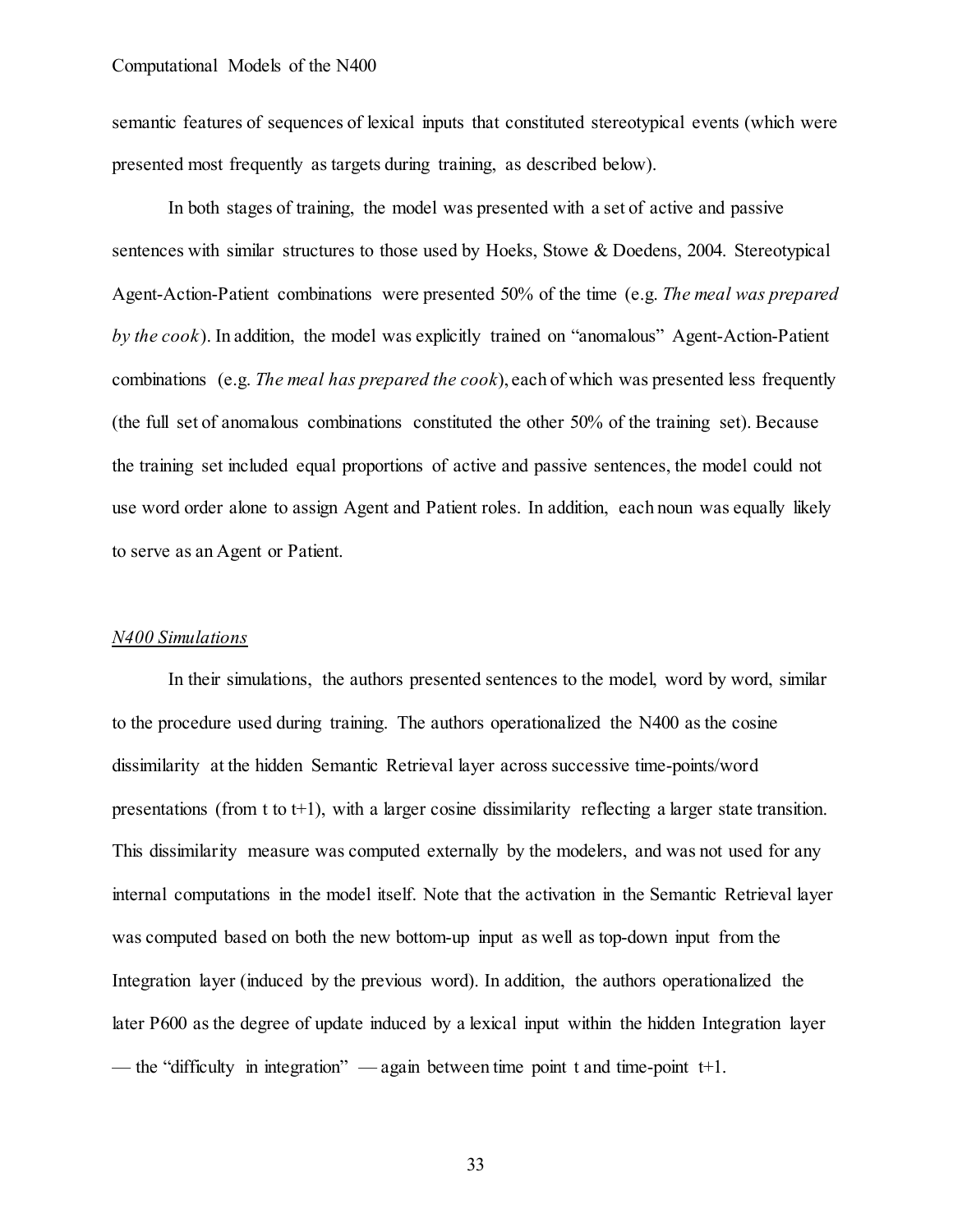semantic features of sequences of lexical inputs that constituted stereotypical events (which were presented most frequently as targets during training, as described below).

In both stages of training, the model was presented with a set of active and passive sentences with similar structures to those used by Hoeks, Stowe & Doedens, 2004. Stereotypical Agent-Action-Patient combinations were presented 50% of the time (e.g. *The meal was prepared by the cook*). In addition, the model was explicitly trained on "anomalous" Agent-Action-Patient combinations (e.g. *The meal has prepared the cook*), each of which was presented less frequently (the full set of anomalous combinations constituted the other 50% of the training set). Because the training set included equal proportions of active and passive sentences, the model could not use word order alone to assign Agent and Patient roles. In addition, each noun was equally likely to serve as an Agent or Patient.

## *N400 Simulations*

In their simulations, the authors presented sentences to the model, word by word, similar to the procedure used during training. The authors operationalized the N400 as the cosine dissimilarity at the hidden Semantic Retrieval layer across successive time-points/word presentations (from t to t+1), with a larger cosine dissimilarity reflecting a larger state transition. This dissimilarity measure was computed externally by the modelers, and was not used for any internal computations in the model itself. Note that the activation in the Semantic Retrieval layer was computed based on both the new bottom-up input as well as top-down input from the Integration layer (induced by the previous word). In addition, the authors operationalized the later P600 as the degree of update induced by a lexical input within the hidden Integration layer — the "difficulty in integration" — again between time point t and time-point t+1.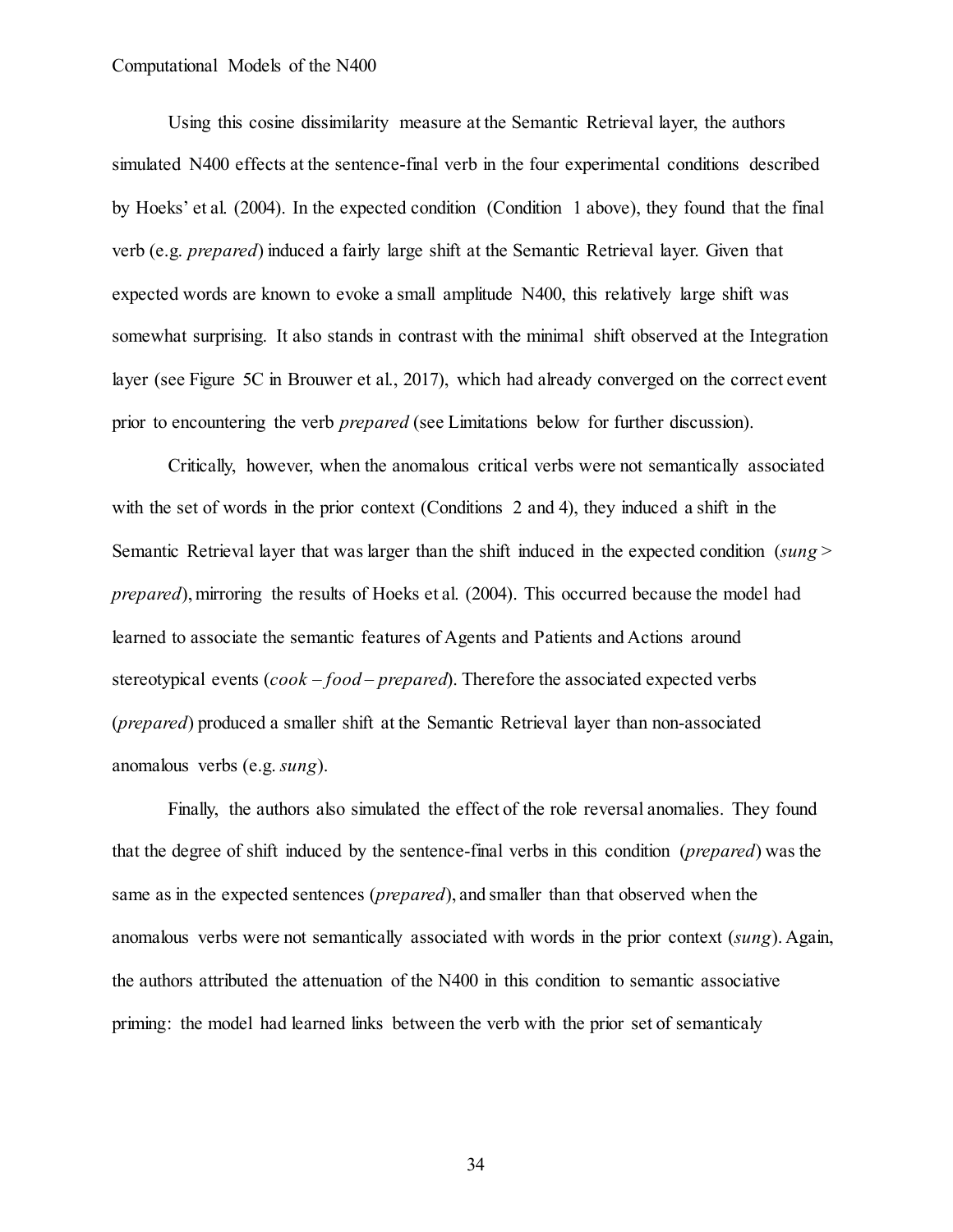Using this cosine dissimilarity measure at the Semantic Retrieval layer, the authors simulated N400 effects at the sentence-final verb in the four experimental conditions described by Hoeks' et al. (2004). In the expected condition (Condition 1 above), they found that the final verb (e.g. *prepared*) induced a fairly large shift at the Semantic Retrieval layer. Given that expected words are known to evoke a small amplitude N400, this relatively large shift was somewhat surprising. It also stands in contrast with the minimal shift observed at the Integration layer (see Figure 5C in Brouwer et al., 2017), which had already converged on the correct event prior to encountering the verb *prepared* (see Limitations below for further discussion).

Critically, however, when the anomalous critical verbs were not semantically associated with the set of words in the prior context (Conditions 2 and 4), they induced a shift in the Semantic Retrieval layer that was larger than the shift induced in the expected condition (*sung* > *prepared*), mirroring the results of Hoeks et al. (2004). This occurred because the model had learned to associate the semantic features of Agents and Patients and Actions around stereotypical events (*cook – food – prepared*). Therefore the associated expected verbs (*prepared*) produced a smaller shift at the Semantic Retrieval layer than non-associated anomalous verbs (e.g. *sung*).

Finally, the authors also simulated the effect of the role reversal anomalies. They found that the degree of shift induced by the sentence-final verbs in this condition (*prepared*) was the same as in the expected sentences (*prepared*), and smaller than that observed when the anomalous verbs were not semantically associated with words in the prior context (*sung*). Again, the authors attributed the attenuation of the N400 in this condition to semantic associative priming: the model had learned links between the verb with the prior set of semanticaly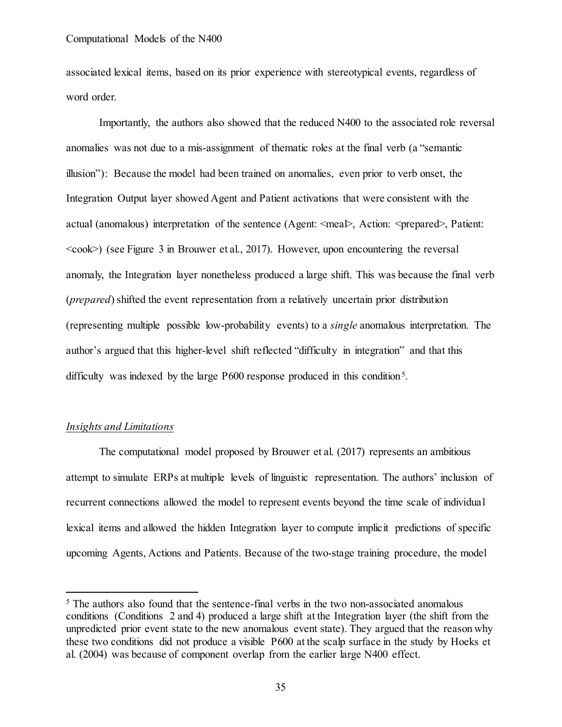associated lexical items, based on its prior experience with stereotypical events, regardless of word order.

Importantly, the authors also showed that the reduced N400 to the associated role reversal anomalies was not due to a mis-assignment of thematic roles at the final verb (a "semantic illusion"): Because the model had been trained on anomalies, even prior to verb onset, the Integration Output layer showed Agent and Patient activations that were consistent with the actual (anomalous) interpretation of the sentence (Agent: <meal>, Action: <prepared>, Patient: <cook>) (see Figure 3 in Brouwer et al., 2017). However, upon encountering the reversal anomaly, the Integration layer nonetheless produced a large shift. This was because the final verb (*prepared*) shifted the event representation from a relatively uncertain prior distribution (representing multiple possible low-probability events) to a *single* anomalous interpretation. The author's argued that this higher-level shift reflected "difficulty in integration" and that this difficulty was indexed by the large P600 response produced in this condition[5].

## *Insights and Limitations*

The computational model proposed by Brouwer et al. (2017) represents an ambitious attempt to simulate ERPs at multiple levels of linguistic representation. The authors' inclusion of recurrent connections allowed the model to represent events beyond the time scale of individual lexical items and allowed the hidden Integration layer to compute implicit predictions of specific upcoming Agents, Actions and Patients. Because of the two-stage training procedure, the model

---

[5] The authors also found that the sentence-final verbs in the two non-associated anomalous conditions (Conditions 2 and 4) produced a large shift at the Integration layer (the shift from the unpredicted prior event state to the new anomalous event state). They argued that the reason why these two conditions did not produce a visible P600 at the scalp surface in the study by Hoeks et al. (2004) was because of component overlap from the earlier large N400 effect.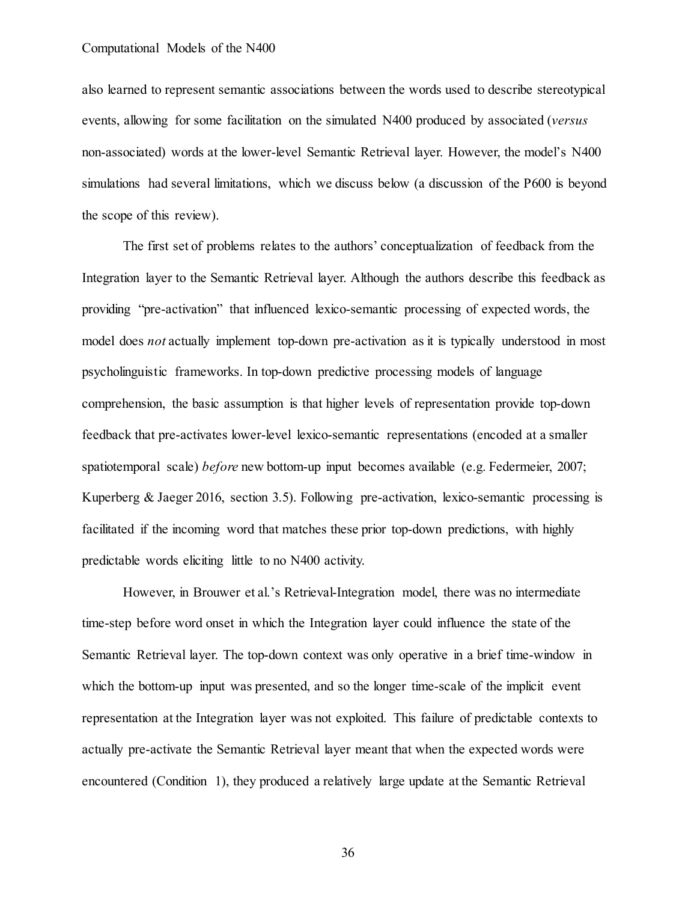also learned to represent semantic associations between the words used to describe stereotypical events, allowing for some facilitation on the simulated N400 produced by associated (*versus* non-associated) words at the lower-level Semantic Retrieval layer. However, the model's N400 simulations had several limitations, which we discuss below (a discussion of the P600 is beyond the scope of this review).

The first set of problems relates to the authors' conceptualization of feedback from the Integration layer to the Semantic Retrieval layer. Although the authors describe this feedback as providing "pre-activation" that influenced lexico-semantic processing of expected words, the model does *not* actually implement top-down pre-activation as it is typically understood in most psycholinguistic frameworks. In top-down predictive processing models of language comprehension, the basic assumption is that higher levels of representation provide top-down feedback that pre-activates lower-level lexico-semantic representations (encoded at a smaller spatiotemporal scale) *before* new bottom-up input becomes available (e.g. Federmeier, 2007; Kuperberg & Jaeger 2016, section 3.5). Following pre-activation, lexico-semantic processing is facilitated if the incoming word that matches these prior top-down predictions, with highly predictable words eliciting little to no N400 activity.

However, in Brouwer et al.'s Retrieval-Integration model, there was no intermediate time-step before word onset in which the Integration layer could influence the state of the Semantic Retrieval layer. The top-down context was only operative in a brief time-window in which the bottom-up input was presented, and so the longer time-scale of the implicit event representation at the Integration layer was not exploited. This failure of predictable contexts to actually pre-activate the Semantic Retrieval layer meant that when the expected words were encountered (Condition 1), they produced a relatively large update at the Semantic Retrieval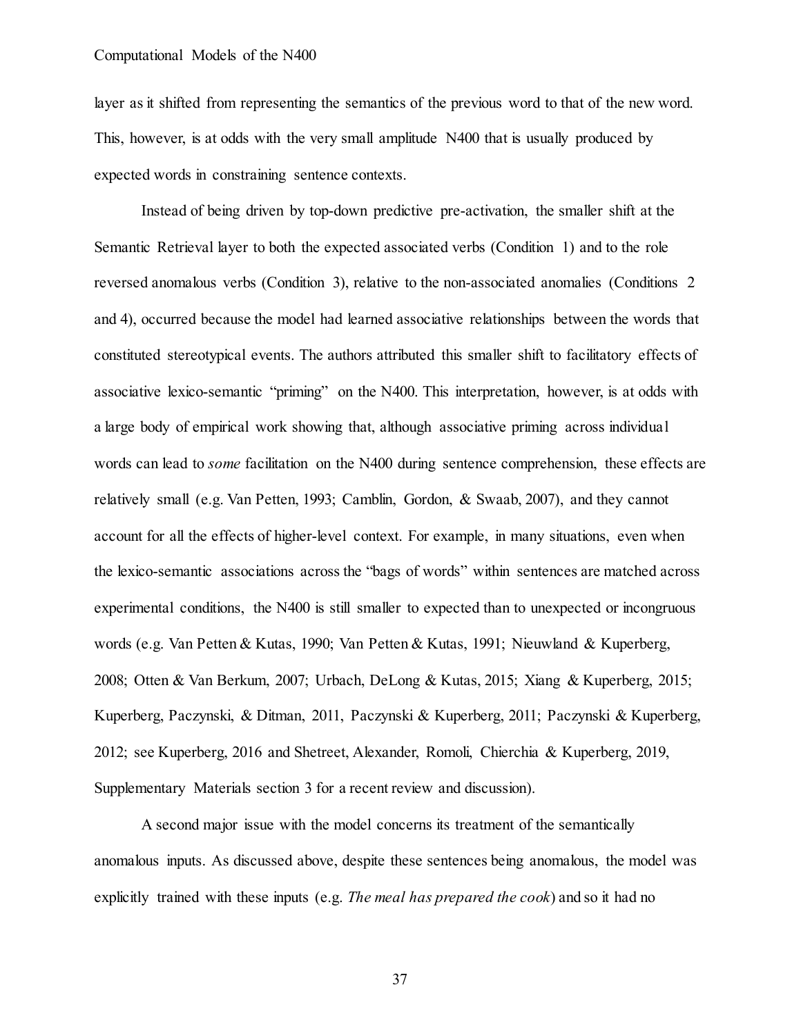layer as it shifted from representing the semantics of the previous word to that of the new word. This, however, is at odds with the very small amplitude N400 that is usually produced by expected words in constraining sentence contexts.

Instead of being driven by top-down predictive pre-activation, the smaller shift at the Semantic Retrieval layer to both the expected associated verbs (Condition 1) and to the role reversed anomalous verbs (Condition 3), relative to the non-associated anomalies (Conditions 2 and 4), occurred because the model had learned associative relationships between the words that constituted stereotypical events. The authors attributed this smaller shift to facilitatory effects of associative lexico-semantic "priming" on the N400. This interpretation, however, is at odds with a large body of empirical work showing that, although associative priming across individual words can lead to *some* facilitation on the N400 during sentence comprehension, these effects are relatively small (e.g. Van Petten, 1993; Camblin, Gordon, & Swaab, 2007), and they cannot account for all the effects of higher-level context. For example, in many situations, even when the lexico-semantic associations across the "bags of words" within sentences are matched across experimental conditions, the N400 is still smaller to expected than to unexpected or incongruous words (e.g. Van Petten & Kutas, 1990; Van Petten & Kutas, 1991; Nieuwland & Kuperberg, 2008; Otten & Van Berkum, 2007; Urbach, DeLong & Kutas, 2015; Xiang & Kuperberg, 2015; Kuperberg, Paczynski, & Ditman, 2011, Paczynski & Kuperberg, 2011; Paczynski & Kuperberg, 2012; see Kuperberg, 2016 and Shetreet, Alexander, Romoli, Chierchia & Kuperberg, 2019, Supplementary Materials section 3 for a recent review and discussion).

A second major issue with the model concerns its treatment of the semantically anomalous inputs. As discussed above, despite these sentences being anomalous, the model was explicitly trained with these inputs (e.g. *The meal has prepared the cook*) and so it had no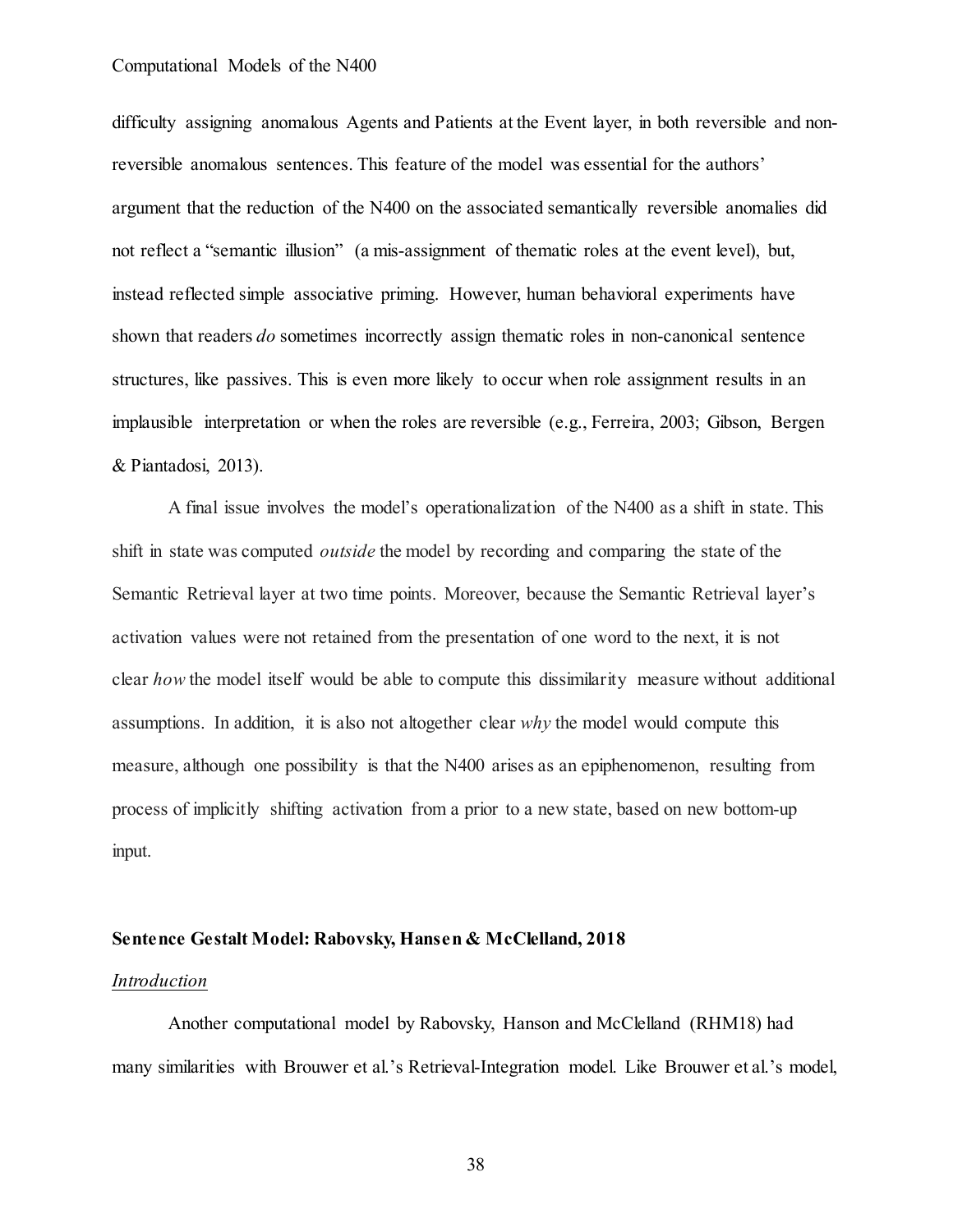difficulty assigning anomalous Agents and Patients at the Event layer, in both reversible and non-reversible anomalous sentences. This feature of the model was essential for the authors' argument that the reduction of the N400 on the associated semantically reversible anomalies did not reflect a "semantic illusion" (a mis-assignment of thematic roles at the event level), but, instead reflected simple associative priming. However, human behavioral experiments have shown that readers *do* sometimes incorrectly assign thematic roles in non-canonical sentence structures, like passives. This is even more likely to occur when role assignment results in an implausible interpretation or when the roles are reversible (e.g., Ferreira, 2003; Gibson, Bergen & Piantadosi, 2013).

A final issue involves the model's operationalization of the N400 as a shift in state. This shift in state was computed *outside* the model by recording and comparing the state of the Semantic Retrieval layer at two time points. Moreover, because the Semantic Retrieval layer's activation values were not retained from the presentation of one word to the next, it is not clear *how* the model itself would be able to compute this dissimilarity measure without additional assumptions. In addition, it is also not altogether clear *why* the model would compute this measure, although one possibility is that the N400 arises as an epiphenomenon, resulting from process of implicitly shifting activation from a prior to a new state, based on new bottom-up input.

**Sentence Gestalt Model: Rabovsky, Hansen & McClelland, 2018**

*Introduction*

Another computational model by Rabovsky, Hanson and McClelland (RHM18) had many similarities with Brouwer et al.'s Retrieval-Integration model. Like Brouwer et al.'s model,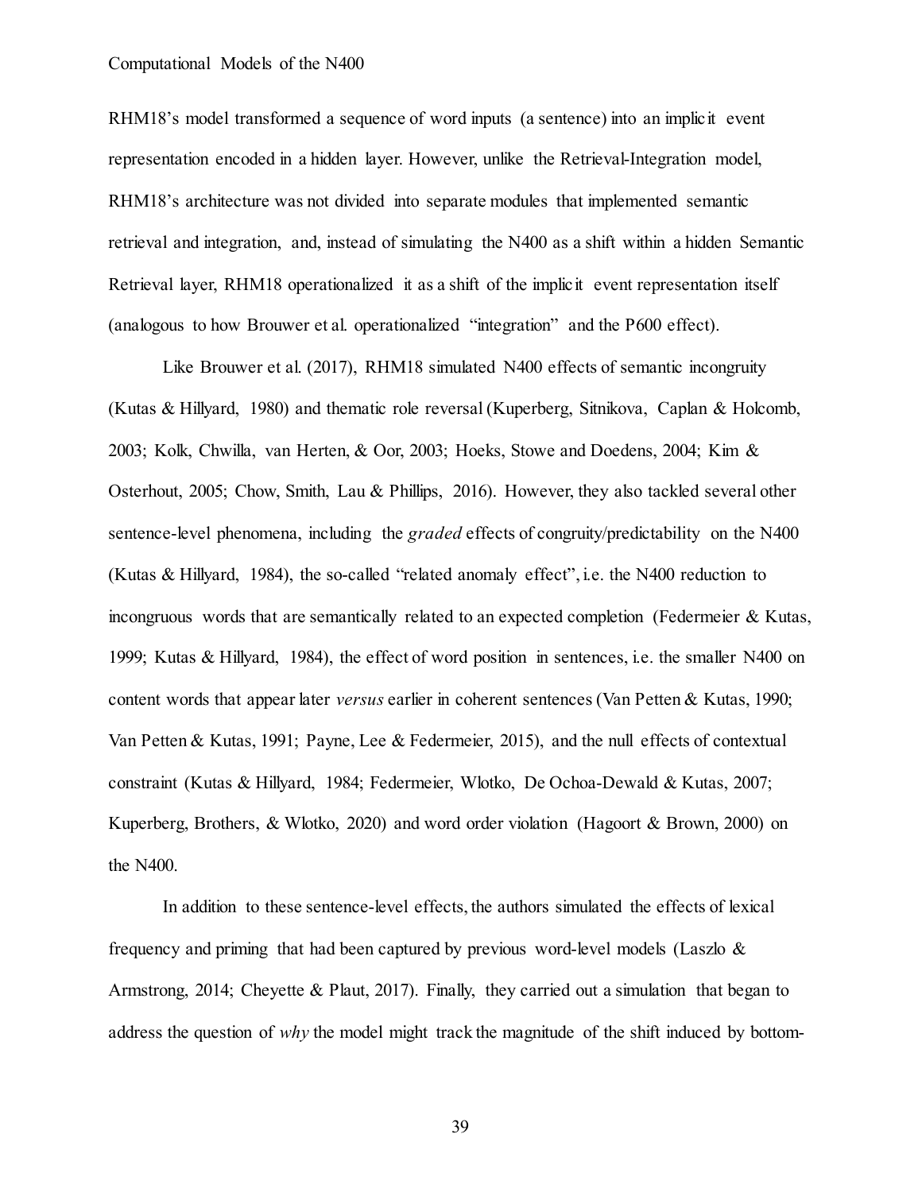RHM18's model transformed a sequence of word inputs (a sentence) into an implicit event representation encoded in a hidden layer. However, unlike the Retrieval-Integration model, RHM18's architecture was not divided into separate modules that implemented semantic retrieval and integration, and, instead of simulating the N400 as a shift within a hidden Semantic Retrieval layer, RHM18 operationalized it as a shift of the implicit event representation itself (analogous to how Brouwer et al. operationalized "integration" and the P600 effect).

Like Brouwer et al. (2017), RHM18 simulated N400 effects of semantic incongruity (Kutas & Hillyard, 1980) and thematic role reversal (Kuperberg, Sitnikova, Caplan & Holcomb, 2003; Kolk, Chwilla, van Herten, & Oor, 2003; Hoeks, Stowe and Doedens, 2004; Kim & Osterhout, 2005; Chow, Smith, Lau & Phillips, 2016). However, they also tackled several other sentence-level phenomena, including the *graded* effects of congruity/predictability on the N400 (Kutas & Hillyard, 1984), the so-called "related anomaly effect", i.e. the N400 reduction to incongruous words that are semantically related to an expected completion (Federmeier & Kutas, 1999; Kutas & Hillyard, 1984), the effect of word position in sentences, i.e. the smaller N400 on content words that appear later *versus* earlier in coherent sentences (Van Petten & Kutas, 1990; Van Petten & Kutas, 1991; Payne, Lee & Federmeier, 2015), and the null effects of contextual constraint (Kutas & Hillyard, 1984; Federmeier, Wlotko, De Ochoa-Dewald & Kutas, 2007; Kuperberg, Brothers, & Wlotko, 2020) and word order violation (Hagoort & Brown, 2000) on the N400.

In addition to these sentence-level effects, the authors simulated the effects of lexical frequency and priming that had been captured by previous word-level models (Laszlo & Armstrong, 2014; Cheyette & Plaut, 2017). Finally, they carried out a simulation that began to address the question of *why* the model might track the magnitude of the shift induced by bottom-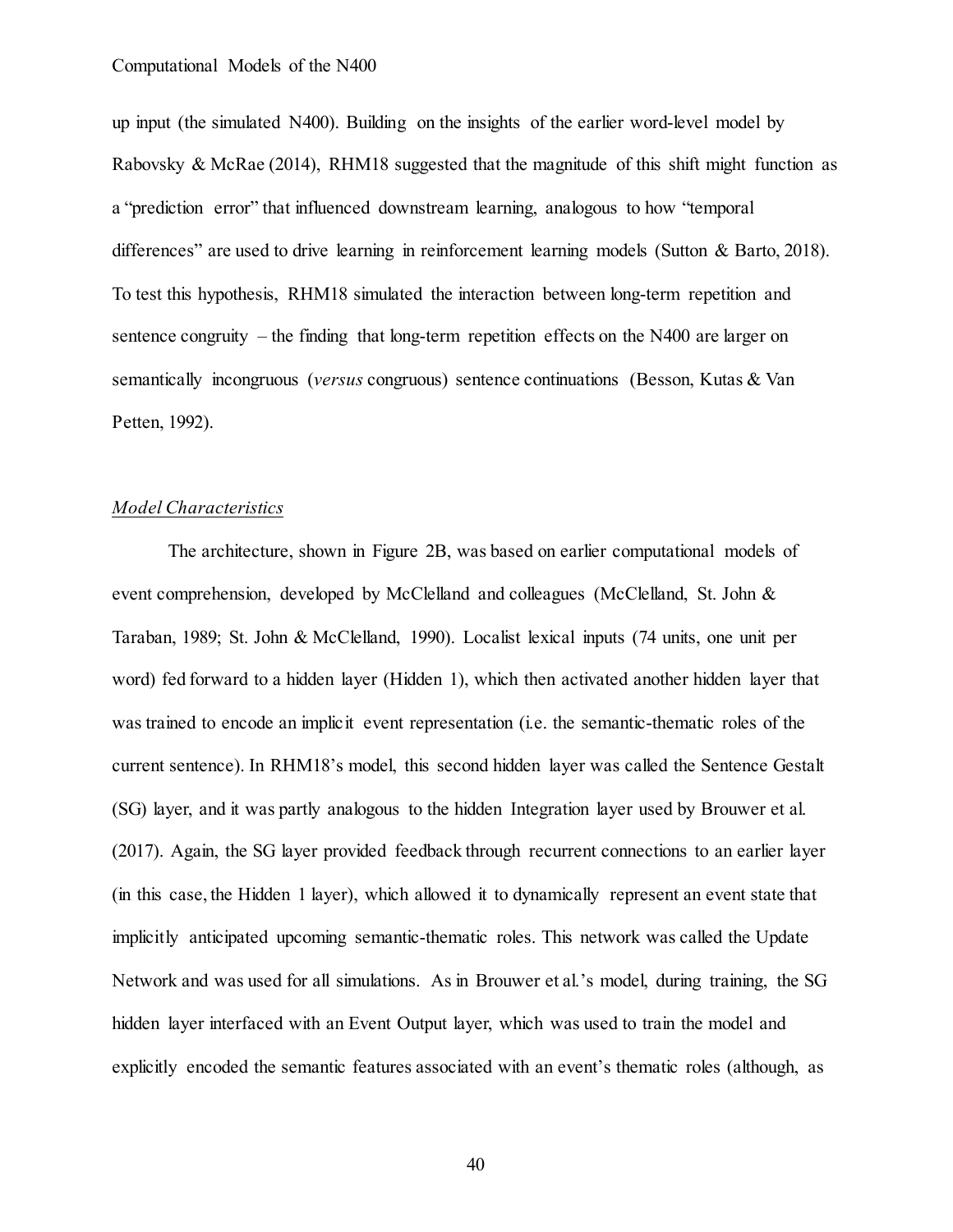up input (the simulated N400). Building on the insights of the earlier word-level model by Rabovsky & McRae (2014), RHM18 suggested that the magnitude of this shift might function as a "prediction error" that influenced downstream learning, analogous to how "temporal differences" are used to drive learning in reinforcement learning models (Sutton & Barto, 2018). To test this hypothesis, RHM18 simulated the interaction between long-term repetition and sentence congruity – the finding that long-term repetition effects on the N400 are larger on semantically incongruous (*versus* congruous) sentence continuations (Besson, Kutas & Van Petten, 1992).

### *Model Characteristics*

The architecture, shown in Figure 2B, was based on earlier computational models of event comprehension, developed by McClelland and colleagues (McClelland, St. John & Taraban, 1989; St. John & McClelland, 1990). Localist lexical inputs (74 units, one unit per word) fed forward to a hidden layer (Hidden 1), which then activated another hidden layer that was trained to encode an implicit event representation (i.e. the semantic-thematic roles of the current sentence). In RHM18's model, this second hidden layer was called the Sentence Gestalt (SG) layer, and it was partly analogous to the hidden Integration layer used by Brouwer et al. (2017). Again, the SG layer provided feedback through recurrent connections to an earlier layer (in this case, the Hidden 1 layer), which allowed it to dynamically represent an event state that implicitly anticipated upcoming semantic-thematic roles. This network was called the Update Network and was used for all simulations. As in Brouwer et al.'s model, during training, the SG hidden layer interfaced with an Event Output layer, which was used to train the model and explicitly encoded the semantic features associated with an event's thematic roles (although, as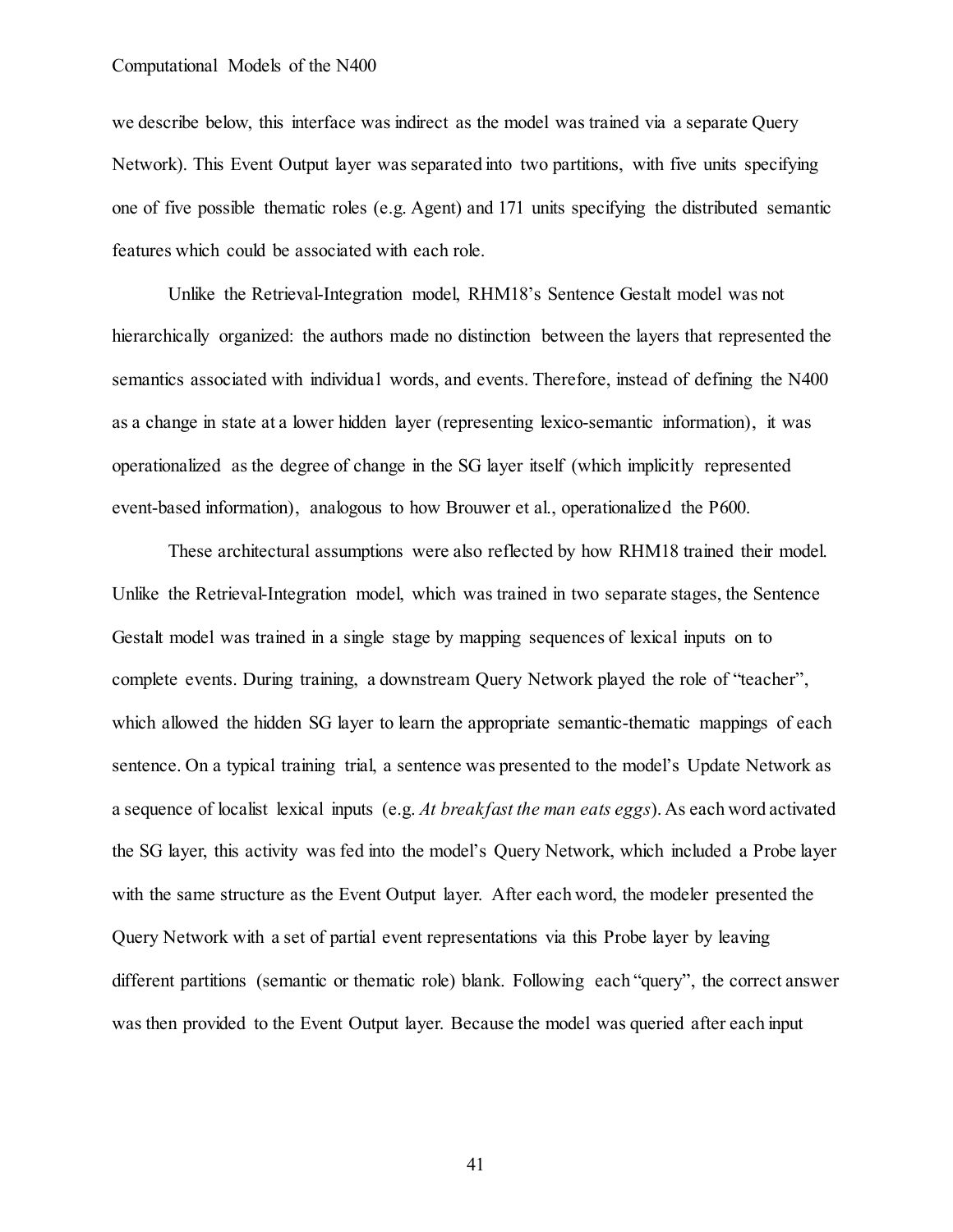we describe below, this interface was indirect as the model was trained via a separate Query Network). This Event Output layer was separated into two partitions, with five units specifying one of five possible thematic roles (e.g. Agent) and 171 units specifying the distributed semantic features which could be associated with each role.

Unlike the Retrieval-Integration model, RHM18's Sentence Gestalt model was not hierarchically organized: the authors made no distinction between the layers that represented the semantics associated with individual words, and events. Therefore, instead of defining the N400 as a change in state at a lower hidden layer (representing lexico-semantic information), it was operationalized as the degree of change in the SG layer itself (which implicitly represented event-based information), analogous to how Brouwer et al., operationalized the P600.

These architectural assumptions were also reflected by how RHM18 trained their model. Unlike the Retrieval-Integration model, which was trained in two separate stages, the Sentence Gestalt model was trained in a single stage by mapping sequences of lexical inputs on to complete events. During training, a downstream Query Network played the role of "teacher", which allowed the hidden SG layer to learn the appropriate semantic-thematic mappings of each sentence. On a typical training trial, a sentence was presented to the model's Update Network as a sequence of localist lexical inputs (e.g. *At breakfast the man eats eggs*). As each word activated the SG layer, this activity was fed into the model's Query Network, which included a Probe layer with the same structure as the Event Output layer. After each word, the modeler presented the Query Network with a set of partial event representations via this Probe layer by leaving different partitions (semantic or thematic role) blank. Following each "query", the correct answer was then provided to the Event Output layer. Because the model was queried after each input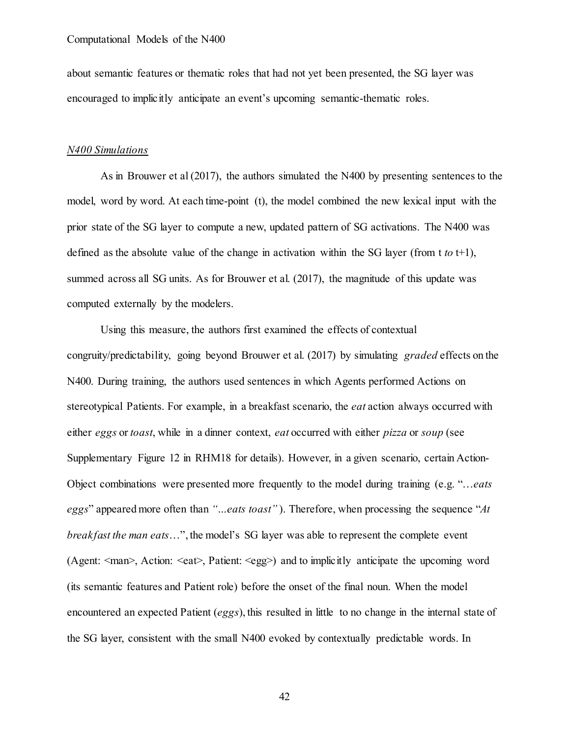about semantic features or thematic roles that had not yet been presented, the SG layer was encouraged to implicitly anticipate an event's upcoming semantic-thematic roles.

*N400 Simulations*

As in Brouwer et al (2017), the authors simulated the N400 by presenting sentences to the model, word by word. At each time-point (t), the model combined the new lexical input with the prior state of the SG layer to compute a new, updated pattern of SG activations. The N400 was defined as the absolute value of the change in activation within the SG layer (from t *to* t+1), summed across all SG units. As for Brouwer et al. (2017), the magnitude of this update was computed externally by the modelers.

Using this measure, the authors first examined the effects of contextual congruity/predictability, going beyond Brouwer et al. (2017) by simulating *graded* effects on the N400. During training, the authors used sentences in which Agents performed Actions on stereotypical Patients. For example, in a breakfast scenario, the *eat* action always occurred with either *eggs* or *toast*, while in a dinner context, *eat* occurred with either *pizza* or *soup* (see Supplementary Figure 12 in RHM18 for details). However, in a given scenario, certain Action-Object combinations were presented more frequently to the model during training (e.g. "*…eats eggs*" appeared more often than *"...eats toast"*). Therefore, when processing the sequence "*At breakfast the man eats…*", the model's SG layer was able to represent the complete event (Agent: <man>, Action: <eat>, Patient: <egg>) and to implicitly anticipate the upcoming word (its semantic features and Patient role) before the onset of the final noun. When the model encountered an expected Patient (*eggs*), this resulted in little to no change in the internal state of the SG layer, consistent with the small N400 evoked by contextually predictable words. In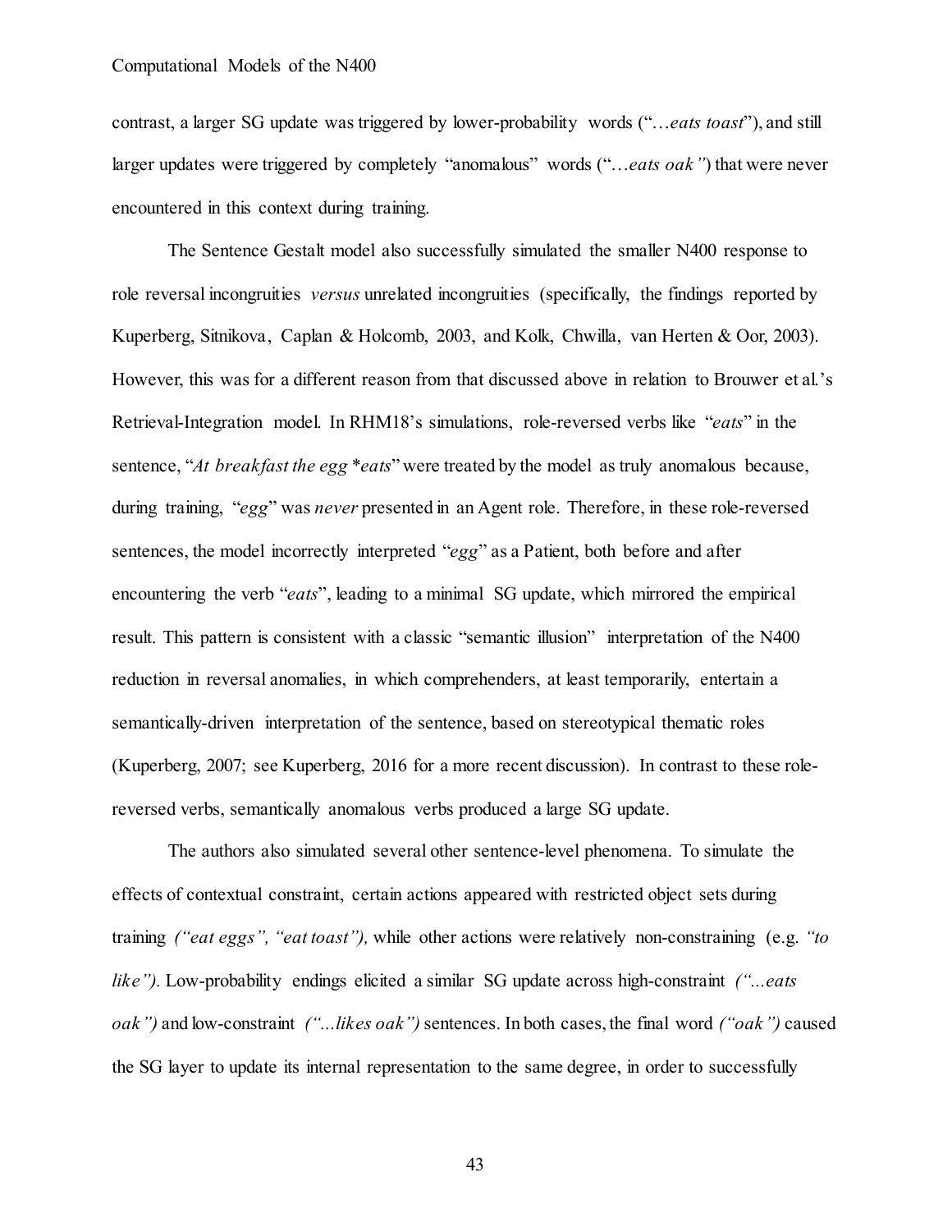contrast, a larger SG update was triggered by lower-probability words ("…*eats toast*"), and still larger updates were triggered by completely "anomalous" words ("…*eats oak"*) that were never encountered in this context during training.

The Sentence Gestalt model also successfully simulated the smaller N400 response to role reversal incongruities *versus* unrelated incongruities (specifically, the findings reported by Kuperberg, Sitnikova, Caplan & Holcomb, 2003, and Kolk, Chwilla, van Herten & Oor, 2003). However, this was for a different reason from that discussed above in relation to Brouwer et al.'s Retrieval-Integration model. In RHM18's simulations, role-reversed verbs like "*eats*" in the sentence, "*At breakfast the egg* **eats*" were treated by the model as truly anomalous because, during training, "*egg*" was *never* presented in an Agent role. Therefore, in these role-reversed sentences, the model incorrectly interpreted "*egg*" as a Patient, both before and after encountering the verb "*eats*", leading to a minimal SG update, which mirrored the empirical result. This pattern is consistent with a classic "semantic illusion" interpretation of the N400 reduction in reversal anomalies, in which comprehenders, at least temporarily, entertain a semantically-driven interpretation of the sentence, based on stereotypical thematic roles (Kuperberg, 2007; see Kuperberg, 2016 for a more recent discussion). In contrast to these role-reversed verbs, semantically anomalous verbs produced a large SG update.

The authors also simulated several other sentence-level phenomena. To simulate the effects of contextual constraint, certain actions appeared with restricted object sets during training *("eat eggs", "eat toast"),* while other actions were relatively non-constraining (e.g. *"to like").* Low-probability endings elicited a similar SG update across high-constraint *("...eats oak")* and low-constraint *("...likes oak")* sentences. In both cases, the final word *("oak")* caused the SG layer to update its internal representation to the same degree, in order to successfully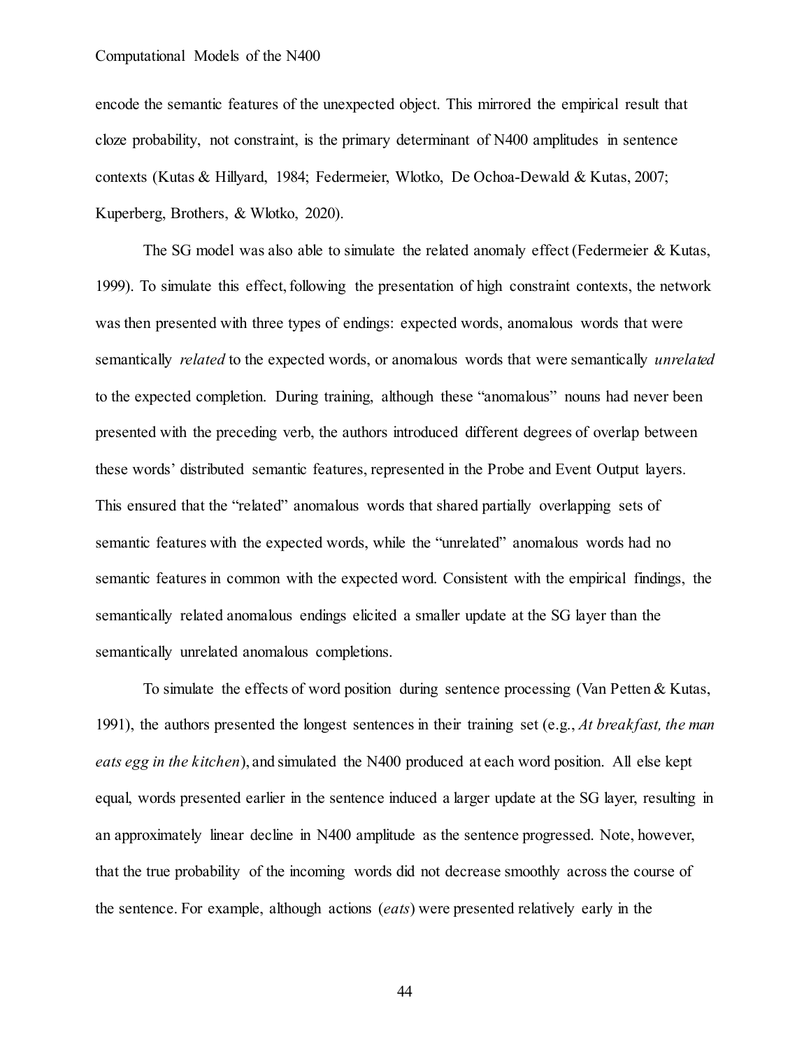encode the semantic features of the unexpected object. This mirrored the empirical result that cloze probability, not constraint, is the primary determinant of N400 amplitudes in sentence contexts (Kutas & Hillyard, 1984; Federmeier, Wlotko, De Ochoa-Dewald & Kutas, 2007; Kuperberg, Brothers, & Wlotko, 2020).

The SG model was also able to simulate the related anomaly effect (Federmeier & Kutas, 1999). To simulate this effect, following the presentation of high constraint contexts, the network was then presented with three types of endings: expected words, anomalous words that were semantically *related* to the expected words, or anomalous words that were semantically *unrelated* to the expected completion. During training, although these "anomalous" nouns had never been presented with the preceding verb, the authors introduced different degrees of overlap between these words' distributed semantic features, represented in the Probe and Event Output layers. This ensured that the "related" anomalous words that shared partially overlapping sets of semantic features with the expected words, while the "unrelated" anomalous words had no semantic features in common with the expected word. Consistent with the empirical findings, the semantically related anomalous endings elicited a smaller update at the SG layer than the semantically unrelated anomalous completions.

To simulate the effects of word position during sentence processing (Van Petten & Kutas, 1991), the authors presented the longest sentences in their training set (e.g., *At breakfast, the man eats egg in the kitchen*), and simulated the N400 produced at each word position. All else kept equal, words presented earlier in the sentence induced a larger update at the SG layer, resulting in an approximately linear decline in N400 amplitude as the sentence progressed. Note, however, that the true probability of the incoming words did not decrease smoothly across the course of the sentence. For example, although actions (*eats*) were presented relatively early in the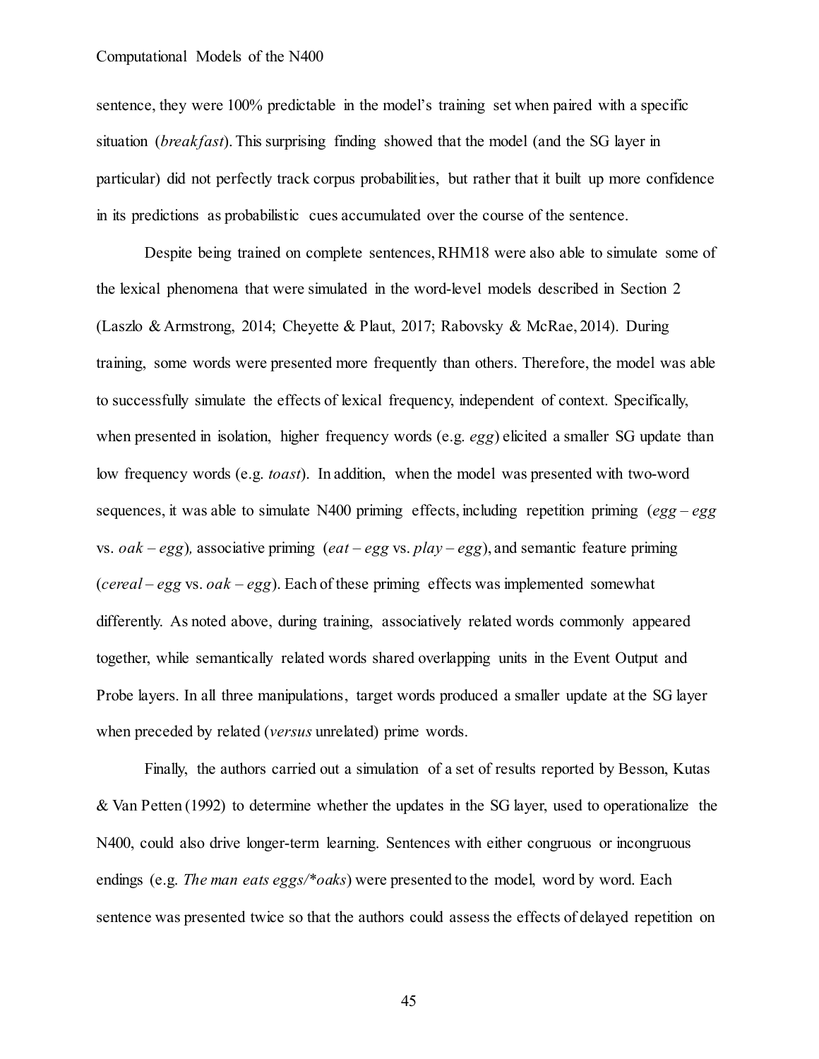sentence, they were 100% predictable in the model's training set when paired with a specific situation (*breakfast*). This surprising finding showed that the model (and the SG layer in particular) did not perfectly track corpus probabilities, but rather that it built up more confidence in its predictions as probabilistic cues accumulated over the course of the sentence.

Despite being trained on complete sentences, RHM18 were also able to simulate some of the lexical phenomena that were simulated in the word-level models described in Section 2 (Laszlo & Armstrong, 2014; Cheyette & Plaut, 2017; Rabovsky & McRae, 2014). During training, some words were presented more frequently than others. Therefore, the model was able to successfully simulate the effects of lexical frequency, independent of context. Specifically, when presented in isolation, higher frequency words (e.g. *egg*) elicited a smaller SG update than low frequency words (e.g. *toast*). In addition, when the model was presented with two-word sequences, it was able to simulate N400 priming effects, including repetition priming (*egg – egg* vs. *oak – egg*), associative priming (*eat – egg* vs. *play – egg*), and semantic feature priming (*cereal – egg* vs. *oak – egg*). Each of these priming effects was implemented somewhat differently. As noted above, during training, associatively related words commonly appeared together, while semantically related words shared overlapping units in the Event Output and Probe layers. In all three manipulations, target words produced a smaller update at the SG layer when preceded by related (*versus* unrelated) prime words.

Finally, the authors carried out a simulation of a set of results reported by Besson, Kutas & Van Petten (1992) to determine whether the updates in the SG layer, used to operationalize the N400, could also drive longer-term learning. Sentences with either congruous or incongruous endings (e.g. *The man eats eggs/*oaks*) were presented to the model, word by word. Each sentence was presented twice so that the authors could assess the effects of delayed repetition on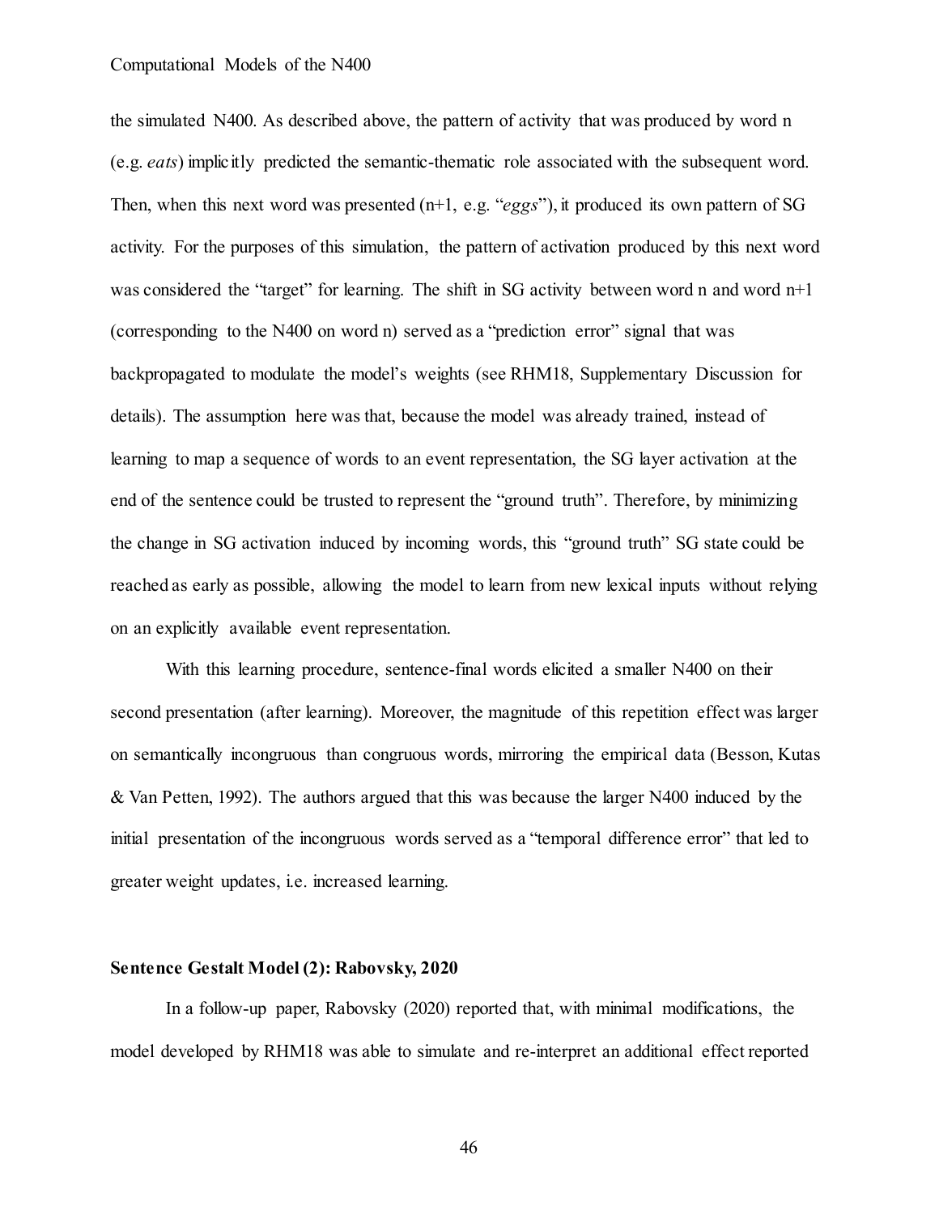the simulated N400. As described above, the pattern of activity that was produced by word n (e.g. *eats*) implicitly predicted the semantic-thematic role associated with the subsequent word. Then, when this next word was presented (n+1, e.g. "*eggs*"), it produced its own pattern of SG activity. For the purposes of this simulation, the pattern of activation produced by this next word was considered the "target" for learning. The shift in SG activity between word n and word n+1 (corresponding to the N400 on word n) served as a "prediction error" signal that was backpropagated to modulate the model's weights (see RHM18, Supplementary Discussion for details). The assumption here was that, because the model was already trained, instead of learning to map a sequence of words to an event representation, the SG layer activation at the end of the sentence could be trusted to represent the "ground truth". Therefore, by minimizing the change in SG activation induced by incoming words, this "ground truth" SG state could be reached as early as possible, allowing the model to learn from new lexical inputs without relying on an explicitly available event representation.

With this learning procedure, sentence-final words elicited a smaller N400 on their second presentation (after learning). Moreover, the magnitude of this repetition effect was larger on semantically incongruous than congruous words, mirroring the empirical data (Besson, Kutas & Van Petten, 1992). The authors argued that this was because the larger N400 induced by the initial presentation of the incongruous words served as a "temporal difference error" that led to greater weight updates, i.e. increased learning.

**Sentence Gestalt Model (2): Rabovsky, 2020**

In a follow-up paper, Rabovsky (2020) reported that, with minimal modifications, the model developed by RHM18 was able to simulate and re-interpret an additional effect reported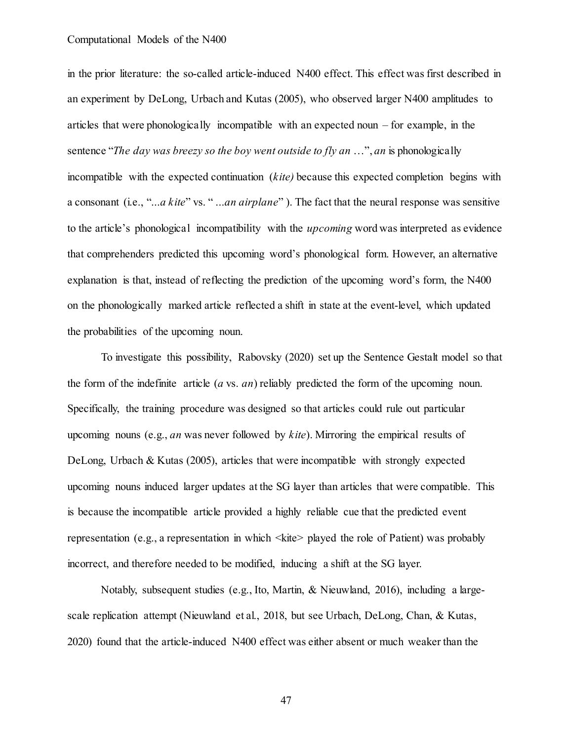in the prior literature: the so-called article-induced N400 effect. This effect was first described in an experiment by DeLong, Urbach and Kutas (2005), who observed larger N400 amplitudes to articles that were phonologically incompatible with an expected noun – for example, in the sentence "*The day was breezy so the boy went outside to fly an* …", *an* is phonologically incompatible with the expected continuation (*kite)* because this expected completion begins with a consonant (i.e., "*...a kite*" vs. " *...an airplane*" ). The fact that the neural response was sensitive to the article's phonological incompatibility with the *upcoming* word was interpreted as evidence that comprehenders predicted this upcoming word's phonological form. However, an alternative explanation is that, instead of reflecting the prediction of the upcoming word's form, the N400 on the phonologically marked article reflected a shift in state at the event-level, which updated the probabilities of the upcoming noun.

To investigate this possibility, Rabovsky (2020) set up the Sentence Gestalt model so that the form of the indefinite article (*a* vs. *an*) reliably predicted the form of the upcoming noun. Specifically, the training procedure was designed so that articles could rule out particular upcoming nouns (e.g., *an* was never followed by *kite*). Mirroring the empirical results of DeLong, Urbach & Kutas (2005), articles that were incompatible with strongly expected upcoming nouns induced larger updates at the SG layer than articles that were compatible. This is because the incompatible article provided a highly reliable cue that the predicted event representation (e.g., a representation in which <kite> played the role of Patient) was probably incorrect, and therefore needed to be modified, inducing a shift at the SG layer.

Notably, subsequent studies (e.g., Ito, Martin, & Nieuwland, 2016), including a large-scale replication attempt (Nieuwland et al., 2018, but see Urbach, DeLong, Chan, & Kutas, 2020) found that the article-induced N400 effect was either absent or much weaker than the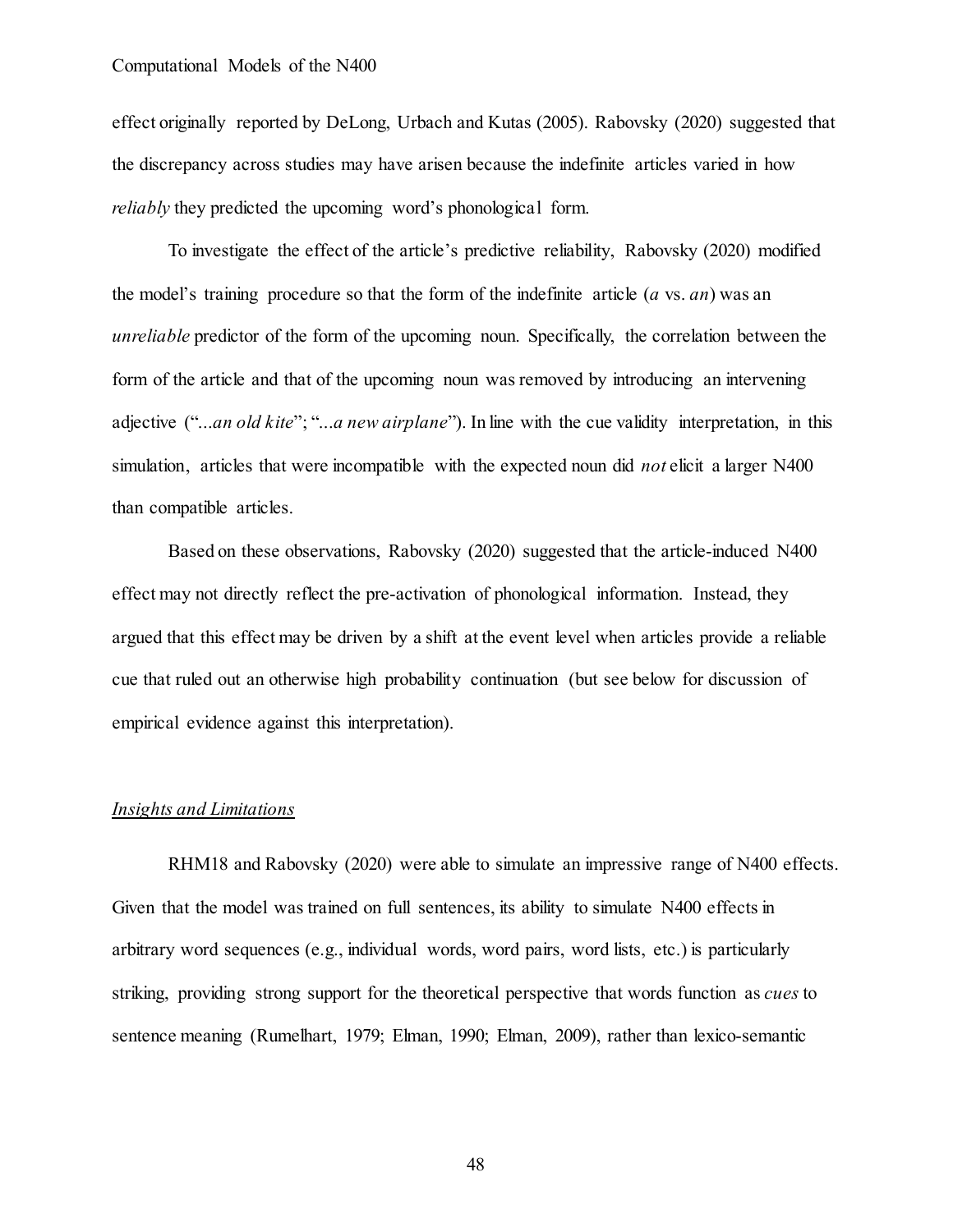effect originally reported by DeLong, Urbach and Kutas (2005). Rabovsky (2020) suggested that the discrepancy across studies may have arisen because the indefinite articles varied in how *reliably* they predicted the upcoming word's phonological form.

To investigate the effect of the article's predictive reliability, Rabovsky (2020) modified the model's training procedure so that the form of the indefinite article (*a* vs. *an*) was an *unreliable* predictor of the form of the upcoming noun. Specifically, the correlation between the form of the article and that of the upcoming noun was removed by introducing an intervening adjective ("*...an old kite*"; "*...a new airplane*"). In line with the cue validity interpretation, in this simulation, articles that were incompatible with the expected noun did *not* elicit a larger N400 than compatible articles.

Based on these observations, Rabovsky (2020) suggested that the article-induced N400 effect may not directly reflect the pre-activation of phonological information. Instead, they argued that this effect may be driven by a shift at the event level when articles provide a reliable cue that ruled out an otherwise high probability continuation (but see below for discussion of empirical evidence against this interpretation).

## *Insights and Limitations*

RHM18 and Rabovsky (2020) were able to simulate an impressive range of N400 effects. Given that the model was trained on full sentences, its ability to simulate N400 effects in arbitrary word sequences (e.g., individual words, word pairs, word lists, etc.) is particularly striking, providing strong support for the theoretical perspective that words function as *cues* to sentence meaning (Rumelhart, 1979; Elman, 1990; Elman, 2009), rather than lexico-semantic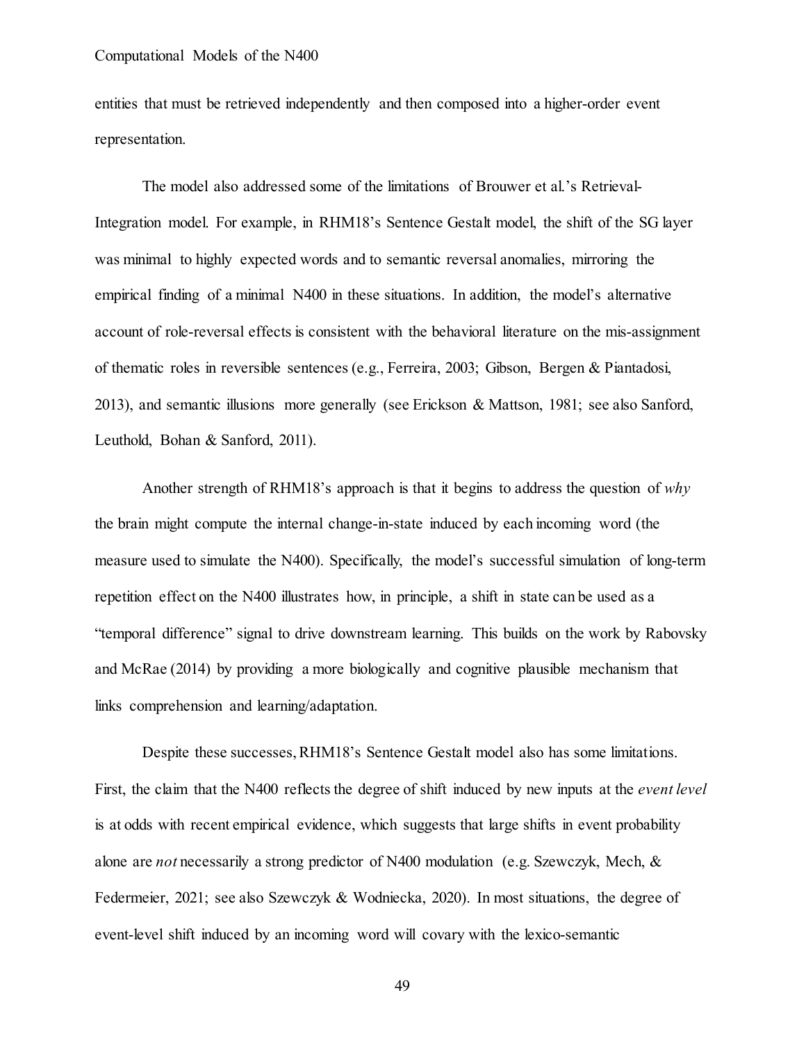entities that must be retrieved independently and then composed into a higher-order event representation.

The model also addressed some of the limitations of Brouwer et al.'s Retrieval-Integration model. For example, in RHM18's Sentence Gestalt model, the shift of the SG layer was minimal to highly expected words and to semantic reversal anomalies, mirroring the empirical finding of a minimal N400 in these situations. In addition, the model's alternative account of role-reversal effects is consistent with the behavioral literature on the mis-assignment of thematic roles in reversible sentences (e.g., Ferreira, 2003; Gibson, Bergen & Piantadosi, 2013), and semantic illusions more generally (see Erickson & Mattson, 1981; see also Sanford, Leuthold, Bohan & Sanford, 2011).

Another strength of RHM18's approach is that it begins to address the question of *why* the brain might compute the internal change-in-state induced by each incoming word (the measure used to simulate the N400). Specifically, the model's successful simulation of long-term repetition effect on the N400 illustrates how, in principle, a shift in state can be used as a "temporal difference" signal to drive downstream learning. This builds on the work by Rabovsky and McRae (2014) by providing a more biologically and cognitive plausible mechanism that links comprehension and learning/adaptation.

Despite these successes, RHM18's Sentence Gestalt model also has some limitations. First, the claim that the N400 reflects the degree of shift induced by new inputs at the *event level* is at odds with recent empirical evidence, which suggests that large shifts in event probability alone are *not* necessarily a strong predictor of N400 modulation (e.g. Szewczyk, Mech, & Federmeier, 2021; see also Szewczyk & Wodniecka, 2020). In most situations, the degree of event-level shift induced by an incoming word will covary with the lexico-semantic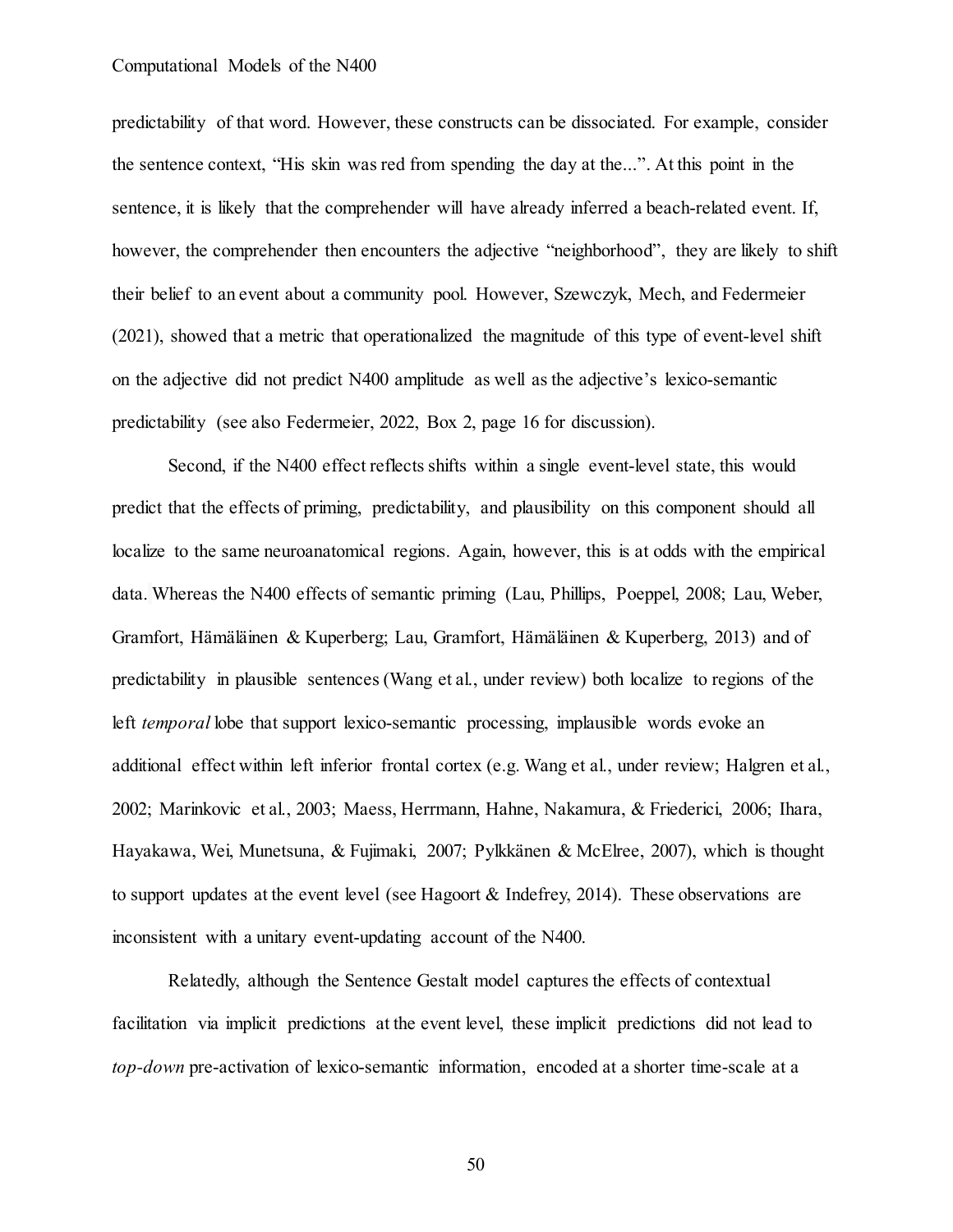predictability of that word. However, these constructs can be dissociated. For example, consider the sentence context, "His skin was red from spending the day at the...". At this point in the sentence, it is likely that the comprehender will have already inferred a beach-related event. If, however, the comprehender then encounters the adjective "neighborhood", they are likely to shift their belief to an event about a community pool. However, Szewczyk, Mech, and Federmeier (2021), showed that a metric that operationalized the magnitude of this type of event-level shift on the adjective did not predict N400 amplitude as well as the adjective's lexico-semantic predictability (see also Federmeier, 2022, Box 2, page 16 for discussion).

Second, if the N400 effect reflects shifts within a single event-level state, this would predict that the effects of priming, predictability, and plausibility on this component should all localize to the same neuroanatomical regions. Again, however, this is at odds with the empirical data. Whereas the N400 effects of semantic priming (Lau, Phillips, Poeppel, 2008; Lau, Weber, Gramfort, Hämäläinen & Kuperberg; Lau, Gramfort, Hämäläinen & Kuperberg, 2013) and of predictability in plausible sentences (Wang et al., under review) both localize to regions of the left *temporal* lobe that support lexico-semantic processing, implausible words evoke an additional effect within left inferior frontal cortex (e.g. Wang et al., under review; Halgren et al., 2002; Marinkovic et al., 2003; Maess, Herrmann, Hahne, Nakamura, & Friederici, 2006; Ihara, Hayakawa, Wei, Munetsuna, & Fujimaki, 2007; Pylkkänen & McElree, 2007), which is thought to support updates at the event level (see Hagoort & Indefrey, 2014). These observations are inconsistent with a unitary event-updating account of the N400.

Relatedly, although the Sentence Gestalt model captures the effects of contextual facilitation via implicit predictions at the event level, these implicit predictions did not lead to *top-down* pre-activation of lexico-semantic information, encoded at a shorter time-scale at a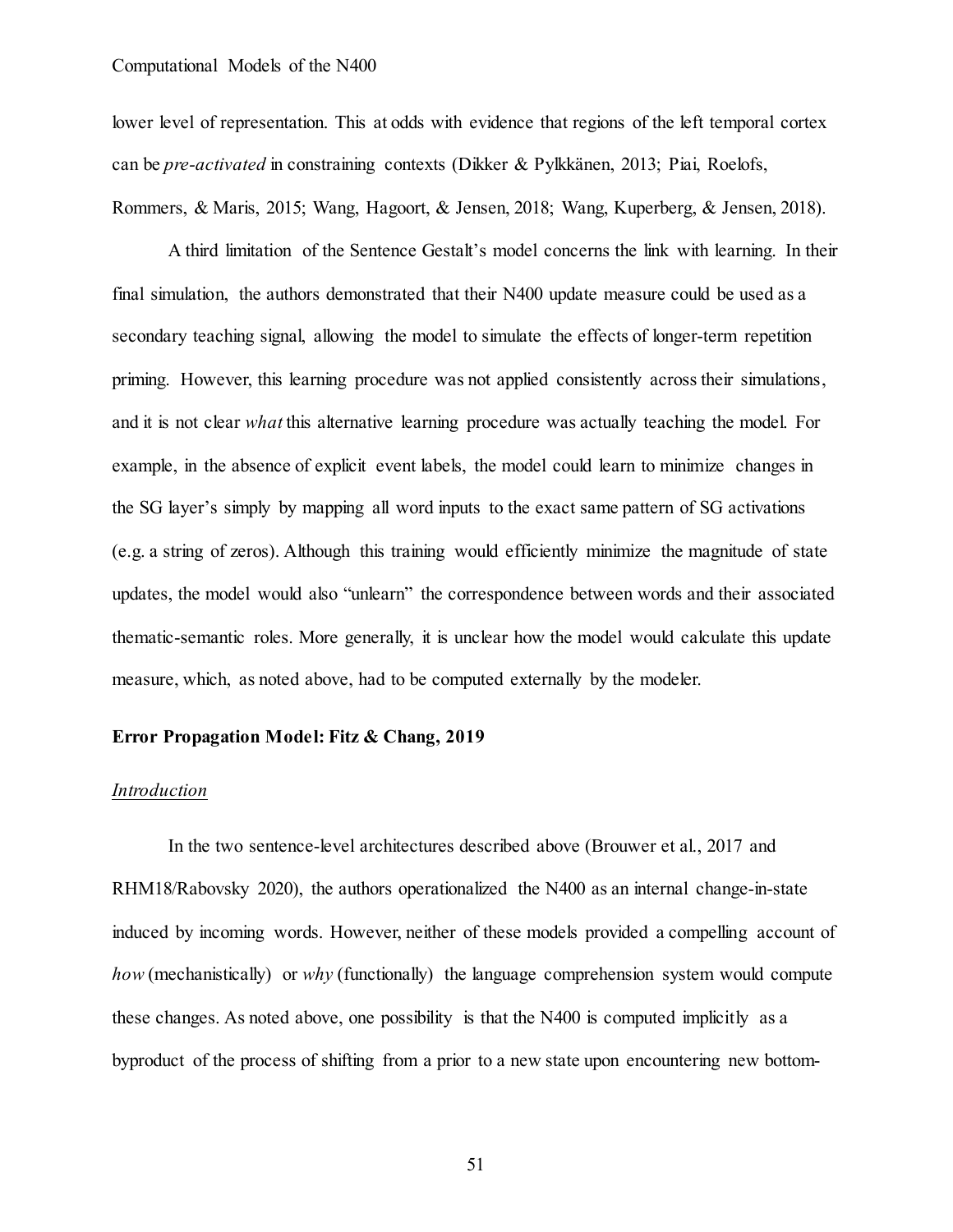lower level of representation. This at odds with evidence that regions of the left temporal cortex can be *pre-activated* in constraining contexts (Dikker & Pylkkänen, 2013; Piai, Roelofs, Rommers, & Maris, 2015; Wang, Hagoort, & Jensen, 2018; Wang, Kuperberg, & Jensen, 2018).

A third limitation of the Sentence Gestalt's model concerns the link with learning. In their final simulation, the authors demonstrated that their N400 update measure could be used as a secondary teaching signal, allowing the model to simulate the effects of longer-term repetition priming. However, this learning procedure was not applied consistently across their simulations, and it is not clear *what* this alternative learning procedure was actually teaching the model. For example, in the absence of explicit event labels, the model could learn to minimize changes in the SG layer's simply by mapping all word inputs to the exact same pattern of SG activations (e.g. a string of zeros). Although this training would efficiently minimize the magnitude of state updates, the model would also "unlearn" the correspondence between words and their associated thematic-semantic roles. More generally, it is unclear how the model would calculate this update measure, which, as noted above, had to be computed externally by the modeler.

**Error Propagation Model: Fitz & Chang, 2019**

*Introduction*

In the two sentence-level architectures described above (Brouwer et al., 2017 and RHM18/Rabovsky 2020), the authors operationalized the N400 as an internal change-in-state induced by incoming words. However, neither of these models provided a compelling account of *how* (mechanistically) or *why* (functionally) the language comprehension system would compute these changes. As noted above, one possibility is that the N400 is computed implicitly as a byproduct of the process of shifting from a prior to a new state upon encountering new bottom-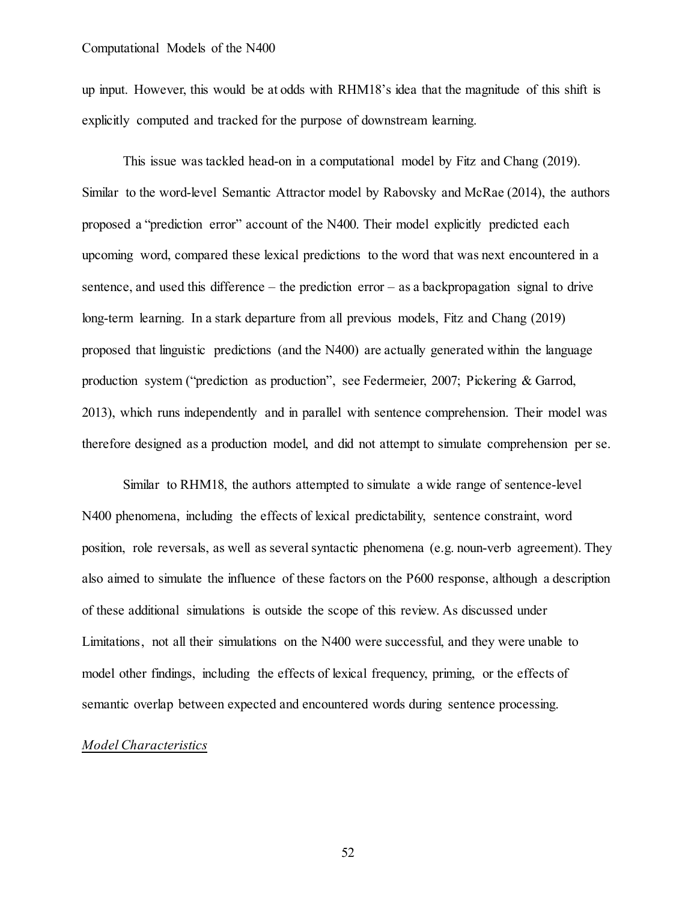up input. However, this would be at odds with RHM18's idea that the magnitude of this shift is explicitly computed and tracked for the purpose of downstream learning.

This issue was tackled head-on in a computational model by Fitz and Chang (2019). Similar to the word-level Semantic Attractor model by Rabovsky and McRae (2014), the authors proposed a "prediction error" account of the N400. Their model explicitly predicted each upcoming word, compared these lexical predictions to the word that was next encountered in a sentence, and used this difference – the prediction error – as a backpropagation signal to drive long-term learning. In a stark departure from all previous models, Fitz and Chang (2019) proposed that linguistic predictions (and the N400) are actually generated within the language production system ("prediction as production", see Federmeier, 2007; Pickering & Garrod, 2013), which runs independently and in parallel with sentence comprehension. Their model was therefore designed as a production model, and did not attempt to simulate comprehension per se.

Similar to RHM18, the authors attempted to simulate a wide range of sentence-level N400 phenomena, including the effects of lexical predictability, sentence constraint, word position, role reversals, as well as several syntactic phenomena (e.g. noun-verb agreement). They also aimed to simulate the influence of these factors on the P600 response, although a description of these additional simulations is outside the scope of this review. As discussed under Limitations, not all their simulations on the N400 were successful, and they were unable to model other findings, including the effects of lexical frequency, priming, or the effects of semantic overlap between expected and encountered words during sentence processing.

*Model Characteristics*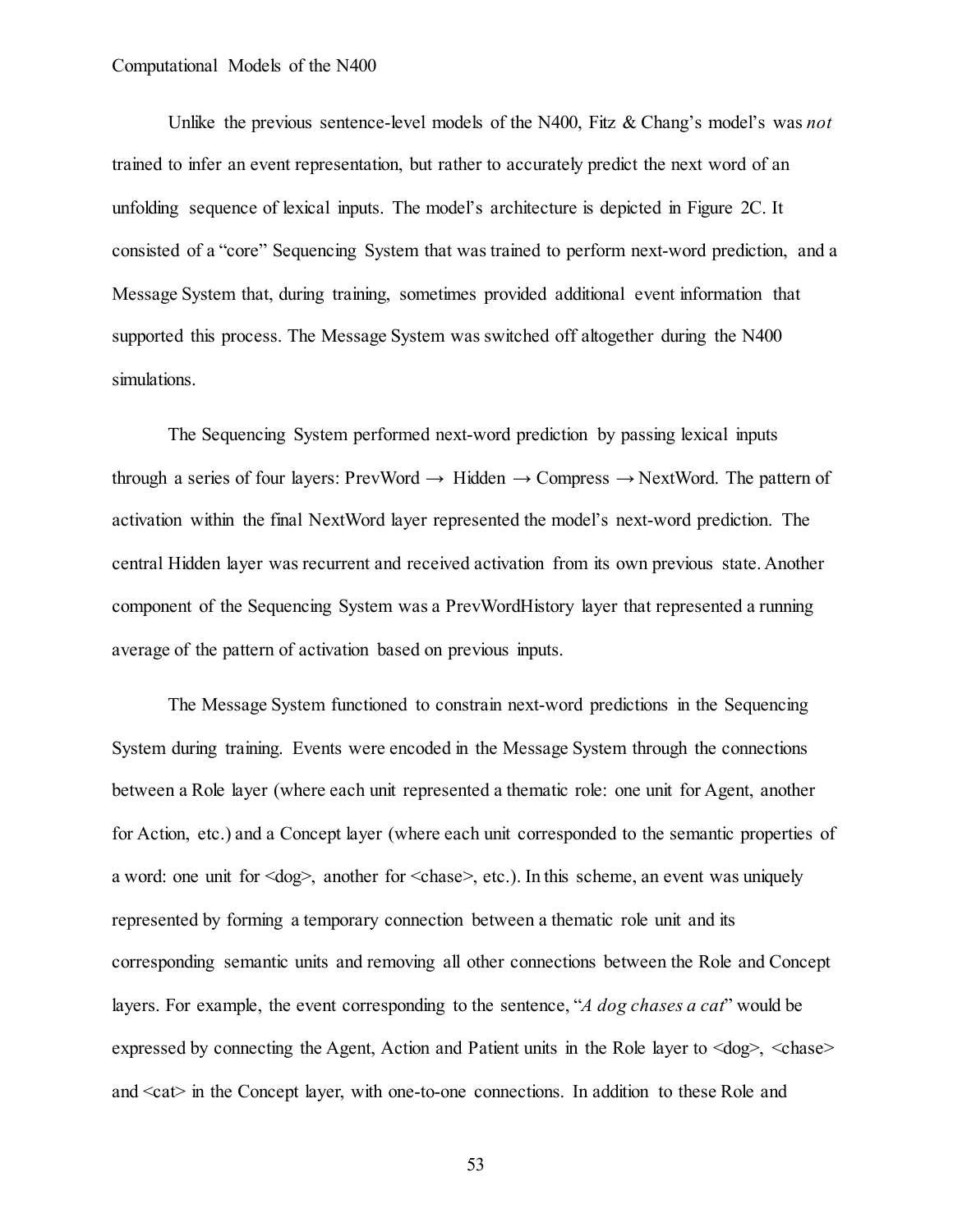Unlike the previous sentence-level models of the N400, Fitz & Chang's model's was *not* trained to infer an event representation, but rather to accurately predict the next word of an unfolding sequence of lexical inputs. The model's architecture is depicted in Figure 2C. It consisted of a "core" Sequencing System that was trained to perform next-word prediction, and a Message System that, during training, sometimes provided additional event information that supported this process. The Message System was switched off altogether during the N400 simulations.

The Sequencing System performed next-word prediction by passing lexical inputs through a series of four layers: PrevWord → Hidden → Compress → NextWord. The pattern of activation within the final NextWord layer represented the model's next-word prediction. The central Hidden layer was recurrent and received activation from its own previous state. Another component of the Sequencing System was a PrevWordHistory layer that represented a running average of the pattern of activation based on previous inputs.

The Message System functioned to constrain next-word predictions in the Sequencing System during training. Events were encoded in the Message System through the connections between a Role layer (where each unit represented a thematic role: one unit for Agent, another for Action, etc.) and a Concept layer (where each unit corresponded to the semantic properties of a word: one unit for <dog>, another for <chase>, etc.). In this scheme, an event was uniquely represented by forming a temporary connection between a thematic role unit and its corresponding semantic units and removing all other connections between the Role and Concept layers. For example, the event corresponding to the sentence, "*A dog chases a cat*" would be expressed by connecting the Agent, Action and Patient units in the Role layer to <dog>, <chase> and <cat> in the Concept layer, with one-to-one connections. In addition to these Role and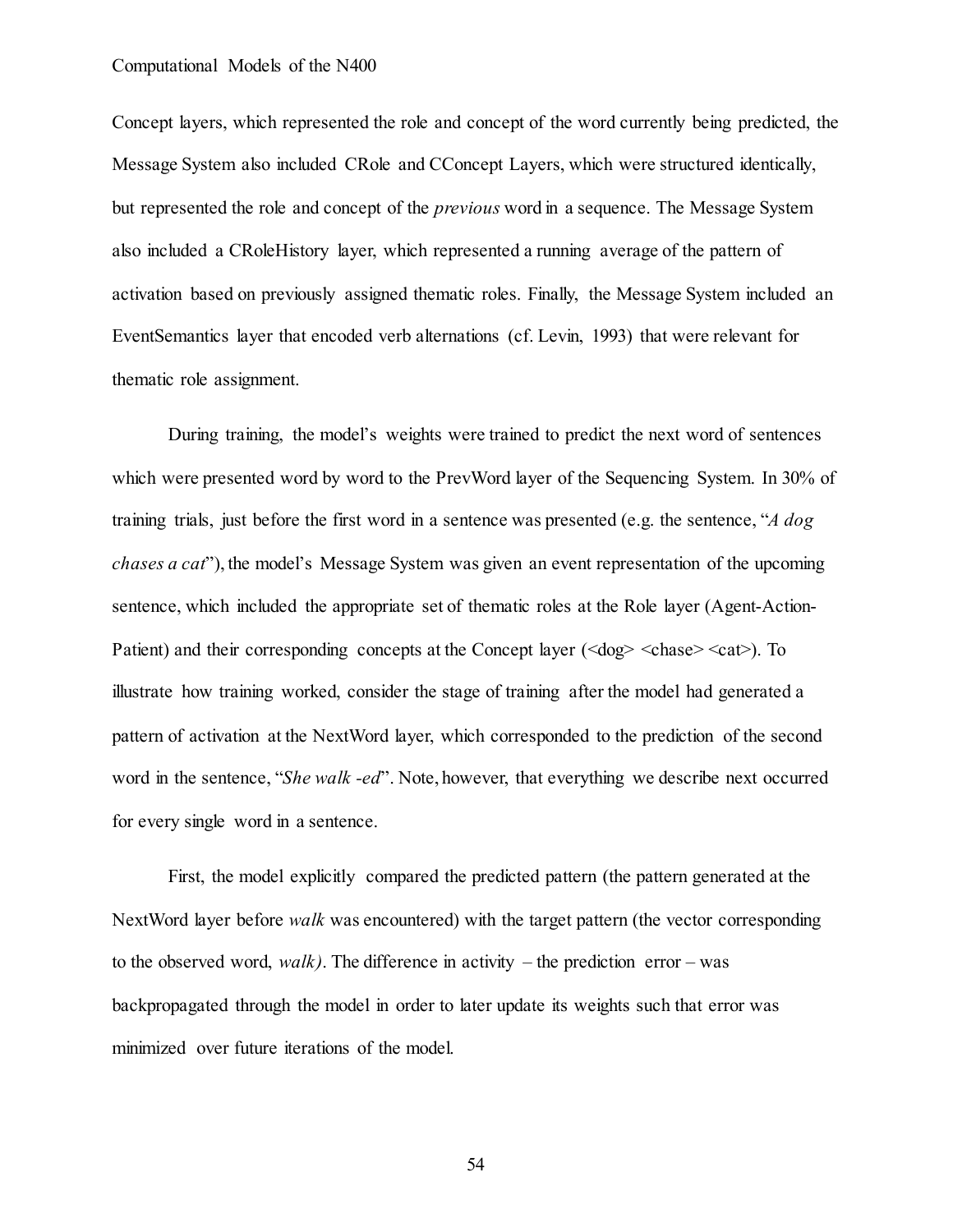Concept layers, which represented the role and concept of the word currently being predicted, the Message System also included CRole and CConcept Layers, which were structured identically, but represented the role and concept of the *previous* word in a sequence. The Message System also included a CRoleHistory layer, which represented a running average of the pattern of activation based on previously assigned thematic roles. Finally, the Message System included an EventSemantics layer that encoded verb alternations (cf. Levin, 1993) that were relevant for thematic role assignment.

During training, the model's weights were trained to predict the next word of sentences which were presented word by word to the PrevWord layer of the Sequencing System. In 30% of training trials, just before the first word in a sentence was presented (e.g. the sentence, "*A dog chases a cat*"), the model's Message System was given an event representation of the upcoming sentence, which included the appropriate set of thematic roles at the Role layer (Agent-Action-Patient) and their corresponding concepts at the Concept layer (<dog> <chase> <cat>). To illustrate how training worked, consider the stage of training after the model had generated a pattern of activation at the NextWord layer, which corresponded to the prediction of the second word in the sentence, "*She walk -ed*". Note, however, that everything we describe next occurred for every single word in a sentence.

First, the model explicitly compared the predicted pattern (the pattern generated at the NextWord layer before *walk* was encountered) with the target pattern (the vector corresponding to the observed word, *walk)*. The difference in activity – the prediction error – was backpropagated through the model in order to later update its weights such that error was minimized over future iterations of the model.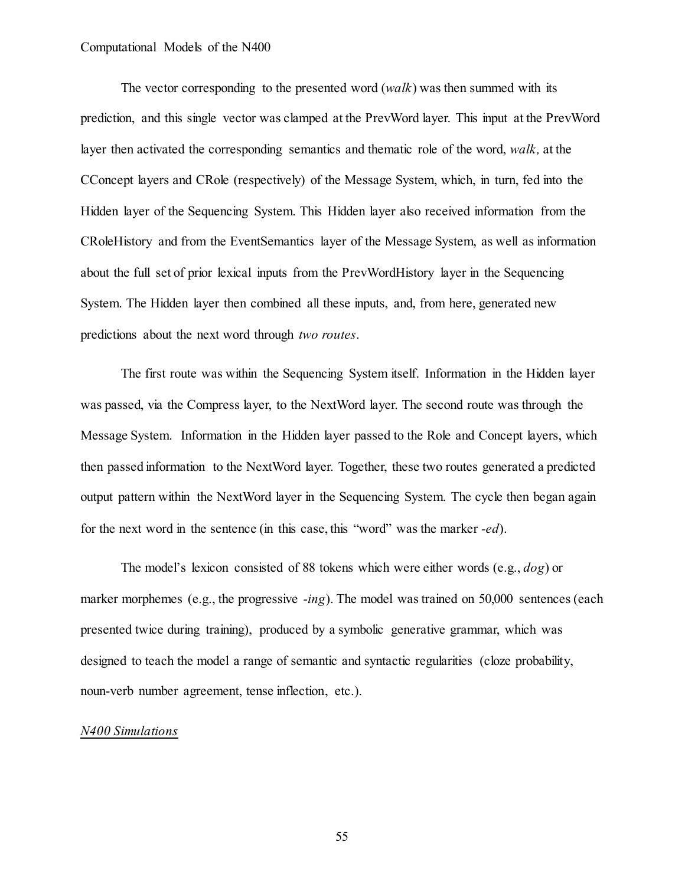The vector corresponding to the presented word (*walk*) was then summed with its prediction, and this single vector was clamped at the PrevWord layer. This input at the PrevWord layer then activated the corresponding semantics and thematic role of the word, *walk,* at the CConcept layers and CRole (respectively) of the Message System, which, in turn, fed into the Hidden layer of the Sequencing System. This Hidden layer also received information from the CRoleHistory and from the EventSemantics layer of the Message System, as well as information about the full set of prior lexical inputs from the PrevWordHistory layer in the Sequencing System. The Hidden layer then combined all these inputs, and, from here, generated new predictions about the next word through *two routes*.

The first route was within the Sequencing System itself. Information in the Hidden layer was passed, via the Compress layer, to the NextWord layer. The second route was through the Message System. Information in the Hidden layer passed to the Role and Concept layers, which then passed information to the NextWord layer. Together, these two routes generated a predicted output pattern within the NextWord layer in the Sequencing System. The cycle then began again for the next word in the sentence (in this case, this "word" was the marker *-ed*).

The model's lexicon consisted of 88 tokens which were either words (e.g., *dog*) or marker morphemes (e.g., the progressive *-ing*). The model was trained on 50,000 sentences (each presented twice during training), produced by a symbolic generative grammar, which was designed to teach the model a range of semantic and syntactic regularities (cloze probability, noun-verb number agreement, tense inflection, etc.).

*N400 Simulations*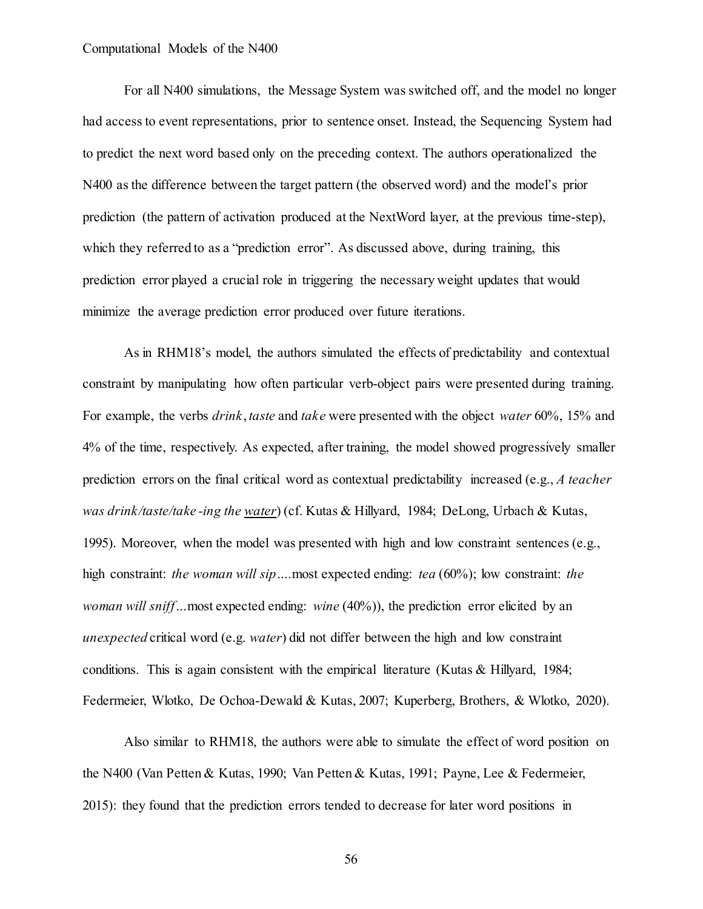For all N400 simulations, the Message System was switched off, and the model no longer had access to event representations, prior to sentence onset. Instead, the Sequencing System had to predict the next word based only on the preceding context. The authors operationalized the N400 as the difference between the target pattern (the observed word) and the model's prior prediction (the pattern of activation produced at the NextWord layer, at the previous time-step), which they referred to as a "prediction error". As discussed above, during training, this prediction error played a crucial role in triggering the necessary weight updates that would minimize the average prediction error produced over future iterations.

As in RHM18's model, the authors simulated the effects of predictability and contextual constraint by manipulating how often particular verb-object pairs were presented during training. For example, the verbs *drink*, *taste* and *take* were presented with the object *water* 60%, 15% and 4% of the time, respectively. As expected, after training, the model showed progressively smaller prediction errors on the final critical word as contextual predictability increased (e.g., *A teacher was drink/taste/take-ing the <u>water</u>*) (cf. Kutas & Hillyard, 1984; DeLong, Urbach & Kutas, 1995). Moreover, when the model was presented with high and low constraint sentences (e.g., high constraint: *the woman will sip*....most expected ending: *tea* (60%); low constraint: *the woman will sniff*...most expected ending: *wine* (40%)), the prediction error elicited by an *unexpected* critical word (e.g. *water*) did not differ between the high and low constraint conditions. This is again consistent with the empirical literature (Kutas & Hillyard, 1984; Federmeier, Wlotko, De Ochoa-Dewald & Kutas, 2007; Kuperberg, Brothers, & Wlotko, 2020).

Also similar to RHM18, the authors were able to simulate the effect of word position on the N400 (Van Petten & Kutas, 1990; Van Petten & Kutas, 1991; Payne, Lee & Federmeier, 2015): they found that the prediction errors tended to decrease for later word positions in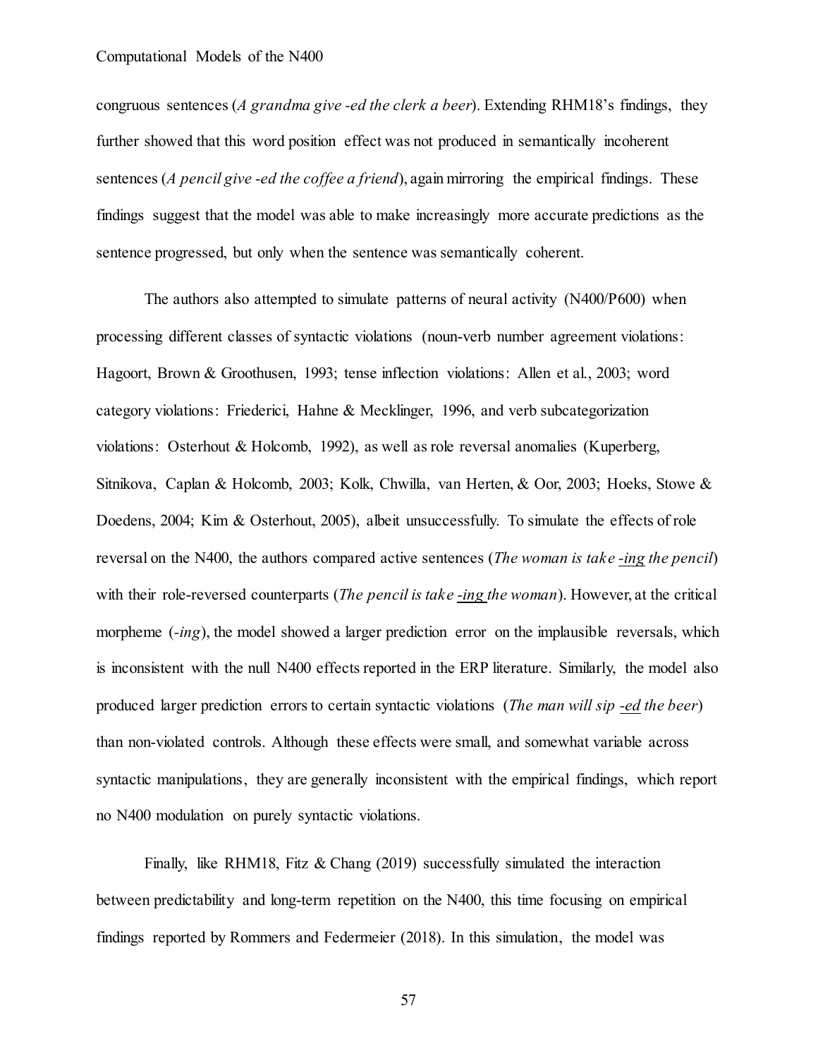congruous sentences (*A grandma give -ed the clerk a beer*). Extending RHM18's findings, they further showed that this word position effect was not produced in semantically incoherent sentences (*A pencil give -ed the coffee a friend*), again mirroring the empirical findings. These findings suggest that the model was able to make increasingly more accurate predictions as the sentence progressed, but only when the sentence was semantically coherent.

The authors also attempted to simulate patterns of neural activity (N400/P600) when processing different classes of syntactic violations (noun-verb number agreement violations: Hagoort, Brown & Groothusen, 1993; tense inflection violations: Allen et al., 2003; word category violations: Friederici, Hahne & Mecklinger, 1996, and verb subcategorization violations: Osterhout & Holcomb, 1992), as well as role reversal anomalies (Kuperberg, Sitnikova, Caplan & Holcomb, 2003; Kolk, Chwilla, van Herten, & Oor, 2003; Hoeks, Stowe & Doedens, 2004; Kim & Osterhout, 2005), albeit unsuccessfully. To simulate the effects of role reversal on the N400, the authors compared active sentences (*The woman is take <u>-ing</u> the pencil*) with their role-reversed counterparts (*The pencil is take <u>-ing</u> the woman*). However, at the critical morpheme (*-ing*), the model showed a larger prediction error on the implausible reversals, which is inconsistent with the null N400 effects reported in the ERP literature. Similarly, the model also produced larger prediction errors to certain syntactic violations (*The man will sip <u>-ed</u> the beer*) than non-violated controls. Although these effects were small, and somewhat variable across syntactic manipulations, they are generally inconsistent with the empirical findings, which report no N400 modulation on purely syntactic violations.

Finally, like RHM18, Fitz & Chang (2019) successfully simulated the interaction between predictability and long-term repetition on the N400, this time focusing on empirical findings reported by Rommers and Federmeier (2018). In this simulation, the model was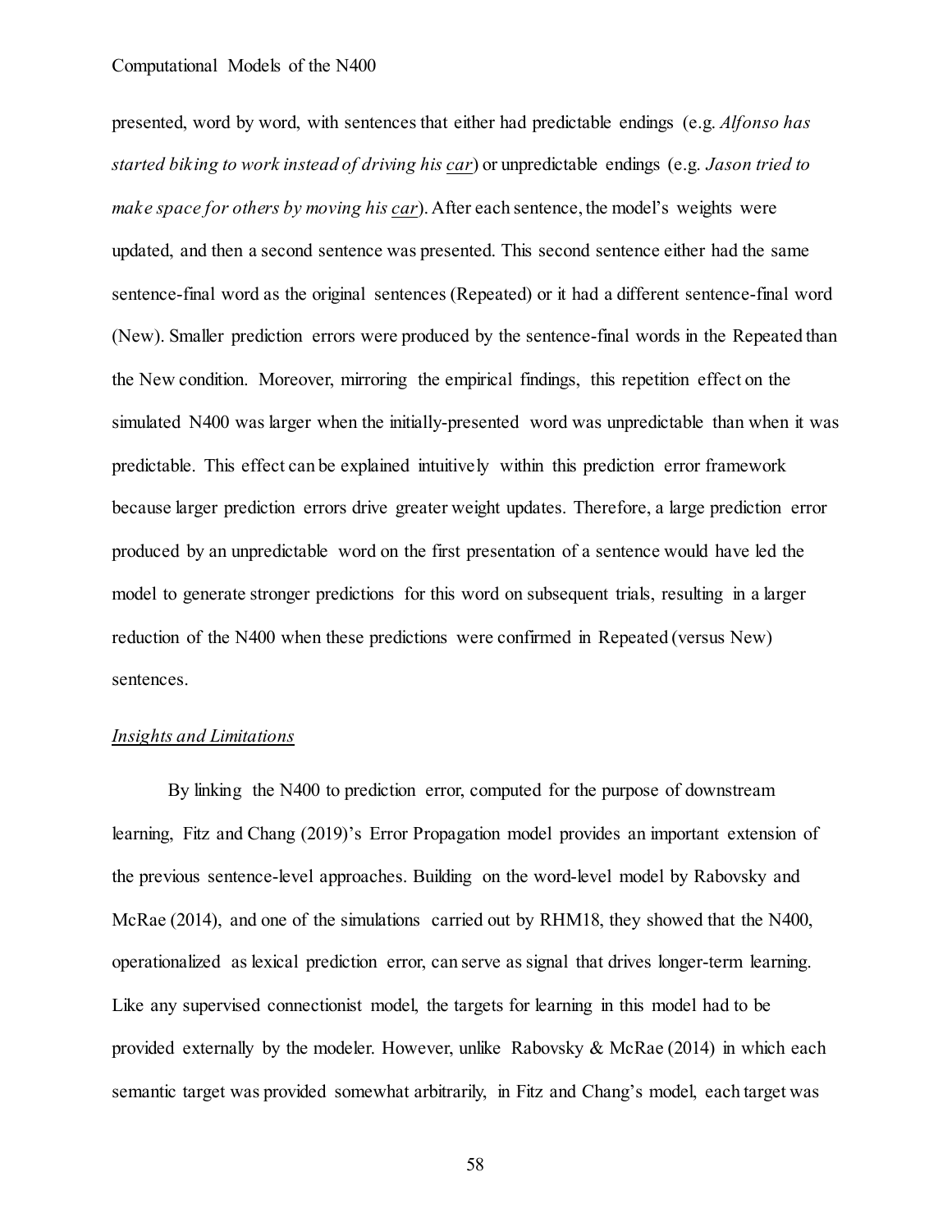presented, word by word, with sentences that either had predictable endings (e.g. *Alfonso has started biking to work instead of driving his car*) or unpredictable endings (e.g. *Jason tried to make space for others by moving his car*). After each sentence, the model's weights were updated, and then a second sentence was presented. This second sentence either had the same sentence-final word as the original sentences (Repeated) or it had a different sentence-final word (New). Smaller prediction errors were produced by the sentence-final words in the Repeated than the New condition. Moreover, mirroring the empirical findings, this repetition effect on the simulated N400 was larger when the initially-presented word was unpredictable than when it was predictable. This effect can be explained intuitively within this prediction error framework because larger prediction errors drive greater weight updates. Therefore, a large prediction error produced by an unpredictable word on the first presentation of a sentence would have led the model to generate stronger predictions for this word on subsequent trials, resulting in a larger reduction of the N400 when these predictions were confirmed in Repeated (versus New) sentences.

*Insights and Limitations*

By linking the N400 to prediction error, computed for the purpose of downstream learning, Fitz and Chang (2019)'s Error Propagation model provides an important extension of the previous sentence-level approaches. Building on the word-level model by Rabovsky and McRae (2014), and one of the simulations carried out by RHM18, they showed that the N400, operationalized as lexical prediction error, can serve as signal that drives longer-term learning. Like any supervised connectionist model, the targets for learning in this model had to be provided externally by the modeler. However, unlike Rabovsky & McRae (2014) in which each semantic target was provided somewhat arbitrarily, in Fitz and Chang's model, each target was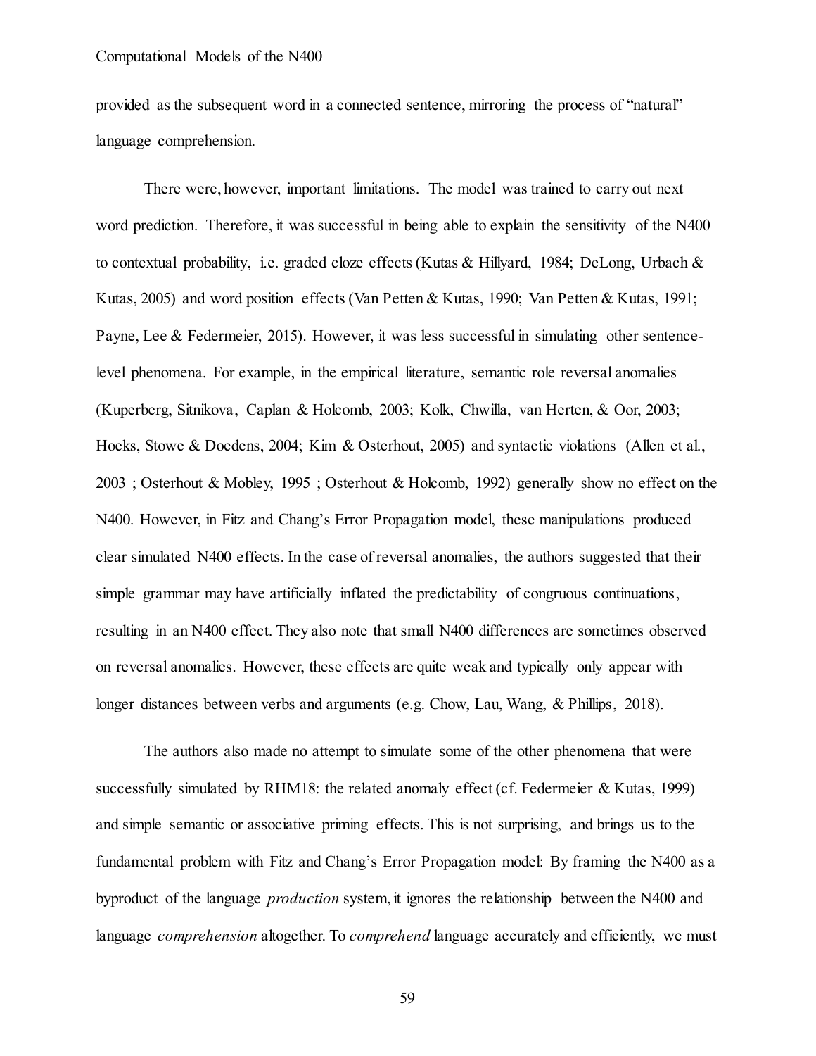provided as the subsequent word in a connected sentence, mirroring the process of "natural" language comprehension.

There were, however, important limitations. The model was trained to carry out next word prediction. Therefore, it was successful in being able to explain the sensitivity of the N400 to contextual probability, i.e. graded cloze effects (Kutas & Hillyard, 1984; DeLong, Urbach & Kutas, 2005) and word position effects (Van Petten & Kutas, 1990; Van Petten & Kutas, 1991; Payne, Lee & Federmeier, 2015). However, it was less successful in simulating other sentence-level phenomena. For example, in the empirical literature, semantic role reversal anomalies (Kuperberg, Sitnikova, Caplan & Holcomb, 2003; Kolk, Chwilla, van Herten, & Oor, 2003; Hoeks, Stowe & Doedens, 2004; Kim & Osterhout, 2005) and syntactic violations (Allen et al., 2003 ; Osterhout & Mobley, 1995 ; Osterhout & Holcomb, 1992) generally show no effect on the N400. However, in Fitz and Chang's Error Propagation model, these manipulations produced clear simulated N400 effects. In the case of reversal anomalies, the authors suggested that their simple grammar may have artificially inflated the predictability of congruous continuations, resulting in an N400 effect. They also note that small N400 differences are sometimes observed on reversal anomalies. However, these effects are quite weak and typically only appear with longer distances between verbs and arguments (e.g. Chow, Lau, Wang, & Phillips, 2018).

The authors also made no attempt to simulate some of the other phenomena that were successfully simulated by RHM18: the related anomaly effect (cf. Federmeier & Kutas, 1999) and simple semantic or associative priming effects. This is not surprising, and brings us to the fundamental problem with Fitz and Chang's Error Propagation model: By framing the N400 as a byproduct of the language *production* system, it ignores the relationship between the N400 and language *comprehension* altogether. To *comprehend* language accurately and efficiently, we must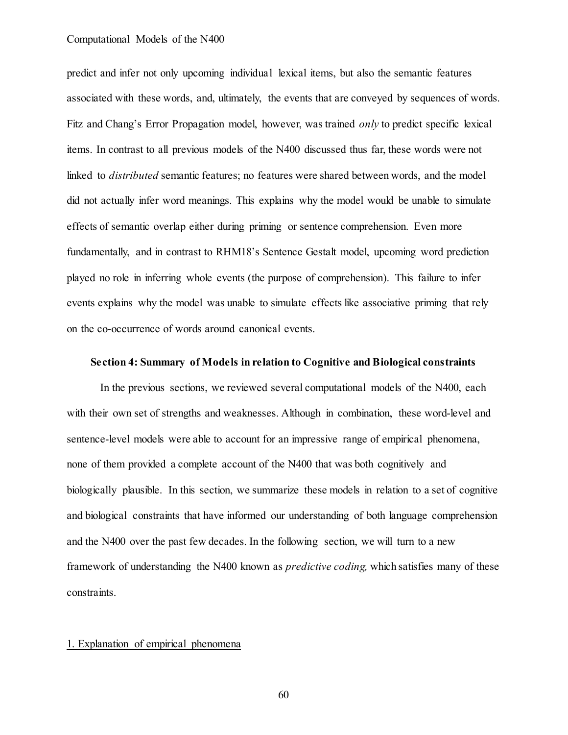predict and infer not only upcoming individual lexical items, but also the semantic features associated with these words, and, ultimately, the events that are conveyed by sequences of words. Fitz and Chang's Error Propagation model, however, was trained *only* to predict specific lexical items. In contrast to all previous models of the N400 discussed thus far, these words were not linked to *distributed* semantic features; no features were shared between words, and the model did not actually infer word meanings. This explains why the model would be unable to simulate effects of semantic overlap either during priming or sentence comprehension. Even more fundamentally, and in contrast to RHM18's Sentence Gestalt model, upcoming word prediction played no role in inferring whole events (the purpose of comprehension). This failure to infer events explains why the model was unable to simulate effects like associative priming that rely on the co-occurrence of words around canonical events.

## Section 4: Summary of Models in relation to Cognitive and Biological constraints

In the previous sections, we reviewed several computational models of the N400, each with their own set of strengths and weaknesses. Although in combination, these word-level and sentence-level models were able to account for an impressive range of empirical phenomena, none of them provided a complete account of the N400 that was both cognitively and biologically plausible. In this section, we summarize these models in relation to a set of cognitive and biological constraints that have informed our understanding of both language comprehension and the N400 over the past few decades. In the following section, we will turn to a new framework of understanding the N400 known as *predictive coding,* which satisfies many of these constraints.

1. Explanation of empirical phenomena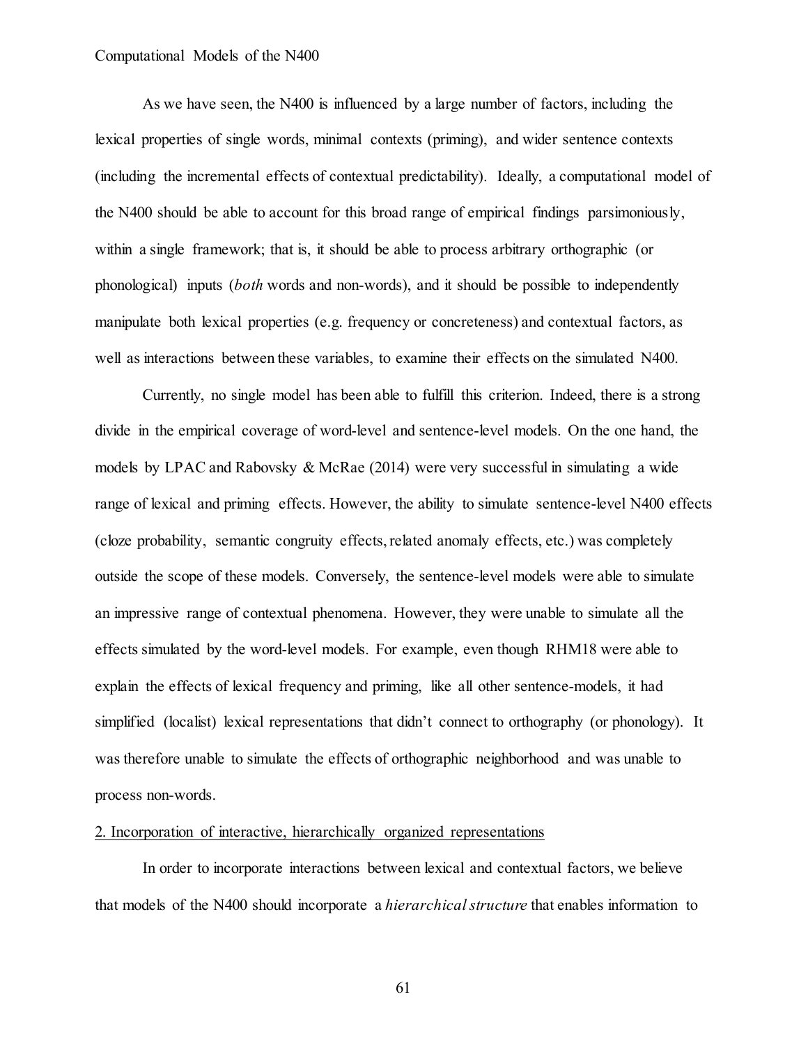As we have seen, the N400 is influenced by a large number of factors, including the lexical properties of single words, minimal contexts (priming), and wider sentence contexts (including the incremental effects of contextual predictability). Ideally, a computational model of the N400 should be able to account for this broad range of empirical findings parsimoniously, within a single framework; that is, it should be able to process arbitrary orthographic (or phonological) inputs (*both* words and non-words), and it should be possible to independently manipulate both lexical properties (e.g. frequency or concreteness) and contextual factors, as well as interactions between these variables, to examine their effects on the simulated N400.

Currently, no single model has been able to fulfill this criterion. Indeed, there is a strong divide in the empirical coverage of word-level and sentence-level models. On the one hand, the models by LPAC and Rabovsky & McRae (2014) were very successful in simulating a wide range of lexical and priming effects. However, the ability to simulate sentence-level N400 effects (cloze probability, semantic congruity effects, related anomaly effects, etc.) was completely outside the scope of these models. Conversely, the sentence-level models were able to simulate an impressive range of contextual phenomena. However, they were unable to simulate all the effects simulated by the word-level models. For example, even though RHM18 were able to explain the effects of lexical frequency and priming, like all other sentence-models, it had simplified (localist) lexical representations that didn't connect to orthography (or phonology). It was therefore unable to simulate the effects of orthographic neighborhood and was unable to process non-words.

2. Incorporation of interactive, hierarchically organized representations

In order to incorporate interactions between lexical and contextual factors, we believe that models of the N400 should incorporate a *hierarchical structure* that enables information to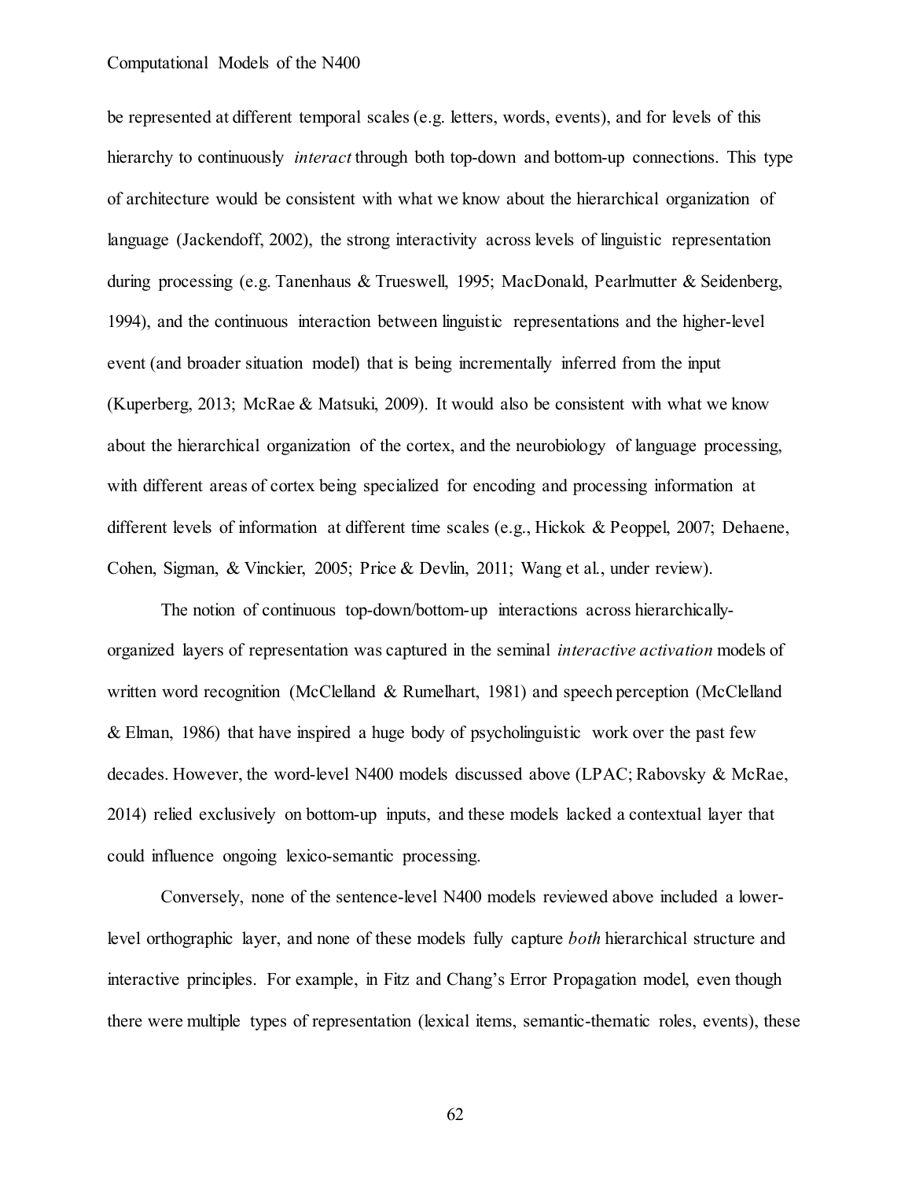be represented at different temporal scales (e.g. letters, words, events), and for levels of this hierarchy to continuously *interact* through both top-down and bottom-up connections. This type of architecture would be consistent with what we know about the hierarchical organization of language (Jackendoff, 2002), the strong interactivity across levels of linguistic representation during processing (e.g. Tanenhaus & Trueswell, 1995; MacDonald, Pearlmutter & Seidenberg, 1994), and the continuous interaction between linguistic representations and the higher-level event (and broader situation model) that is being incrementally inferred from the input (Kuperberg, 2013; McRae & Matsuki, 2009). It would also be consistent with what we know about the hierarchical organization of the cortex, and the neurobiology of language processing, with different areas of cortex being specialized for encoding and processing information at different levels of information at different time scales (e.g., Hickok & Peoppel, 2007; Dehaene, Cohen, Sigman, & Vinckier, 2005; Price & Devlin, 2011; Wang et al., under review).

The notion of continuous top-down/bottom-up interactions across hierarchically-organized layers of representation was captured in the seminal *interactive activation* models of written word recognition (McClelland & Rumelhart, 1981) and speech perception (McClelland & Elman, 1986) that have inspired a huge body of psycholinguistic work over the past few decades. However, the word-level N400 models discussed above (LPAC; Rabovsky & McRae, 2014) relied exclusively on bottom-up inputs, and these models lacked a contextual layer that could influence ongoing lexico-semantic processing.

Conversely, none of the sentence-level N400 models reviewed above included a lower-level orthographic layer, and none of these models fully capture *both* hierarchical structure and interactive principles. For example, in Fitz and Chang's Error Propagation model, even though there were multiple types of representation (lexical items, semantic-thematic roles, events), these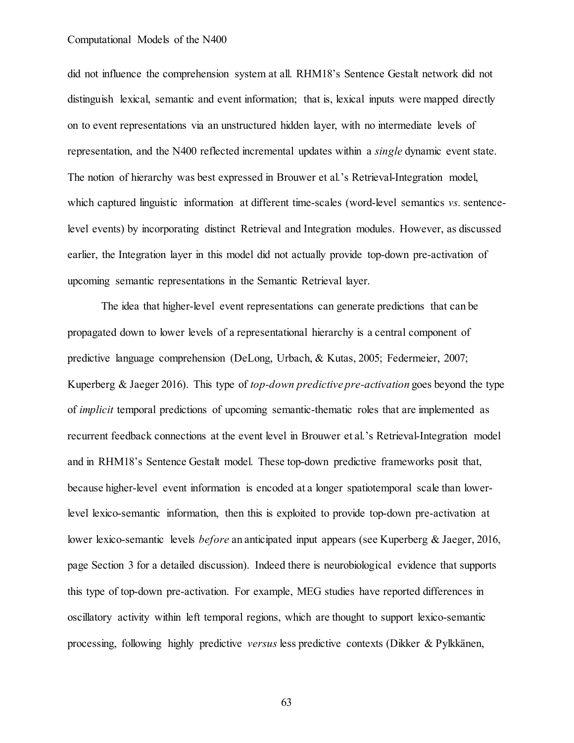did not influence the comprehension system at all. RHM18's Sentence Gestalt network did not distinguish lexical, semantic and event information; that is, lexical inputs were mapped directly on to event representations via an unstructured hidden layer, with no intermediate levels of representation, and the N400 reflected incremental updates within a *single* dynamic event state. The notion of hierarchy was best expressed in Brouwer et al.'s Retrieval-Integration model, which captured linguistic information at different time-scales (word-level semantics *vs.* sentence-level events) by incorporating distinct Retrieval and Integration modules. However, as discussed earlier, the Integration layer in this model did not actually provide top-down pre-activation of upcoming semantic representations in the Semantic Retrieval layer.

The idea that higher-level event representations can generate predictions that can be propagated down to lower levels of a representational hierarchy is a central component of predictive language comprehension (DeLong, Urbach, & Kutas, 2005; Federmeier, 2007; Kuperberg & Jaeger 2016). This type of *top-down predictive pre-activation* goes beyond the type of *implicit* temporal predictions of upcoming semantic-thematic roles that are implemented as recurrent feedback connections at the event level in Brouwer et al.'s Retrieval-Integration model and in RHM18's Sentence Gestalt model. These top-down predictive frameworks posit that, because higher-level event information is encoded at a longer spatiotemporal scale than lower-level lexico-semantic information, then this is exploited to provide top-down pre-activation at lower lexico-semantic levels *before* an anticipated input appears (see Kuperberg & Jaeger, 2016, page Section 3 for a detailed discussion). Indeed there is neurobiological evidence that supports this type of top-down pre-activation. For example, MEG studies have reported differences in oscillatory activity within left temporal regions, which are thought to support lexico-semantic processing, following highly predictive *versus* less predictive contexts (Dikker & Pylkkänen,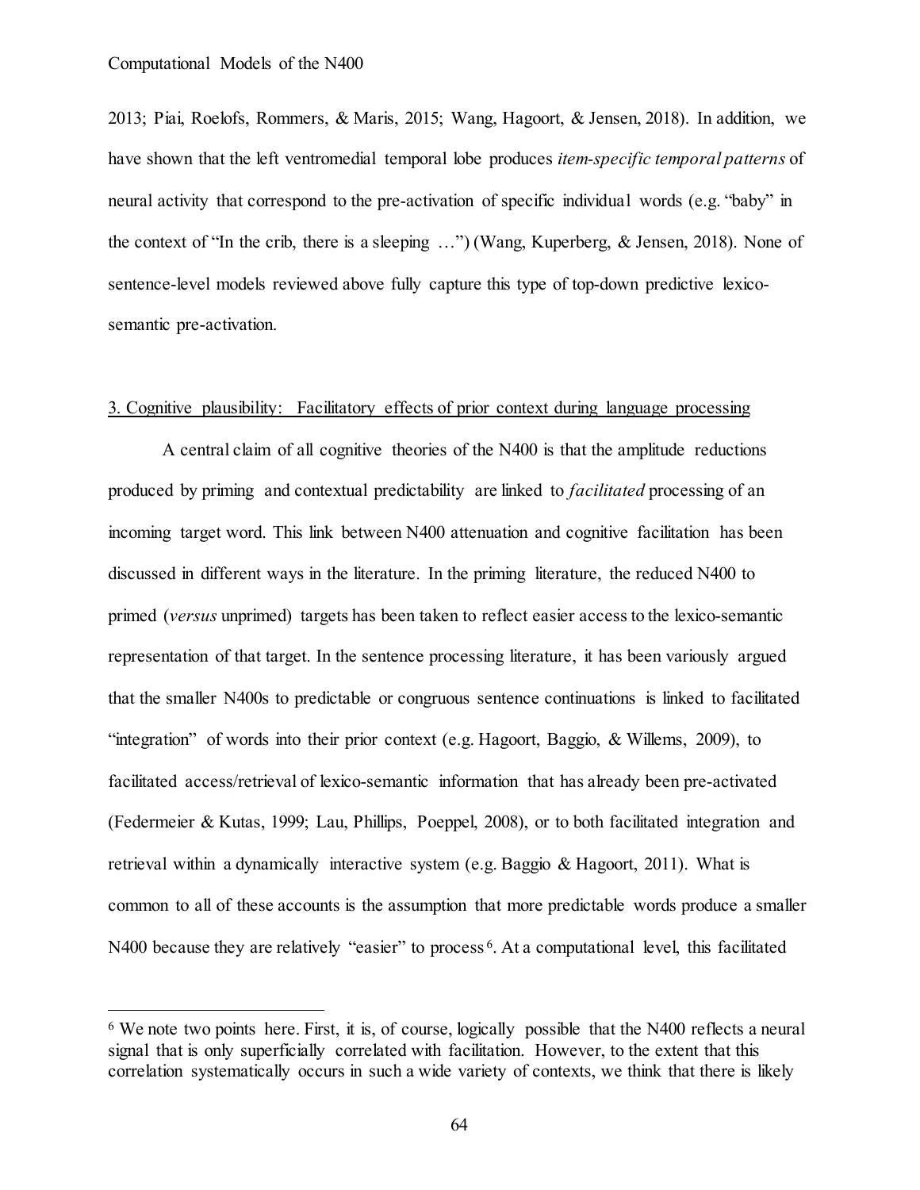2013; Piai, Roelofs, Rommers, & Maris, 2015; Wang, Hagoort, & Jensen, 2018). In addition, we have shown that the left ventromedial temporal lobe produces *item-specific temporal patterns* of neural activity that correspond to the pre-activation of specific individual words (e.g. "baby" in the context of "In the crib, there is a sleeping …") (Wang, Kuperberg, & Jensen, 2018). None of sentence-level models reviewed above fully capture this type of top-down predictive lexico-semantic pre-activation.

## 3. Cognitive plausibility: Facilitatory effects of prior context during language processing

A central claim of all cognitive theories of the N400 is that the amplitude reductions produced by priming and contextual predictability are linked to *facilitated* processing of an incoming target word. This link between N400 attenuation and cognitive facilitation has been discussed in different ways in the literature. In the priming literature, the reduced N400 to primed (*versus* unprimed) targets has been taken to reflect easier access to the lexico-semantic representation of that target. In the sentence processing literature, it has been variously argued that the smaller N400s to predictable or congruous sentence continuations is linked to facilitated "integration" of words into their prior context (e.g. Hagoort, Baggio, & Willems, 2009), to facilitated access/retrieval of lexico-semantic information that has already been pre-activated (Federmeier & Kutas, 1999; Lau, Phillips, Poeppel, 2008), or to both facilitated integration and retrieval within a dynamically interactive system (e.g. Baggio & Hagoort, 2011). What is common to all of these accounts is the assumption that more predictable words produce a smaller N400 because they are relatively "easier" to process[6]. At a computational level, this facilitated

[6] We note two points here. First, it is, of course, logically possible that the N400 reflects a neural signal that is only superficially correlated with facilitation. However, to the extent that this correlation systematically occurs in such a wide variety of contexts, we think that there is likely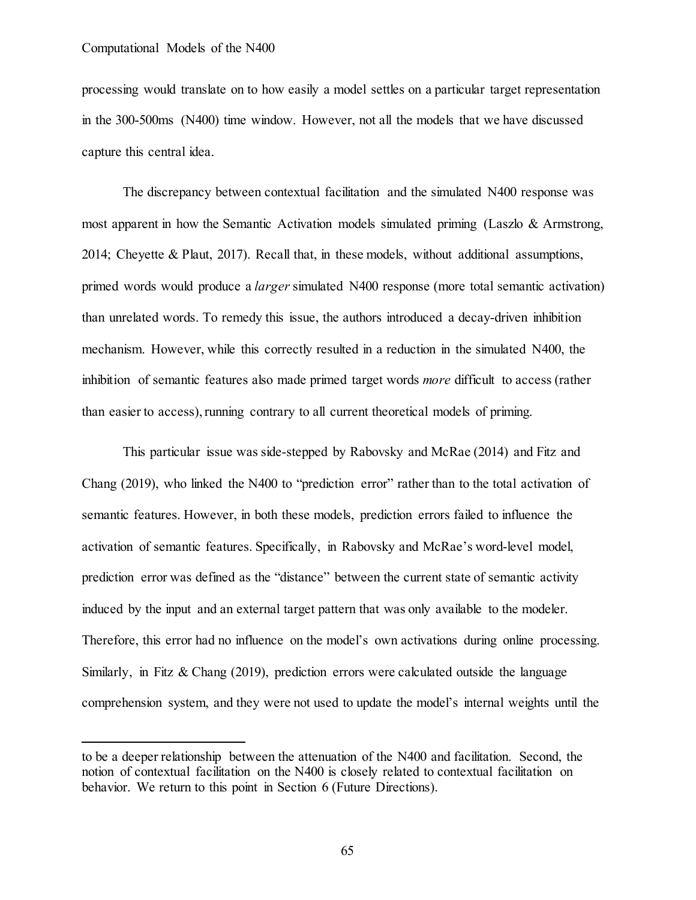processing would translate on to how easily a model settles on a particular target representation in the 300-500ms (N400) time window. However, not all the models that we have discussed capture this central idea.

The discrepancy between contextual facilitation and the simulated N400 response was most apparent in how the Semantic Activation models simulated priming (Laszlo & Armstrong, 2014; Cheyette & Plaut, 2017). Recall that, in these models, without additional assumptions, primed words would produce a *larger* simulated N400 response (more total semantic activation) than unrelated words. To remedy this issue, the authors introduced a decay-driven inhibition mechanism. However, while this correctly resulted in a reduction in the simulated N400, the inhibition of semantic features also made primed target words *more* difficult to access (rather than easier to access), running contrary to all current theoretical models of priming.

This particular issue was side-stepped by Rabovsky and McRae (2014) and Fitz and Chang (2019), who linked the N400 to "prediction error" rather than to the total activation of semantic features. However, in both these models, prediction errors failed to influence the activation of semantic features. Specifically, in Rabovsky and McRae's word-level model, prediction error was defined as the "distance" between the current state of semantic activity induced by the input and an external target pattern that was only available to the modeler. Therefore, this error had no influence on the model's own activations during online processing. Similarly, in Fitz & Chang (2019), prediction errors were calculated outside the language comprehension system, and they were not used to update the model's internal weights until the

---

to be a deeper relationship between the attenuation of the N400 and facilitation. Second, the notion of contextual facilitation on the N400 is closely related to contextual facilitation on behavior. We return to this point in Section 6 (Future Directions).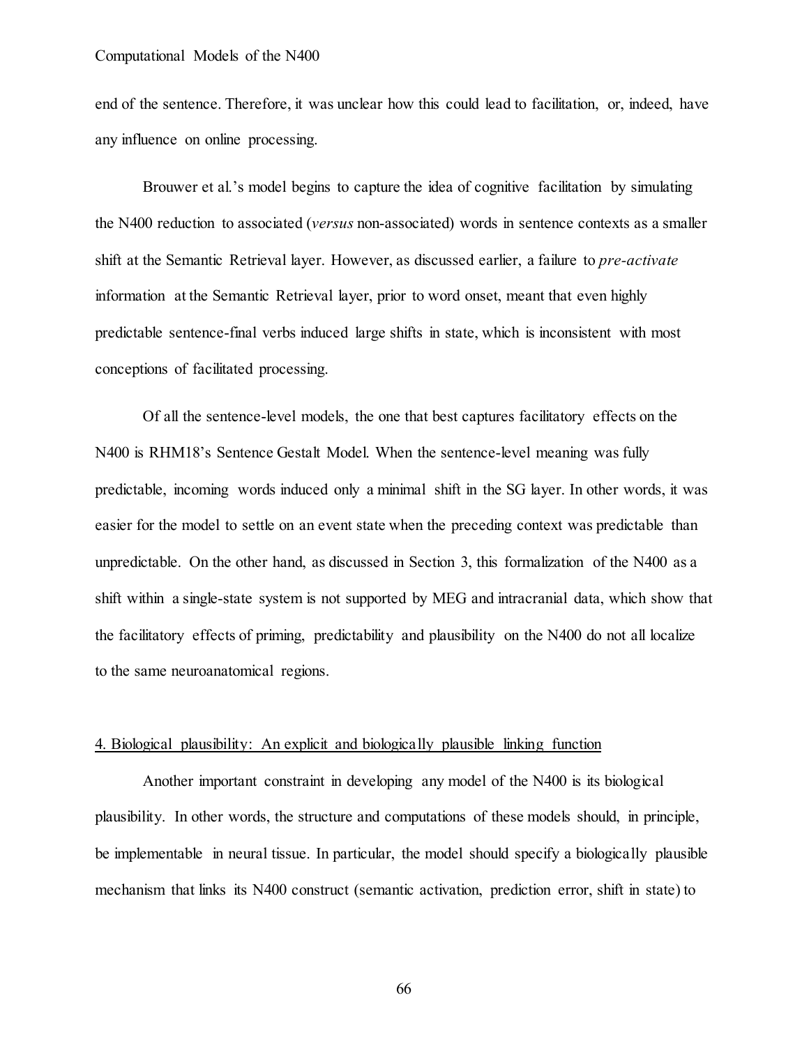end of the sentence. Therefore, it was unclear how this could lead to facilitation, or, indeed, have any influence on online processing.

Brouwer et al.'s model begins to capture the idea of cognitive facilitation by simulating the N400 reduction to associated (*versus* non-associated) words in sentence contexts as a smaller shift at the Semantic Retrieval layer. However, as discussed earlier, a failure to *pre-activate* information at the Semantic Retrieval layer, prior to word onset, meant that even highly predictable sentence-final verbs induced large shifts in state, which is inconsistent with most conceptions of facilitated processing.

Of all the sentence-level models, the one that best captures facilitatory effects on the N400 is RHM18's Sentence Gestalt Model. When the sentence-level meaning was fully predictable, incoming words induced only a minimal shift in the SG layer. In other words, it was easier for the model to settle on an event state when the preceding context was predictable than unpredictable. On the other hand, as discussed in Section 3, this formalization of the N400 as a shift within a single-state system is not supported by MEG and intracranial data, which show that the facilitatory effects of priming, predictability and plausibility on the N400 do not all localize to the same neuroanatomical regions.

## 4. Biological plausibility: An explicit and biologically plausible linking function

Another important constraint in developing any model of the N400 is its biological plausibility. In other words, the structure and computations of these models should, in principle, be implementable in neural tissue. In particular, the model should specify a biologically plausible mechanism that links its N400 construct (semantic activation, prediction error, shift in state) to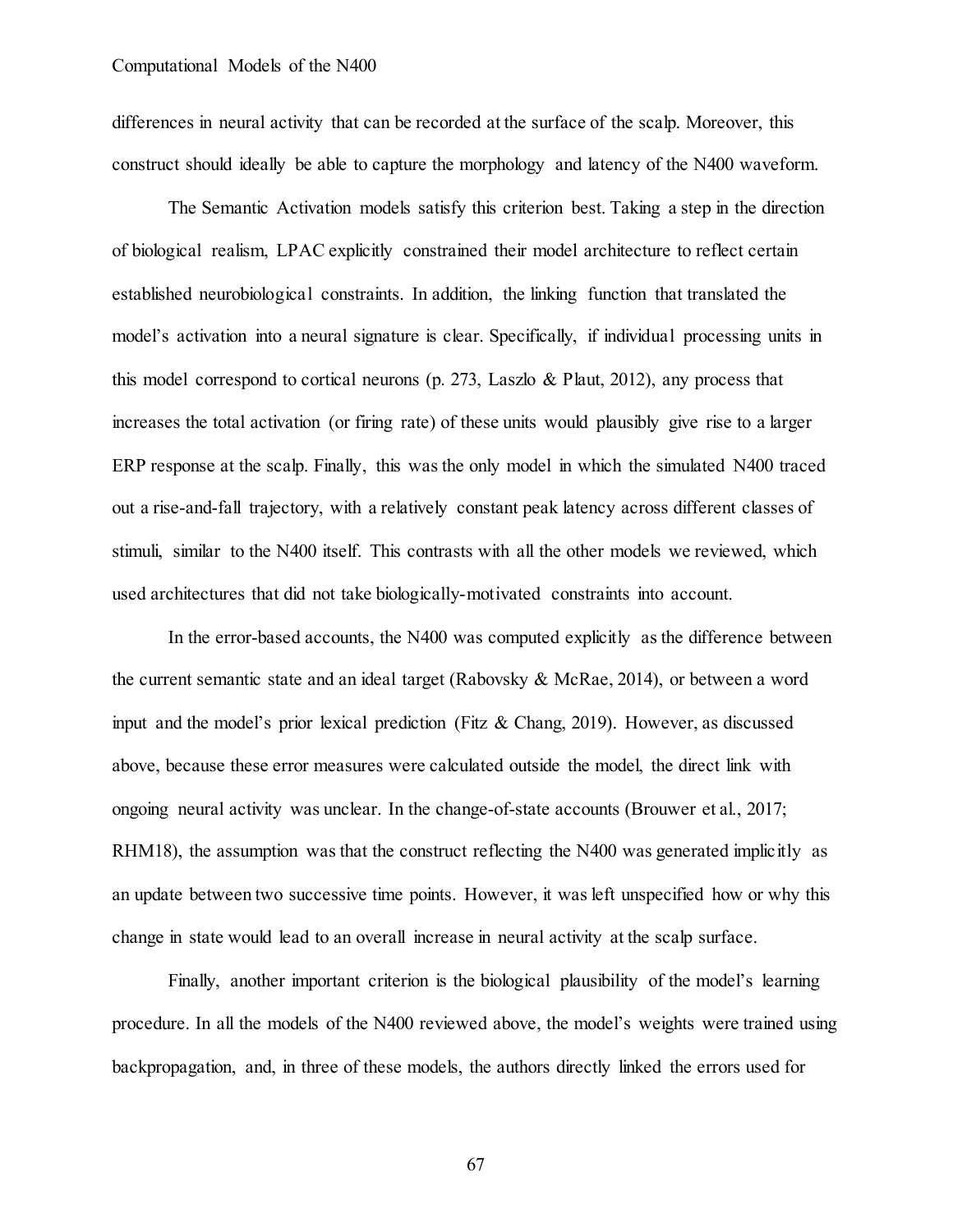differences in neural activity that can be recorded at the surface of the scalp. Moreover, this construct should ideally be able to capture the morphology and latency of the N400 waveform.

The Semantic Activation models satisfy this criterion best. Taking a step in the direction of biological realism, LPAC explicitly constrained their model architecture to reflect certain established neurobiological constraints. In addition, the linking function that translated the model's activation into a neural signature is clear. Specifically, if individual processing units in this model correspond to cortical neurons (p. 273, Laszlo & Plaut, 2012), any process that increases the total activation (or firing rate) of these units would plausibly give rise to a larger ERP response at the scalp. Finally, this was the only model in which the simulated N400 traced out a rise-and-fall trajectory, with a relatively constant peak latency across different classes of stimuli, similar to the N400 itself. This contrasts with all the other models we reviewed, which used architectures that did not take biologically-motivated constraints into account.

In the error-based accounts, the N400 was computed explicitly as the difference between the current semantic state and an ideal target (Rabovsky & McRae, 2014), or between a word input and the model's prior lexical prediction (Fitz & Chang, 2019). However, as discussed above, because these error measures were calculated outside the model, the direct link with ongoing neural activity was unclear. In the change-of-state accounts (Brouwer et al., 2017; RHM18), the assumption was that the construct reflecting the N400 was generated implicitly as an update between two successive time points. However, it was left unspecified how or why this change in state would lead to an overall increase in neural activity at the scalp surface.

Finally, another important criterion is the biological plausibility of the model's learning procedure. In all the models of the N400 reviewed above, the model's weights were trained using backpropagation, and, in three of these models, the authors directly linked the errors used for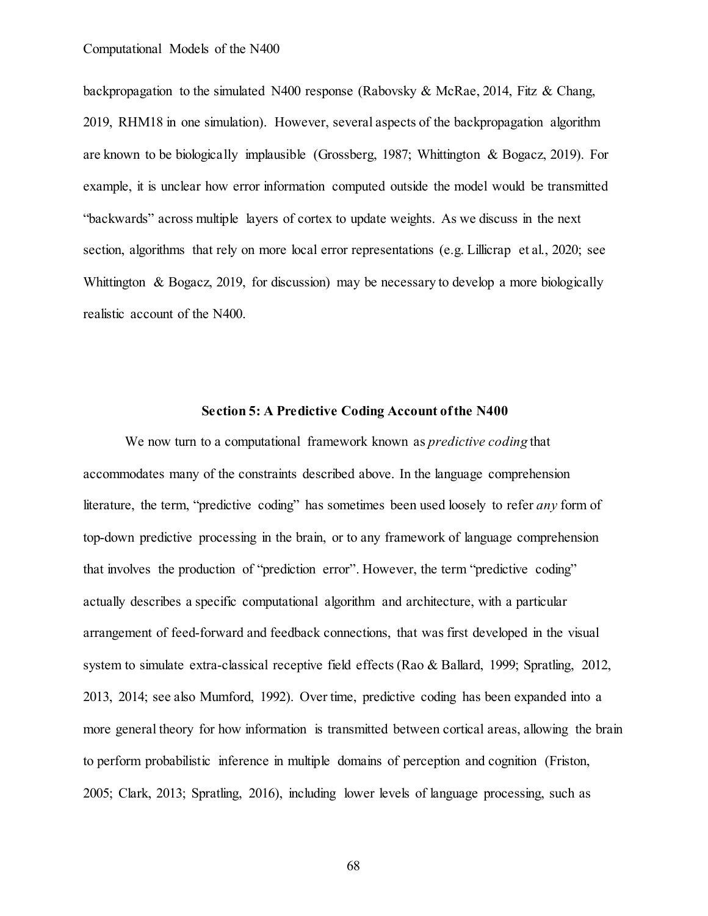backpropagation to the simulated N400 response (Rabovsky & McRae, 2014, Fitz & Chang, 2019, RHM18 in one simulation). However, several aspects of the backpropagation algorithm are known to be biologically implausible (Grossberg, 1987; Whittington & Bogacz, 2019). For example, it is unclear how error information computed outside the model would be transmitted "backwards" across multiple layers of cortex to update weights. As we discuss in the next section, algorithms that rely on more local error representations (e.g. Lillicrap et al., 2020; see Whittington & Bogacz, 2019, for discussion) may be necessary to develop a more biologically realistic account of the N400.

## Section 5: A Predictive Coding Account of the N400

We now turn to a computational framework known as *predictive coding* that accommodates many of the constraints described above. In the language comprehension literature, the term, "predictive coding" has sometimes been used loosely to refer *any* form of top-down predictive processing in the brain, or to any framework of language comprehension that involves the production of "prediction error". However, the term "predictive coding" actually describes a specific computational algorithm and architecture, with a particular arrangement of feed-forward and feedback connections, that was first developed in the visual system to simulate extra-classical receptive field effects (Rao & Ballard, 1999; Spratling, 2012, 2013, 2014; see also Mumford, 1992). Over time, predictive coding has been expanded into a more general theory for how information is transmitted between cortical areas, allowing the brain to perform probabilistic inference in multiple domains of perception and cognition (Friston, 2005; Clark, 2013; Spratling, 2016), including lower levels of language processing, such as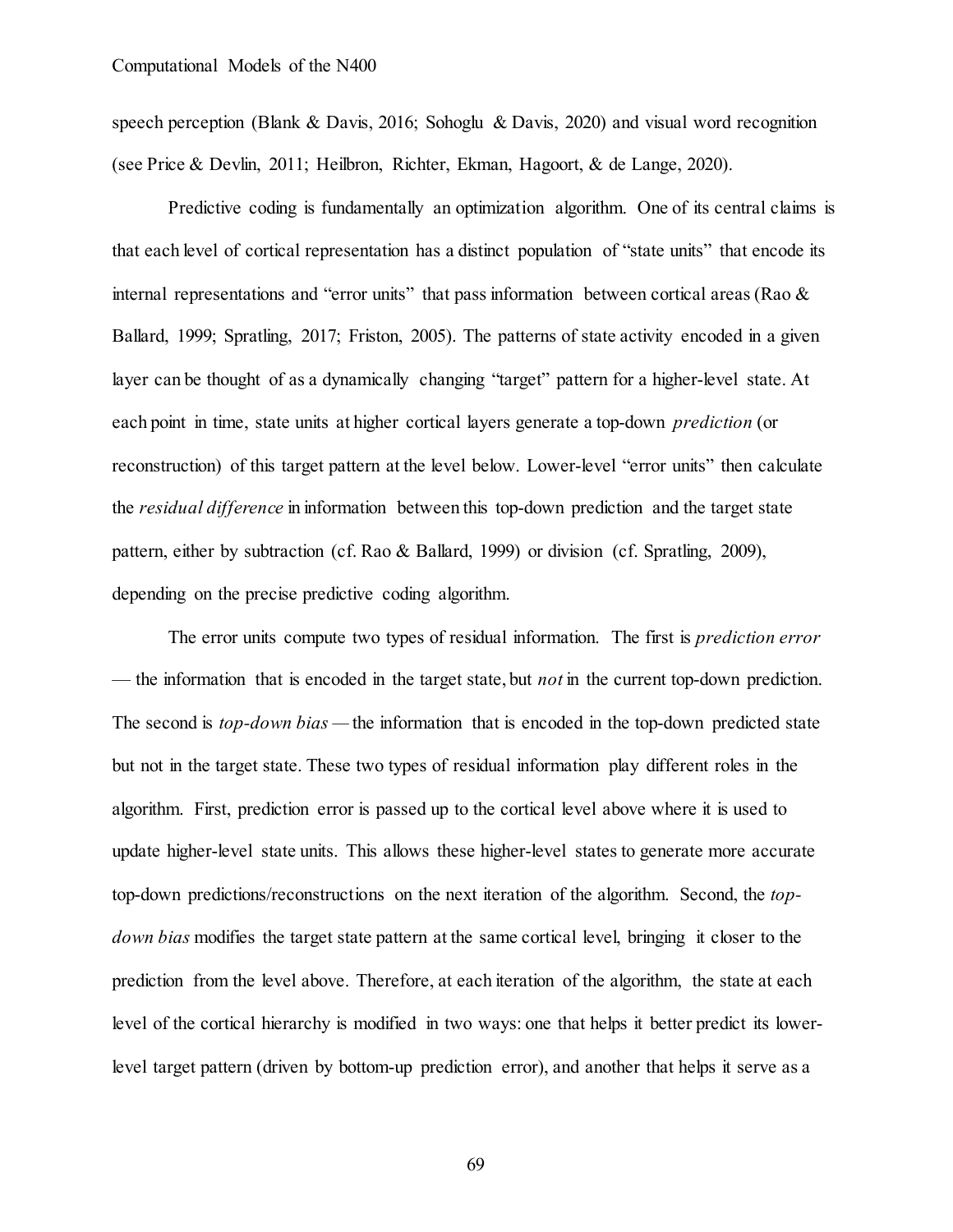speech perception (Blank & Davis, 2016; Sohoglu & Davis, 2020) and visual word recognition (see Price & Devlin, 2011; Heilbron, Richter, Ekman, Hagoort, & de Lange, 2020).

Predictive coding is fundamentally an optimization algorithm. One of its central claims is that each level of cortical representation has a distinct population of "state units" that encode its internal representations and "error units" that pass information between cortical areas (Rao & Ballard, 1999; Spratling, 2017; Friston, 2005). The patterns of state activity encoded in a given layer can be thought of as a dynamically changing "target" pattern for a higher-level state. At each point in time, state units at higher cortical layers generate a top-down *prediction* (or reconstruction) of this target pattern at the level below. Lower-level "error units" then calculate the *residual difference* in information between this top-down prediction and the target state pattern, either by subtraction (cf. Rao & Ballard, 1999) or division (cf. Spratling, 2009), depending on the precise predictive coding algorithm.

The error units compute two types of residual information. The first is *prediction error* — the information that is encoded in the target state, but *not* in the current top-down prediction. The second is *top-down bias* — the information that is encoded in the top-down predicted state but not in the target state. These two types of residual information play different roles in the algorithm. First, prediction error is passed up to the cortical level above where it is used to update higher-level state units. This allows these higher-level states to generate more accurate top-down predictions/reconstructions on the next iteration of the algorithm. Second, the *top-down bias* modifies the target state pattern at the same cortical level, bringing it closer to the prediction from the level above. Therefore, at each iteration of the algorithm, the state at each level of the cortical hierarchy is modified in two ways: one that helps it better predict its lower-level target pattern (driven by bottom-up prediction error), and another that helps it serve as a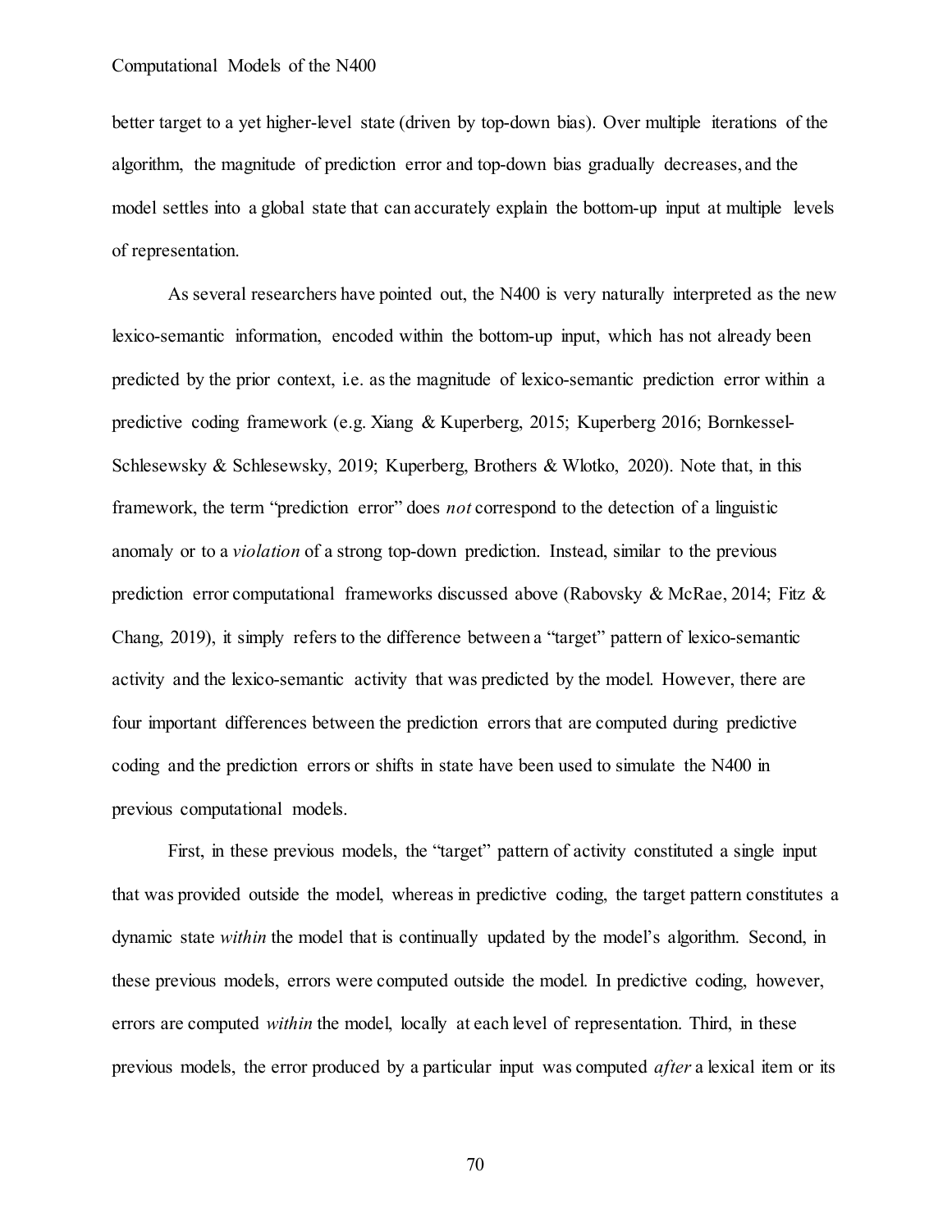better target to a yet higher-level state (driven by top-down bias). Over multiple iterations of the algorithm, the magnitude of prediction error and top-down bias gradually decreases, and the model settles into a global state that can accurately explain the bottom-up input at multiple levels of representation.

As several researchers have pointed out, the N400 is very naturally interpreted as the new lexico-semantic information, encoded within the bottom-up input, which has not already been predicted by the prior context, i.e. as the magnitude of lexico-semantic prediction error within a predictive coding framework (e.g. Xiang & Kuperberg, 2015; Kuperberg 2016; Bornkessel-Schlesewsky & Schlesewsky, 2019; Kuperberg, Brothers & Wlotko, 2020). Note that, in this framework, the term "prediction error" does *not* correspond to the detection of a linguistic anomaly or to a *violation* of a strong top-down prediction. Instead, similar to the previous prediction error computational frameworks discussed above (Rabovsky & McRae, 2014; Fitz & Chang, 2019), it simply refers to the difference between a "target" pattern of lexico-semantic activity and the lexico-semantic activity that was predicted by the model. However, there are four important differences between the prediction errors that are computed during predictive coding and the prediction errors or shifts in state have been used to simulate the N400 in previous computational models.

First, in these previous models, the "target" pattern of activity constituted a single input that was provided outside the model, whereas in predictive coding, the target pattern constitutes a dynamic state *within* the model that is continually updated by the model's algorithm. Second, in these previous models, errors were computed outside the model. In predictive coding, however, errors are computed *within* the model, locally at each level of representation. Third, in these previous models, the error produced by a particular input was computed *after* a lexical item or its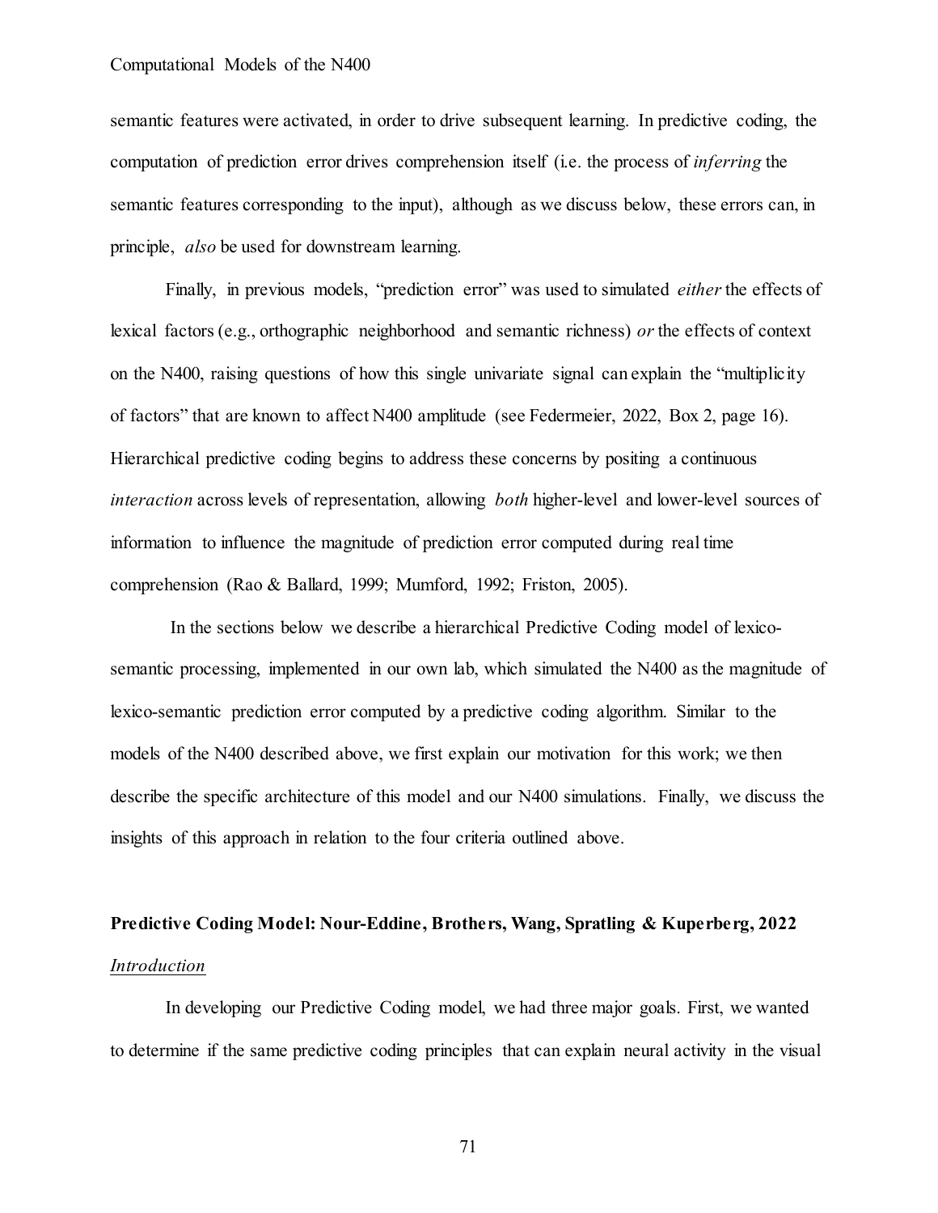semantic features were activated, in order to drive subsequent learning. In predictive coding, the computation of prediction error drives comprehension itself (i.e. the process of *inferring* the semantic features corresponding to the input), although as we discuss below, these errors can, in principle, *also* be used for downstream learning.

Finally, in previous models, "prediction error" was used to simulated *either* the effects of lexical factors (e.g., orthographic neighborhood and semantic richness) *or* the effects of context on the N400, raising questions of how this single univariate signal can explain the "multiplicity of factors" that are known to affect N400 amplitude (see Federmeier, 2022, Box 2, page 16). Hierarchical predictive coding begins to address these concerns by positing a continuous *interaction* across levels of representation, allowing *both* higher-level and lower-level sources of information to influence the magnitude of prediction error computed during real time comprehension (Rao & Ballard, 1999; Mumford, 1992; Friston, 2005).

In the sections below we describe a hierarchical Predictive Coding model of lexico-semantic processing, implemented in our own lab, which simulated the N400 as the magnitude of lexico-semantic prediction error computed by a predictive coding algorithm. Similar to the models of the N400 described above, we first explain our motivation for this work; we then describe the specific architecture of this model and our N400 simulations. Finally, we discuss the insights of this approach in relation to the four criteria outlined above.

## Predictive Coding Model: Nour-Eddine, Brothers, Wang, Spratling & Kuperberg, 2022

### *Introduction*

In developing our Predictive Coding model, we had three major goals. First, we wanted to determine if the same predictive coding principles that can explain neural activity in the visual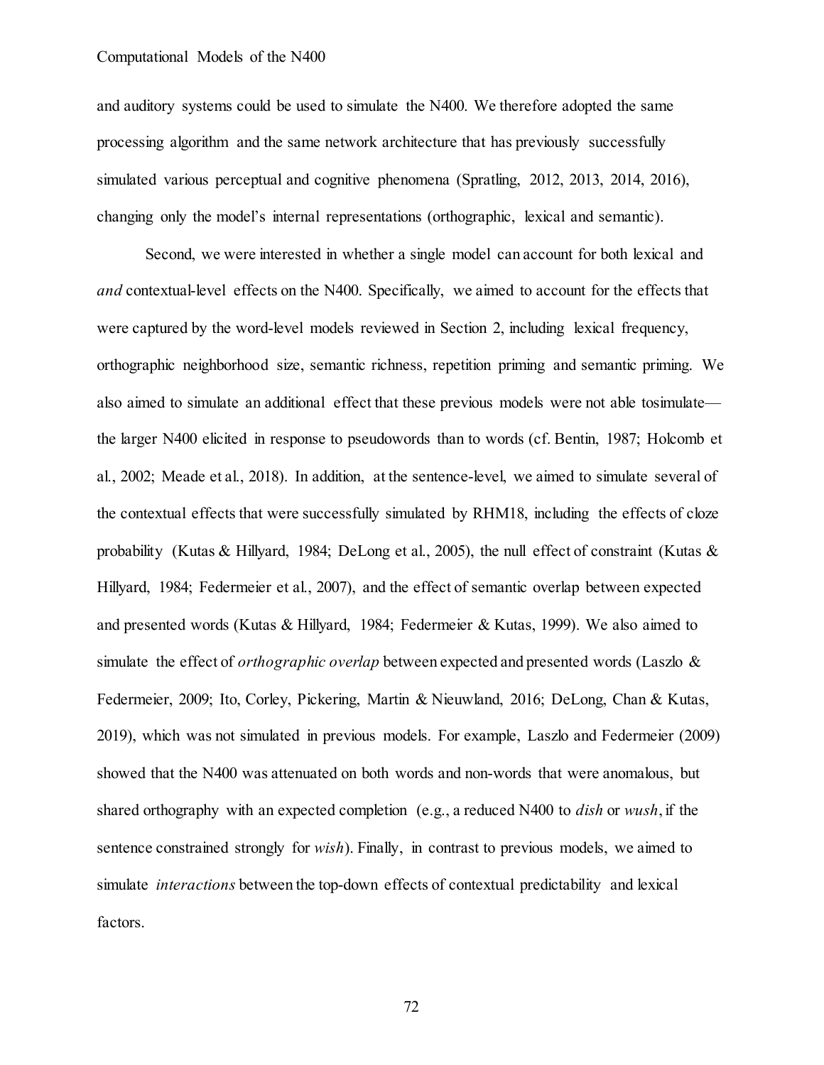and auditory systems could be used to simulate the N400. We therefore adopted the same processing algorithm and the same network architecture that has previously successfully simulated various perceptual and cognitive phenomena (Spratling, 2012, 2013, 2014, 2016), changing only the model's internal representations (orthographic, lexical and semantic).

Second, we were interested in whether a single model can account for both lexical and *and* contextual-level effects on the N400. Specifically, we aimed to account for the effects that were captured by the word-level models reviewed in Section 2, including lexical frequency, orthographic neighborhood size, semantic richness, repetition priming and semantic priming. We also aimed to simulate an additional effect that these previous models were not able tosimulate—the larger N400 elicited in response to pseudowords than to words (cf. Bentin, 1987; Holcomb et al., 2002; Meade et al., 2018). In addition, at the sentence-level, we aimed to simulate several of the contextual effects that were successfully simulated by RHM18, including the effects of cloze probability (Kutas & Hillyard, 1984; DeLong et al., 2005), the null effect of constraint (Kutas & Hillyard, 1984; Federmeier et al., 2007), and the effect of semantic overlap between expected and presented words (Kutas & Hillyard, 1984; Federmeier & Kutas, 1999). We also aimed to simulate the effect of *orthographic overlap* between expected and presented words (Laszlo & Federmeier, 2009; Ito, Corley, Pickering, Martin & Nieuwland, 2016; DeLong, Chan & Kutas, 2019), which was not simulated in previous models. For example, Laszlo and Federmeier (2009) showed that the N400 was attenuated on both words and non-words that were anomalous, but shared orthography with an expected completion (e.g., a reduced N400 to *dish* or *wush*, if the sentence constrained strongly for *wish*). Finally, in contrast to previous models, we aimed to simulate *interactions* between the top-down effects of contextual predictability and lexical factors.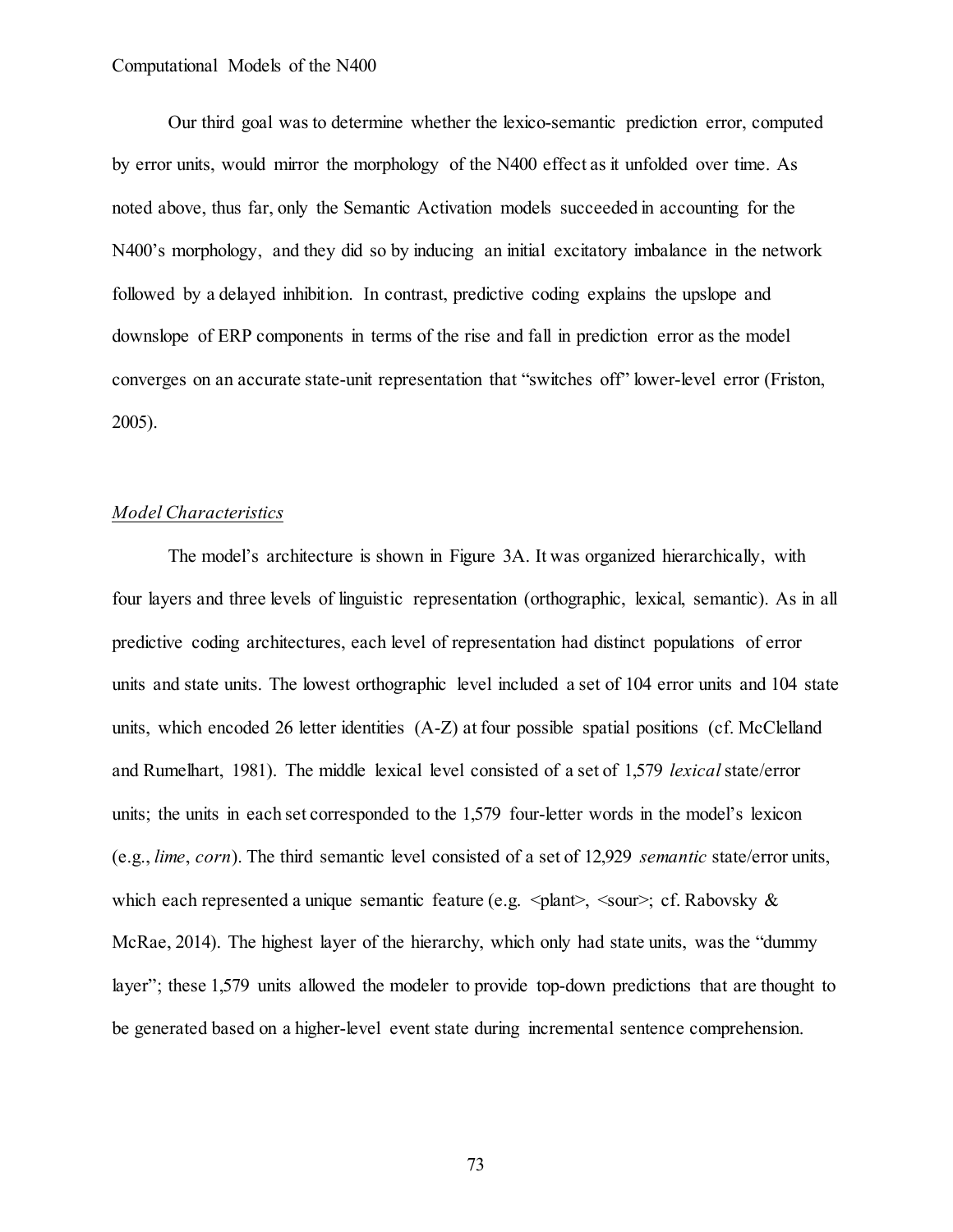Our third goal was to determine whether the lexico-semantic prediction error, computed by error units, would mirror the morphology of the N400 effect as it unfolded over time. As noted above, thus far, only the Semantic Activation models succeeded in accounting for the N400's morphology, and they did so by inducing an initial excitatory imbalance in the network followed by a delayed inhibition. In contrast, predictive coding explains the upslope and downslope of ERP components in terms of the rise and fall in prediction error as the model converges on an accurate state-unit representation that "switches off" lower-level error (Friston, 2005).

*Model Characteristics*

The model's architecture is shown in Figure 3A. It was organized hierarchically, with four layers and three levels of linguistic representation (orthographic, lexical, semantic). As in all predictive coding architectures, each level of representation had distinct populations of error units and state units. The lowest orthographic level included a set of 104 error units and 104 state units, which encoded 26 letter identities (A-Z) at four possible spatial positions (cf. McClelland and Rumelhart, 1981). The middle lexical level consisted of a set of 1,579 *lexical* state/error units; the units in each set corresponded to the 1,579 four-letter words in the model's lexicon (e.g., *lime*, *corn*). The third semantic level consisted of a set of 12,929 *semantic* state/error units, which each represented a unique semantic feature (e.g. <plant>, <sour>; cf. Rabovsky & McRae, 2014). The highest layer of the hierarchy, which only had state units, was the "dummy layer"; these 1,579 units allowed the modeler to provide top-down predictions that are thought to be generated based on a higher-level event state during incremental sentence comprehension.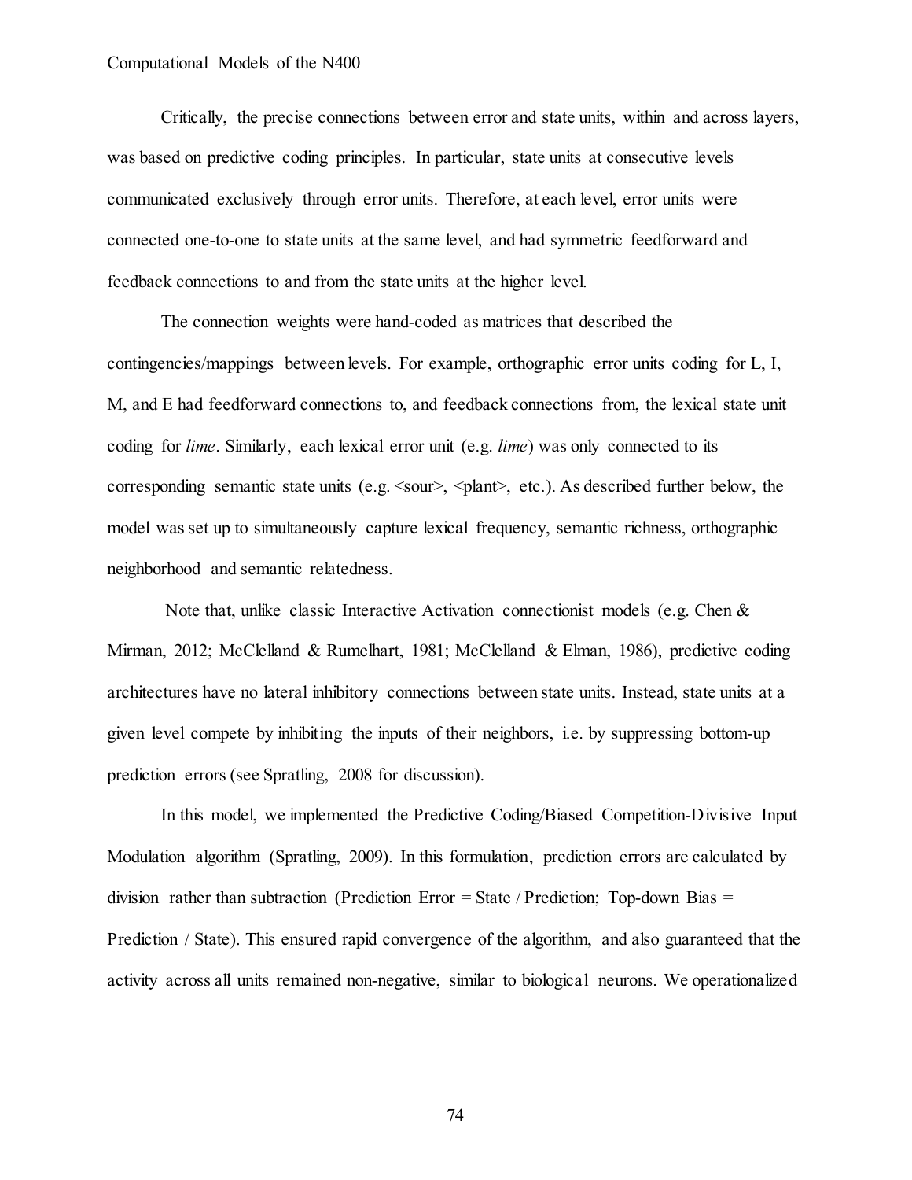Critically, the precise connections between error and state units, within and across layers, was based on predictive coding principles. In particular, state units at consecutive levels communicated exclusively through error units. Therefore, at each level, error units were connected one-to-one to state units at the same level, and had symmetric feedforward and feedback connections to and from the state units at the higher level.

The connection weights were hand-coded as matrices that described the contingencies/mappings between levels. For example, orthographic error units coding for L, I, M, and E had feedforward connections to, and feedback connections from, the lexical state unit coding for *lime*. Similarly, each lexical error unit (e.g. *lime*) was only connected to its corresponding semantic state units (e.g. <sour>, <plant>, etc.). As described further below, the model was set up to simultaneously capture lexical frequency, semantic richness, orthographic neighborhood and semantic relatedness.

Note that, unlike classic Interactive Activation connectionist models (e.g. Chen & Mirman, 2012; McClelland & Rumelhart, 1981; McClelland & Elman, 1986), predictive coding architectures have no lateral inhibitory connections between state units. Instead, state units at a given level compete by inhibiting the inputs of their neighbors, i.e. by suppressing bottom-up prediction errors (see Spratling, 2008 for discussion).

In this model, we implemented the Predictive Coding/Biased Competition-Divisive Input Modulation algorithm (Spratling, 2009). In this formulation, prediction errors are calculated by division rather than subtraction (Prediction Error = State / Prediction; Top-down Bias = Prediction / State). This ensured rapid convergence of the algorithm, and also guaranteed that the activity across all units remained non-negative, similar to biological neurons. We operationalized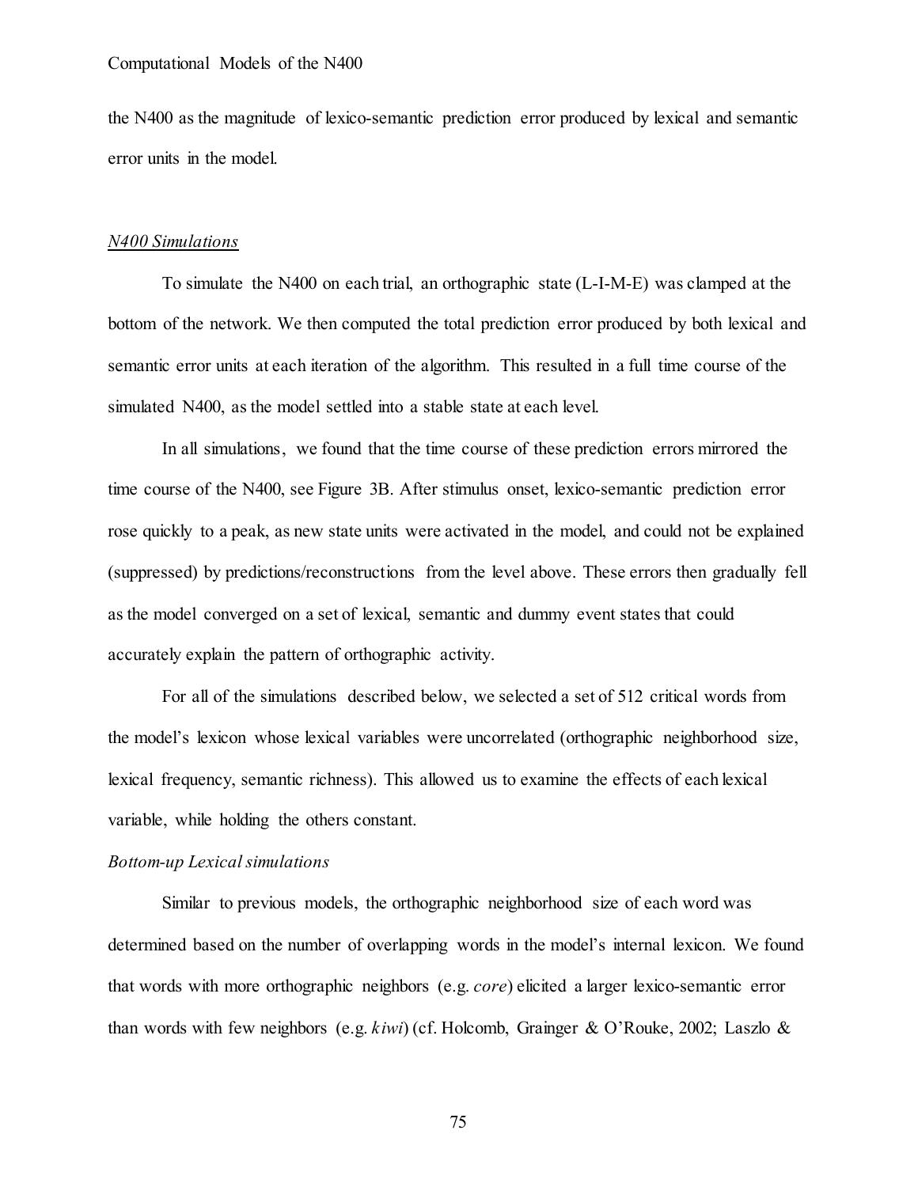the N400 as the magnitude of lexico-semantic prediction error produced by lexical and semantic error units in the model.

*N400 Simulations*

To simulate the N400 on each trial, an orthographic state (L-I-M-E) was clamped at the bottom of the network. We then computed the total prediction error produced by both lexical and semantic error units at each iteration of the algorithm. This resulted in a full time course of the simulated N400, as the model settled into a stable state at each level.

In all simulations, we found that the time course of these prediction errors mirrored the time course of the N400, see Figure 3B. After stimulus onset, lexico-semantic prediction error rose quickly to a peak, as new state units were activated in the model, and could not be explained (suppressed) by predictions/reconstructions from the level above. These errors then gradually fell as the model converged on a set of lexical, semantic and dummy event states that could accurately explain the pattern of orthographic activity.

For all of the simulations described below, we selected a set of 512 critical words from the model's lexicon whose lexical variables were uncorrelated (orthographic neighborhood size, lexical frequency, semantic richness). This allowed us to examine the effects of each lexical variable, while holding the others constant.

*Bottom-up Lexical simulations*

Similar to previous models, the orthographic neighborhood size of each word was determined based on the number of overlapping words in the model's internal lexicon. We found that words with more orthographic neighbors (e.g. *core*) elicited a larger lexico-semantic error than words with few neighbors (e.g. *kiwi*) (cf. Holcomb, Grainger & O'Rouke, 2002; Laszlo &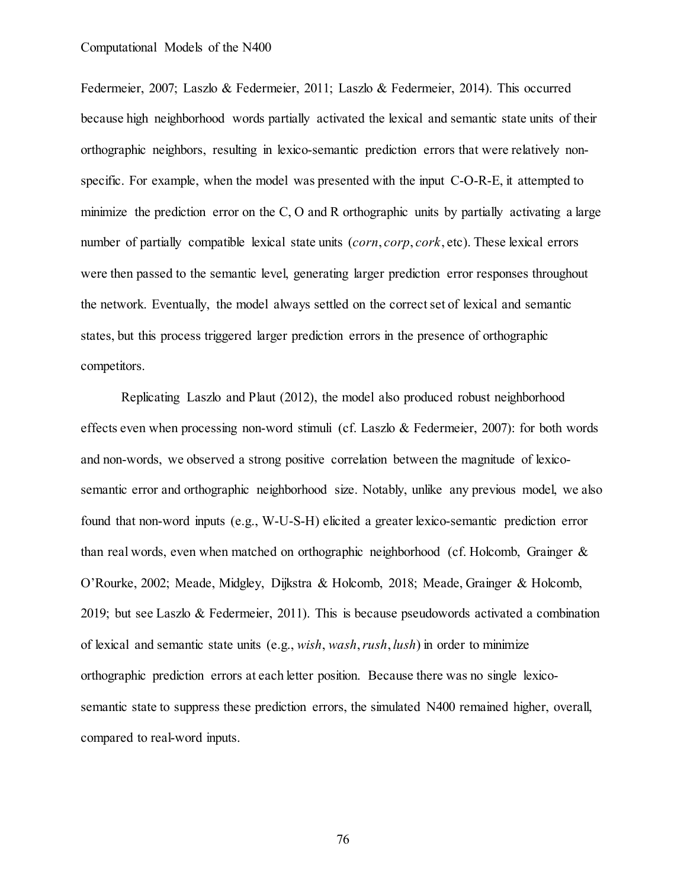Federmeier, 2007; Laszlo & Federmeier, 2011; Laszlo & Federmeier, 2014). This occurred because high neighborhood words partially activated the lexical and semantic state units of their orthographic neighbors, resulting in lexico-semantic prediction errors that were relatively non-specific. For example, when the model was presented with the input C-O-R-E, it attempted to minimize the prediction error on the C, O and R orthographic units by partially activating a large number of partially compatible lexical state units (*corn*, *corp*, *cork*, etc). These lexical errors were then passed to the semantic level, generating larger prediction error responses throughout the network. Eventually, the model always settled on the correct set of lexical and semantic states, but this process triggered larger prediction errors in the presence of orthographic competitors.

Replicating Laszlo and Plaut (2012), the model also produced robust neighborhood effects even when processing non-word stimuli (cf. Laszlo & Federmeier, 2007): for both words and non-words, we observed a strong positive correlation between the magnitude of lexico-semantic error and orthographic neighborhood size. Notably, unlike any previous model, we also found that non-word inputs (e.g., W-U-S-H) elicited a greater lexico-semantic prediction error than real words, even when matched on orthographic neighborhood (cf. Holcomb, Grainger & O'Rourke, 2002; Meade, Midgley, Dijkstra & Holcomb, 2018; Meade, Grainger & Holcomb, 2019; but see Laszlo & Federmeier, 2011). This is because pseudowords activated a combination of lexical and semantic state units (e.g., *wish*, *wash*, *rush*, *lush*) in order to minimize orthographic prediction errors at each letter position. Because there was no single lexico-semantic state to suppress these prediction errors, the simulated N400 remained higher, overall, compared to real-word inputs.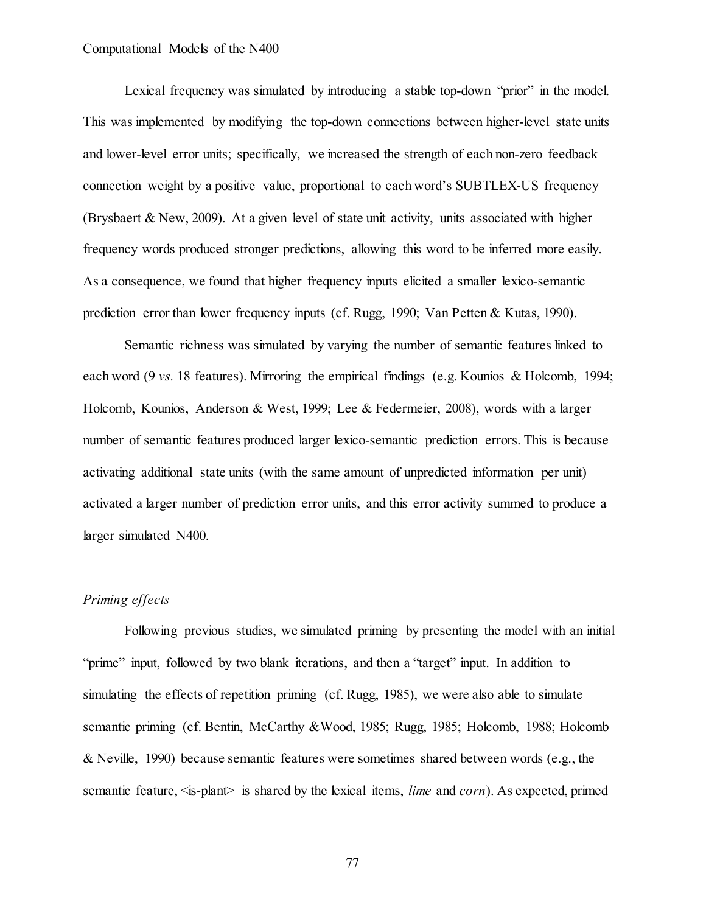Lexical frequency was simulated by introducing a stable top-down "prior" in the model. This was implemented by modifying the top-down connections between higher-level state units and lower-level error units; specifically, we increased the strength of each non-zero feedback connection weight by a positive value, proportional to each word's SUBTLEX-US frequency (Brysbaert & New, 2009). At a given level of state unit activity, units associated with higher frequency words produced stronger predictions, allowing this word to be inferred more easily. As a consequence, we found that higher frequency inputs elicited a smaller lexico-semantic prediction error than lower frequency inputs (cf. Rugg, 1990; Van Petten & Kutas, 1990).

Semantic richness was simulated by varying the number of semantic features linked to each word (9 *vs.* 18 features). Mirroring the empirical findings (e.g. Kounios & Holcomb, 1994; Holcomb, Kounios, Anderson & West, 1999; Lee & Federmeier, 2008), words with a larger number of semantic features produced larger lexico-semantic prediction errors. This is because activating additional state units (with the same amount of unpredicted information per unit) activated a larger number of prediction error units, and this error activity summed to produce a larger simulated N400.

*Priming effects*

Following previous studies, we simulated priming by presenting the model with an initial "prime" input, followed by two blank iterations, and then a "target" input. In addition to simulating the effects of repetition priming (cf. Rugg, 1985), we were also able to simulate semantic priming (cf. Bentin, McCarthy &Wood, 1985; Rugg, 1985; Holcomb, 1988; Holcomb & Neville, 1990) because semantic features were sometimes shared between words (e.g., the semantic feature, <is-plant> is shared by the lexical items, *lime* and *corn*). As expected, primed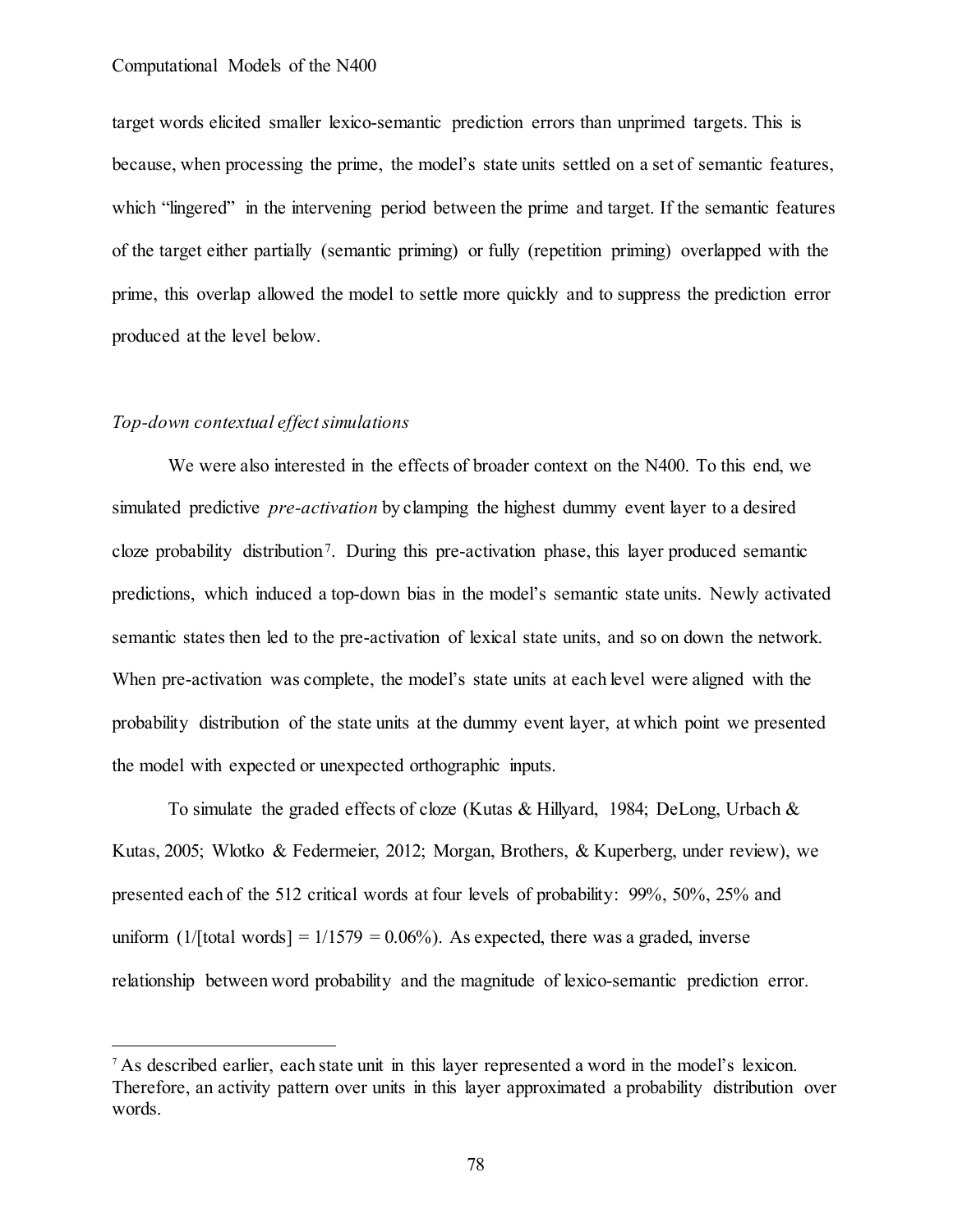target words elicited smaller lexico-semantic prediction errors than unprimed targets. This is because, when processing the prime, the model's state units settled on a set of semantic features, which "lingered" in the intervening period between the prime and target. If the semantic features of the target either partially (semantic priming) or fully (repetition priming) overlapped with the prime, this overlap allowed the model to settle more quickly and to suppress the prediction error produced at the level below.

*Top-down contextual effect simulations*

We were also interested in the effects of broader context on the N400. To this end, we simulated predictive *pre-activation* by clamping the highest dummy event layer to a desired cloze probability distribution[7]. During this pre-activation phase, this layer produced semantic predictions, which induced a top-down bias in the model's semantic state units. Newly activated semantic states then led to the pre-activation of lexical state units, and so on down the network. When pre-activation was complete, the model's state units at each level were aligned with the probability distribution of the state units at the dummy event layer, at which point we presented the model with expected or unexpected orthographic inputs.

To simulate the graded effects of cloze (Kutas & Hillyard, 1984; DeLong, Urbach & Kutas, 2005; Wlotko & Federmeier, 2012; Morgan, Brothers, & Kuperberg, under review), we presented each of the 512 critical words at four levels of probability: 99%, 50%, 25% and uniform (1/[total words] = 1/1579 = 0.06%). As expected, there was a graded, inverse relationship between word probability and the magnitude of lexico-semantic prediction error.

[7] As described earlier, each state unit in this layer represented a word in the model's lexicon. Therefore, an activity pattern over units in this layer approximated a probability distribution over words.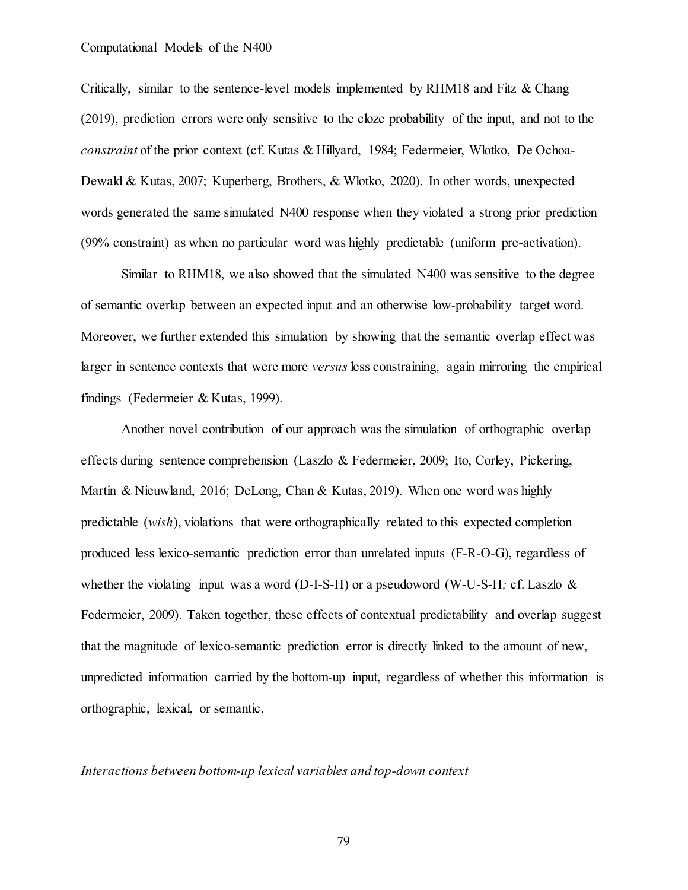Critically, similar to the sentence-level models implemented by RHM18 and Fitz & Chang (2019), prediction errors were only sensitive to the cloze probability of the input, and not to the *constraint* of the prior context (cf. Kutas & Hillyard, 1984; Federmeier, Wlotko, De Ochoa-Dewald & Kutas, 2007; Kuperberg, Brothers, & Wlotko, 2020). In other words, unexpected words generated the same simulated N400 response when they violated a strong prior prediction (99% constraint) as when no particular word was highly predictable (uniform pre-activation).

Similar to RHM18, we also showed that the simulated N400 was sensitive to the degree of semantic overlap between an expected input and an otherwise low-probability target word. Moreover, we further extended this simulation by showing that the semantic overlap effect was larger in sentence contexts that were more *versus* less constraining, again mirroring the empirical findings (Federmeier & Kutas, 1999).

Another novel contribution of our approach was the simulation of orthographic overlap effects during sentence comprehension (Laszlo & Federmeier, 2009; Ito, Corley, Pickering, Martin & Nieuwland, 2016; DeLong, Chan & Kutas, 2019). When one word was highly predictable (*wish*), violations that were orthographically related to this expected completion produced less lexico-semantic prediction error than unrelated inputs (F-R-O-G), regardless of whether the violating input was a word (D-I-S-H) or a pseudoword (W-U-S-H*;* cf. Laszlo & Federmeier, 2009). Taken together, these effects of contextual predictability and overlap suggest that the magnitude of lexico-semantic prediction error is directly linked to the amount of new, unpredicted information carried by the bottom-up input, regardless of whether this information is orthographic, lexical, or semantic.

*Interactions between bottom-up lexical variables and top-down context*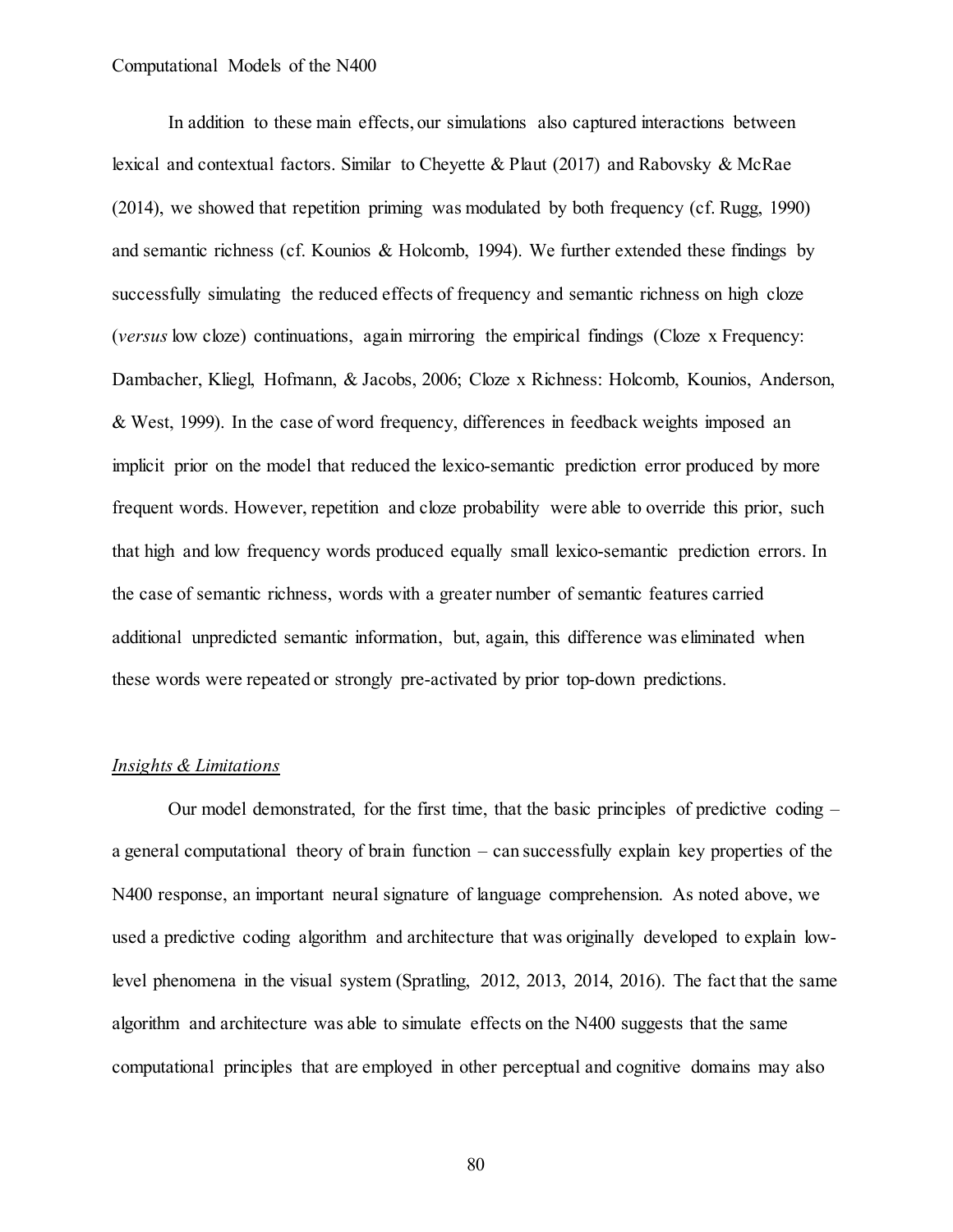In addition to these main effects, our simulations also captured interactions between lexical and contextual factors. Similar to Cheyette & Plaut (2017) and Rabovsky & McRae (2014), we showed that repetition priming was modulated by both frequency (cf. Rugg, 1990) and semantic richness (cf. Kounios & Holcomb, 1994). We further extended these findings by successfully simulating the reduced effects of frequency and semantic richness on high cloze (*versus* low cloze) continuations, again mirroring the empirical findings (Cloze x Frequency: Dambacher, Kliegl, Hofmann, & Jacobs, 2006; Cloze x Richness: Holcomb, Kounios, Anderson, & West, 1999). In the case of word frequency, differences in feedback weights imposed an implicit prior on the model that reduced the lexico-semantic prediction error produced by more frequent words. However, repetition and cloze probability were able to override this prior, such that high and low frequency words produced equally small lexico-semantic prediction errors. In the case of semantic richness, words with a greater number of semantic features carried additional unpredicted semantic information, but, again, this difference was eliminated when these words were repeated or strongly pre-activated by prior top-down predictions.

*Insights & Limitations*

Our model demonstrated, for the first time, that the basic principles of predictive coding – a general computational theory of brain function – can successfully explain key properties of the N400 response, an important neural signature of language comprehension. As noted above, we used a predictive coding algorithm and architecture that was originally developed to explain low-level phenomena in the visual system (Spratling, 2012, 2013, 2014, 2016). The fact that the same algorithm and architecture was able to simulate effects on the N400 suggests that the same computational principles that are employed in other perceptual and cognitive domains may also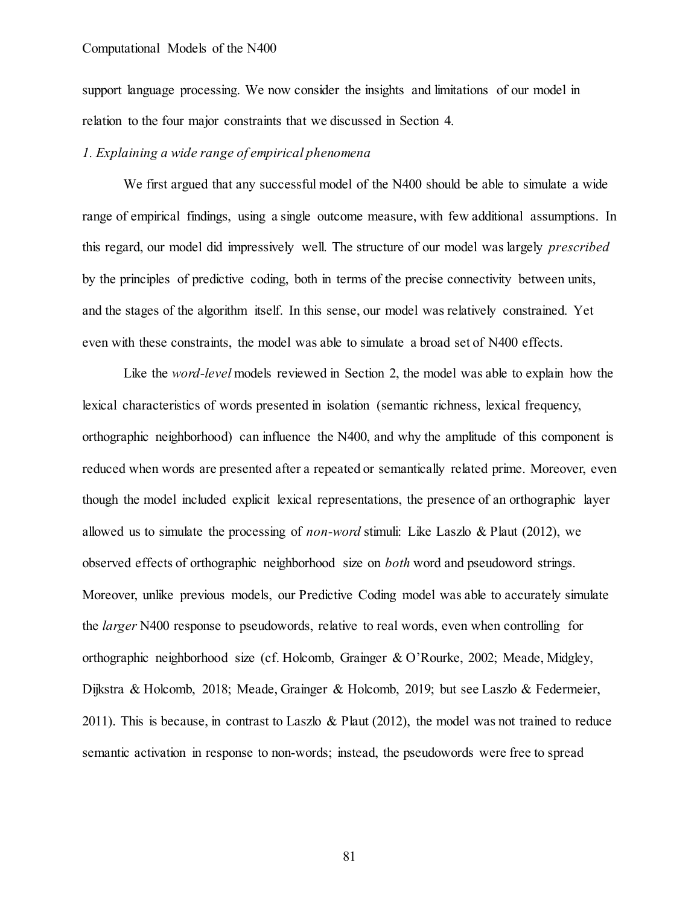support language processing. We now consider the insights and limitations of our model in relation to the four major constraints that we discussed in Section 4.

*1. Explaining a wide range of empirical phenomena*

We first argued that any successful model of the N400 should be able to simulate a wide range of empirical findings, using a single outcome measure, with few additional assumptions. In this regard, our model did impressively well. The structure of our model was largely *prescribed* by the principles of predictive coding, both in terms of the precise connectivity between units, and the stages of the algorithm itself. In this sense, our model was relatively constrained. Yet even with these constraints, the model was able to simulate a broad set of N400 effects.

Like the *word-level* models reviewed in Section 2, the model was able to explain how the lexical characteristics of words presented in isolation (semantic richness, lexical frequency, orthographic neighborhood) can influence the N400, and why the amplitude of this component is reduced when words are presented after a repeated or semantically related prime. Moreover, even though the model included explicit lexical representations, the presence of an orthographic layer allowed us to simulate the processing of *non-word* stimuli: Like Laszlo & Plaut (2012), we observed effects of orthographic neighborhood size on *both* word and pseudoword strings. Moreover, unlike previous models, our Predictive Coding model was able to accurately simulate the *larger* N400 response to pseudowords, relative to real words, even when controlling for orthographic neighborhood size (cf. Holcomb, Grainger & O'Rourke, 2002; Meade, Midgley, Dijkstra & Holcomb, 2018; Meade, Grainger & Holcomb, 2019; but see Laszlo & Federmeier, 2011). This is because, in contrast to Laszlo & Plaut (2012), the model was not trained to reduce semantic activation in response to non-words; instead, the pseudowords were free to spread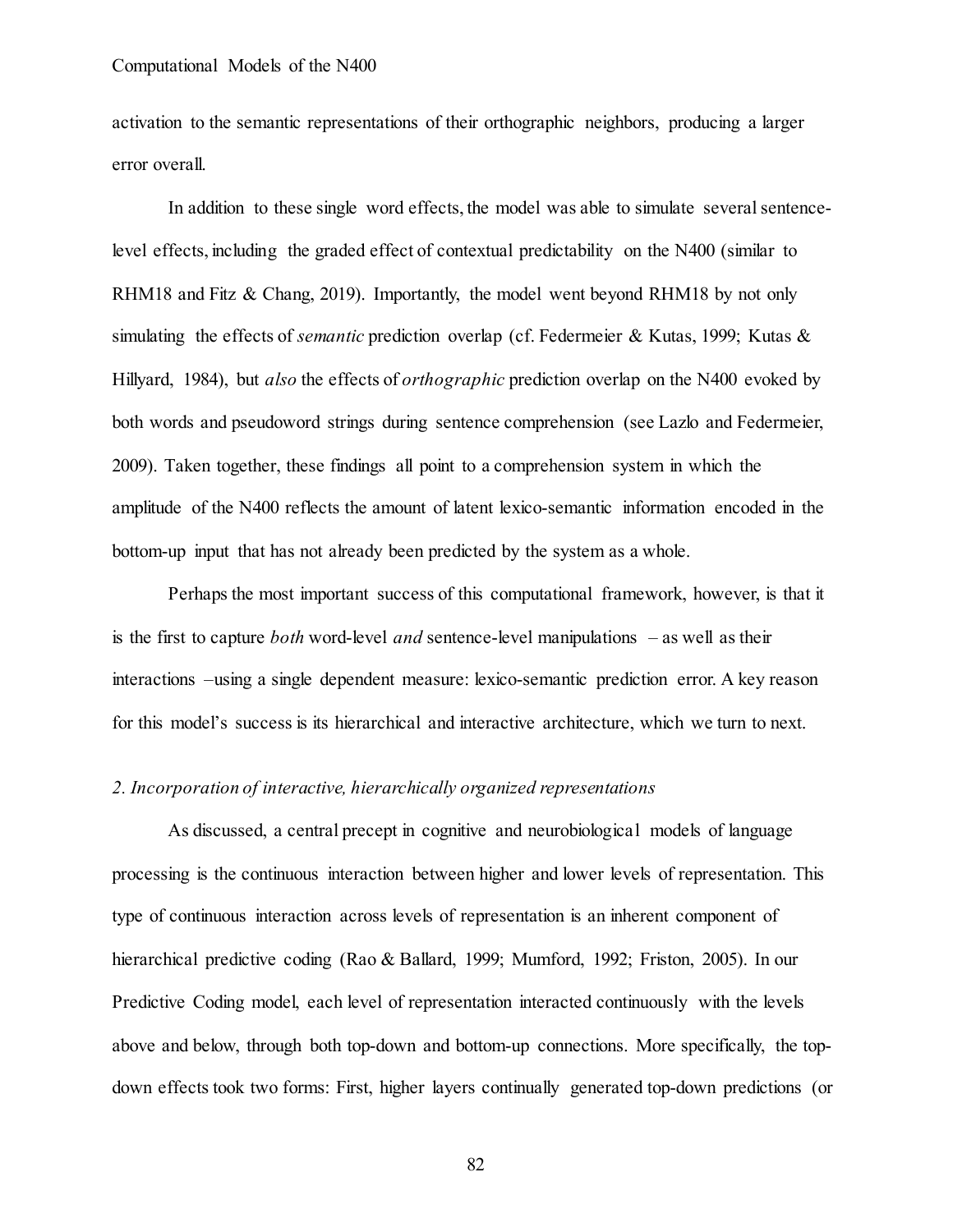activation to the semantic representations of their orthographic neighbors, producing a larger error overall.

In addition to these single word effects, the model was able to simulate several sentence-level effects, including the graded effect of contextual predictability on the N400 (similar to RHM18 and Fitz & Chang, 2019). Importantly, the model went beyond RHM18 by not only simulating the effects of *semantic* prediction overlap (cf. Federmeier & Kutas, 1999; Kutas & Hillyard, 1984), but *also* the effects of *orthographic* prediction overlap on the N400 evoked by both words and pseudoword strings during sentence comprehension (see Lazlo and Federmeier, 2009). Taken together, these findings all point to a comprehension system in which the amplitude of the N400 reflects the amount of latent lexico-semantic information encoded in the bottom-up input that has not already been predicted by the system as a whole.

Perhaps the most important success of this computational framework, however, is that it is the first to capture *both* word-level *and* sentence-level manipulations – as well as their interactions –using a single dependent measure: lexico-semantic prediction error. A key reason for this model's success is its hierarchical and interactive architecture, which we turn to next.

*2. Incorporation of interactive, hierarchically organized representations*

As discussed, a central precept in cognitive and neurobiological models of language processing is the continuous interaction between higher and lower levels of representation. This type of continuous interaction across levels of representation is an inherent component of hierarchical predictive coding (Rao & Ballard, 1999; Mumford, 1992; Friston, 2005). In our Predictive Coding model, each level of representation interacted continuously with the levels above and below, through both top-down and bottom-up connections. More specifically, the top-down effects took two forms: First, higher layers continually generated top-down predictions (or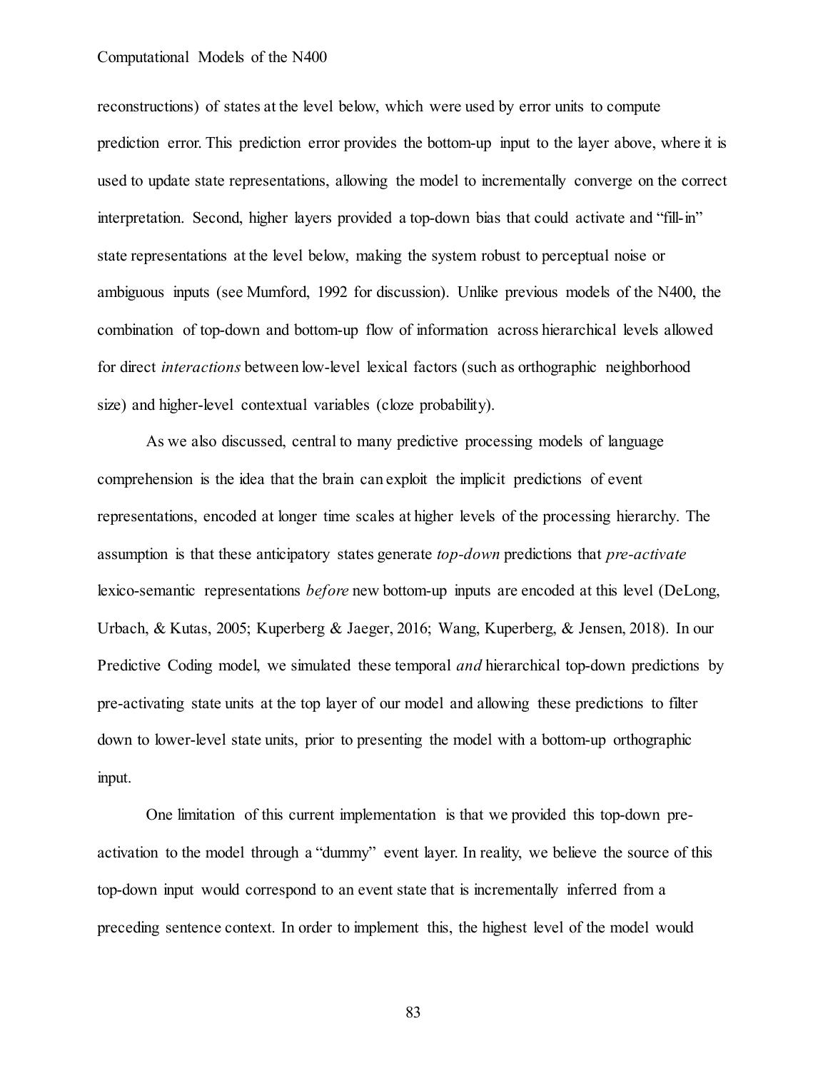reconstructions) of states at the level below, which were used by error units to compute prediction error. This prediction error provides the bottom-up input to the layer above, where it is used to update state representations, allowing the model to incrementally converge on the correct interpretation. Second, higher layers provided a top-down bias that could activate and "fill-in" state representations at the level below, making the system robust to perceptual noise or ambiguous inputs (see Mumford, 1992 for discussion). Unlike previous models of the N400, the combination of top-down and bottom-up flow of information across hierarchical levels allowed for direct *interactions* between low-level lexical factors (such as orthographic neighborhood size) and higher-level contextual variables (cloze probability).

As we also discussed, central to many predictive processing models of language comprehension is the idea that the brain can exploit the implicit predictions of event representations, encoded at longer time scales at higher levels of the processing hierarchy. The assumption is that these anticipatory states generate *top-down* predictions that *pre-activate* lexico-semantic representations *before* new bottom-up inputs are encoded at this level (DeLong, Urbach, & Kutas, 2005; Kuperberg & Jaeger, 2016; Wang, Kuperberg, & Jensen, 2018). In our Predictive Coding model, we simulated these temporal *and* hierarchical top-down predictions by pre-activating state units at the top layer of our model and allowing these predictions to filter down to lower-level state units, prior to presenting the model with a bottom-up orthographic input.

One limitation of this current implementation is that we provided this top-down pre-activation to the model through a "dummy" event layer. In reality, we believe the source of this top-down input would correspond to an event state that is incrementally inferred from a preceding sentence context. In order to implement this, the highest level of the model would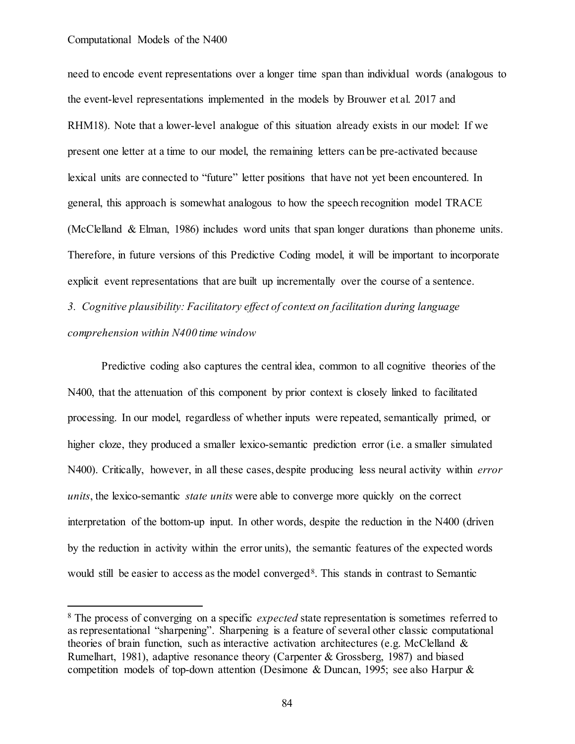need to encode event representations over a longer time span than individual words (analogous to the event-level representations implemented in the models by Brouwer et al. 2017 and RHM18). Note that a lower-level analogue of this situation already exists in our model: If we present one letter at a time to our model, the remaining letters can be pre-activated because lexical units are connected to "future" letter positions that have not yet been encountered. In general, this approach is somewhat analogous to how the speech recognition model TRACE (McClelland & Elman, 1986) includes word units that span longer durations than phoneme units. Therefore, in future versions of this Predictive Coding model, it will be important to incorporate explicit event representations that are built up incrementally over the course of a sentence.

*3. Cognitive plausibility: Facilitatory effect of context on facilitation during language comprehension within N400 time window*

Predictive coding also captures the central idea, common to all cognitive theories of the N400, that the attenuation of this component by prior context is closely linked to facilitated processing. In our model, regardless of whether inputs were repeated, semantically primed, or higher cloze, they produced a smaller lexico-semantic prediction error (i.e. a smaller simulated N400). Critically, however, in all these cases, despite producing less neural activity within *error units*, the lexico-semantic *state units* were able to converge more quickly on the correct interpretation of the bottom-up input. In other words, despite the reduction in the N400 (driven by the reduction in activity within the error units), the semantic features of the expected words would still be easier to access as the model converged[8]. This stands in contrast to Semantic

[8] The process of converging on a specific *expected* state representation is sometimes referred to as representational "sharpening". Sharpening is a feature of several other classic computational theories of brain function, such as interactive activation architectures (e.g. McClelland & Rumelhart, 1981), adaptive resonance theory (Carpenter & Grossberg, 1987) and biased competition models of top-down attention (Desimone & Duncan, 1995; see also Harpur &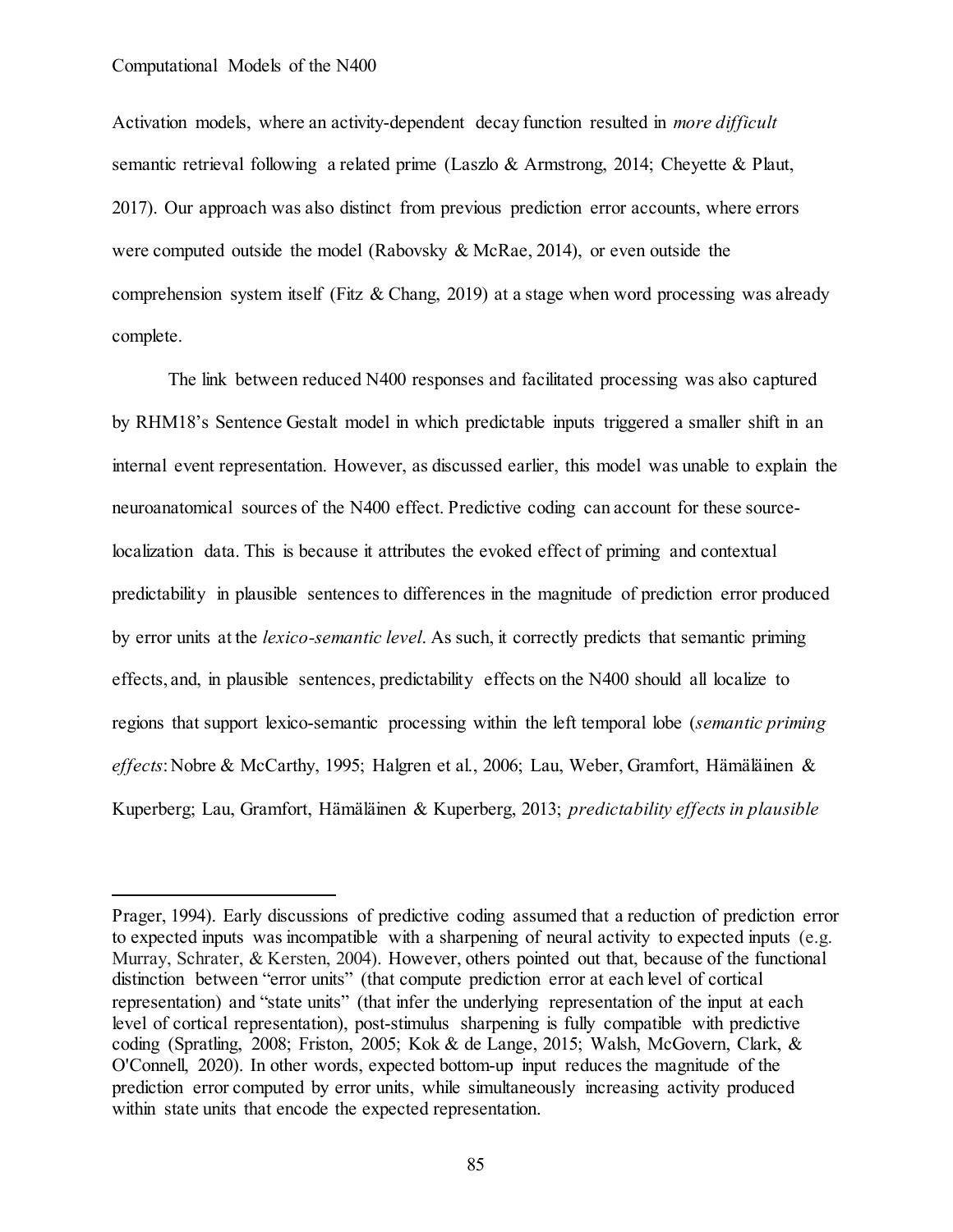Activation models, where an activity-dependent decay function resulted in *more difficult* semantic retrieval following a related prime (Laszlo & Armstrong, 2014; Cheyette & Plaut, 2017). Our approach was also distinct from previous prediction error accounts, where errors were computed outside the model (Rabovsky & McRae, 2014), or even outside the comprehension system itself (Fitz & Chang, 2019) at a stage when word processing was already complete.

The link between reduced N400 responses and facilitated processing was also captured by RHM18's Sentence Gestalt model in which predictable inputs triggered a smaller shift in an internal event representation. However, as discussed earlier, this model was unable to explain the neuroanatomical sources of the N400 effect. Predictive coding can account for these source-localization data. This is because it attributes the evoked effect of priming and contextual predictability in plausible sentences to differences in the magnitude of prediction error produced by error units at the *lexico-semantic level*. As such, it correctly predicts that semantic priming effects, and, in plausible sentences, predictability effects on the N400 should all localize to regions that support lexico-semantic processing within the left temporal lobe (*semantic priming effects*: Nobre & McCarthy, 1995; Halgren et al., 2006; Lau, Weber, Gramfort, Hämäläinen & Kuperberg; Lau, Gramfort, Hämäläinen & Kuperberg, 2013; *predictability effects in plausible*

---

Prager, 1994). Early discussions of predictive coding assumed that a reduction of prediction error to expected inputs was incompatible with a sharpening of neural activity to expected inputs (e.g. Murray, Schrater, & Kersten, 2004). However, others pointed out that, because of the functional distinction between "error units" (that compute prediction error at each level of cortical representation) and "state units" (that infer the underlying representation of the input at each level of cortical representation), post-stimulus sharpening is fully compatible with predictive coding (Spratling, 2008; Friston, 2005; Kok & de Lange, 2015; Walsh, McGovern, Clark, & O'Connell, 2020). In other words, expected bottom-up input reduces the magnitude of the prediction error computed by error units, while simultaneously increasing activity produced within state units that encode the expected representation.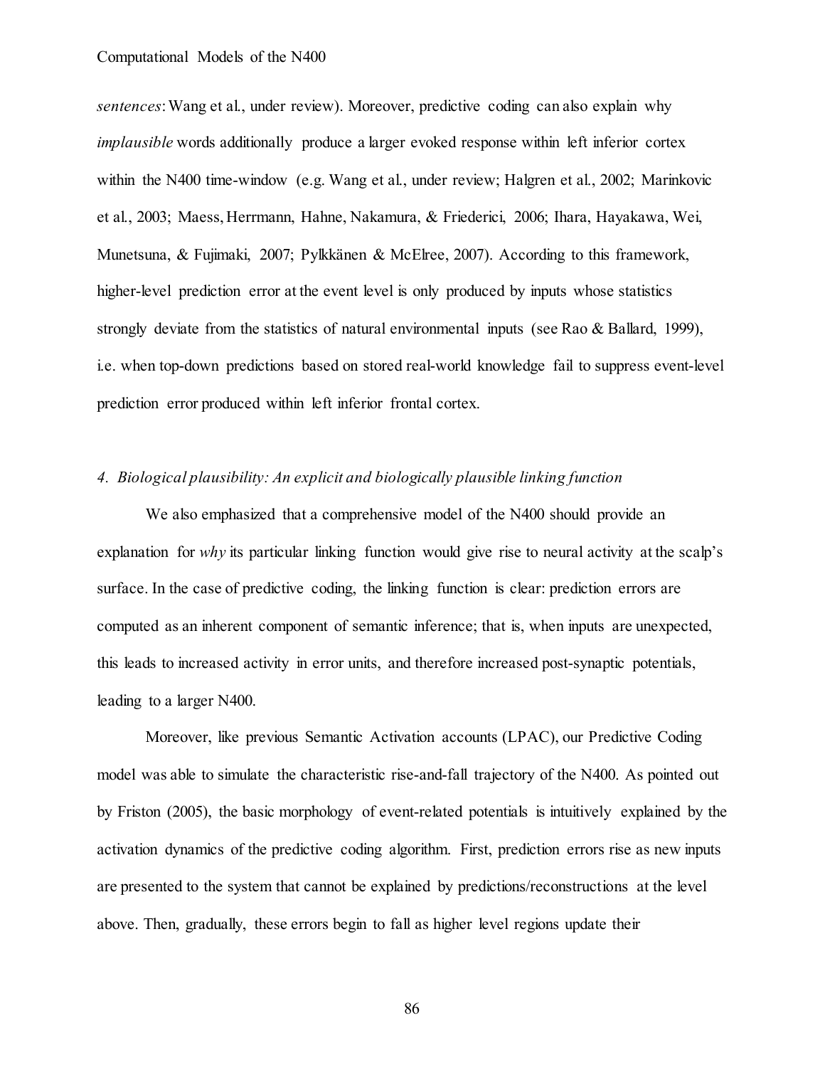*sentences*: Wang et al., under review). Moreover, predictive coding can also explain why *implausible* words additionally produce a larger evoked response within left inferior cortex within the N400 time-window (e.g. Wang et al., under review; Halgren et al., 2002; Marinkovic et al., 2003; Maess, Herrmann, Hahne, Nakamura, & Friederici, 2006; Ihara, Hayakawa, Wei, Munetsuna, & Fujimaki, 2007; Pylkkänen & McElree, 2007). According to this framework, higher-level prediction error at the event level is only produced by inputs whose statistics strongly deviate from the statistics of natural environmental inputs (see Rao & Ballard, 1999), i.e. when top-down predictions based on stored real-world knowledge fail to suppress event-level prediction error produced within left inferior frontal cortex.

*4. Biological plausibility: An explicit and biologically plausible linking function*

We also emphasized that a comprehensive model of the N400 should provide an explanation for *why* its particular linking function would give rise to neural activity at the scalp's surface. In the case of predictive coding, the linking function is clear: prediction errors are computed as an inherent component of semantic inference; that is, when inputs are unexpected, this leads to increased activity in error units, and therefore increased post-synaptic potentials, leading to a larger N400.

Moreover, like previous Semantic Activation accounts (LPAC), our Predictive Coding model was able to simulate the characteristic rise-and-fall trajectory of the N400. As pointed out by Friston (2005), the basic morphology of event-related potentials is intuitively explained by the activation dynamics of the predictive coding algorithm. First, prediction errors rise as new inputs are presented to the system that cannot be explained by predictions/reconstructions at the level above. Then, gradually, these errors begin to fall as higher level regions update their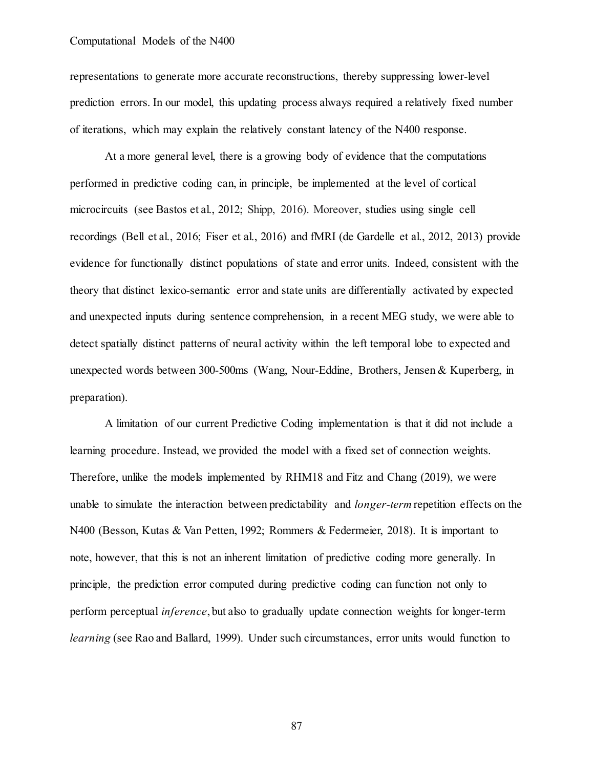representations to generate more accurate reconstructions, thereby suppressing lower-level prediction errors. In our model, this updating process always required a relatively fixed number of iterations, which may explain the relatively constant latency of the N400 response.

At a more general level, there is a growing body of evidence that the computations performed in predictive coding can, in principle, be implemented at the level of cortical microcircuits (see Bastos et al., 2012; Shipp, 2016). Moreover, studies using single cell recordings (Bell et al., 2016; Fiser et al., 2016) and fMRI (de Gardelle et al., 2012, 2013) provide evidence for functionally distinct populations of state and error units. Indeed, consistent with the theory that distinct lexico-semantic error and state units are differentially activated by expected and unexpected inputs during sentence comprehension, in a recent MEG study, we were able to detect spatially distinct patterns of neural activity within the left temporal lobe to expected and unexpected words between 300-500ms (Wang, Nour-Eddine, Brothers, Jensen & Kuperberg, in preparation).

A limitation of our current Predictive Coding implementation is that it did not include a learning procedure. Instead, we provided the model with a fixed set of connection weights. Therefore, unlike the models implemented by RHM18 and Fitz and Chang (2019), we were unable to simulate the interaction between predictability and *longer-term* repetition effects on the N400 (Besson, Kutas & Van Petten, 1992; Rommers & Federmeier, 2018). It is important to note, however, that this is not an inherent limitation of predictive coding more generally. In principle, the prediction error computed during predictive coding can function not only to perform perceptual *inference*, but also to gradually update connection weights for longer-term *learning* (see Rao and Ballard, 1999). Under such circumstances, error units would function to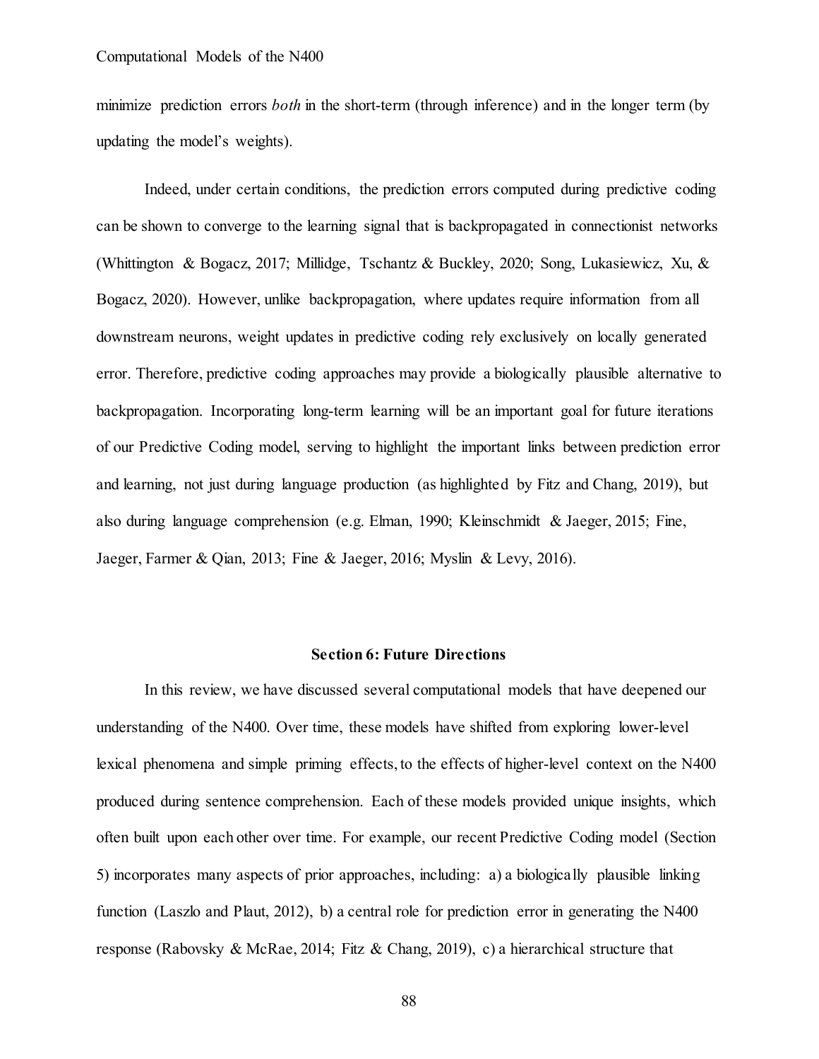minimize prediction errors *both* in the short-term (through inference) and in the longer term (by updating the model's weights).

Indeed, under certain conditions, the prediction errors computed during predictive coding can be shown to converge to the learning signal that is backpropagated in connectionist networks (Whittington & Bogacz, 2017; Millidge, Tschantz & Buckley, 2020; Song, Lukasiewicz, Xu, & Bogacz, 2020). However, unlike backpropagation, where updates require information from all downstream neurons, weight updates in predictive coding rely exclusively on locally generated error. Therefore, predictive coding approaches may provide a biologically plausible alternative to backpropagation. Incorporating long-term learning will be an important goal for future iterations of our Predictive Coding model, serving to highlight the important links between prediction error and learning, not just during language production (as highlighted by Fitz and Chang, 2019), but also during language comprehension (e.g. Elman, 1990; Kleinschmidt & Jaeger, 2015; Fine, Jaeger, Farmer & Qian, 2013; Fine & Jaeger, 2016; Myslin & Levy, 2016).

## Section 6: Future Directions

In this review, we have discussed several computational models that have deepened our understanding of the N400. Over time, these models have shifted from exploring lower-level lexical phenomena and simple priming effects, to the effects of higher-level context on the N400 produced during sentence comprehension. Each of these models provided unique insights, which often built upon each other over time. For example, our recent Predictive Coding model (Section 5) incorporates many aspects of prior approaches, including: a) a biologically plausible linking function (Laszlo and Plaut, 2012), b) a central role for prediction error in generating the N400 response (Rabovsky & McRae, 2014; Fitz & Chang, 2019), c) a hierarchical structure that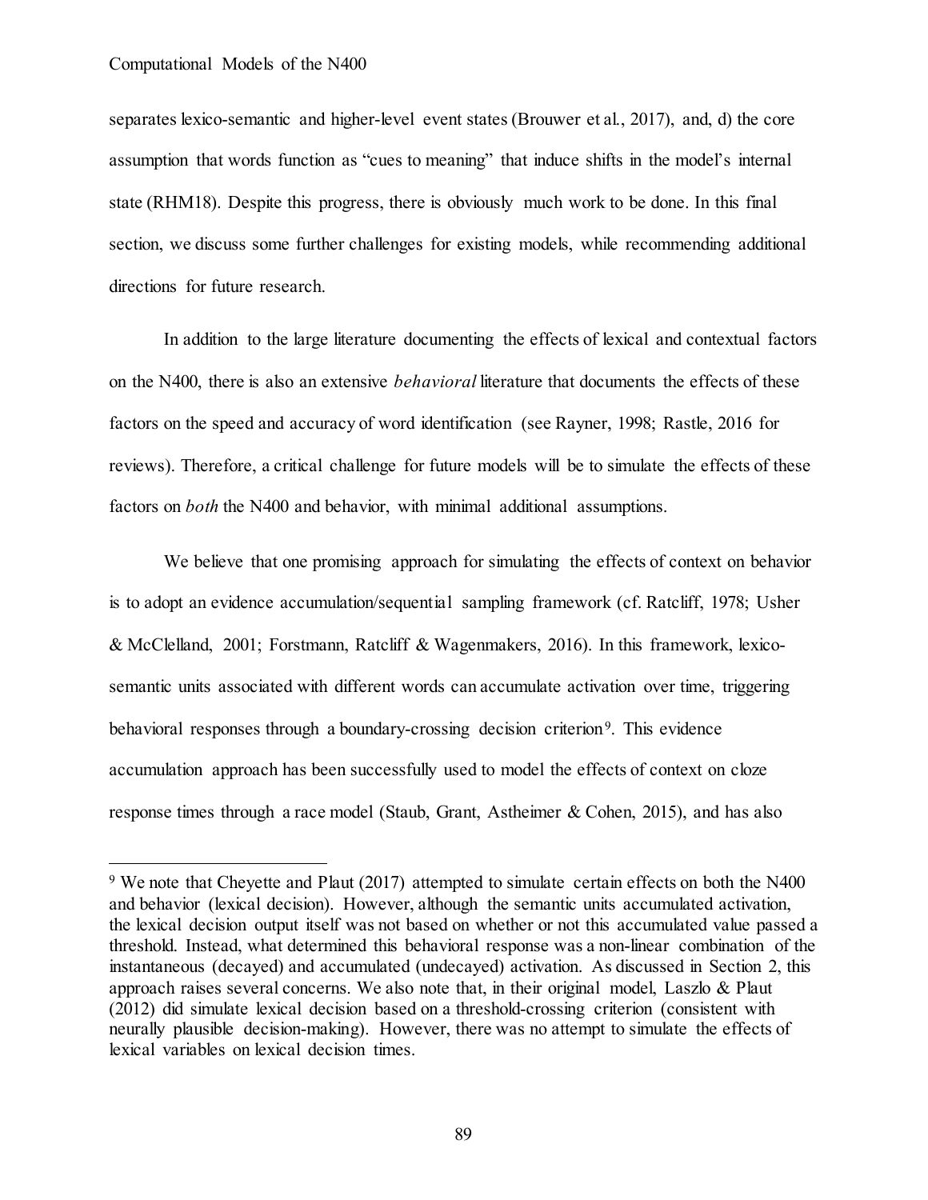separates lexico-semantic and higher-level event states (Brouwer et al., 2017), and, d) the core assumption that words function as "cues to meaning" that induce shifts in the model's internal state (RHM18). Despite this progress, there is obviously much work to be done. In this final section, we discuss some further challenges for existing models, while recommending additional directions for future research.

In addition to the large literature documenting the effects of lexical and contextual factors on the N400, there is also an extensive *behavioral* literature that documents the effects of these factors on the speed and accuracy of word identification (see Rayner, 1998; Rastle, 2016 for reviews). Therefore, a critical challenge for future models will be to simulate the effects of these factors on *both* the N400 and behavior, with minimal additional assumptions.

We believe that one promising approach for simulating the effects of context on behavior is to adopt an evidence accumulation/sequential sampling framework (cf. Ratcliff, 1978; Usher & McClelland, 2001; Forstmann, Ratcliff & Wagenmakers, 2016). In this framework, lexico-semantic units associated with different words can accumulate activation over time, triggering behavioral responses through a boundary-crossing decision criterion[9]. This evidence accumulation approach has been successfully used to model the effects of context on cloze response times through a race model (Staub, Grant, Astheimer & Cohen, 2015), and has also

---

[9] We note that Cheyette and Plaut (2017) attempted to simulate certain effects on both the N400 and behavior (lexical decision). However, although the semantic units accumulated activation, the lexical decision output itself was not based on whether or not this accumulated value passed a threshold. Instead, what determined this behavioral response was a non-linear combination of the instantaneous (decayed) and accumulated (undecayed) activation. As discussed in Section 2, this approach raises several concerns. We also note that, in their original model, Laszlo & Plaut (2012) did simulate lexical decision based on a threshold-crossing criterion (consistent with neurally plausible decision-making). However, there was no attempt to simulate the effects of lexical variables on lexical decision times.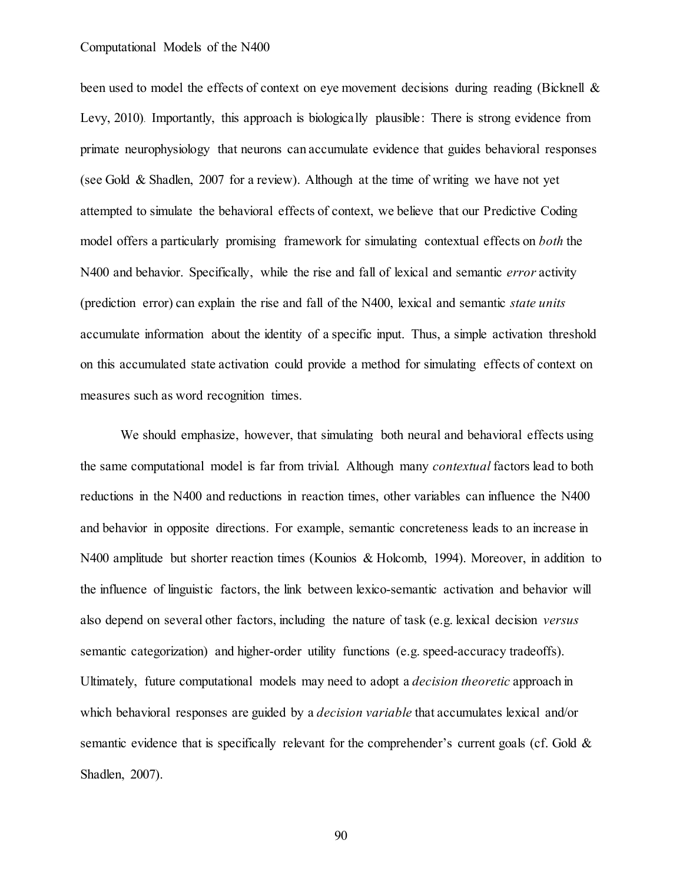been used to model the effects of context on eye movement decisions during reading (Bicknell & Levy, 2010). Importantly, this approach is biologically plausible: There is strong evidence from primate neurophysiology that neurons can accumulate evidence that guides behavioral responses (see Gold & Shadlen, 2007 for a review). Although at the time of writing we have not yet attempted to simulate the behavioral effects of context, we believe that our Predictive Coding model offers a particularly promising framework for simulating contextual effects on *both* the N400 and behavior. Specifically, while the rise and fall of lexical and semantic *error* activity (prediction error) can explain the rise and fall of the N400, lexical and semantic *state units* accumulate information about the identity of a specific input. Thus, a simple activation threshold on this accumulated state activation could provide a method for simulating effects of context on measures such as word recognition times.

We should emphasize, however, that simulating both neural and behavioral effects using the same computational model is far from trivial. Although many *contextual* factors lead to both reductions in the N400 and reductions in reaction times, other variables can influence the N400 and behavior in opposite directions. For example, semantic concreteness leads to an increase in N400 amplitude but shorter reaction times (Kounios & Holcomb, 1994). Moreover, in addition to the influence of linguistic factors, the link between lexico-semantic activation and behavior will also depend on several other factors, including the nature of task (e.g. lexical decision *versus* semantic categorization) and higher-order utility functions (e.g. speed-accuracy tradeoffs). Ultimately, future computational models may need to adopt a *decision theoretic* approach in which behavioral responses are guided by a *decision variable* that accumulates lexical and/or semantic evidence that is specifically relevant for the comprehender's current goals (cf. Gold & Shadlen, 2007).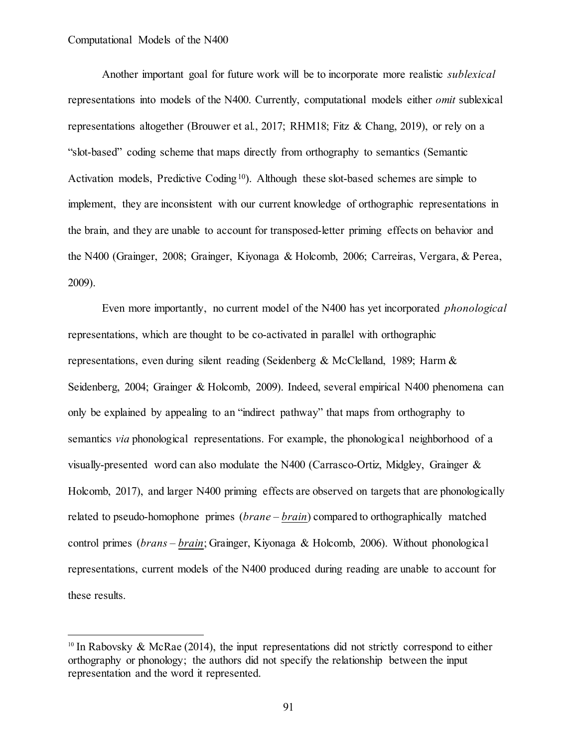Another important goal for future work will be to incorporate more realistic *sublexical* representations into models of the N400. Currently, computational models either *omit* sublexical representations altogether (Brouwer et al., 2017; RHM18; Fitz & Chang, 2019), or rely on a "slot-based" coding scheme that maps directly from orthography to semantics (Semantic Activation models, Predictive Coding[10]). Although these slot-based schemes are simple to implement, they are inconsistent with our current knowledge of orthographic representations in the brain, and they are unable to account for transposed-letter priming effects on behavior and the N400 (Grainger, 2008; Grainger, Kiyonaga & Holcomb, 2006; Carreiras, Vergara, & Perea, 2009).

Even more importantly, no current model of the N400 has yet incorporated *phonological* representations, which are thought to be co-activated in parallel with orthographic representations, even during silent reading (Seidenberg & McClelland, 1989; Harm & Seidenberg, 2004; Grainger & Holcomb, 2009). Indeed, several empirical N400 phenomena can only be explained by appealing to an "indirect pathway" that maps from orthography to semantics *via* phonological representations. For example, the phonological neighborhood of a visually-presented word can also modulate the N400 (Carrasco-Ortiz, Midgley, Grainger & Holcomb, 2017), and larger N400 priming effects are observed on targets that are phonologically related to pseudo-homophone primes (*brane* – *<u>brain</u>*) compared to orthographically matched control primes (*brans* – *<u>brain</u>*; Grainger, Kiyonaga & Holcomb, 2006). Without phonological representations, current models of the N400 produced during reading are unable to account for these results.

[10] In Rabovsky & McRae (2014), the input representations did not strictly correspond to either orthography or phonology; the authors did not specify the relationship between the input representation and the word it represented.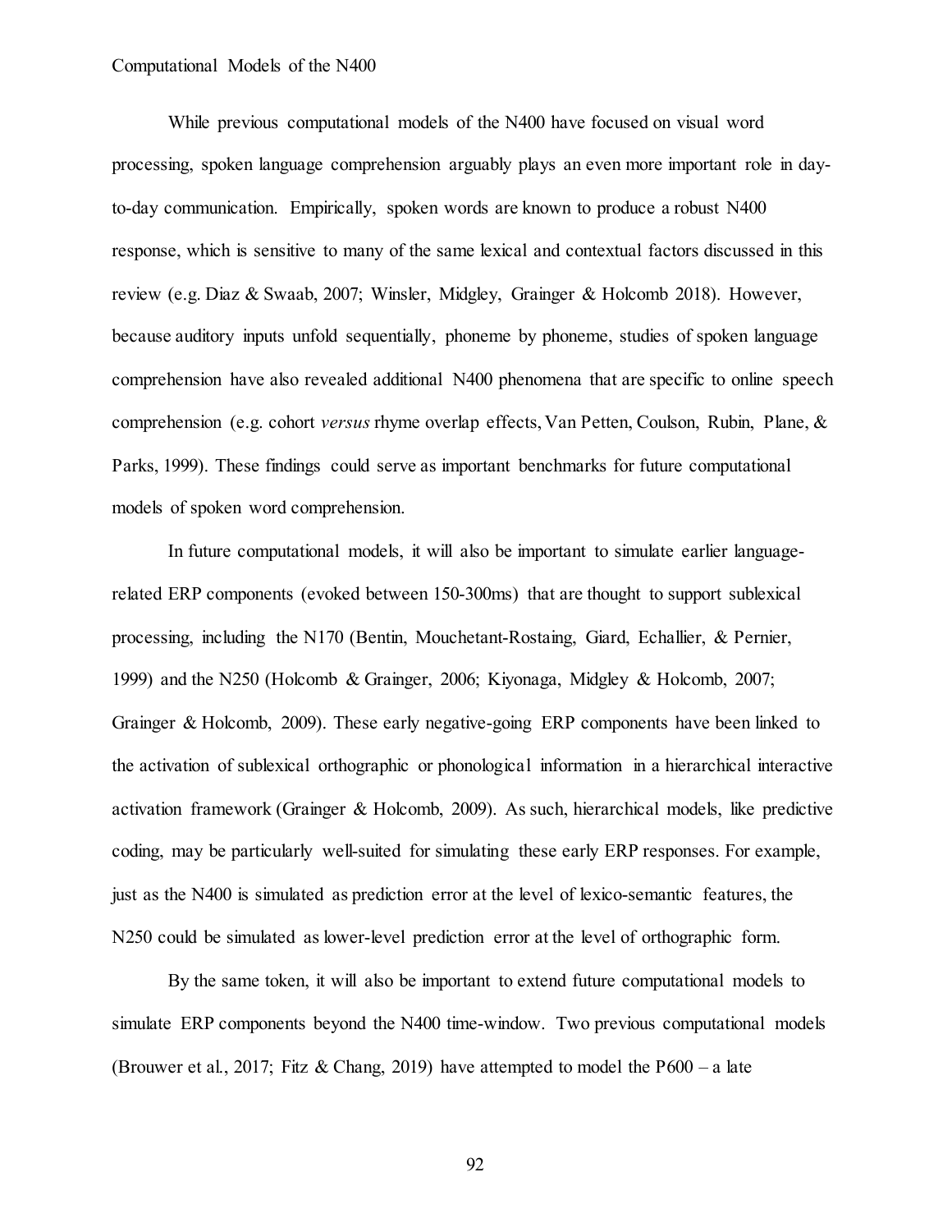While previous computational models of the N400 have focused on visual word processing, spoken language comprehension arguably plays an even more important role in day-to-day communication. Empirically, spoken words are known to produce a robust N400 response, which is sensitive to many of the same lexical and contextual factors discussed in this review (e.g. Diaz & Swaab, 2007; Winsler, Midgley, Grainger & Holcomb 2018). However, because auditory inputs unfold sequentially, phoneme by phoneme, studies of spoken language comprehension have also revealed additional N400 phenomena that are specific to online speech comprehension (e.g. cohort *versus* rhyme overlap effects, Van Petten, Coulson, Rubin, Plane, & Parks, 1999). These findings could serve as important benchmarks for future computational models of spoken word comprehension.

In future computational models, it will also be important to simulate earlier language-related ERP components (evoked between 150-300ms) that are thought to support sublexical processing, including the N170 (Bentin, Mouchetant-Rostaing, Giard, Echallier, & Pernier, 1999) and the N250 (Holcomb & Grainger, 2006; Kiyonaga, Midgley & Holcomb, 2007; Grainger & Holcomb, 2009). These early negative-going ERP components have been linked to the activation of sublexical orthographic or phonological information in a hierarchical interactive activation framework (Grainger & Holcomb, 2009). As such, hierarchical models, like predictive coding, may be particularly well-suited for simulating these early ERP responses. For example, just as the N400 is simulated as prediction error at the level of lexico-semantic features, the N250 could be simulated as lower-level prediction error at the level of orthographic form.

By the same token, it will also be important to extend future computational models to simulate ERP components beyond the N400 time-window. Two previous computational models (Brouwer et al., 2017; Fitz & Chang, 2019) have attempted to model the P600 – a late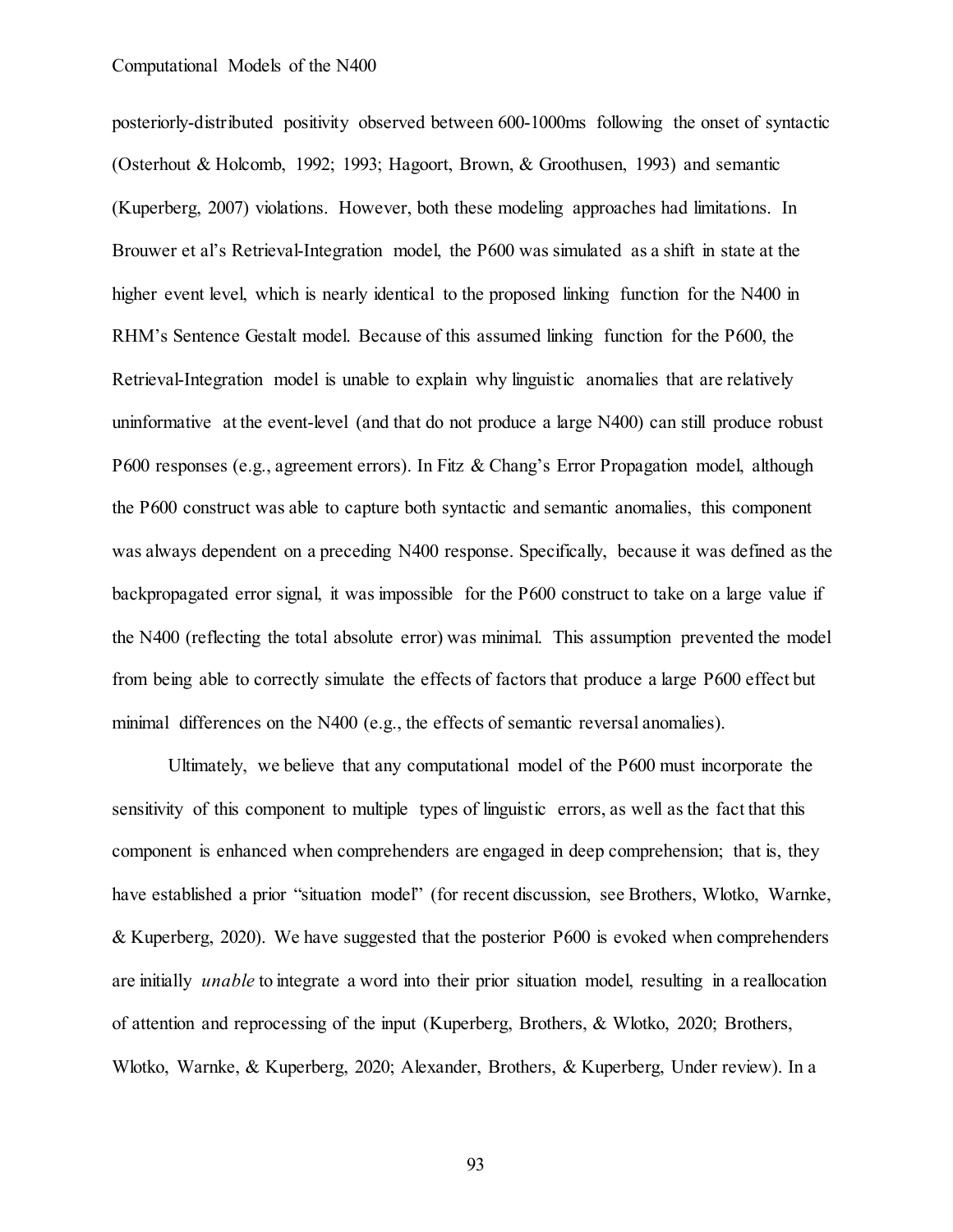posteriorly-distributed positivity observed between 600-1000ms following the onset of syntactic (Osterhout & Holcomb, 1992; 1993; Hagoort, Brown, & Groothusen, 1993) and semantic (Kuperberg, 2007) violations. However, both these modeling approaches had limitations. In Brouwer et al's Retrieval-Integration model, the P600 was simulated as a shift in state at the higher event level, which is nearly identical to the proposed linking function for the N400 in RHM's Sentence Gestalt model. Because of this assumed linking function for the P600, the Retrieval-Integration model is unable to explain why linguistic anomalies that are relatively uninformative at the event-level (and that do not produce a large N400) can still produce robust P600 responses (e.g., agreement errors). In Fitz & Chang's Error Propagation model, although the P600 construct was able to capture both syntactic and semantic anomalies, this component was always dependent on a preceding N400 response. Specifically, because it was defined as the backpropagated error signal, it was impossible for the P600 construct to take on a large value if the N400 (reflecting the total absolute error) was minimal. This assumption prevented the model from being able to correctly simulate the effects of factors that produce a large P600 effect but minimal differences on the N400 (e.g., the effects of semantic reversal anomalies).

Ultimately, we believe that any computational model of the P600 must incorporate the sensitivity of this component to multiple types of linguistic errors, as well as the fact that this component is enhanced when comprehenders are engaged in deep comprehension; that is, they have established a prior "situation model" (for recent discussion, see Brothers, Wlotko, Warnke, & Kuperberg, 2020). We have suggested that the posterior P600 is evoked when comprehenders are initially *unable* to integrate a word into their prior situation model, resulting in a reallocation of attention and reprocessing of the input (Kuperberg, Brothers, & Wlotko, 2020; Brothers, Wlotko, Warnke, & Kuperberg, 2020; Alexander, Brothers, & Kuperberg, Under review). In a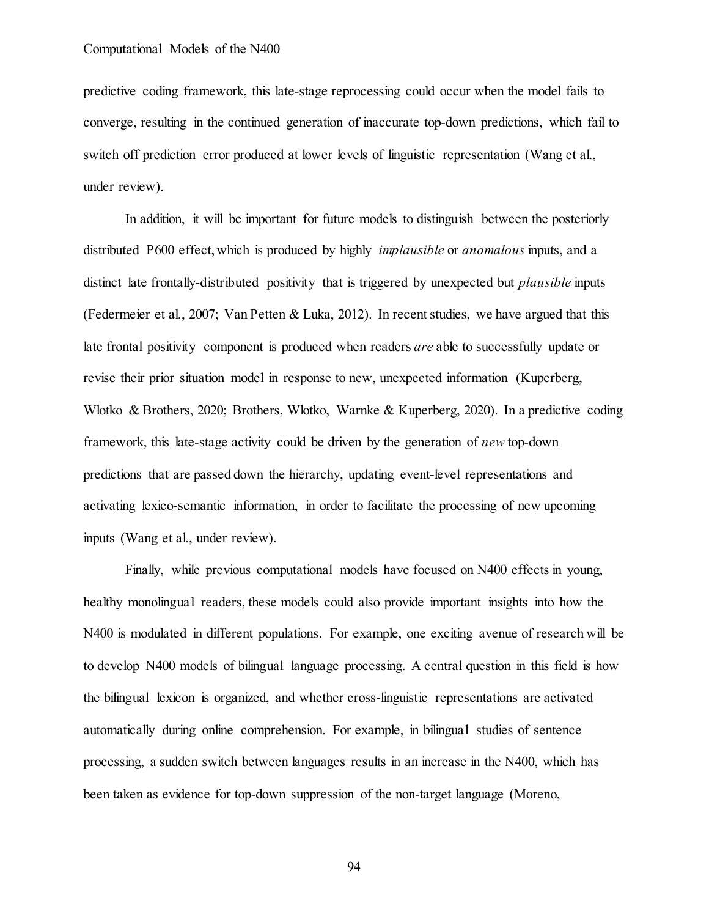predictive coding framework, this late-stage reprocessing could occur when the model fails to converge, resulting in the continued generation of inaccurate top-down predictions, which fail to switch off prediction error produced at lower levels of linguistic representation (Wang et al., under review).

In addition, it will be important for future models to distinguish between the posteriorly distributed P600 effect, which is produced by highly *implausible* or *anomalous* inputs, and a distinct late frontally-distributed positivity that is triggered by unexpected but *plausible* inputs (Federmeier et al., 2007; Van Petten & Luka, 2012). In recent studies, we have argued that this late frontal positivity component is produced when readers *are* able to successfully update or revise their prior situation model in response to new, unexpected information (Kuperberg, Wlotko & Brothers, 2020; Brothers, Wlotko, Warnke & Kuperberg, 2020). In a predictive coding framework, this late-stage activity could be driven by the generation of *new* top-down predictions that are passed down the hierarchy, updating event-level representations and activating lexico-semantic information, in order to facilitate the processing of new upcoming inputs (Wang et al., under review).

Finally, while previous computational models have focused on N400 effects in young, healthy monolingual readers, these models could also provide important insights into how the N400 is modulated in different populations. For example, one exciting avenue of research will be to develop N400 models of bilingual language processing. A central question in this field is how the bilingual lexicon is organized, and whether cross-linguistic representations are activated automatically during online comprehension. For example, in bilingual studies of sentence processing, a sudden switch between languages results in an increase in the N400, which has been taken as evidence for top-down suppression of the non-target language (Moreno,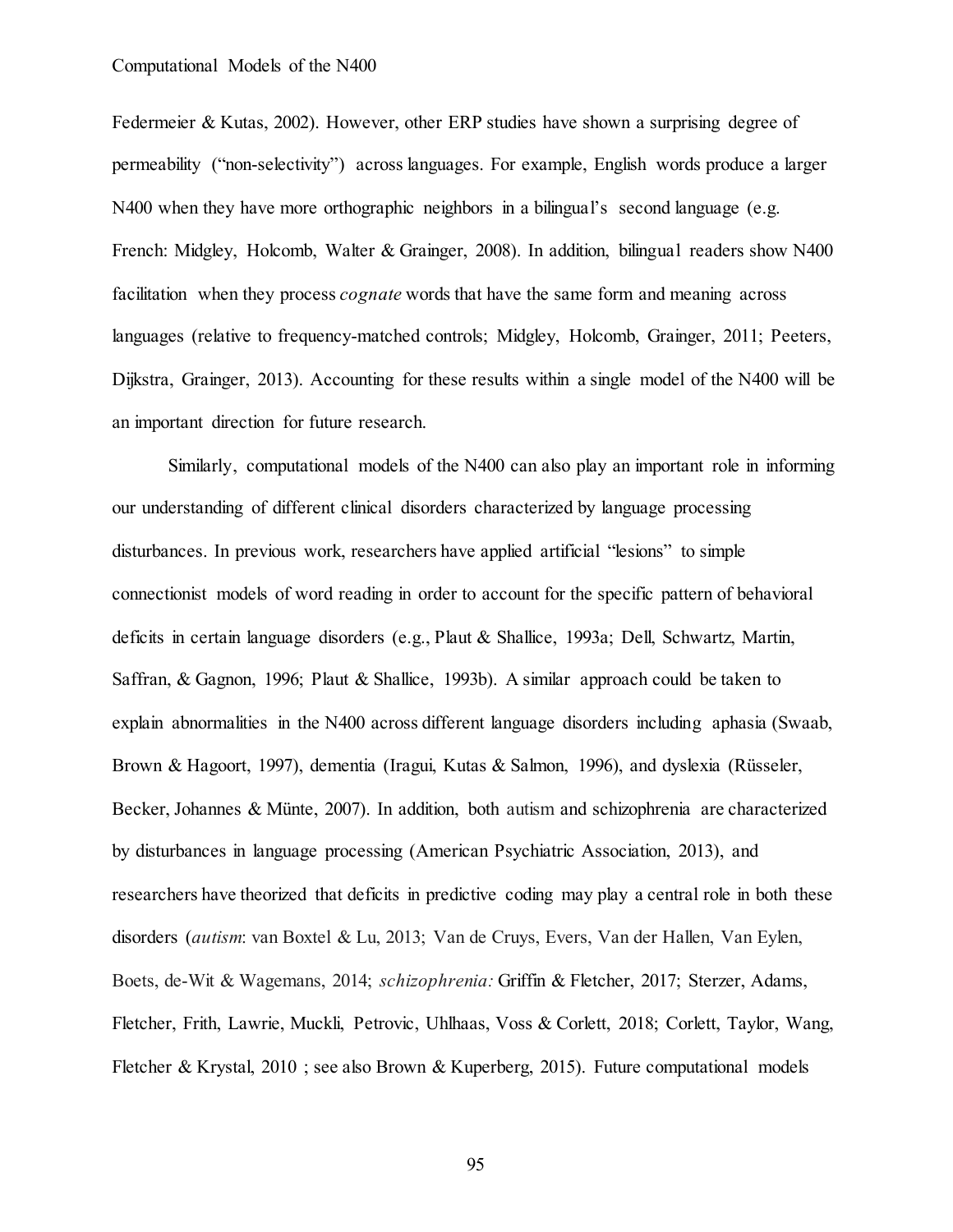Federmeier & Kutas, 2002). However, other ERP studies have shown a surprising degree of permeability ("non-selectivity") across languages. For example, English words produce a larger N400 when they have more orthographic neighbors in a bilingual's second language (e.g. French: Midgley, Holcomb, Walter & Grainger, 2008). In addition, bilingual readers show N400 facilitation when they process *cognate* words that have the same form and meaning across languages (relative to frequency-matched controls; Midgley, Holcomb, Grainger, 2011; Peeters, Dijkstra, Grainger, 2013). Accounting for these results within a single model of the N400 will be an important direction for future research.

Similarly, computational models of the N400 can also play an important role in informing our understanding of different clinical disorders characterized by language processing disturbances. In previous work, researchers have applied artificial "lesions" to simple connectionist models of word reading in order to account for the specific pattern of behavioral deficits in certain language disorders (e.g., Plaut & Shallice, 1993a; Dell, Schwartz, Martin, Saffran, & Gagnon, 1996; Plaut & Shallice, 1993b). A similar approach could be taken to explain abnormalities in the N400 across different language disorders including aphasia (Swaab, Brown & Hagoort, 1997), dementia (Iragui, Kutas & Salmon, 1996), and dyslexia (Rüsseler, Becker, Johannes & Münte, 2007). In addition, both autism and schizophrenia are characterized by disturbances in language processing (American Psychiatric Association, 2013), and researchers have theorized that deficits in predictive coding may play a central role in both these disorders (*autism*: van Boxtel & Lu, 2013; Van de Cruys, Evers, Van der Hallen, Van Eylen, Boets, de-Wit & Wagemans, 2014; *schizophrenia:* Griffin & Fletcher, 2017; Sterzer, Adams, Fletcher, Frith, Lawrie, Muckli, Petrovic, Uhlhaas, Voss & Corlett, 2018; Corlett, Taylor, Wang, Fletcher & Krystal, 2010 ; see also Brown & Kuperberg, 2015). Future computational models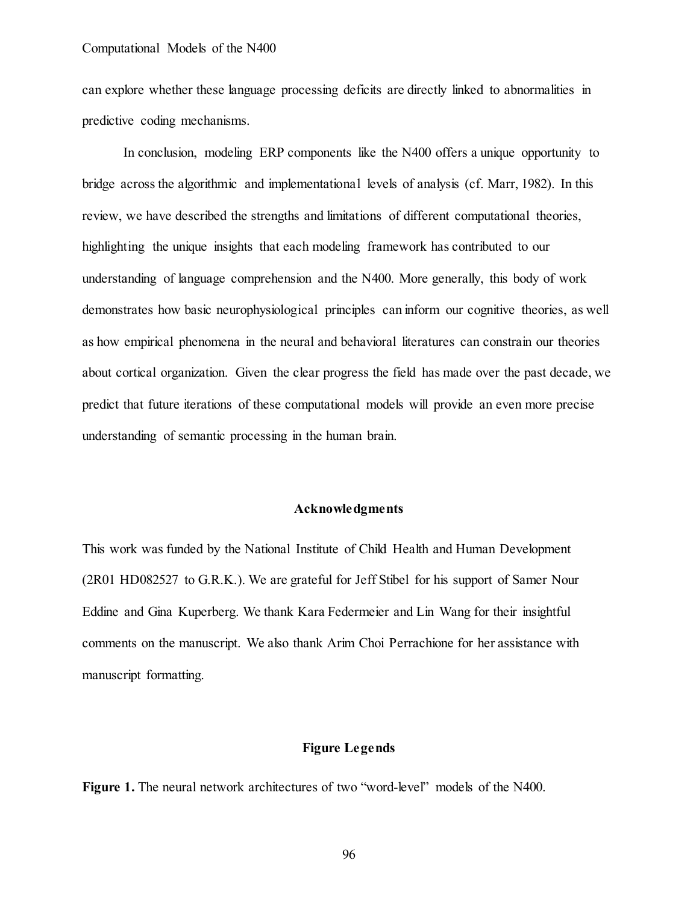can explore whether these language processing deficits are directly linked to abnormalities in predictive coding mechanisms.

In conclusion, modeling ERP components like the N400 offers a unique opportunity to bridge across the algorithmic and implementational levels of analysis (cf. Marr, 1982). In this review, we have described the strengths and limitations of different computational theories, highlighting the unique insights that each modeling framework has contributed to our understanding of language comprehension and the N400. More generally, this body of work demonstrates how basic neurophysiological principles can inform our cognitive theories, as well as how empirical phenomena in the neural and behavioral literatures can constrain our theories about cortical organization. Given the clear progress the field has made over the past decade, we predict that future iterations of these computational models will provide an even more precise understanding of semantic processing in the human brain.

## Acknowledgments

This work was funded by the National Institute of Child Health and Human Development (2R01 HD082527 to G.R.K.). We are grateful for Jeff Stibel for his support of Samer Nour Eddine and Gina Kuperberg. We thank Kara Federmeier and Lin Wang for their insightful comments on the manuscript. We also thank Arim Choi Perrachione for her assistance with manuscript formatting.

## Figure Legends

**Figure 1.** The neural network architectures of two "word-level" models of the N400.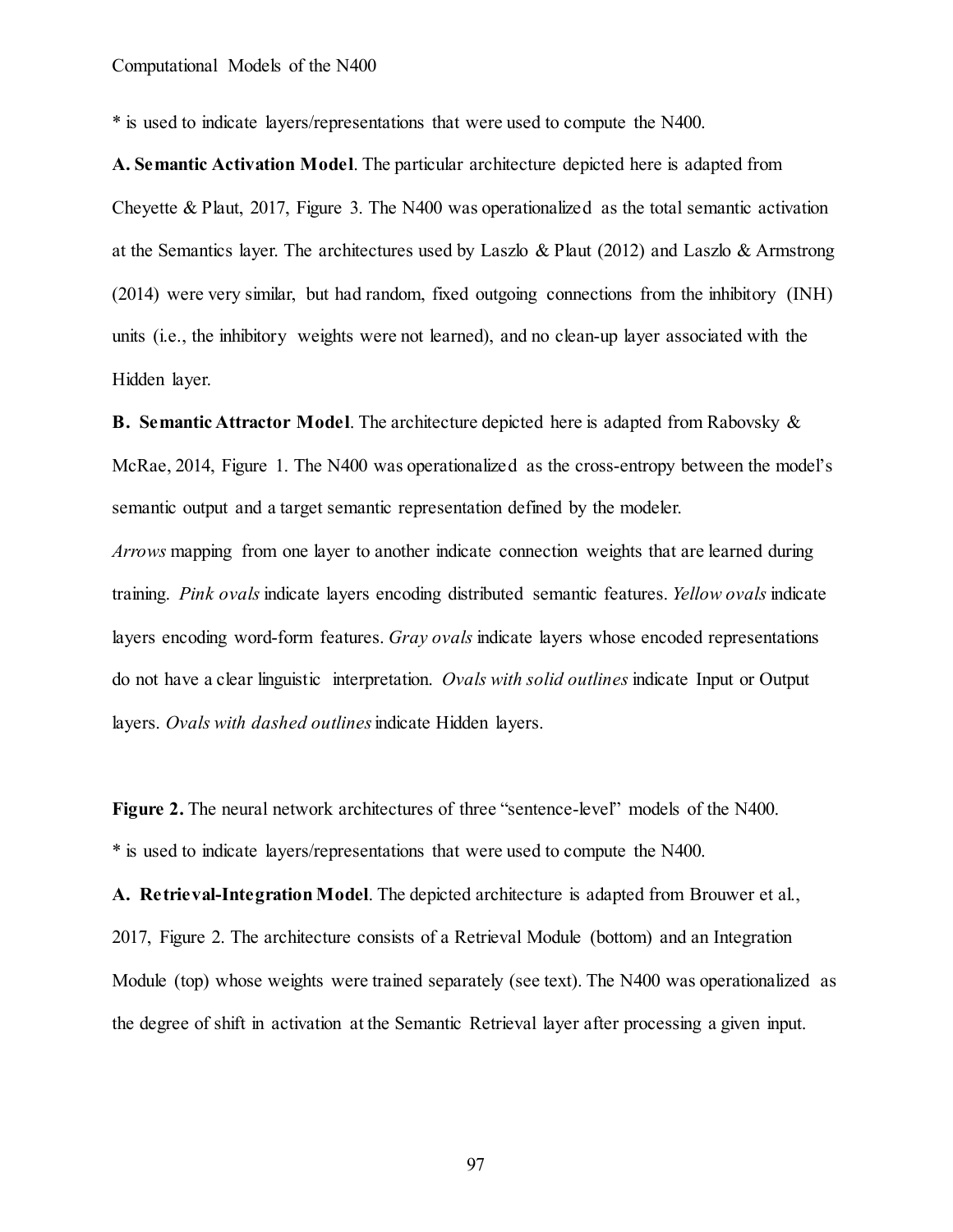* is used to indicate layers/representations that were used to compute the N400.

**A. Semantic Activation Model**. The particular architecture depicted here is adapted from Cheyette & Plaut, 2017, Figure 3. The N400 was operationalized as the total semantic activation at the Semantics layer. The architectures used by Laszlo & Plaut (2012) and Laszlo & Armstrong (2014) were very similar, but had random, fixed outgoing connections from the inhibitory (INH) units (i.e., the inhibitory weights were not learned), and no clean-up layer associated with the Hidden layer.

**B. Semantic Attractor Model**. The architecture depicted here is adapted from Rabovsky & McRae, 2014, Figure 1. The N400 was operationalized as the cross-entropy between the model's semantic output and a target semantic representation defined by the modeler.

*Arrows* mapping from one layer to another indicate connection weights that are learned during training. *Pink ovals* indicate layers encoding distributed semantic features. *Yellow ovals* indicate layers encoding word-form features. *Gray ovals* indicate layers whose encoded representations do not have a clear linguistic interpretation. *Ovals with solid outlines* indicate Input or Output layers. *Ovals with dashed outlines* indicate Hidden layers.

**Figure 2.** The neural network architectures of three "sentence-level" models of the N400.

* is used to indicate layers/representations that were used to compute the N400.

**A. Retrieval-Integration Model**. The depicted architecture is adapted from Brouwer et al., 2017, Figure 2. The architecture consists of a Retrieval Module (bottom) and an Integration Module (top) whose weights were trained separately (see text). The N400 was operationalized as the degree of shift in activation at the Semantic Retrieval layer after processing a given input.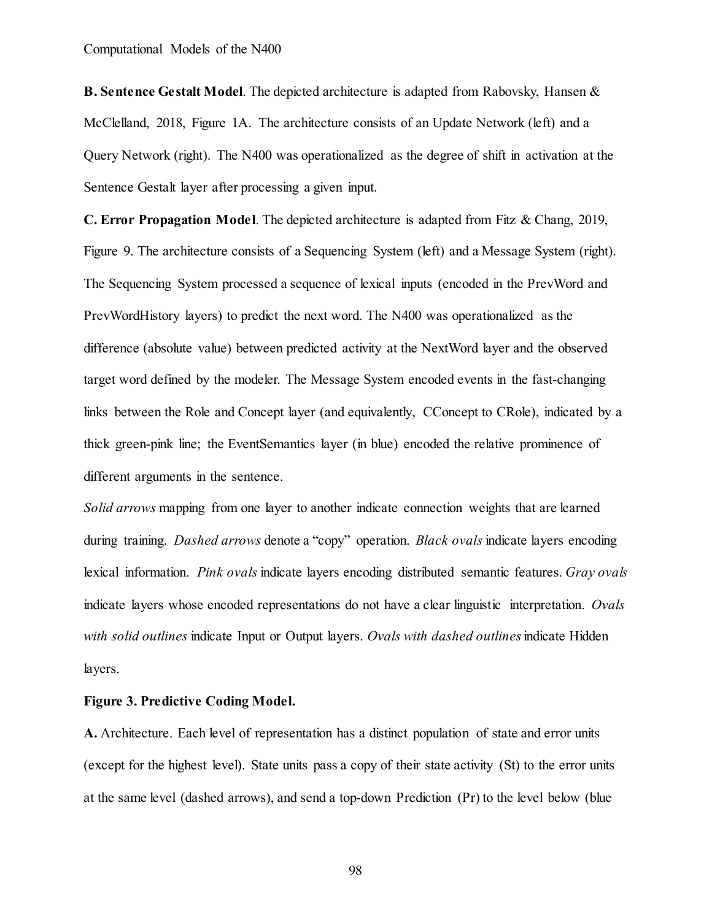**B. Sentence Gestalt Model**. The depicted architecture is adapted from Rabovsky, Hansen & McClelland, 2018, Figure 1A. The architecture consists of an Update Network (left) and a Query Network (right). The N400 was operationalized as the degree of shift in activation at the Sentence Gestalt layer after processing a given input.

**C. Error Propagation Model**. The depicted architecture is adapted from Fitz & Chang, 2019, Figure 9. The architecture consists of a Sequencing System (left) and a Message System (right). The Sequencing System processed a sequence of lexical inputs (encoded in the PrevWord and PrevWordHistory layers) to predict the next word. The N400 was operationalized as the difference (absolute value) between predicted activity at the NextWord layer and the observed target word defined by the modeler. The Message System encoded events in the fast-changing links between the Role and Concept layer (and equivalently, CConcept to CRole), indicated by a thick green-pink line; the EventSemantics layer (in blue) encoded the relative prominence of different arguments in the sentence.

*Solid arrows* mapping from one layer to another indicate connection weights that are learned during training. *Dashed arrows* denote a "copy" operation. *Black ovals* indicate layers encoding lexical information. *Pink ovals* indicate layers encoding distributed semantic features. *Gray ovals* indicate layers whose encoded representations do not have a clear linguistic interpretation. *Ovals with solid outlines* indicate Input or Output layers. *Ovals with dashed outlines* indicate Hidden layers.

**Figure 3. Predictive Coding Model.**

**A.** Architecture. Each level of representation has a distinct population of state and error units (except for the highest level). State units pass a copy of their state activity (St) to the error units at the same level (dashed arrows), and send a top-down Prediction (Pr) to the level below (blue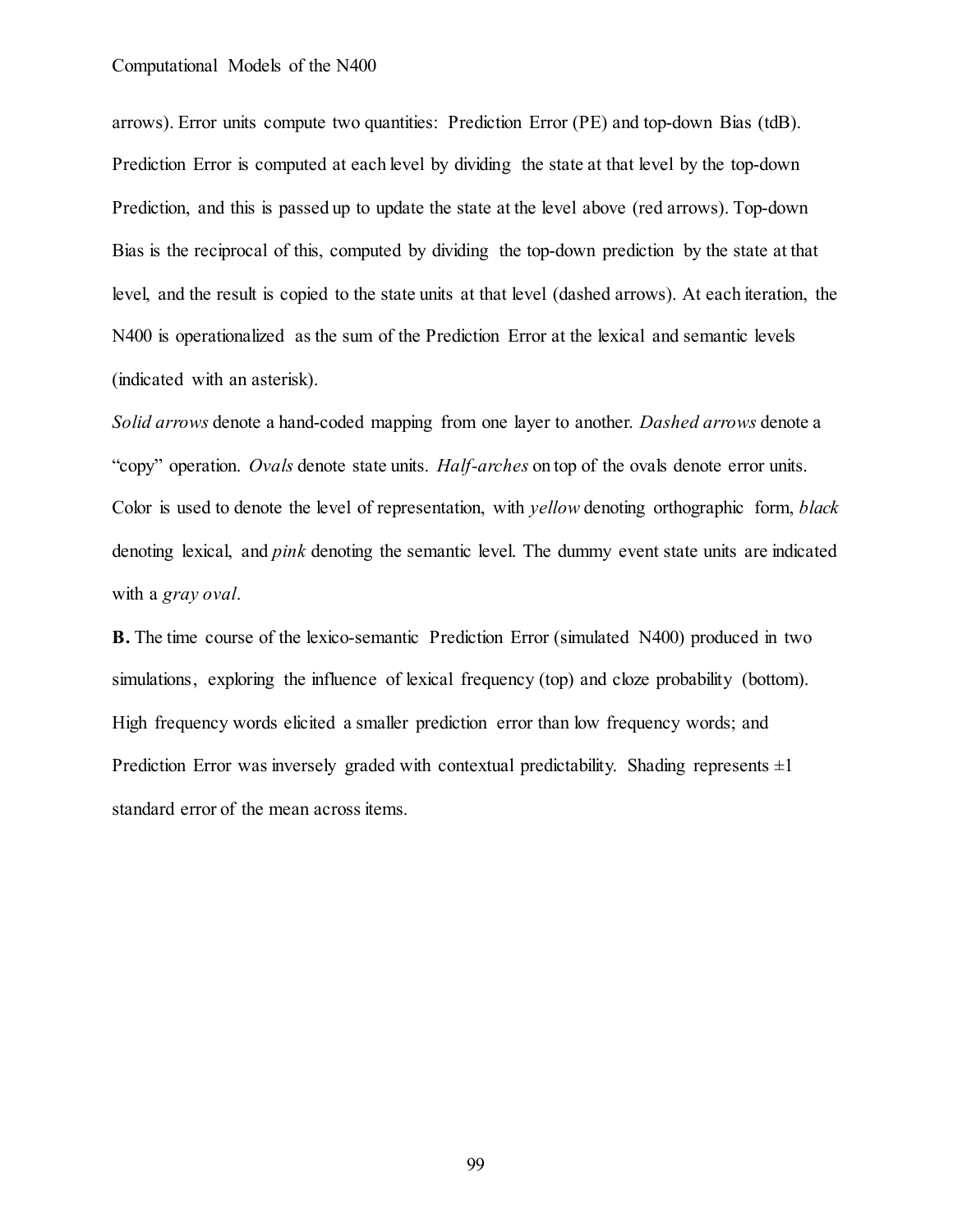arrows). Error units compute two quantities: Prediction Error (PE) and top-down Bias (tdB). Prediction Error is computed at each level by dividing the state at that level by the top-down Prediction, and this is passed up to update the state at the level above (red arrows). Top-down Bias is the reciprocal of this, computed by dividing the top-down prediction by the state at that level, and the result is copied to the state units at that level (dashed arrows). At each iteration, the N400 is operationalized as the sum of the Prediction Error at the lexical and semantic levels (indicated with an asterisk).

*Solid arrows* denote a hand-coded mapping from one layer to another. *Dashed arrows* denote a "copy" operation. *Ovals* denote state units. *Half-arches* on top of the ovals denote error units. Color is used to denote the level of representation, with *yellow* denoting orthographic form, *black* denoting lexical, and *pink* denoting the semantic level. The dummy event state units are indicated with a *gray oval*.

**B.** The time course of the lexico-semantic Prediction Error (simulated N400) produced in two simulations, exploring the influence of lexical frequency (top) and cloze probability (bottom). High frequency words elicited a smaller prediction error than low frequency words; and Prediction Error was inversely graded with contextual predictability. Shading represents ±1 standard error of the mean across items.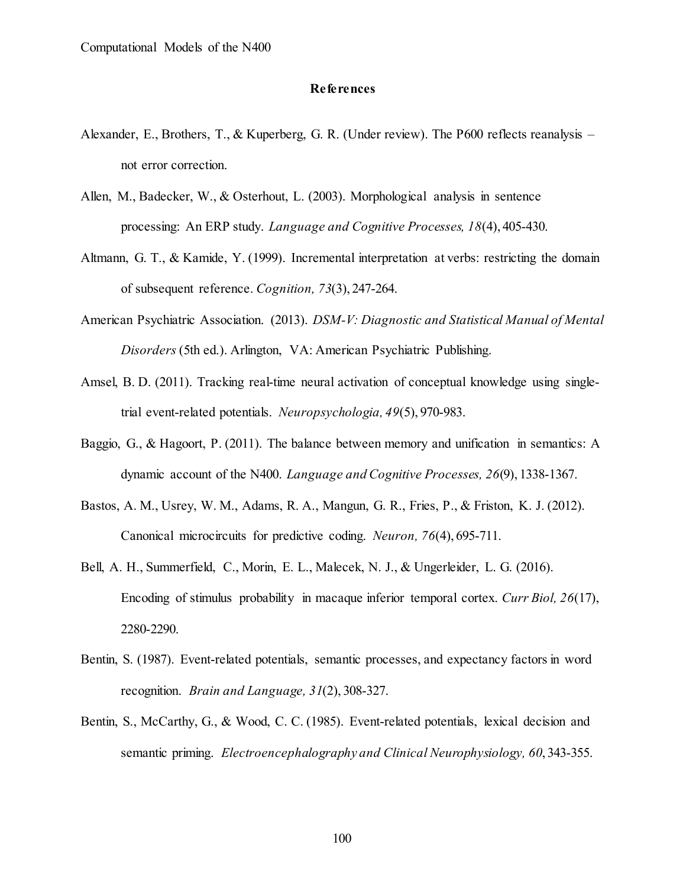## References

Alexander, E., Brothers, T., & Kuperberg, G. R. (Under review). The P600 reflects reanalysis – not error correction.

Allen, M., Badecker, W., & Osterhout, L. (2003). Morphological analysis in sentence processing: An ERP study. *Language and Cognitive Processes, 18*(4), 405-430.

Altmann, G. T., & Kamide, Y. (1999). Incremental interpretation at verbs: restricting the domain of subsequent reference. *Cognition, 73*(3), 247-264.

American Psychiatric Association. (2013). *DSM-V: Diagnostic and Statistical Manual of Mental Disorders* (5th ed.). Arlington, VA: American Psychiatric Publishing.

Amsel, B. D. (2011). Tracking real-time neural activation of conceptual knowledge using single-trial event-related potentials. *Neuropsychologia, 49*(5), 970-983.

Baggio, G., & Hagoort, P. (2011). The balance between memory and unification in semantics: A dynamic account of the N400. *Language and Cognitive Processes, 26*(9), 1338-1367.

Bastos, A. M., Usrey, W. M., Adams, R. A., Mangun, G. R., Fries, P., & Friston, K. J. (2012). Canonical microcircuits for predictive coding. *Neuron, 76*(4), 695-711.

Bell, A. H., Summerfield, C., Morin, E. L., Malecek, N. J., & Ungerleider, L. G. (2016). Encoding of stimulus probability in macaque inferior temporal cortex. *Curr Biol, 26*(17), 2280-2290.

Bentin, S. (1987). Event-related potentials, semantic processes, and expectancy factors in word recognition. *Brain and Language, 31*(2), 308-327.

Bentin, S., McCarthy, G., & Wood, C. C. (1985). Event-related potentials, lexical decision and semantic priming. *Electroencephalography and Clinical Neurophysiology, 60*, 343-355.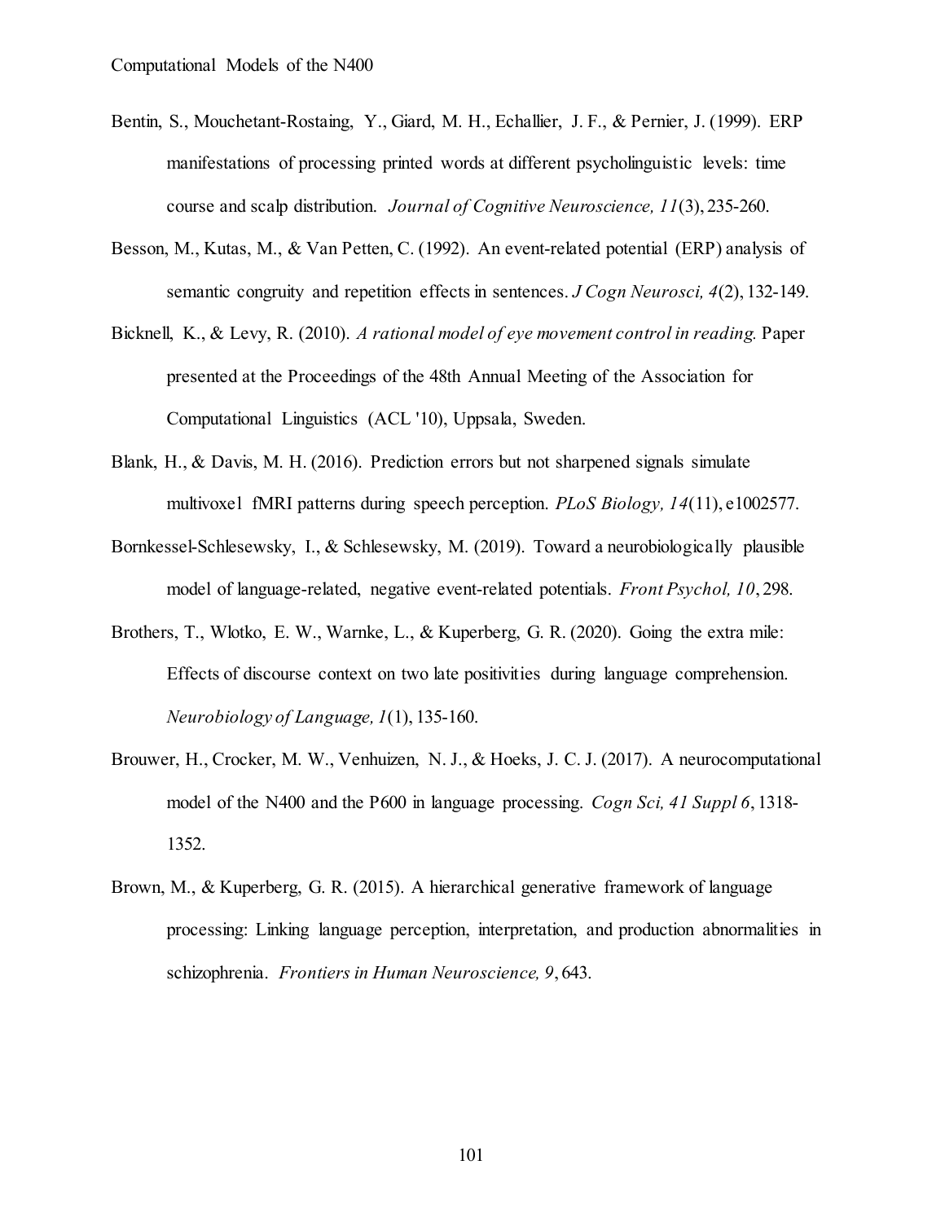Bentin, S., Mouchetant-Rostaing, Y., Giard, M. H., Echallier, J. F., & Pernier, J. (1999). ERP manifestations of processing printed words at different psycholinguistic levels: time course and scalp distribution. *Journal of Cognitive Neuroscience, 11*(3), 235-260.

Besson, M., Kutas, M., & Van Petten, C. (1992). An event-related potential (ERP) analysis of semantic congruity and repetition effects in sentences. *J Cogn Neurosci, 4*(2), 132-149.

Bicknell, K., & Levy, R. (2010). *A rational model of eye movement control in reading.* Paper presented at the Proceedings of the 48th Annual Meeting of the Association for Computational Linguistics (ACL '10), Uppsala, Sweden.

Blank, H., & Davis, M. H. (2016). Prediction errors but not sharpened signals simulate multivoxel fMRI patterns during speech perception. *PLoS Biology, 14*(11), e1002577.

Bornkessel-Schlesewsky, I., & Schlesewsky, M. (2019). Toward a neurobiologically plausible model of language-related, negative event-related potentials. *Front Psychol, 10*, 298.

Brothers, T., Wlotko, E. W., Warnke, L., & Kuperberg, G. R. (2020). Going the extra mile: Effects of discourse context on two late positivities during language comprehension. *Neurobiology of Language, 1*(1), 135-160.

Brouwer, H., Crocker, M. W., Venhuizen, N. J., & Hoeks, J. C. J. (2017). A neurocomputational model of the N400 and the P600 in language processing. *Cogn Sci, 41 Suppl 6*, 1318-1352.

Brown, M., & Kuperberg, G. R. (2015). A hierarchical generative framework of language processing: Linking language perception, interpretation, and production abnormalities in schizophrenia. *Frontiers in Human Neuroscience, 9*, 643.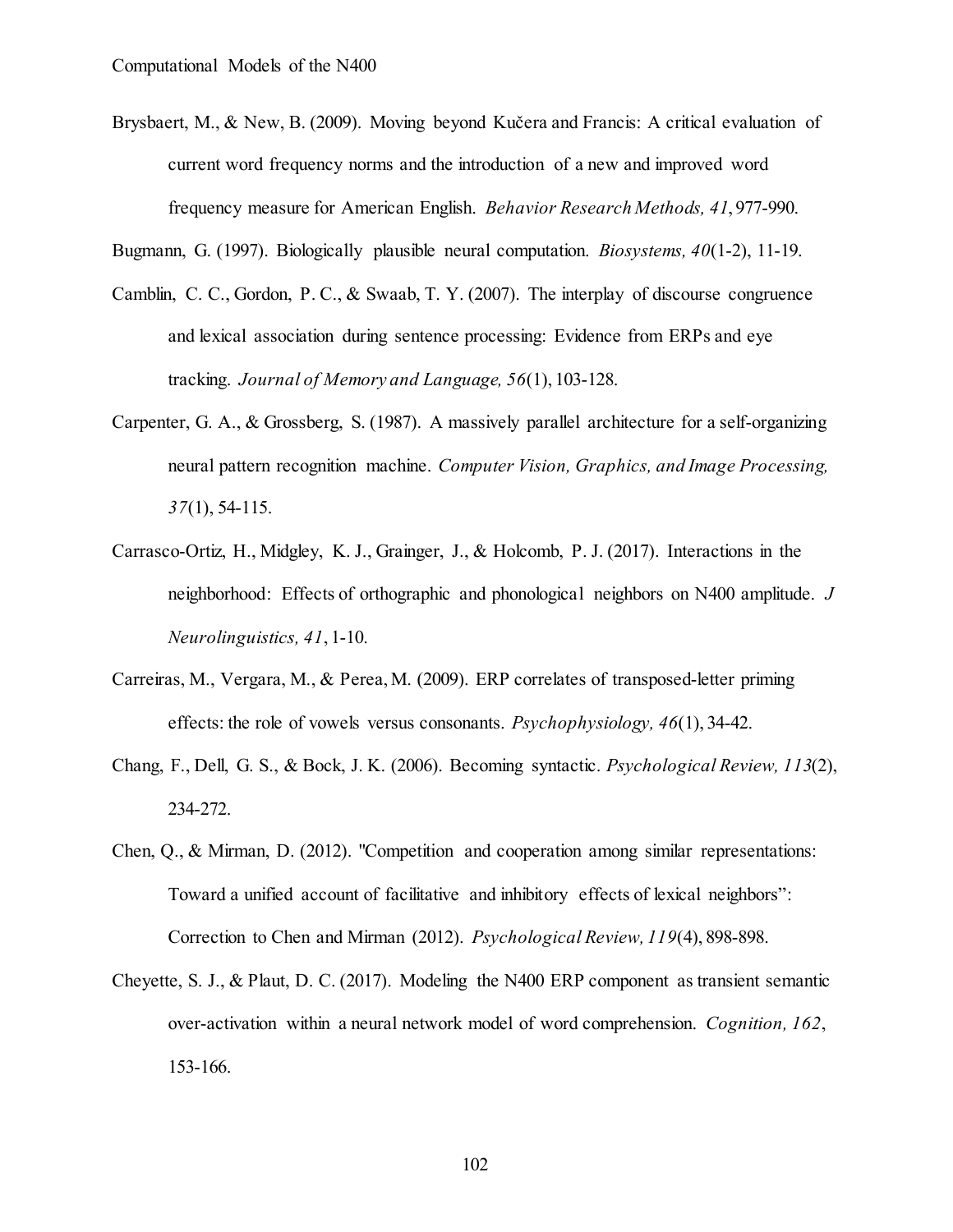Brysbaert, M., & New, B. (2009). Moving beyond Kučera and Francis: A critical evaluation of current word frequency norms and the introduction of a new and improved word frequency measure for American English. *Behavior Research Methods, 41*, 977-990.

Bugmann, G. (1997). Biologically plausible neural computation. *Biosystems, 40*(1-2), 11-19.

Camblin, C. C., Gordon, P. C., & Swaab, T. Y. (2007). The interplay of discourse congruence and lexical association during sentence processing: Evidence from ERPs and eye tracking. *Journal of Memory and Language, 56*(1), 103-128.

Carpenter, G. A., & Grossberg, S. (1987). A massively parallel architecture for a self-organizing neural pattern recognition machine. *Computer Vision, Graphics, and Image Processing, 37*(1), 54-115.

Carrasco-Ortiz, H., Midgley, K. J., Grainger, J., & Holcomb, P. J. (2017). Interactions in the neighborhood: Effects of orthographic and phonological neighbors on N400 amplitude. *J Neurolinguistics, 41*, 1-10.

Carreiras, M., Vergara, M., & Perea, M. (2009). ERP correlates of transposed-letter priming effects: the role of vowels versus consonants. *Psychophysiology, 46*(1), 34-42.

Chang, F., Dell, G. S., & Bock, J. K. (2006). Becoming syntactic. *Psychological Review, 113*(2), 234-272.

Chen, Q., & Mirman, D. (2012). "Competition and cooperation among similar representations: Toward a unified account of facilitative and inhibitory effects of lexical neighbors": Correction to Chen and Mirman (2012). *Psychological Review, 119*(4), 898-898.

Cheyette, S. J., & Plaut, D. C. (2017). Modeling the N400 ERP component as transient semantic over-activation within a neural network model of word comprehension. *Cognition, 162*, 153-166.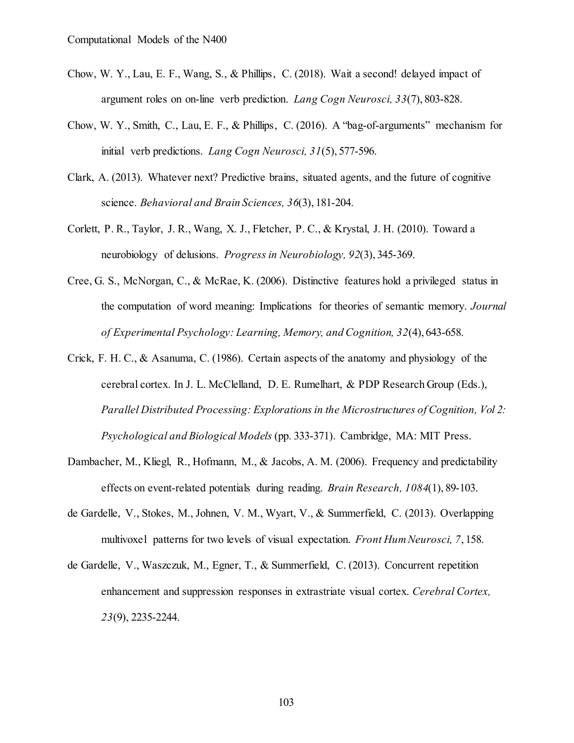Chow, W. Y., Lau, E. F., Wang, S., & Phillips, C. (2018). Wait a second! delayed impact of argument roles on on-line verb prediction. *Lang Cogn Neurosci, 33*(7), 803-828.

Chow, W. Y., Smith, C., Lau, E. F., & Phillips, C. (2016). A "bag-of-arguments" mechanism for initial verb predictions. *Lang Cogn Neurosci, 31*(5), 577-596.

Clark, A. (2013). Whatever next? Predictive brains, situated agents, and the future of cognitive science. *Behavioral and Brain Sciences, 36*(3), 181-204.

Corlett, P. R., Taylor, J. R., Wang, X. J., Fletcher, P. C., & Krystal, J. H. (2010). Toward a neurobiology of delusions. *Progress in Neurobiology, 92*(3), 345-369.

Cree, G. S., McNorgan, C., & McRae, K. (2006). Distinctive features hold a privileged status in the computation of word meaning: Implications for theories of semantic memory. *Journal of Experimental Psychology: Learning, Memory, and Cognition, 32*(4), 643-658.

Crick, F. H. C., & Asanuma, C. (1986). Certain aspects of the anatomy and physiology of the cerebral cortex. In J. L. McClelland, D. E. Rumelhart, & PDP Research Group (Eds.), *Parallel Distributed Processing: Explorations in the Microstructures of Cognition, Vol 2: Psychological and Biological Models* (pp. 333-371). Cambridge, MA: MIT Press.

Dambacher, M., Kliegl, R., Hofmann, M., & Jacobs, A. M. (2006). Frequency and predictability effects on event-related potentials during reading. *Brain Research, 1084*(1), 89-103.

de Gardelle, V., Stokes, M., Johnen, V. M., Wyart, V., & Summerfield, C. (2013). Overlapping multivoxel patterns for two levels of visual expectation. *Front Hum Neurosci, 7*, 158.

de Gardelle, V., Waszczuk, M., Egner, T., & Summerfield, C. (2013). Concurrent repetition enhancement and suppression responses in extrastriate visual cortex. *Cerebral Cortex, 23*(9), 2235-2244.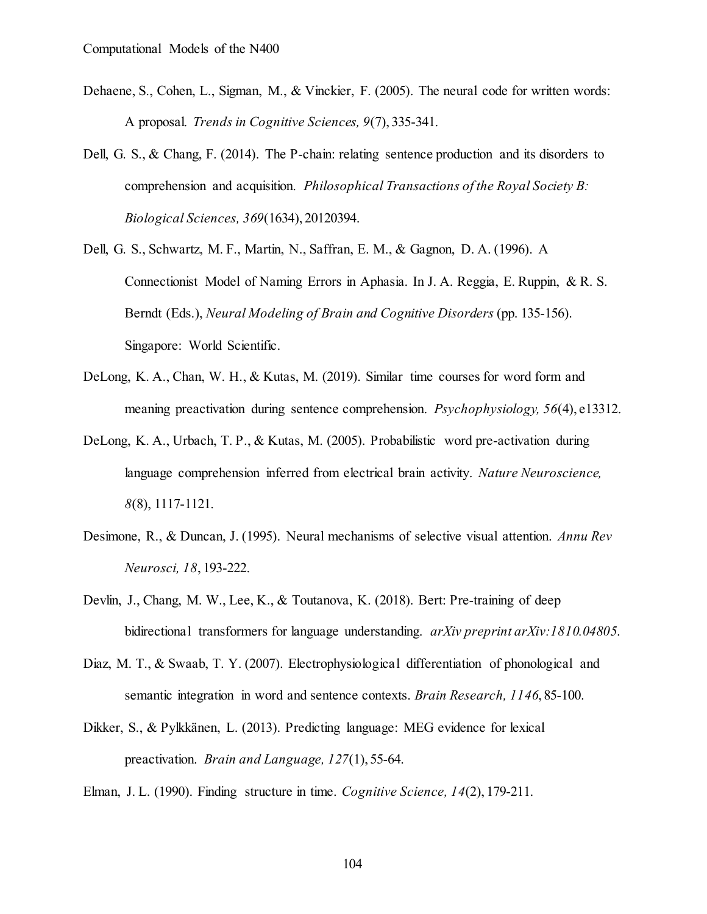Dehaene, S., Cohen, L., Sigman, M., & Vinckier, F. (2005). The neural code for written words: A proposal. *Trends in Cognitive Sciences, 9*(7), 335-341.

Dell, G. S., & Chang, F. (2014). The P-chain: relating sentence production and its disorders to comprehension and acquisition. *Philosophical Transactions of the Royal Society B: Biological Sciences, 369*(1634), 20120394.

Dell, G. S., Schwartz, M. F., Martin, N., Saffran, E. M., & Gagnon, D. A. (1996). A Connectionist Model of Naming Errors in Aphasia. In J. A. Reggia, E. Ruppin, & R. S. Berndt (Eds.), *Neural Modeling of Brain and Cognitive Disorders* (pp. 135-156). Singapore: World Scientific.

DeLong, K. A., Chan, W. H., & Kutas, M. (2019). Similar time courses for word form and meaning preactivation during sentence comprehension. *Psychophysiology, 56*(4), e13312.

DeLong, K. A., Urbach, T. P., & Kutas, M. (2005). Probabilistic word pre-activation during language comprehension inferred from electrical brain activity. *Nature Neuroscience, 8*(8), 1117-1121.

Desimone, R., & Duncan, J. (1995). Neural mechanisms of selective visual attention. *Annu Rev Neurosci, 18*, 193-222.

Devlin, J., Chang, M. W., Lee, K., & Toutanova, K. (2018). Bert: Pre-training of deep bidirectional transformers for language understanding. *arXiv preprint arXiv:1810.04805*.

Diaz, M. T., & Swaab, T. Y. (2007). Electrophysiological differentiation of phonological and semantic integration in word and sentence contexts. *Brain Research, 1146*, 85-100.

Dikker, S., & Pylkkänen, L. (2013). Predicting language: MEG evidence for lexical preactivation. *Brain and Language, 127*(1), 55-64.

Elman, J. L. (1990). Finding structure in time. *Cognitive Science, 14*(2), 179-211.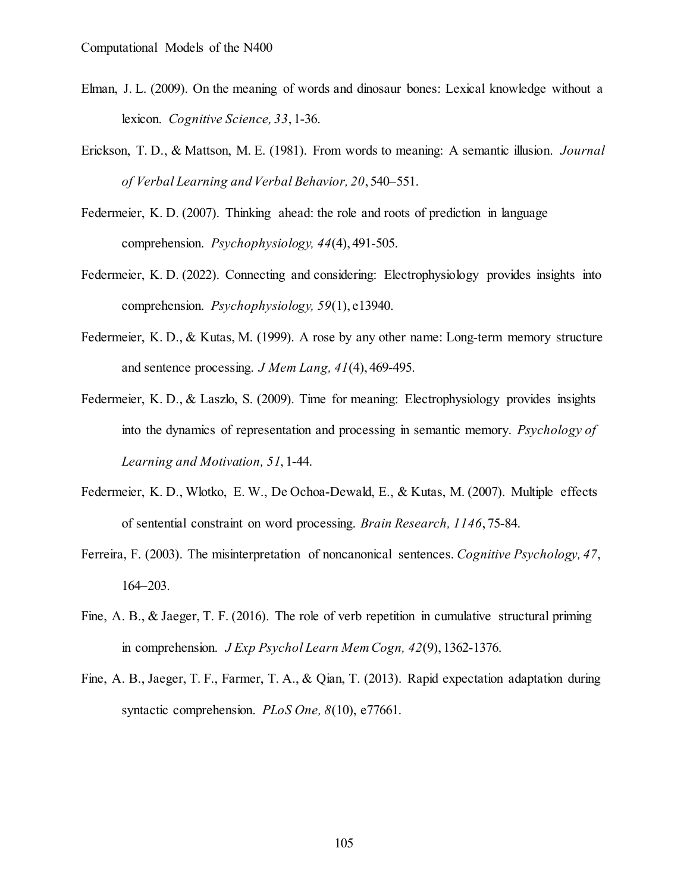Elman, J. L. (2009). On the meaning of words and dinosaur bones: Lexical knowledge without a lexicon. *Cognitive Science, 33*, 1-36.

Erickson, T. D., & Mattson, M. E. (1981). From words to meaning: A semantic illusion. *Journal of Verbal Learning and Verbal Behavior, 20*, 540–551.

Federmeier, K. D. (2007). Thinking ahead: the role and roots of prediction in language comprehension. *Psychophysiology, 44*(4), 491-505.

Federmeier, K. D. (2022). Connecting and considering: Electrophysiology provides insights into comprehension. *Psychophysiology, 59*(1), e13940.

Federmeier, K. D., & Kutas, M. (1999). A rose by any other name: Long-term memory structure and sentence processing. *J Mem Lang, 41*(4), 469-495.

Federmeier, K. D., & Laszlo, S. (2009). Time for meaning: Electrophysiology provides insights into the dynamics of representation and processing in semantic memory. *Psychology of Learning and Motivation, 51*, 1-44.

Federmeier, K. D., Wlotko, E. W., De Ochoa-Dewald, E., & Kutas, M. (2007). Multiple effects of sentential constraint on word processing. *Brain Research, 1146*, 75-84.

Ferreira, F. (2003). The misinterpretation of noncanonical sentences. *Cognitive Psychology, 47*, 164–203.

Fine, A. B., & Jaeger, T. F. (2016). The role of verb repetition in cumulative structural priming in comprehension. *J Exp Psychol Learn Mem Cogn, 42*(9), 1362-1376.

Fine, A. B., Jaeger, T. F., Farmer, T. A., & Qian, T. (2013). Rapid expectation adaptation during syntactic comprehension. *PLoS One, 8*(10), e77661.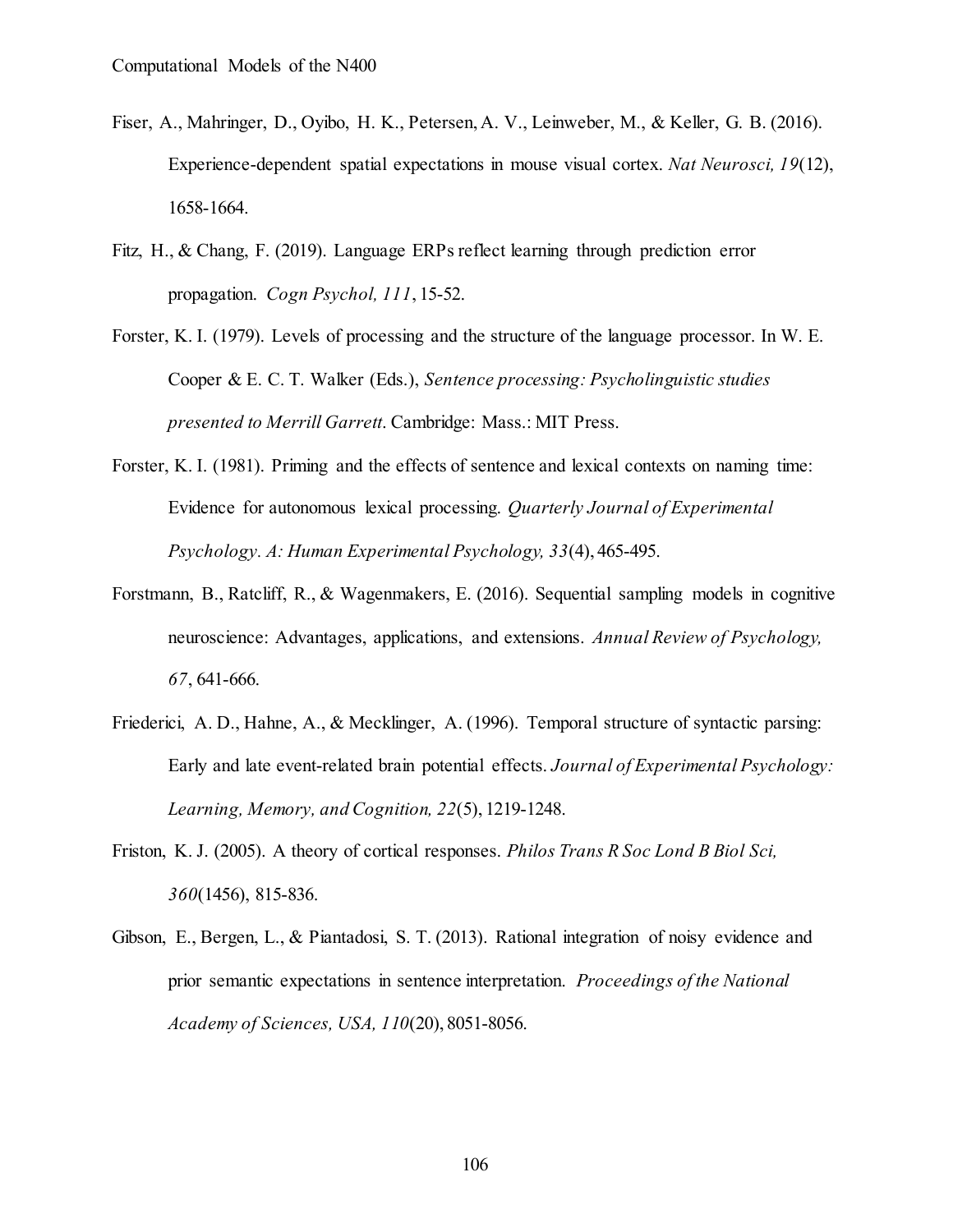Fiser, A., Mahringer, D., Oyibo, H. K., Petersen, A. V., Leinweber, M., & Keller, G. B. (2016). Experience-dependent spatial expectations in mouse visual cortex. *Nat Neurosci, 19*(12), 1658-1664.

Fitz, H., & Chang, F. (2019). Language ERPs reflect learning through prediction error propagation. *Cogn Psychol, 111*, 15-52.

Forster, K. I. (1979). Levels of processing and the structure of the language processor. In W. E. Cooper & E. C. T. Walker (Eds.), *Sentence processing: Psycholinguistic studies presented to Merrill Garrett*. Cambridge: Mass.: MIT Press.

Forster, K. I. (1981). Priming and the effects of sentence and lexical contexts on naming time: Evidence for autonomous lexical processing. *Quarterly Journal of Experimental Psychology. A: Human Experimental Psychology, 33*(4), 465-495.

Forstmann, B., Ratcliff, R., & Wagenmakers, E. (2016). Sequential sampling models in cognitive neuroscience: Advantages, applications, and extensions. *Annual Review of Psychology, 67*, 641-666.

Friederici, A. D., Hahne, A., & Mecklinger, A. (1996). Temporal structure of syntactic parsing: Early and late event-related brain potential effects. *Journal of Experimental Psychology: Learning, Memory, and Cognition, 22*(5), 1219-1248.

Friston, K. J. (2005). A theory of cortical responses. *Philos Trans R Soc Lond B Biol Sci, 360*(1456), 815-836.

Gibson, E., Bergen, L., & Piantadosi, S. T. (2013). Rational integration of noisy evidence and prior semantic expectations in sentence interpretation. *Proceedings of the National Academy of Sciences, USA, 110*(20), 8051-8056.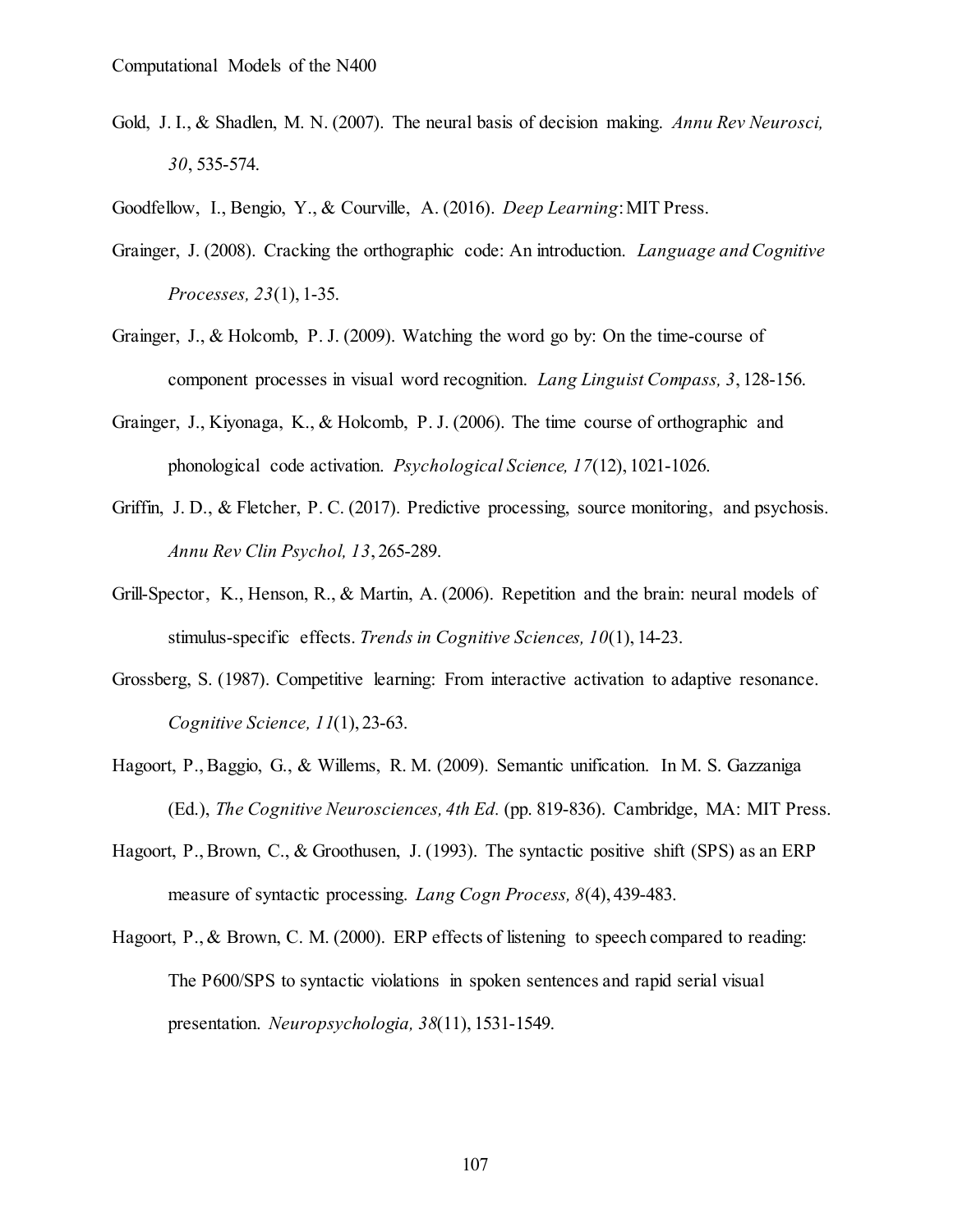Gold, J. I., & Shadlen, M. N. (2007). The neural basis of decision making. *Annu Rev Neurosci, 30*, 535-574.

Goodfellow, I., Bengio, Y., & Courville, A. (2016). *Deep Learning*: MIT Press.

Grainger, J. (2008). Cracking the orthographic code: An introduction. *Language and Cognitive Processes, 23*(1), 1-35.

Grainger, J., & Holcomb, P. J. (2009). Watching the word go by: On the time-course of component processes in visual word recognition. *Lang Linguist Compass, 3*, 128-156.

Grainger, J., Kiyonaga, K., & Holcomb, P. J. (2006). The time course of orthographic and phonological code activation. *Psychological Science, 17*(12), 1021-1026.

Griffin, J. D., & Fletcher, P. C. (2017). Predictive processing, source monitoring, and psychosis. *Annu Rev Clin Psychol, 13*, 265-289.

Grill-Spector, K., Henson, R., & Martin, A. (2006). Repetition and the brain: neural models of stimulus-specific effects. *Trends in Cognitive Sciences, 10*(1), 14-23.

Grossberg, S. (1987). Competitive learning: From interactive activation to adaptive resonance. *Cognitive Science, 11*(1), 23-63.

Hagoort, P., Baggio, G., & Willems, R. M. (2009). Semantic unification. In M. S. Gazzaniga (Ed.), *The Cognitive Neurosciences, 4th Ed.* (pp. 819-836). Cambridge, MA: MIT Press.

Hagoort, P., Brown, C., & Groothusen, J. (1993). The syntactic positive shift (SPS) as an ERP measure of syntactic processing. *Lang Cogn Process, 8*(4), 439-483.

Hagoort, P., & Brown, C. M. (2000). ERP effects of listening to speech compared to reading: The P600/SPS to syntactic violations in spoken sentences and rapid serial visual presentation. *Neuropsychologia, 38*(11), 1531-1549.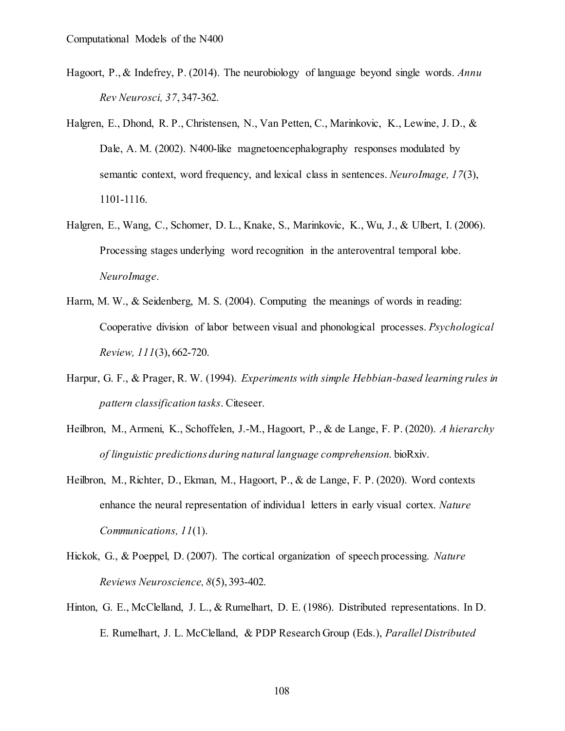Hagoort, P., & Indefrey, P. (2014). The neurobiology of language beyond single words. *Annu Rev Neurosci, 37*, 347-362.

Halgren, E., Dhond, R. P., Christensen, N., Van Petten, C., Marinkovic, K., Lewine, J. D., & Dale, A. M. (2002). N400-like magnetoencephalography responses modulated by semantic context, word frequency, and lexical class in sentences. *NeuroImage, 17*(3), 1101-1116.

Halgren, E., Wang, C., Schomer, D. L., Knake, S., Marinkovic, K., Wu, J., & Ulbert, I. (2006). Processing stages underlying word recognition in the anteroventral temporal lobe. *NeuroImage*.

Harm, M. W., & Seidenberg, M. S. (2004). Computing the meanings of words in reading: Cooperative division of labor between visual and phonological processes. *Psychological Review, 111*(3), 662-720.

Harpur, G. F., & Prager, R. W. (1994). *Experiments with simple Hebbian-based learning rules in pattern classification tasks*. Citeseer.

Heilbron, M., Armeni, K., Schoffelen, J.-M., Hagoort, P., & de Lange, F. P. (2020). *A hierarchy of linguistic predictions during natural language comprehension*. bioRxiv.

Heilbron, M., Richter, D., Ekman, M., Hagoort, P., & de Lange, F. P. (2020). Word contexts enhance the neural representation of individual letters in early visual cortex. *Nature Communications, 11*(1).

Hickok, G., & Poeppel, D. (2007). The cortical organization of speech processing. *Nature Reviews Neuroscience, 8*(5), 393-402.

Hinton, G. E., McClelland, J. L., & Rumelhart, D. E. (1986). Distributed representations. In D. E. Rumelhart, J. L. McClelland, & PDP Research Group (Eds.), *Parallel Distributed*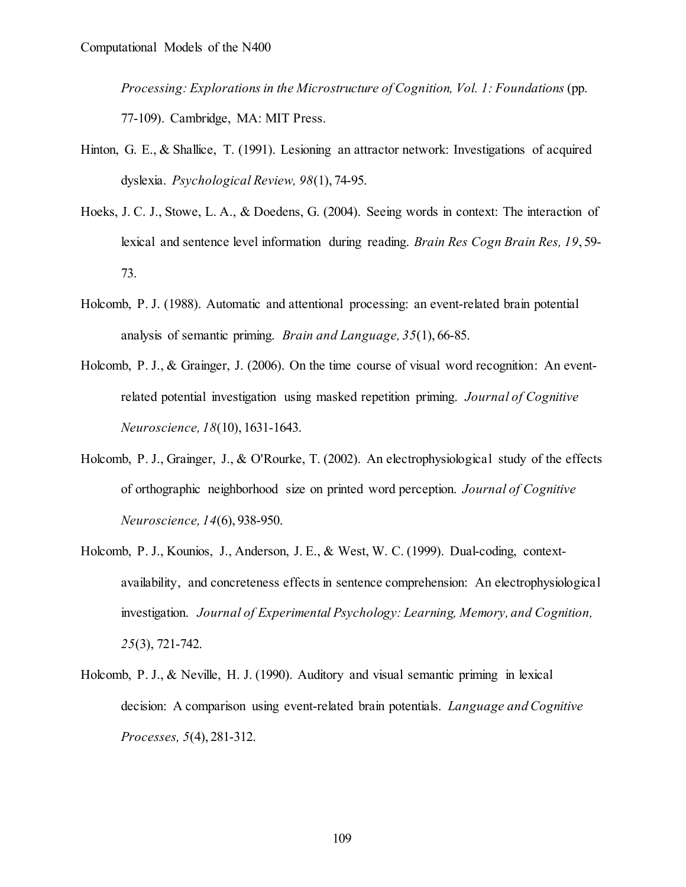*Processing: Explorations in the Microstructure of Cognition, Vol. 1: Foundations* (pp. 77-109). Cambridge, MA: MIT Press.

Hinton, G. E., & Shallice, T. (1991). Lesioning an attractor network: Investigations of acquired dyslexia. *Psychological Review, 98*(1), 74-95.

Hoeks, J. C. J., Stowe, L. A., & Doedens, G. (2004). Seeing words in context: The interaction of lexical and sentence level information during reading. *Brain Res Cogn Brain Res, 19*, 59-73.

Holcomb, P. J. (1988). Automatic and attentional processing: an event-related brain potential analysis of semantic priming. *Brain and Language, 35*(1), 66-85.

Holcomb, P. J., & Grainger, J. (2006). On the time course of visual word recognition: An event-related potential investigation using masked repetition priming. *Journal of Cognitive Neuroscience, 18*(10), 1631-1643.

Holcomb, P. J., Grainger, J., & O'Rourke, T. (2002). An electrophysiological study of the effects of orthographic neighborhood size on printed word perception. *Journal of Cognitive Neuroscience, 14*(6), 938-950.

Holcomb, P. J., Kounios, J., Anderson, J. E., & West, W. C. (1999). Dual-coding, context-availability, and concreteness effects in sentence comprehension: An electrophysiological investigation. *Journal of Experimental Psychology: Learning, Memory, and Cognition, 25*(3), 721-742.

Holcomb, P. J., & Neville, H. J. (1990). Auditory and visual semantic priming in lexical decision: A comparison using event-related brain potentials. *Language and Cognitive Processes, 5*(4), 281-312.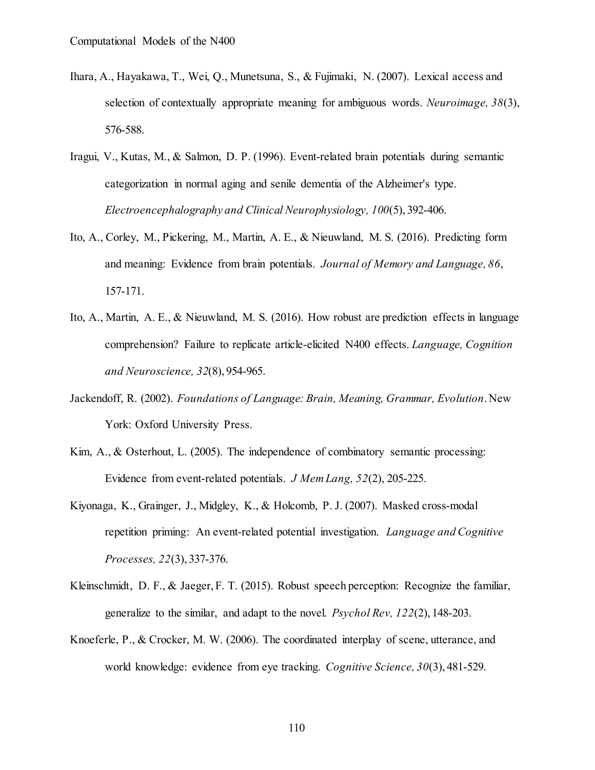Ihara, A., Hayakawa, T., Wei, Q., Munetsuna, S., & Fujimaki, N. (2007). Lexical access and selection of contextually appropriate meaning for ambiguous words. *Neuroimage, 38*(3), 576-588.

Iragui, V., Kutas, M., & Salmon, D. P. (1996). Event-related brain potentials during semantic categorization in normal aging and senile dementia of the Alzheimer's type. *Electroencephalography and Clinical Neurophysiology, 100*(5), 392-406.

Ito, A., Corley, M., Pickering, M., Martin, A. E., & Nieuwland, M. S. (2016). Predicting form and meaning: Evidence from brain potentials. *Journal of Memory and Language, 86*, 157-171.

Ito, A., Martin, A. E., & Nieuwland, M. S. (2016). How robust are prediction effects in language comprehension? Failure to replicate article-elicited N400 effects. *Language, Cognition and Neuroscience, 32*(8), 954-965.

Jackendoff, R. (2002). *Foundations of Language: Brain, Meaning, Grammar, Evolution*. New York: Oxford University Press.

Kim, A., & Osterhout, L. (2005). The independence of combinatory semantic processing: Evidence from event-related potentials. *J Mem Lang, 52*(2), 205-225.

Kiyonaga, K., Grainger, J., Midgley, K., & Holcomb, P. J. (2007). Masked cross-modal repetition priming: An event-related potential investigation. *Language and Cognitive Processes, 22*(3), 337-376.

Kleinschmidt, D. F., & Jaeger, F. T. (2015). Robust speech perception: Recognize the familiar, generalize to the similar, and adapt to the novel. *Psychol Rev, 122*(2), 148-203.

Knoeferle, P., & Crocker, M. W. (2006). The coordinated interplay of scene, utterance, and world knowledge: evidence from eye tracking. *Cognitive Science, 30*(3), 481-529.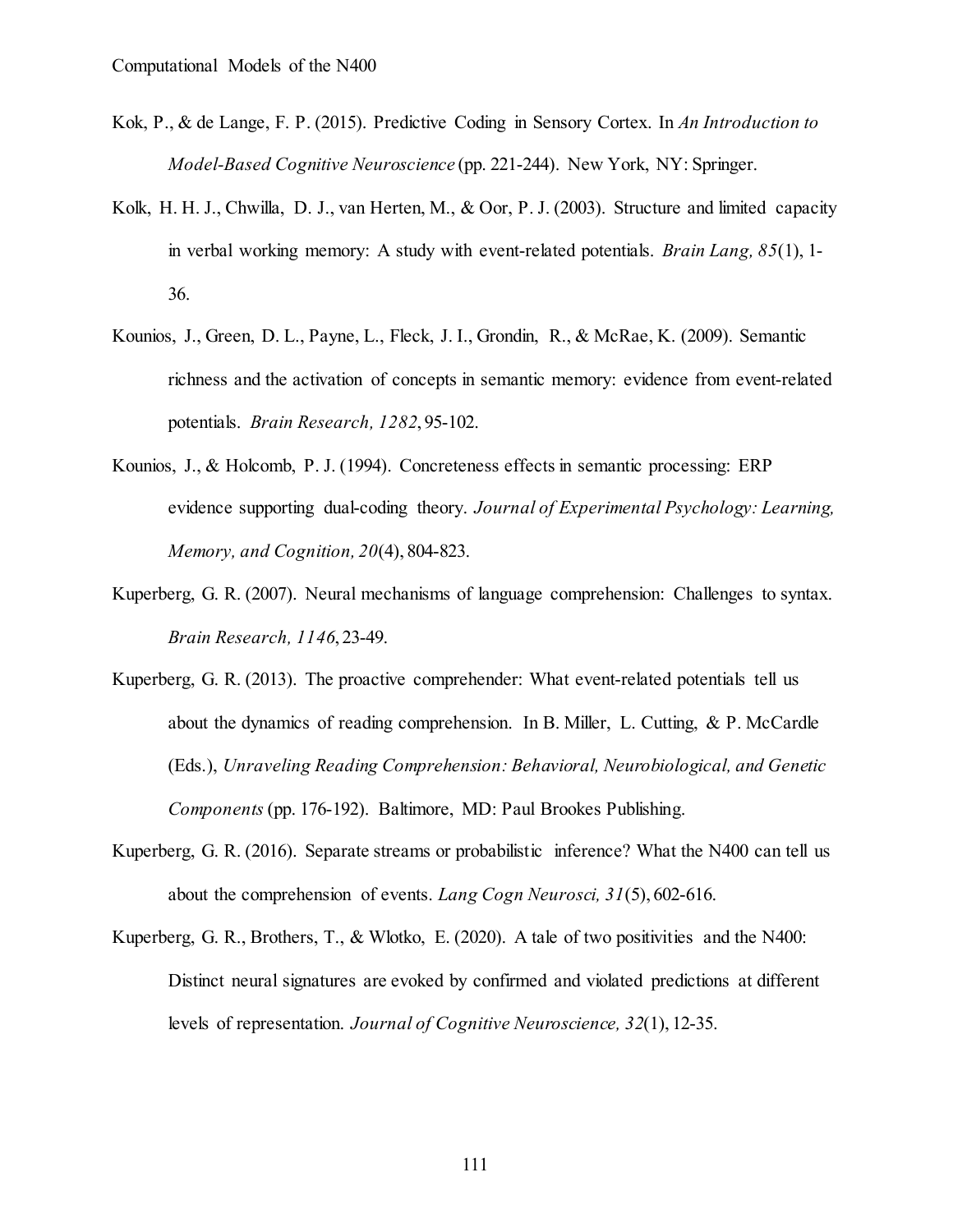Kok, P., & de Lange, F. P. (2015). Predictive Coding in Sensory Cortex. In *An Introduction to Model-Based Cognitive Neuroscience* (pp. 221-244). New York, NY: Springer.

Kolk, H. H. J., Chwilla, D. J., van Herten, M., & Oor, P. J. (2003). Structure and limited capacity in verbal working memory: A study with event-related potentials. *Brain Lang, 85*(1), 1-36.

Kounios, J., Green, D. L., Payne, L., Fleck, J. I., Grondin, R., & McRae, K. (2009). Semantic richness and the activation of concepts in semantic memory: evidence from event-related potentials. *Brain Research, 1282*, 95-102.

Kounios, J., & Holcomb, P. J. (1994). Concreteness effects in semantic processing: ERP evidence supporting dual-coding theory. *Journal of Experimental Psychology: Learning, Memory, and Cognition, 20*(4), 804-823.

Kuperberg, G. R. (2007). Neural mechanisms of language comprehension: Challenges to syntax. *Brain Research, 1146*, 23-49.

Kuperberg, G. R. (2013). The proactive comprehender: What event-related potentials tell us about the dynamics of reading comprehension. In B. Miller, L. Cutting, & P. McCardle (Eds.), *Unraveling Reading Comprehension: Behavioral, Neurobiological, and Genetic Components* (pp. 176-192). Baltimore, MD: Paul Brookes Publishing.

Kuperberg, G. R. (2016). Separate streams or probabilistic inference? What the N400 can tell us about the comprehension of events. *Lang Cogn Neurosci, 31*(5), 602-616.

Kuperberg, G. R., Brothers, T., & Wlotko, E. (2020). A tale of two positivities and the N400: Distinct neural signatures are evoked by confirmed and violated predictions at different levels of representation. *Journal of Cognitive Neuroscience, 32*(1), 12-35.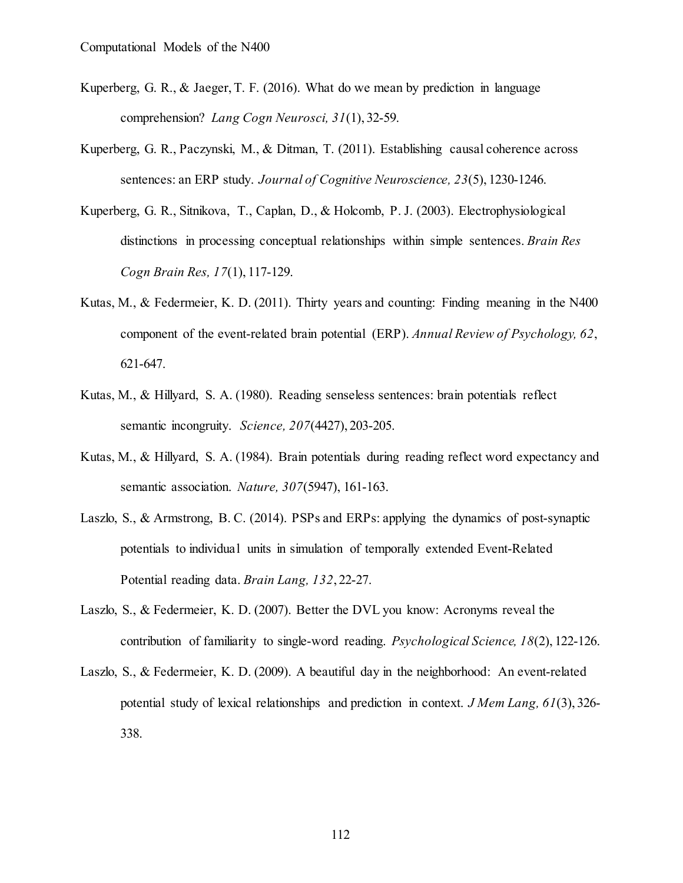Kuperberg, G. R., & Jaeger, T. F. (2016). What do we mean by prediction in language comprehension? *Lang Cogn Neurosci, 31*(1), 32-59.

Kuperberg, G. R., Paczynski, M., & Ditman, T. (2011). Establishing causal coherence across sentences: an ERP study. *Journal of Cognitive Neuroscience, 23*(5), 1230-1246.

Kuperberg, G. R., Sitnikova, T., Caplan, D., & Holcomb, P. J. (2003). Electrophysiological distinctions in processing conceptual relationships within simple sentences. *Brain Res Cogn Brain Res, 17*(1), 117-129.

Kutas, M., & Federmeier, K. D. (2011). Thirty years and counting: Finding meaning in the N400 component of the event-related brain potential (ERP). *Annual Review of Psychology, 62*, 621-647.

Kutas, M., & Hillyard, S. A. (1980). Reading senseless sentences: brain potentials reflect semantic incongruity. *Science, 207*(4427), 203-205.

Kutas, M., & Hillyard, S. A. (1984). Brain potentials during reading reflect word expectancy and semantic association. *Nature, 307*(5947), 161-163.

Laszlo, S., & Armstrong, B. C. (2014). PSPs and ERPs: applying the dynamics of post-synaptic potentials to individual units in simulation of temporally extended Event-Related Potential reading data. *Brain Lang, 132*, 22-27.

Laszlo, S., & Federmeier, K. D. (2007). Better the DVL you know: Acronyms reveal the contribution of familiarity to single-word reading. *Psychological Science, 18*(2), 122-126.

Laszlo, S., & Federmeier, K. D. (2009). A beautiful day in the neighborhood: An event-related potential study of lexical relationships and prediction in context. *J Mem Lang, 61*(3), 326-338.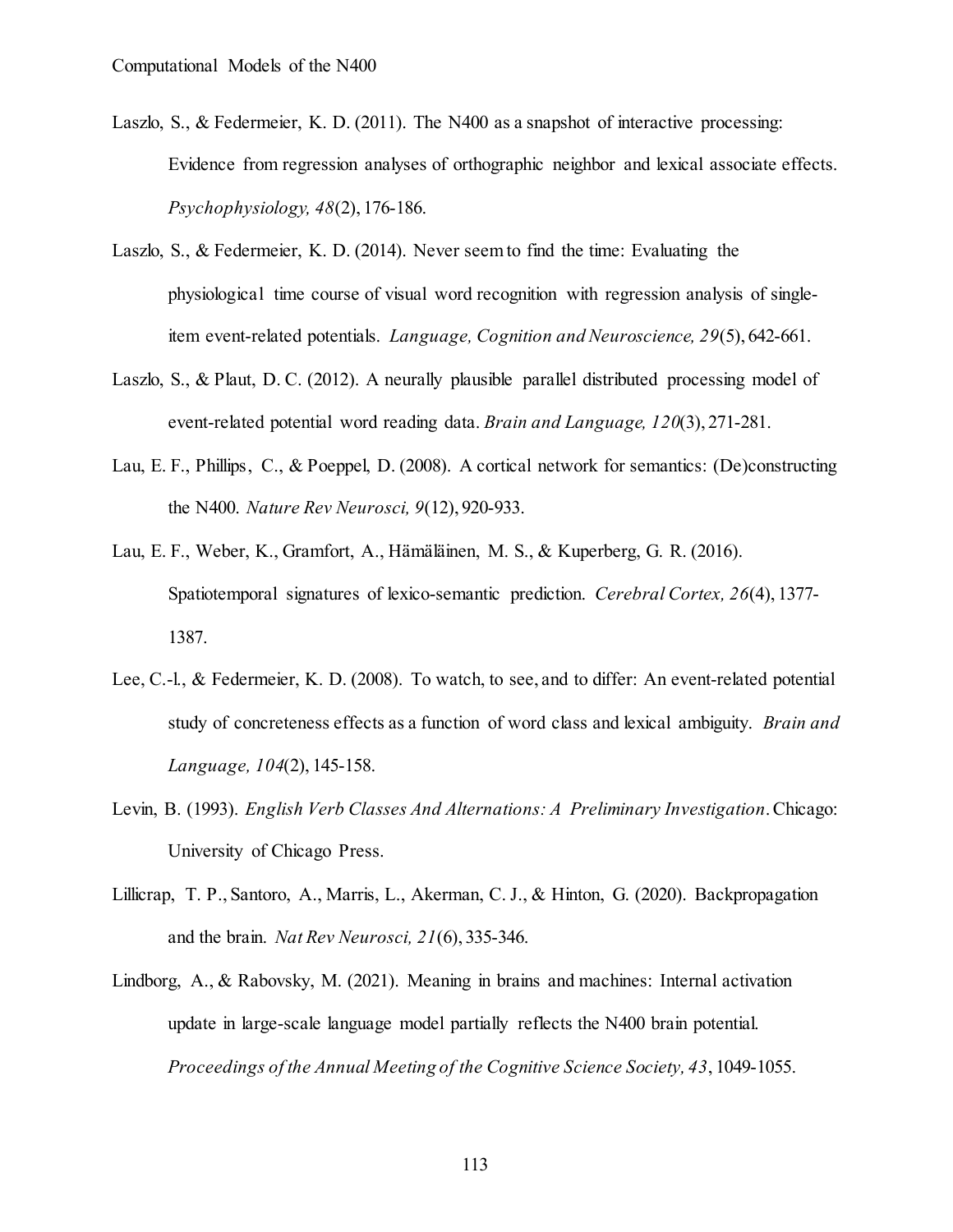Laszlo, S., & Federmeier, K. D. (2011). The N400 as a snapshot of interactive processing: Evidence from regression analyses of orthographic neighbor and lexical associate effects. *Psychophysiology, 48*(2), 176-186.

Laszlo, S., & Federmeier, K. D. (2014). Never seem to find the time: Evaluating the physiological time course of visual word recognition with regression analysis of single-item event-related potentials. *Language, Cognition and Neuroscience, 29*(5), 642-661.

Laszlo, S., & Plaut, D. C. (2012). A neurally plausible parallel distributed processing model of event-related potential word reading data. *Brain and Language, 120*(3), 271-281.

Lau, E. F., Phillips, C., & Poeppel, D. (2008). A cortical network for semantics: (De)constructing the N400. *Nature Rev Neurosci, 9*(12), 920-933.

Lau, E. F., Weber, K., Gramfort, A., Hämäläinen, M. S., & Kuperberg, G. R. (2016). Spatiotemporal signatures of lexico-semantic prediction. *Cerebral Cortex, 26*(4), 1377-1387.

Lee, C.-l., & Federmeier, K. D. (2008). To watch, to see, and to differ: An event-related potential study of concreteness effects as a function of word class and lexical ambiguity. *Brain and Language, 104*(2), 145-158.

Levin, B. (1993). *English Verb Classes And Alternations: A Preliminary Investigation*. Chicago: University of Chicago Press.

Lillicrap, T. P., Santoro, A., Marris, L., Akerman, C. J., & Hinton, G. (2020). Backpropagation and the brain. *Nat Rev Neurosci, 21*(6), 335-346.

Lindborg, A., & Rabovsky, M. (2021). Meaning in brains and machines: Internal activation update in large-scale language model partially reflects the N400 brain potential. *Proceedings of the Annual Meeting of the Cognitive Science Society, 43*, 1049-1055.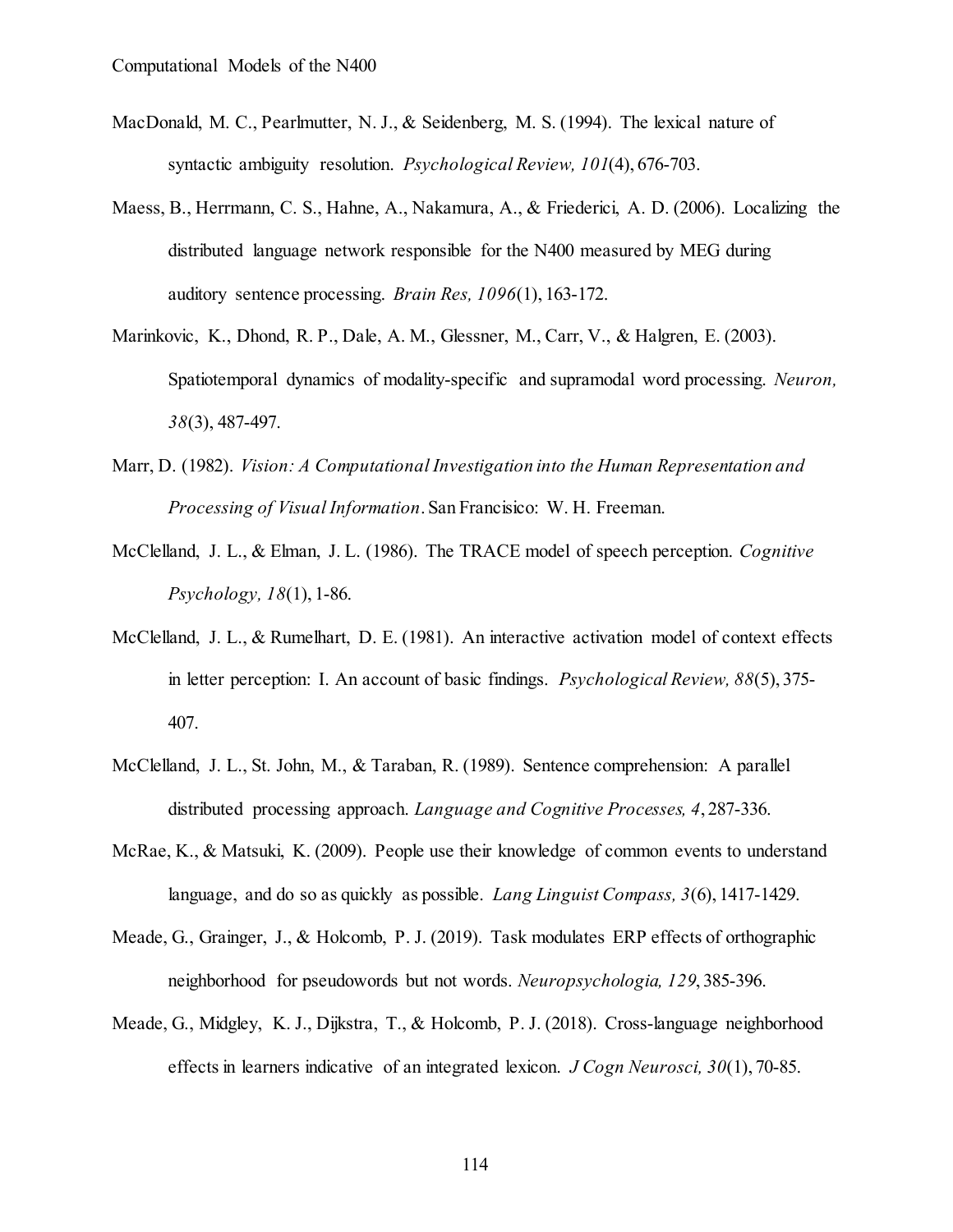MacDonald, M. C., Pearlmutter, N. J., & Seidenberg, M. S. (1994). The lexical nature of syntactic ambiguity resolution. *Psychological Review, 101*(4), 676-703.

Maess, B., Herrmann, C. S., Hahne, A., Nakamura, A., & Friederici, A. D. (2006). Localizing the distributed language network responsible for the N400 measured by MEG during auditory sentence processing. *Brain Res, 1096*(1), 163-172.

Marinkovic, K., Dhond, R. P., Dale, A. M., Glessner, M., Carr, V., & Halgren, E. (2003). Spatiotemporal dynamics of modality-specific and supramodal word processing. *Neuron, 38*(3), 487-497.

Marr, D. (1982). *Vision: A Computational Investigation into the Human Representation and Processing of Visual Information*. San Francisico: W. H. Freeman.

McClelland, J. L., & Elman, J. L. (1986). The TRACE model of speech perception. *Cognitive Psychology, 18*(1), 1-86.

McClelland, J. L., & Rumelhart, D. E. (1981). An interactive activation model of context effects in letter perception: I. An account of basic findings. *Psychological Review, 88*(5), 375-407.

McClelland, J. L., St. John, M., & Taraban, R. (1989). Sentence comprehension: A parallel distributed processing approach. *Language and Cognitive Processes, 4*, 287-336.

McRae, K., & Matsuki, K. (2009). People use their knowledge of common events to understand language, and do so as quickly as possible. *Lang Linguist Compass, 3*(6), 1417-1429.

Meade, G., Grainger, J., & Holcomb, P. J. (2019). Task modulates ERP effects of orthographic neighborhood for pseudowords but not words. *Neuropsychologia, 129*, 385-396.

Meade, G., Midgley, K. J., Dijkstra, T., & Holcomb, P. J. (2018). Cross-language neighborhood effects in learners indicative of an integrated lexicon. *J Cogn Neurosci, 30*(1), 70-85.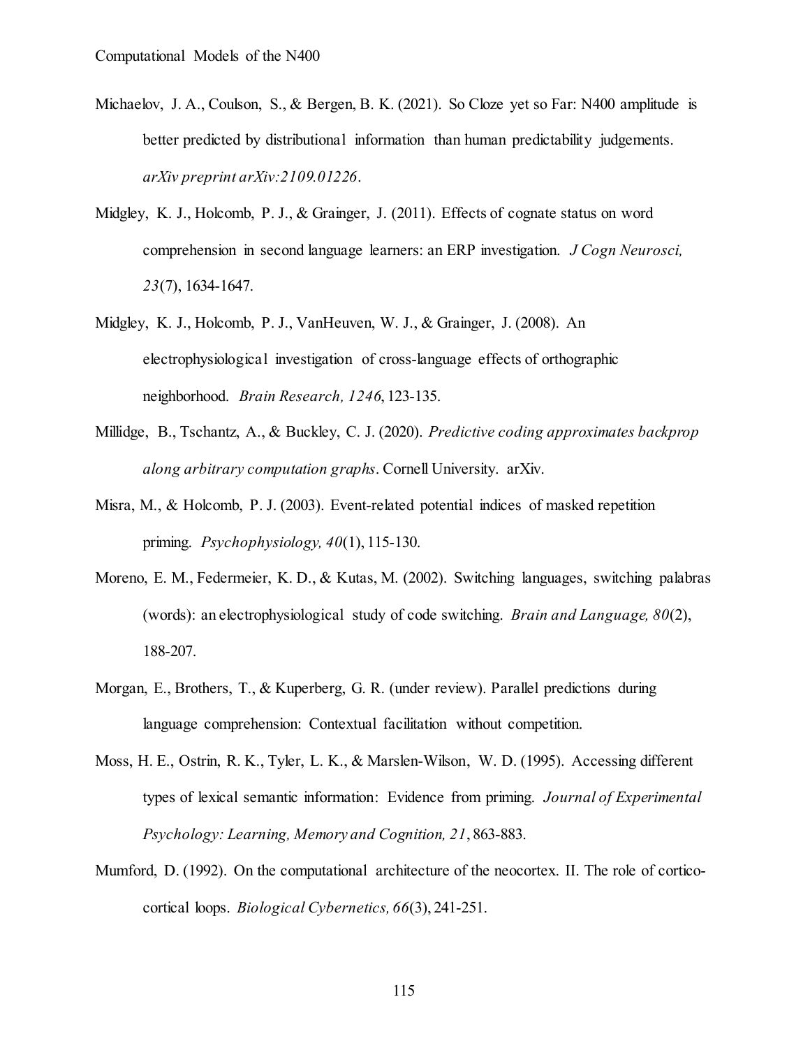Michaelov, J. A., Coulson, S., & Bergen, B. K. (2021). So Cloze yet so Far: N400 amplitude is better predicted by distributional information than human predictability judgements. *arXiv preprint arXiv:2109.01226*.

Midgley, K. J., Holcomb, P. J., & Grainger, J. (2011). Effects of cognate status on word comprehension in second language learners: an ERP investigation. *J Cogn Neurosci, 23*(7), 1634-1647.

Midgley, K. J., Holcomb, P. J., VanHeuven, W. J., & Grainger, J. (2008). An electrophysiological investigation of cross-language effects of orthographic neighborhood. *Brain Research, 1246*, 123-135.

Millidge, B., Tschantz, A., & Buckley, C. J. (2020). *Predictive coding approximates backprop along arbitrary computation graphs*. Cornell University. arXiv.

Misra, M., & Holcomb, P. J. (2003). Event-related potential indices of masked repetition priming. *Psychophysiology, 40*(1), 115-130.

Moreno, E. M., Federmeier, K. D., & Kutas, M. (2002). Switching languages, switching palabras (words): an electrophysiological study of code switching. *Brain and Language, 80*(2), 188-207.

Morgan, E., Brothers, T., & Kuperberg, G. R. (under review). Parallel predictions during language comprehension: Contextual facilitation without competition.

Moss, H. E., Ostrin, R. K., Tyler, L. K., & Marslen-Wilson, W. D. (1995). Accessing different types of lexical semantic information: Evidence from priming. *Journal of Experimental Psychology: Learning, Memory and Cognition, 21*, 863-883.

Mumford, D. (1992). On the computational architecture of the neocortex. II. The role of cortico-cortical loops. *Biological Cybernetics, 66*(3), 241-251.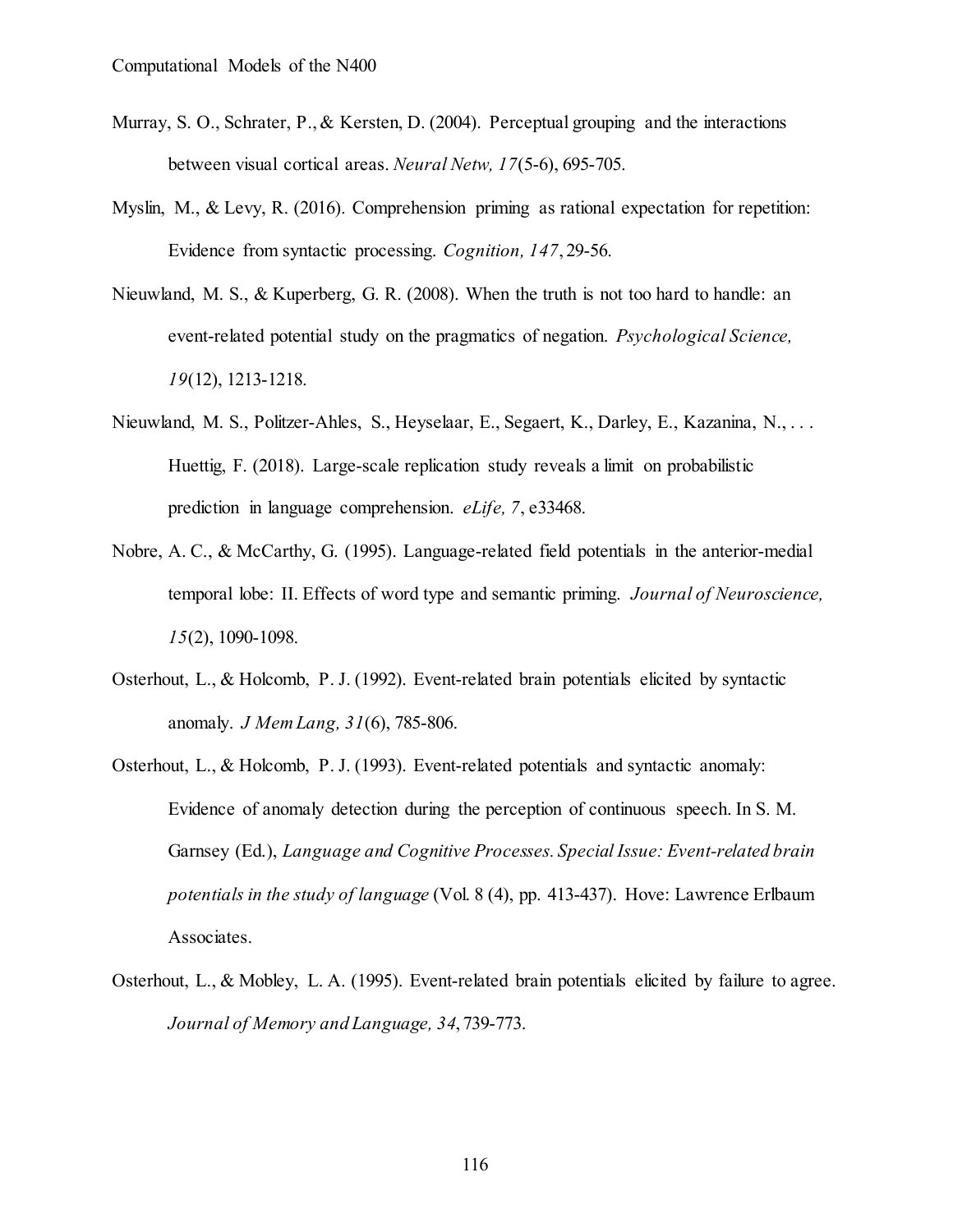Murray, S. O., Schrater, P., & Kersten, D. (2004). Perceptual grouping and the interactions between visual cortical areas. *Neural Netw, 17*(5-6), 695-705.

Myslin, M., & Levy, R. (2016). Comprehension priming as rational expectation for repetition: Evidence from syntactic processing. *Cognition, 147*, 29-56.

Nieuwland, M. S., & Kuperberg, G. R. (2008). When the truth is not too hard to handle: an event-related potential study on the pragmatics of negation. *Psychological Science, 19*(12), 1213-1218.

Nieuwland, M. S., Politzer-Ahles, S., Heyselaar, E., Segaert, K., Darley, E., Kazanina, N., . . . Huettig, F. (2018). Large-scale replication study reveals a limit on probabilistic prediction in language comprehension. *eLife, 7*, e33468.

Nobre, A. C., & McCarthy, G. (1995). Language-related field potentials in the anterior-medial temporal lobe: II. Effects of word type and semantic priming. *Journal of Neuroscience, 15*(2), 1090-1098.

Osterhout, L., & Holcomb, P. J. (1992). Event-related brain potentials elicited by syntactic anomaly. *J Mem Lang, 31*(6), 785-806.

Osterhout, L., & Holcomb, P. J. (1993). Event-related potentials and syntactic anomaly: Evidence of anomaly detection during the perception of continuous speech. In S. M. Garnsey (Ed.), *Language and Cognitive Processes. Special Issue: Event-related brain potentials in the study of language* (Vol. 8 (4), pp. 413-437). Hove: Lawrence Erlbaum Associates.

Osterhout, L., & Mobley, L. A. (1995). Event-related brain potentials elicited by failure to agree. *Journal of Memory and Language, 34*, 739-773.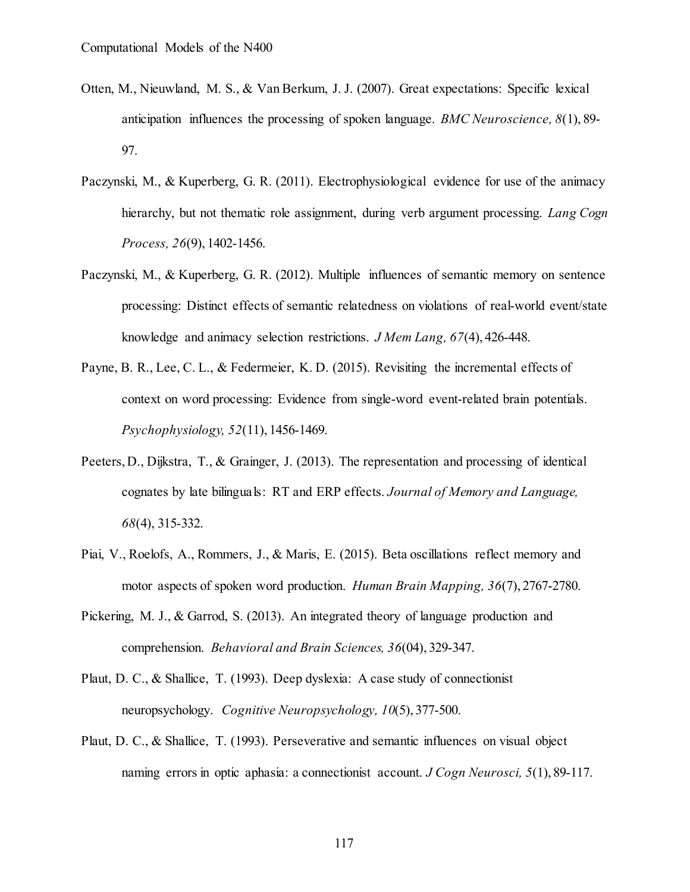Otten, M., Nieuwland, M. S., & Van Berkum, J. J. (2007). Great expectations: Specific lexical anticipation influences the processing of spoken language. *BMC Neuroscience, 8*(1), 89-97.

Paczynski, M., & Kuperberg, G. R. (2011). Electrophysiological evidence for use of the animacy hierarchy, but not thematic role assignment, during verb argument processing. *Lang Cogn Process, 26*(9), 1402-1456.

Paczynski, M., & Kuperberg, G. R. (2012). Multiple influences of semantic memory on sentence processing: Distinct effects of semantic relatedness on violations of real-world event/state knowledge and animacy selection restrictions. *J Mem Lang, 67*(4), 426-448.

Payne, B. R., Lee, C. L., & Federmeier, K. D. (2015). Revisiting the incremental effects of context on word processing: Evidence from single-word event-related brain potentials. *Psychophysiology, 52*(11), 1456-1469.

Peeters, D., Dijkstra, T., & Grainger, J. (2013). The representation and processing of identical cognates by late bilinguals: RT and ERP effects. *Journal of Memory and Language, 68*(4), 315-332.

Piai, V., Roelofs, A., Rommers, J., & Maris, E. (2015). Beta oscillations reflect memory and motor aspects of spoken word production. *Human Brain Mapping, 36*(7), 2767-2780.

Pickering, M. J., & Garrod, S. (2013). An integrated theory of language production and comprehension. *Behavioral and Brain Sciences, 36*(04), 329-347.

Plaut, D. C., & Shallice, T. (1993). Deep dyslexia: A case study of connectionist neuropsychology. *Cognitive Neuropsychology, 10*(5), 377-500.

Plaut, D. C., & Shallice, T. (1993). Perseverative and semantic influences on visual object naming errors in optic aphasia: a connectionist account. *J Cogn Neurosci, 5*(1), 89-117.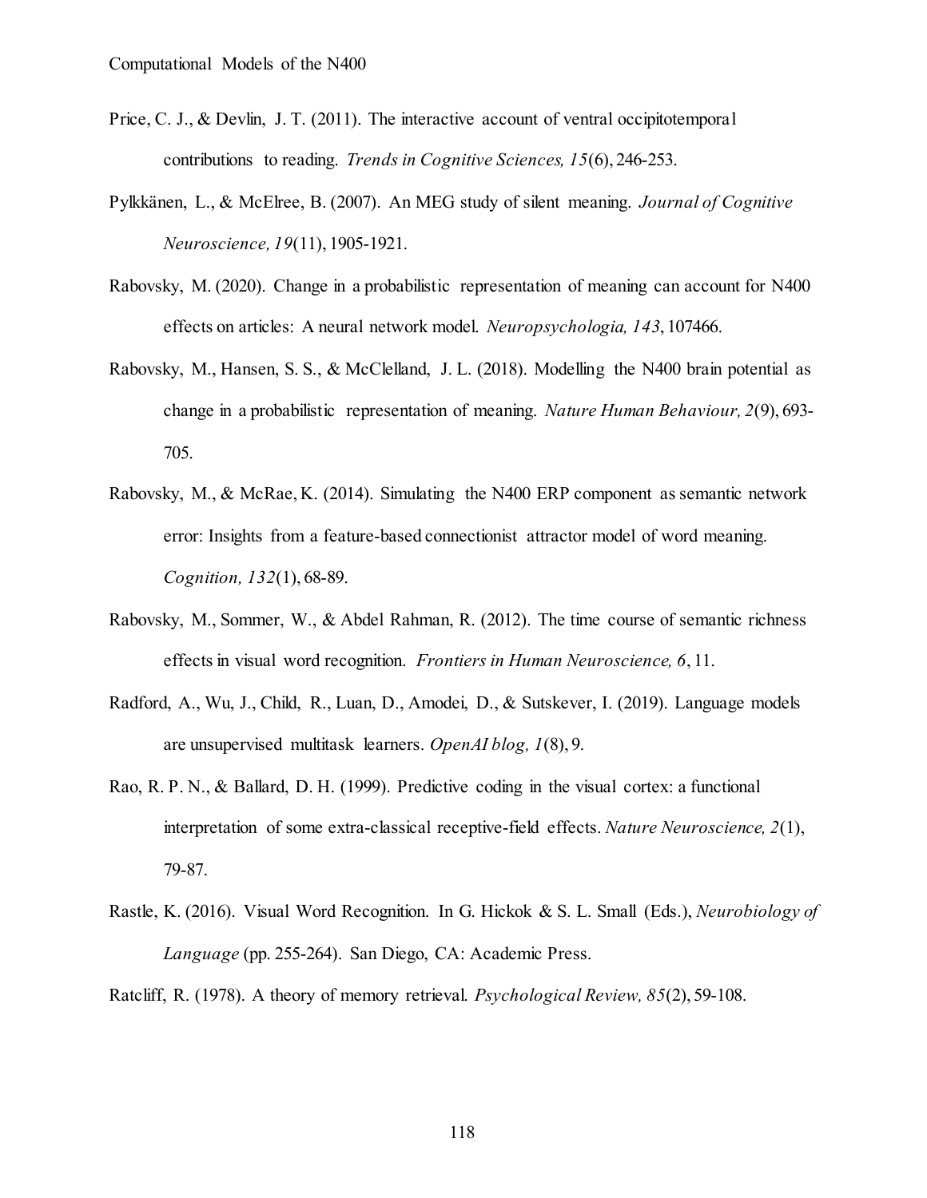Price, C. J., & Devlin, J. T. (2011). The interactive account of ventral occipitotemporal contributions to reading. *Trends in Cognitive Sciences, 15*(6), 246-253.

Pylkkänen, L., & McElree, B. (2007). An MEG study of silent meaning. *Journal of Cognitive Neuroscience, 19*(11), 1905-1921.

Rabovsky, M. (2020). Change in a probabilistic representation of meaning can account for N400 effects on articles: A neural network model. *Neuropsychologia, 143*, 107466.

Rabovsky, M., Hansen, S. S., & McClelland, J. L. (2018). Modelling the N400 brain potential as change in a probabilistic representation of meaning. *Nature Human Behaviour, 2*(9), 693-705.

Rabovsky, M., & McRae, K. (2014). Simulating the N400 ERP component as semantic network error: Insights from a feature-based connectionist attractor model of word meaning. *Cognition, 132*(1), 68-89.

Rabovsky, M., Sommer, W., & Abdel Rahman, R. (2012). The time course of semantic richness effects in visual word recognition. *Frontiers in Human Neuroscience, 6*, 11.

Radford, A., Wu, J., Child, R., Luan, D., Amodei, D., & Sutskever, I. (2019). Language models are unsupervised multitask learners. *OpenAI blog, 1*(8), 9.

Rao, R. P. N., & Ballard, D. H. (1999). Predictive coding in the visual cortex: a functional interpretation of some extra-classical receptive-field effects. *Nature Neuroscience, 2*(1), 79-87.

Rastle, K. (2016). Visual Word Recognition. In G. Hickok & S. L. Small (Eds.), *Neurobiology of Language* (pp. 255-264). San Diego, CA: Academic Press.

Ratcliff, R. (1978). A theory of memory retrieval. *Psychological Review, 85*(2), 59-108.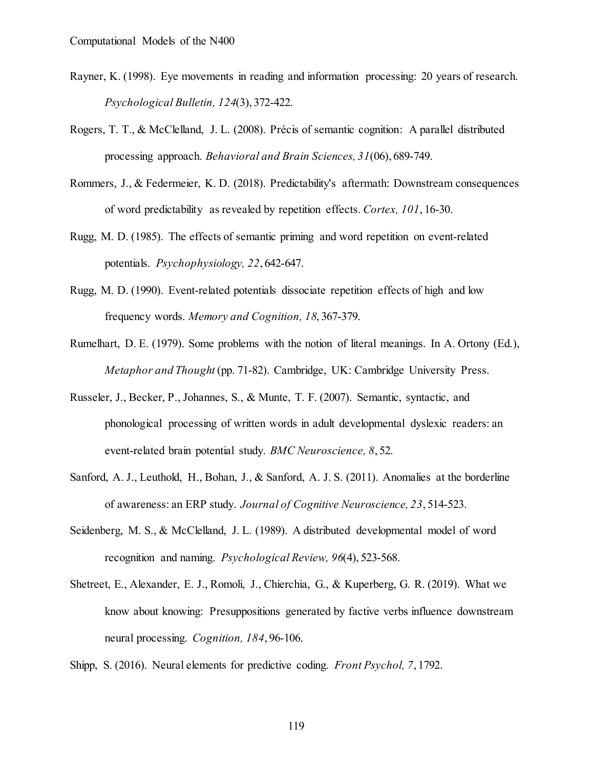Rayner, K. (1998). Eye movements in reading and information processing: 20 years of research. *Psychological Bulletin, 124*(3), 372-422.

Rogers, T. T., & McClelland, J. L. (2008). Précis of semantic cognition: A parallel distributed processing approach. *Behavioral and Brain Sciences, 31*(06), 689-749.

Rommers, J., & Federmeier, K. D. (2018). Predictability's aftermath: Downstream consequences of word predictability as revealed by repetition effects. *Cortex, 101*, 16-30.

Rugg, M. D. (1985). The effects of semantic priming and word repetition on event-related potentials. *Psychophysiology, 22*, 642-647.

Rugg, M. D. (1990). Event-related potentials dissociate repetition effects of high and low frequency words. *Memory and Cognition, 18*, 367-379.

Rumelhart, D. E. (1979). Some problems with the notion of literal meanings. In A. Ortony (Ed.), *Metaphor and Thought* (pp. 71-82). Cambridge, UK: Cambridge University Press.

Russeler, J., Becker, P., Johannes, S., & Munte, T. F. (2007). Semantic, syntactic, and phonological processing of written words in adult developmental dyslexic readers: an event-related brain potential study. *BMC Neuroscience, 8*, 52.

Sanford, A. J., Leuthold, H., Bohan, J., & Sanford, A. J. S. (2011). Anomalies at the borderline of awareness: an ERP study. *Journal of Cognitive Neuroscience, 23*, 514-523.

Seidenberg, M. S., & McClelland, J. L. (1989). A distributed developmental model of word recognition and naming. *Psychological Review, 96*(4), 523-568.

Shetreet, E., Alexander, E. J., Romoli, J., Chierchia, G., & Kuperberg, G. R. (2019). What we know about knowing: Presuppositions generated by factive verbs influence downstream neural processing. *Cognition, 184*, 96-106.

Shipp, S. (2016). Neural elements for predictive coding. *Front Psychol, 7*, 1792.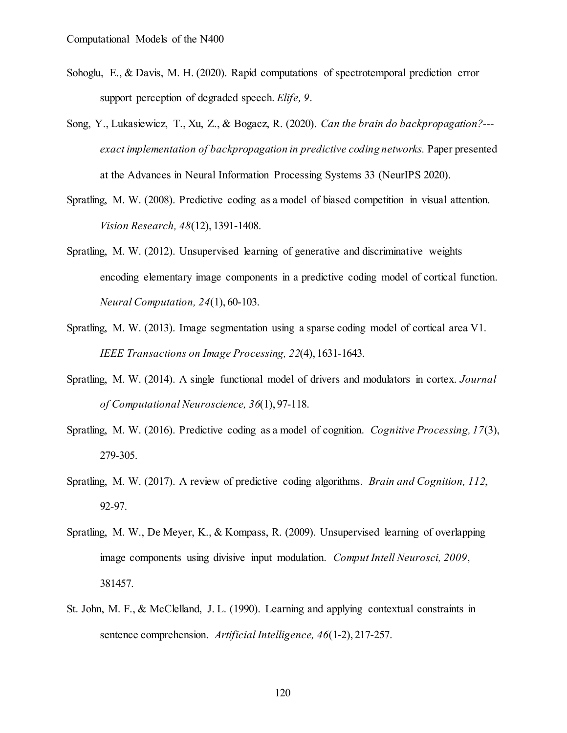Sohoglu, E., & Davis, M. H. (2020). Rapid computations of spectrotemporal prediction error support perception of degraded speech. *Elife, 9*.

Song, Y., Lukasiewicz, T., Xu, Z., & Bogacz, R. (2020). *Can the brain do backpropagation?---exact implementation of backpropagation in predictive coding networks.* Paper presented at the Advances in Neural Information Processing Systems 33 (NeurIPS 2020).

Spratling, M. W. (2008). Predictive coding as a model of biased competition in visual attention. *Vision Research, 48*(12), 1391-1408.

Spratling, M. W. (2012). Unsupervised learning of generative and discriminative weights encoding elementary image components in a predictive coding model of cortical function. *Neural Computation, 24*(1), 60-103.

Spratling, M. W. (2013). Image segmentation using a sparse coding model of cortical area V1. *IEEE Transactions on Image Processing, 22*(4), 1631-1643.

Spratling, M. W. (2014). A single functional model of drivers and modulators in cortex. *Journal of Computational Neuroscience, 36*(1), 97-118.

Spratling, M. W. (2016). Predictive coding as a model of cognition. *Cognitive Processing, 17*(3), 279-305.

Spratling, M. W. (2017). A review of predictive coding algorithms. *Brain and Cognition, 112*, 92-97.

Spratling, M. W., De Meyer, K., & Kompass, R. (2009). Unsupervised learning of overlapping image components using divisive input modulation. *Comput Intell Neurosci, 2009*, 381457.

St. John, M. F., & McClelland, J. L. (1990). Learning and applying contextual constraints in sentence comprehension. *Artificial Intelligence, 46*(1-2), 217-257.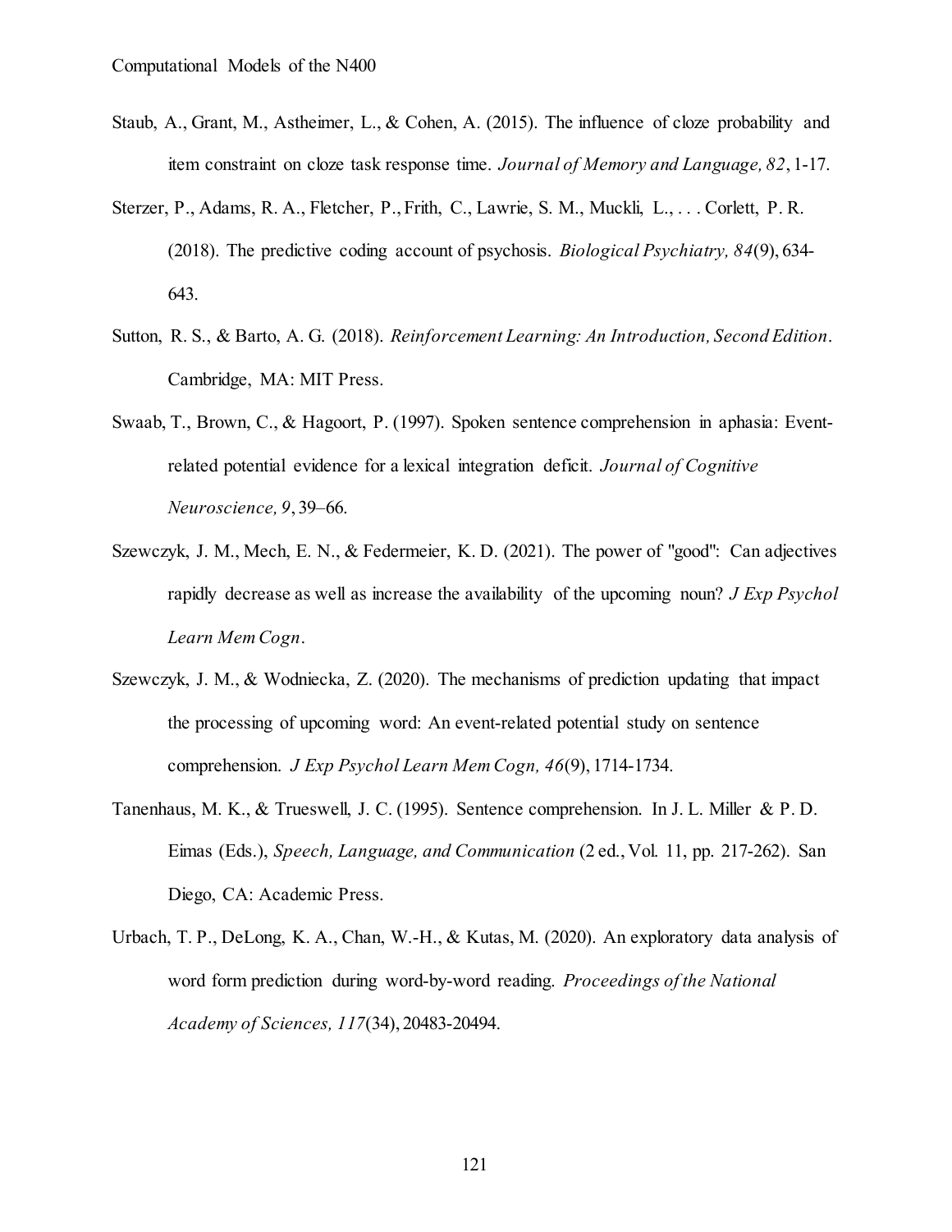Staub, A., Grant, M., Astheimer, L., & Cohen, A. (2015). The influence of cloze probability and item constraint on cloze task response time. *Journal of Memory and Language, 82*, 1-17.

Sterzer, P., Adams, R. A., Fletcher, P., Frith, C., Lawrie, S. M., Muckli, L., . . . Corlett, P. R. (2018). The predictive coding account of psychosis. *Biological Psychiatry, 84*(9), 634-643.

Sutton, R. S., & Barto, A. G. (2018). *Reinforcement Learning: An Introduction, Second Edition*. Cambridge, MA: MIT Press.

Swaab, T., Brown, C., & Hagoort, P. (1997). Spoken sentence comprehension in aphasia: Event-related potential evidence for a lexical integration deficit. *Journal of Cognitive Neuroscience, 9*, 39–66.

Szewczyk, J. M., Mech, E. N., & Federmeier, K. D. (2021). The power of "good": Can adjectives rapidly decrease as well as increase the availability of the upcoming noun? *J Exp Psychol Learn Mem Cogn*.

Szewczyk, J. M., & Wodniecka, Z. (2020). The mechanisms of prediction updating that impact the processing of upcoming word: An event-related potential study on sentence comprehension. *J Exp Psychol Learn Mem Cogn, 46*(9), 1714-1734.

Tanenhaus, M. K., & Trueswell, J. C. (1995). Sentence comprehension. In J. L. Miller & P. D. Eimas (Eds.), *Speech, Language, and Communication* (2 ed., Vol. 11, pp. 217-262). San Diego, CA: Academic Press.

Urbach, T. P., DeLong, K. A., Chan, W.-H., & Kutas, M. (2020). An exploratory data analysis of word form prediction during word-by-word reading. *Proceedings of the National Academy of Sciences, 117*(34), 20483-20494.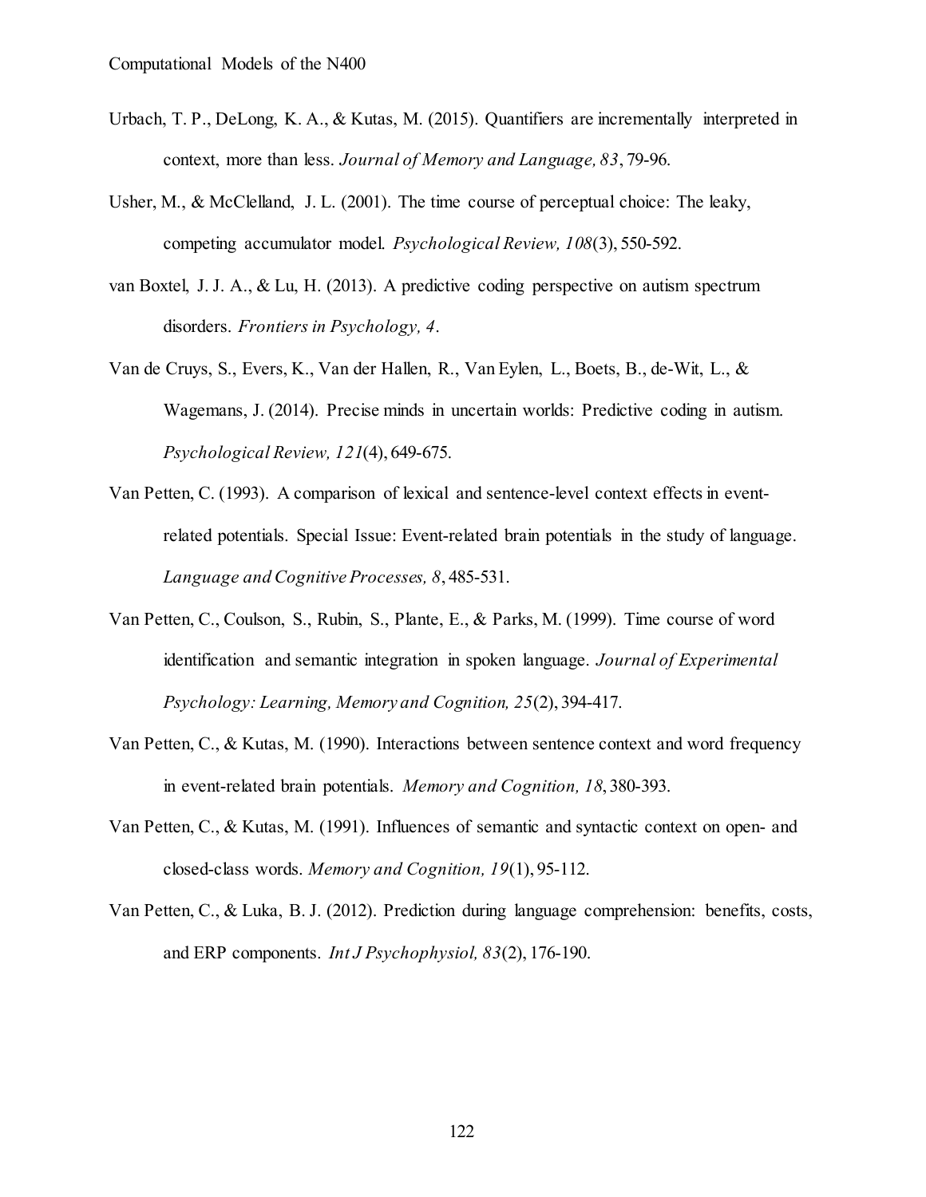Urbach, T. P., DeLong, K. A., & Kutas, M. (2015). Quantifiers are incrementally interpreted in context, more than less. *Journal of Memory and Language, 83*, 79-96.

Usher, M., & McClelland, J. L. (2001). The time course of perceptual choice: The leaky, competing accumulator model. *Psychological Review, 108*(3), 550-592.

van Boxtel, J. J. A., & Lu, H. (2013). A predictive coding perspective on autism spectrum disorders. *Frontiers in Psychology, 4*.

Van de Cruys, S., Evers, K., Van der Hallen, R., Van Eylen, L., Boets, B., de-Wit, L., & Wagemans, J. (2014). Precise minds in uncertain worlds: Predictive coding in autism. *Psychological Review, 121*(4), 649-675.

Van Petten, C. (1993). A comparison of lexical and sentence-level context effects in event-related potentials. Special Issue: Event-related brain potentials in the study of language. *Language and Cognitive Processes, 8*, 485-531.

Van Petten, C., Coulson, S., Rubin, S., Plante, E., & Parks, M. (1999). Time course of word identification and semantic integration in spoken language. *Journal of Experimental Psychology: Learning, Memory and Cognition, 25*(2), 394-417.

Van Petten, C., & Kutas, M. (1990). Interactions between sentence context and word frequency in event-related brain potentials. *Memory and Cognition, 18*, 380-393.

Van Petten, C., & Kutas, M. (1991). Influences of semantic and syntactic context on open- and closed-class words. *Memory and Cognition, 19*(1), 95-112.

Van Petten, C., & Luka, B. J. (2012). Prediction during language comprehension: benefits, costs, and ERP components. *Int J Psychophysiol, 83*(2), 176-190.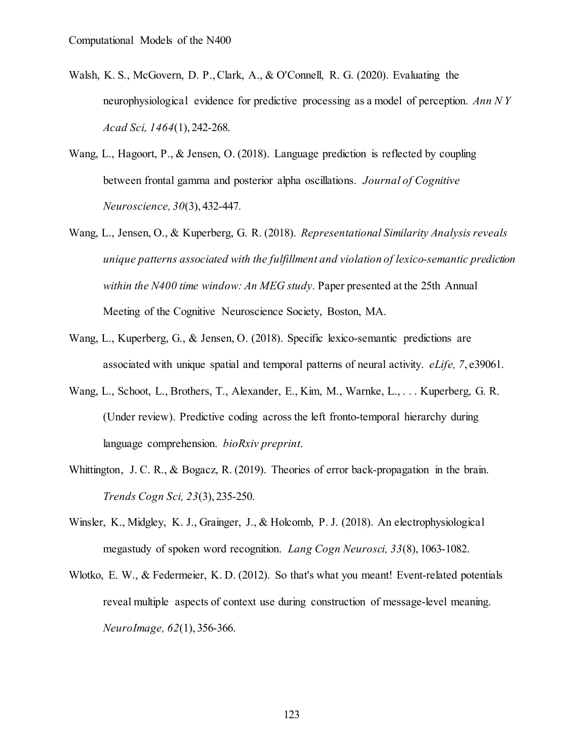Walsh, K. S., McGovern, D. P., Clark, A., & O'Connell, R. G. (2020). Evaluating the neurophysiological evidence for predictive processing as a model of perception. *Ann N Y Acad Sci, 1464*(1), 242-268.

Wang, L., Hagoort, P., & Jensen, O. (2018). Language prediction is reflected by coupling between frontal gamma and posterior alpha oscillations. *Journal of Cognitive Neuroscience, 30*(3), 432-447.

Wang, L., Jensen, O., & Kuperberg, G. R. (2018). *Representational Similarity Analysis reveals unique patterns associated with the fulfillment and violation of lexico-semantic prediction within the N400 time window: An MEG study.* Paper presented at the 25th Annual Meeting of the Cognitive Neuroscience Society, Boston, MA.

Wang, L., Kuperberg, G., & Jensen, O. (2018). Specific lexico-semantic predictions are associated with unique spatial and temporal patterns of neural activity. *eLife, 7*, e39061.

Wang, L., Schoot, L., Brothers, T., Alexander, E., Kim, M., Warnke, L., . . . Kuperberg, G. R. (Under review). Predictive coding across the left fronto-temporal hierarchy during language comprehension. *bioRxiv preprint*.

Whittington, J. C. R., & Bogacz, R. (2019). Theories of error back-propagation in the brain. *Trends Cogn Sci, 23*(3), 235-250.

Winsler, K., Midgley, K. J., Grainger, J., & Holcomb, P. J. (2018). An electrophysiological megastudy of spoken word recognition. *Lang Cogn Neurosci, 33*(8), 1063-1082.

Wlotko, E. W., & Federmeier, K. D. (2012). So that's what you meant! Event-related potentials reveal multiple aspects of context use during construction of message-level meaning. *NeuroImage, 62*(1), 356-366.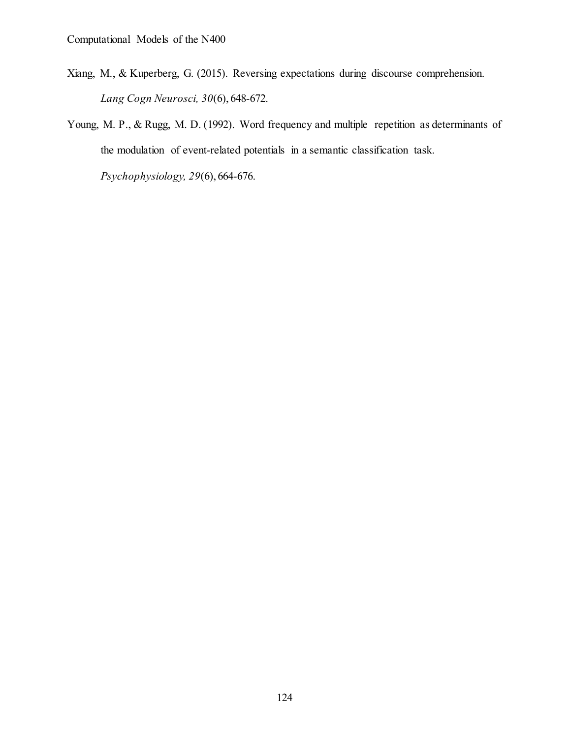Xiang, M., & Kuperberg, G. (2015). Reversing expectations during discourse comprehension. *Lang Cogn Neurosci, 30*(6), 648-672.

Young, M. P., & Rugg, M. D. (1992). Word frequency and multiple repetition as determinants of the modulation of event-related potentials in a semantic classification task. *Psychophysiology, 29*(6), 664-676.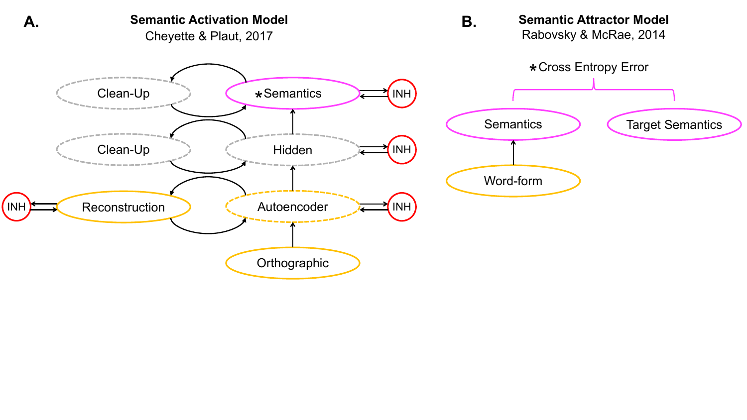**A.** **Semantic Activation Model**
Cheyette & Plaut, 2017

Clean-Up

*Semantics

INH

Clean-Up

Hidden

INH

INH

Reconstruction

Autoencoder

INH

Orthographic

**B.** **Semantic Attractor Model**
Rabovsky & McRae, 2014

*Cross Entropy Error

Semantics

Target Semantics

Word-form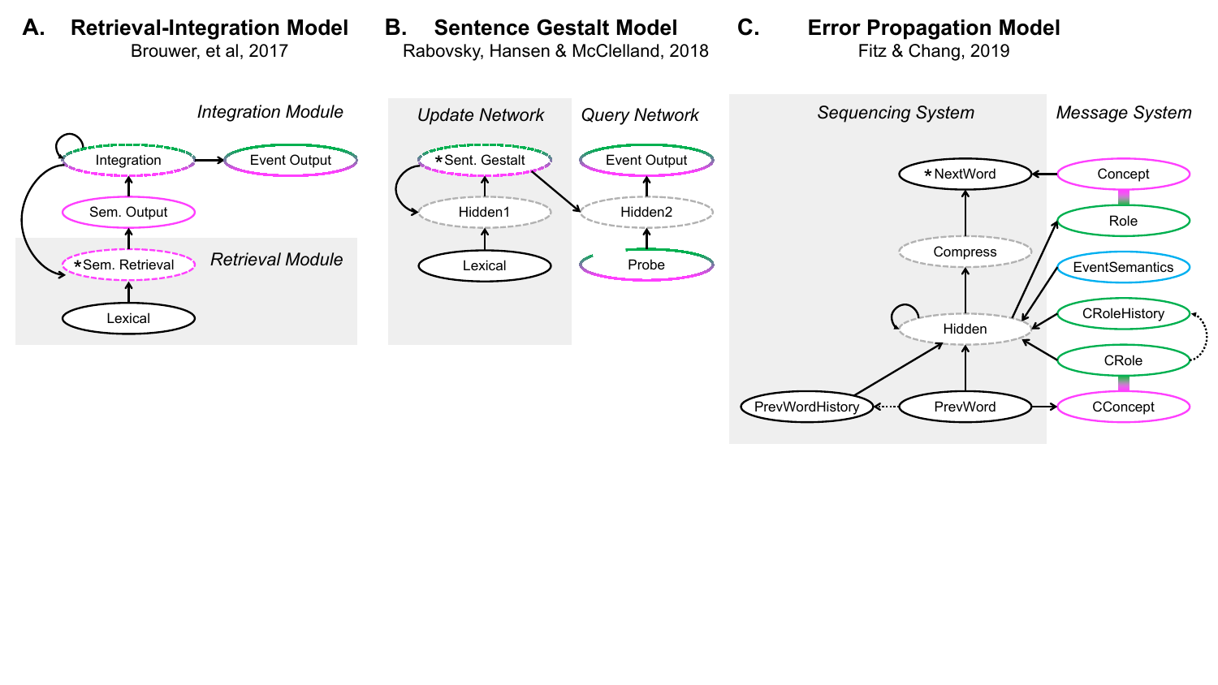**A. Retrieval-Integration Model**
Brouwer, et al, 2017

*Integration Module*

Integration → Event Output

Sem. Output

*Retrieval Module*

*Sem. Retrieval

Lexical

**B. Sentence Gestalt Model**
Rabovsky, Hansen & McClelland, 2018

*Update Network*

*Sent. Gestalt

Hidden1

Lexical

*Query Network*

Event Output

Hidden2

Probe

**C. Error Propagation Model**
Fitz & Chang, 2019

*Sequencing System*

*NextWord

Compress

Hidden

PrevWordHistory

PrevWord

*Message System*

Concept

Role

EventSemantics

CRoleHistory

CRole

CConcept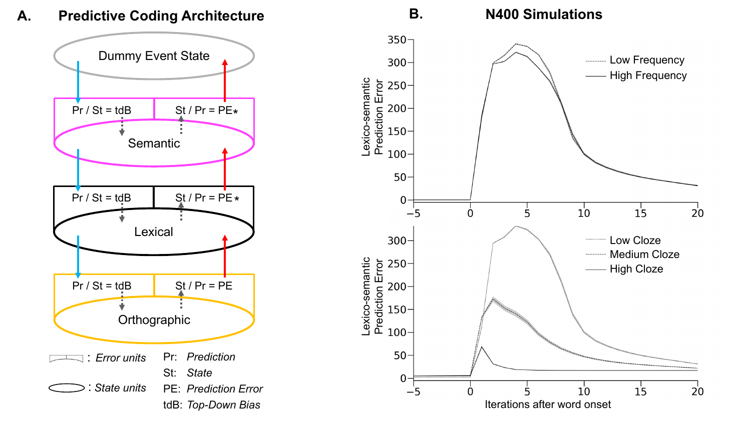A. Predictive Coding Architecture

Dummy Event State

Pr / St = tdB

St / Pr = PE*

Semantic

Pr / St = tdB

St / Pr = PE*

Lexical

Pr / St = tdB

St / Pr = PE

Orthographic

: Error units

: State units

Pr: *Prediction*

St: *State*

PE: *Prediction Error*

tdB: *Top-Down Bias*

B. N400 Simulations

Lexico-semantic Prediction Error

350
300
250
200
150
100
50
0

−5 0 5 10 15 20

Low Frequency

High Frequency

Lexico-semantic Prediction Error

300
250
200
150
100
50
0

−5 0 5 10 15 20

Low Cloze

Medium Cloze

High Cloze

Iterations after word onset